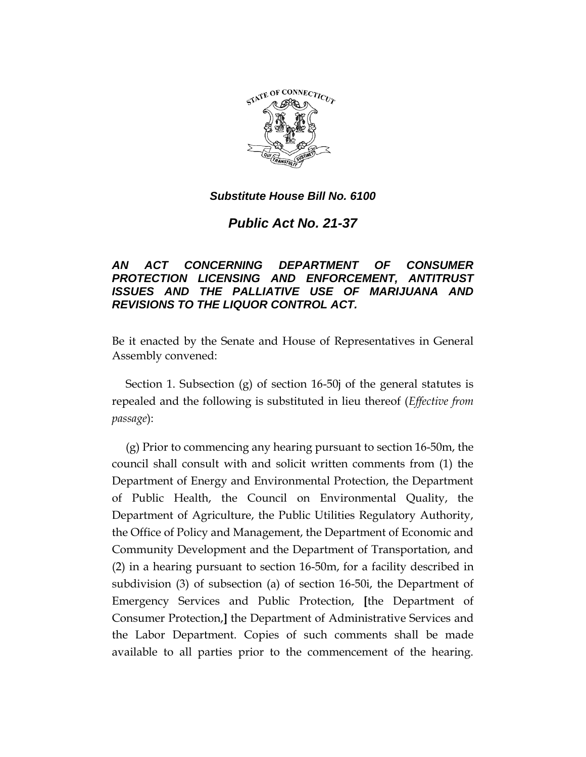***Substitute House Bill No. 6100***

# ***Public Act No. 21-37***

***AN ACT CONCERNING DEPARTMENT OF CONSUMER PROTECTION LICENSING AND ENFORCEMENT, ANTITRUST ISSUES AND THE PALLIATIVE USE OF MARIJUANA AND REVISIONS TO THE LIQUOR CONTROL ACT.***

Be it enacted by the Senate and House of Representatives in General Assembly convened:

Section 1. Subsection (g) of section 16-50j of the general statutes is repealed and the following is substituted in lieu thereof (*Effective from passage*):

(g) Prior to commencing any hearing pursuant to section 16-50m, the council shall consult with and solicit written comments from (1) the Department of Energy and Environmental Protection, the Department of Public Health, the Council on Environmental Quality, the Department of Agriculture, the Public Utilities Regulatory Authority, the Office of Policy and Management, the Department of Economic and Community Development and the Department of Transportation, and (2) in a hearing pursuant to section 16-50m, for a facility described in subdivision (3) of subsection (a) of section 16-50i, the Department of Emergency Services and Public Protection, **[**the Department of Consumer Protection,**]** the Department of Administrative Services and the Labor Department. Copies of such comments shall be made available to all parties prior to the commencement of the hearing.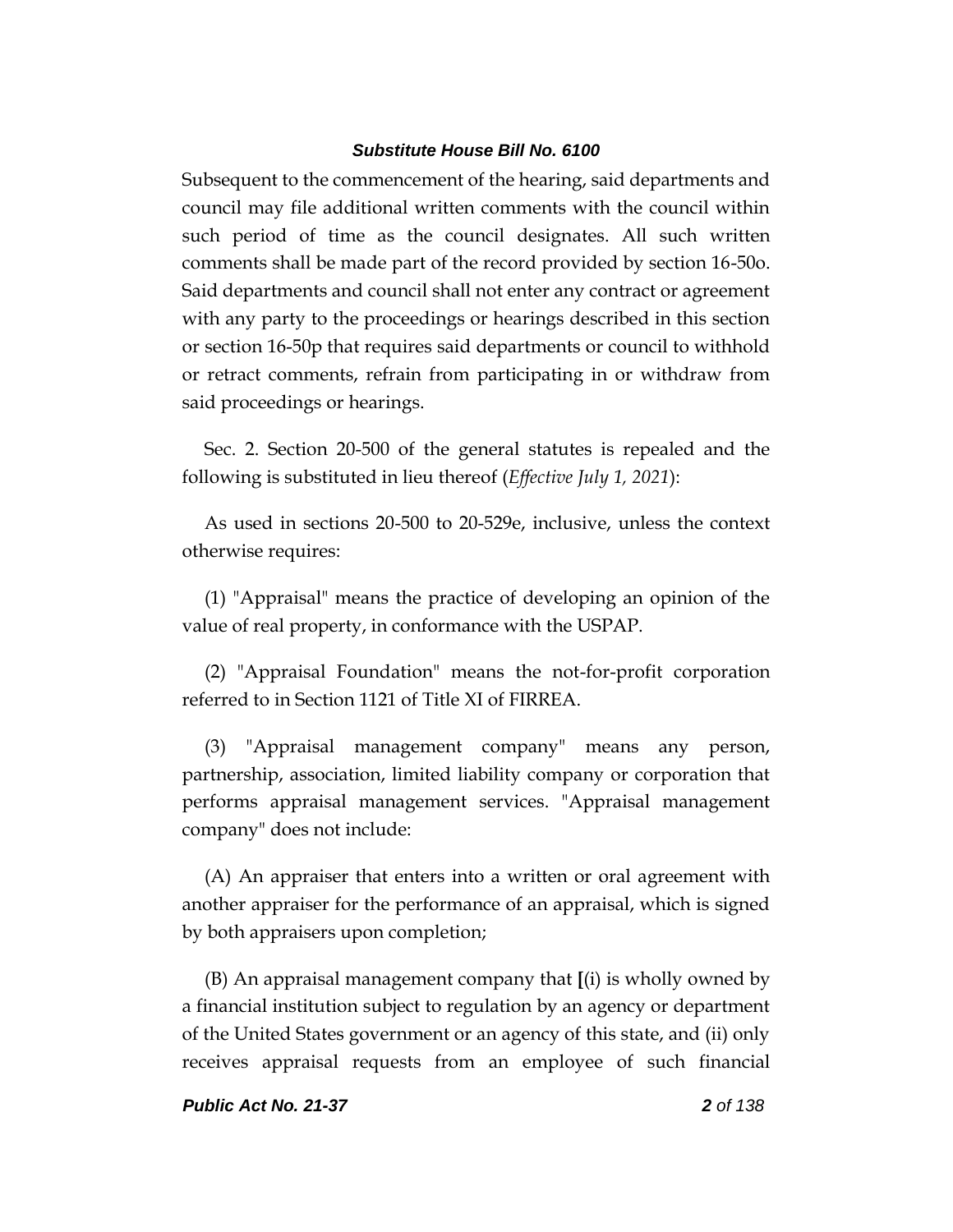Subsequent to the commencement of the hearing, said departments and council may file additional written comments with the council within such period of time as the council designates. All such written comments shall be made part of the record provided by section 16-50o. Said departments and council shall not enter any contract or agreement with any party to the proceedings or hearings described in this section or section 16-50p that requires said departments or council to withhold or retract comments, refrain from participating in or withdraw from said proceedings or hearings.

Sec. 2. Section 20-500 of the general statutes is repealed and the following is substituted in lieu thereof (*Effective July 1, 2021*):

As used in sections 20-500 to 20-529e, inclusive, unless the context otherwise requires:

(1) "Appraisal" means the practice of developing an opinion of the value of real property, in conformance with the USPAP.

(2) "Appraisal Foundation" means the not-for-profit corporation referred to in Section 1121 of Title XI of FIRREA.

(3) "Appraisal management company" means any person, partnership, association, limited liability company or corporation that performs appraisal management services. "Appraisal management company" does not include:

(A) An appraiser that enters into a written or oral agreement with another appraiser for the performance of an appraisal, which is signed by both appraisers upon completion;

(B) An appraisal management company that **[**(i) is wholly owned by a financial institution subject to regulation by an agency or department of the United States government or an agency of this state, and (ii) only receives appraisal requests from an employee of such financial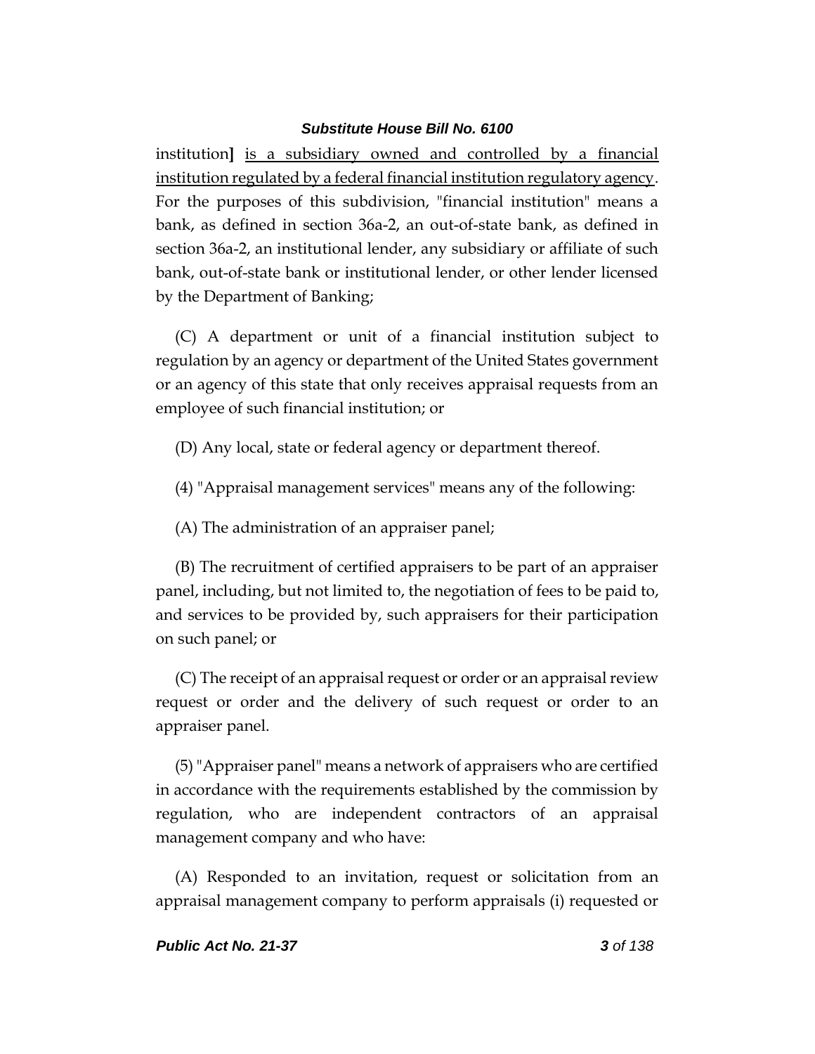institution] is a subsidiary owned and controlled by a financial institution regulated by a federal financial institution regulatory agency. For the purposes of this subdivision, "financial institution" means a bank, as defined in section 36a-2, an out-of-state bank, as defined in section 36a-2, an institutional lender, any subsidiary or affiliate of such bank, out-of-state bank or institutional lender, or other lender licensed by the Department of Banking;

(C) A department or unit of a financial institution subject to regulation by an agency or department of the United States government or an agency of this state that only receives appraisal requests from an employee of such financial institution; or

(D) Any local, state or federal agency or department thereof.

(4) "Appraisal management services" means any of the following:

(A) The administration of an appraiser panel;

(B) The recruitment of certified appraisers to be part of an appraiser panel, including, but not limited to, the negotiation of fees to be paid to, and services to be provided by, such appraisers for their participation on such panel; or

(C) The receipt of an appraisal request or order or an appraisal review request or order and the delivery of such request or order to an appraiser panel.

(5) "Appraiser panel" means a network of appraisers who are certified in accordance with the requirements established by the commission by regulation, who are independent contractors of an appraisal management company and who have:

(A) Responded to an invitation, request or solicitation from an appraisal management company to perform appraisals (i) requested or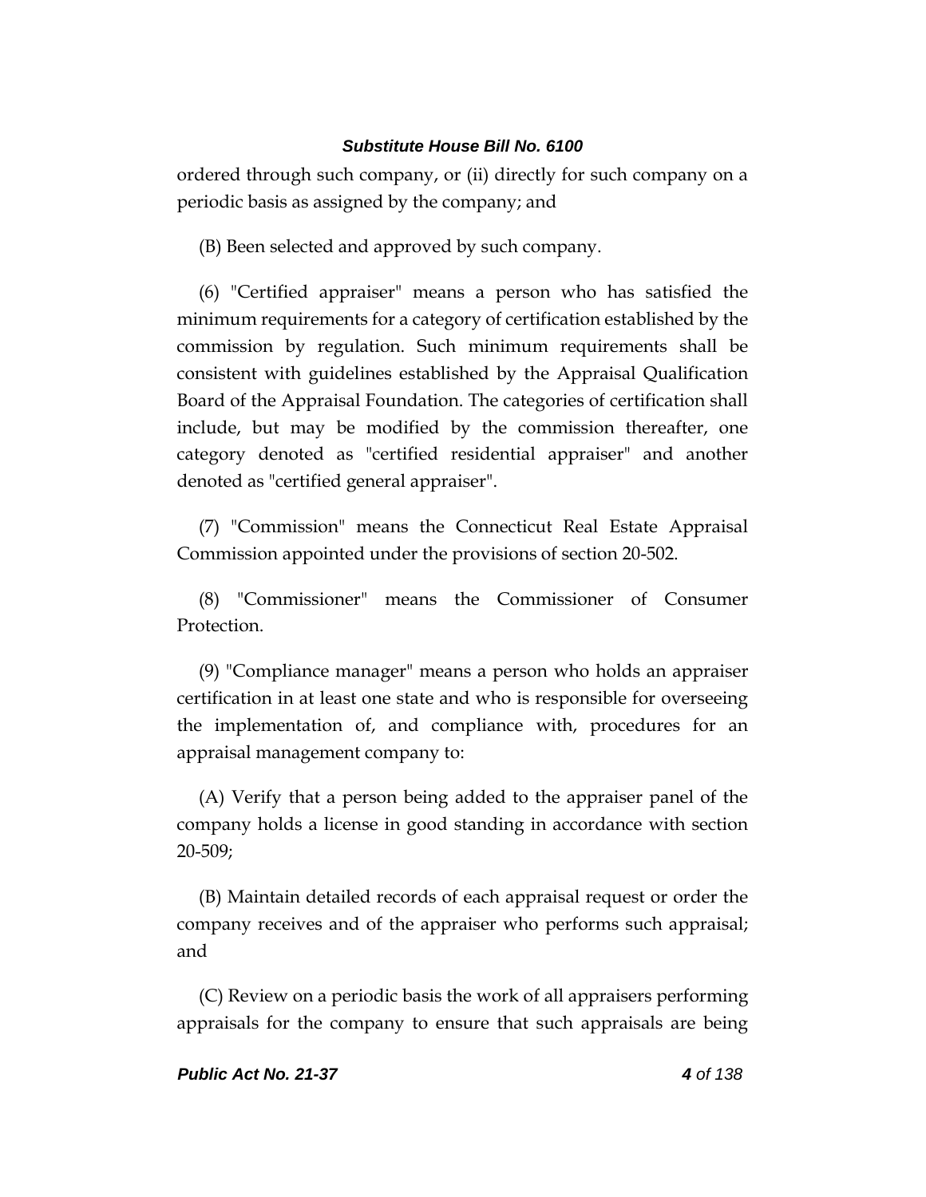ordered through such company, or (ii) directly for such company on a periodic basis as assigned by the company; and

(B) Been selected and approved by such company.

(6) "Certified appraiser" means a person who has satisfied the minimum requirements for a category of certification established by the commission by regulation. Such minimum requirements shall be consistent with guidelines established by the Appraisal Qualification Board of the Appraisal Foundation. The categories of certification shall include, but may be modified by the commission thereafter, one category denoted as "certified residential appraiser" and another denoted as "certified general appraiser".

(7) "Commission" means the Connecticut Real Estate Appraisal Commission appointed under the provisions of section 20-502.

(8) "Commissioner" means the Commissioner of Consumer Protection.

(9) "Compliance manager" means a person who holds an appraiser certification in at least one state and who is responsible for overseeing the implementation of, and compliance with, procedures for an appraisal management company to:

(A) Verify that a person being added to the appraiser panel of the company holds a license in good standing in accordance with section 20-509;

(B) Maintain detailed records of each appraisal request or order the company receives and of the appraiser who performs such appraisal; and

(C) Review on a periodic basis the work of all appraisers performing appraisals for the company to ensure that such appraisals are being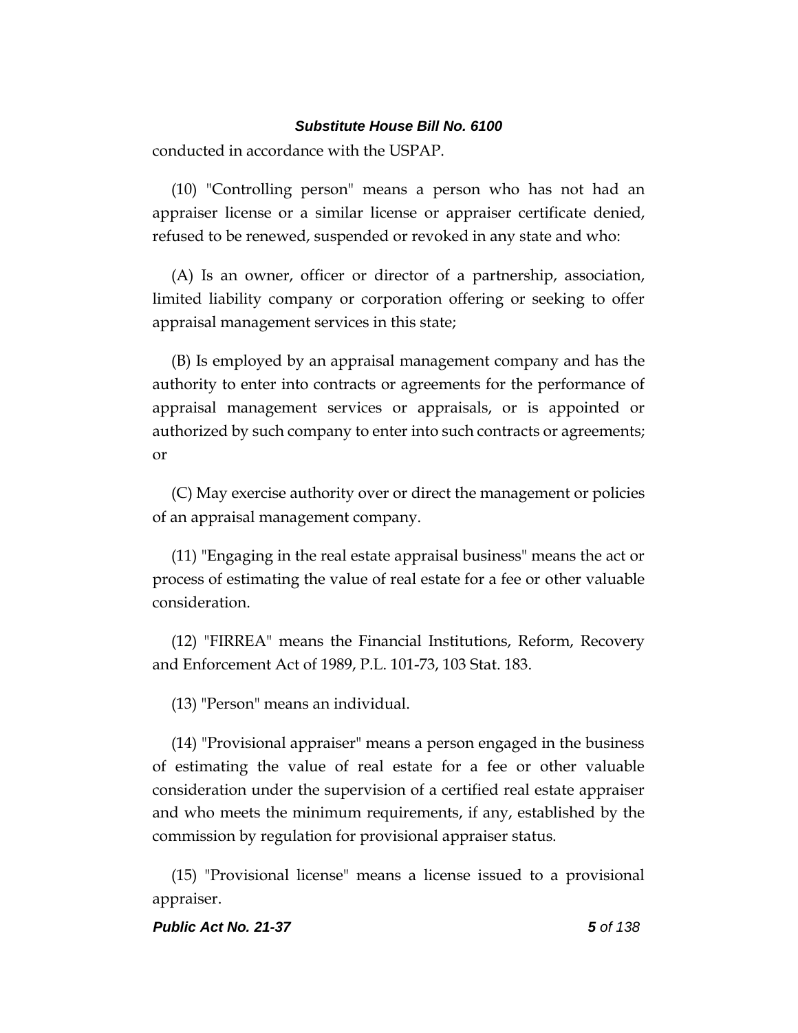conducted in accordance with the USPAP.

(10) "Controlling person" means a person who has not had an appraiser license or a similar license or appraiser certificate denied, refused to be renewed, suspended or revoked in any state and who:

(A) Is an owner, officer or director of a partnership, association, limited liability company or corporation offering or seeking to offer appraisal management services in this state;

(B) Is employed by an appraisal management company and has the authority to enter into contracts or agreements for the performance of appraisal management services or appraisals, or is appointed or authorized by such company to enter into such contracts or agreements; or

(C) May exercise authority over or direct the management or policies of an appraisal management company.

(11) "Engaging in the real estate appraisal business" means the act or process of estimating the value of real estate for a fee or other valuable consideration.

(12) "FIRREA" means the Financial Institutions, Reform, Recovery and Enforcement Act of 1989, P.L. 101-73, 103 Stat. 183.

(13) "Person" means an individual.

(14) "Provisional appraiser" means a person engaged in the business of estimating the value of real estate for a fee or other valuable consideration under the supervision of a certified real estate appraiser and who meets the minimum requirements, if any, established by the commission by regulation for provisional appraiser status.

(15) "Provisional license" means a license issued to a provisional appraiser.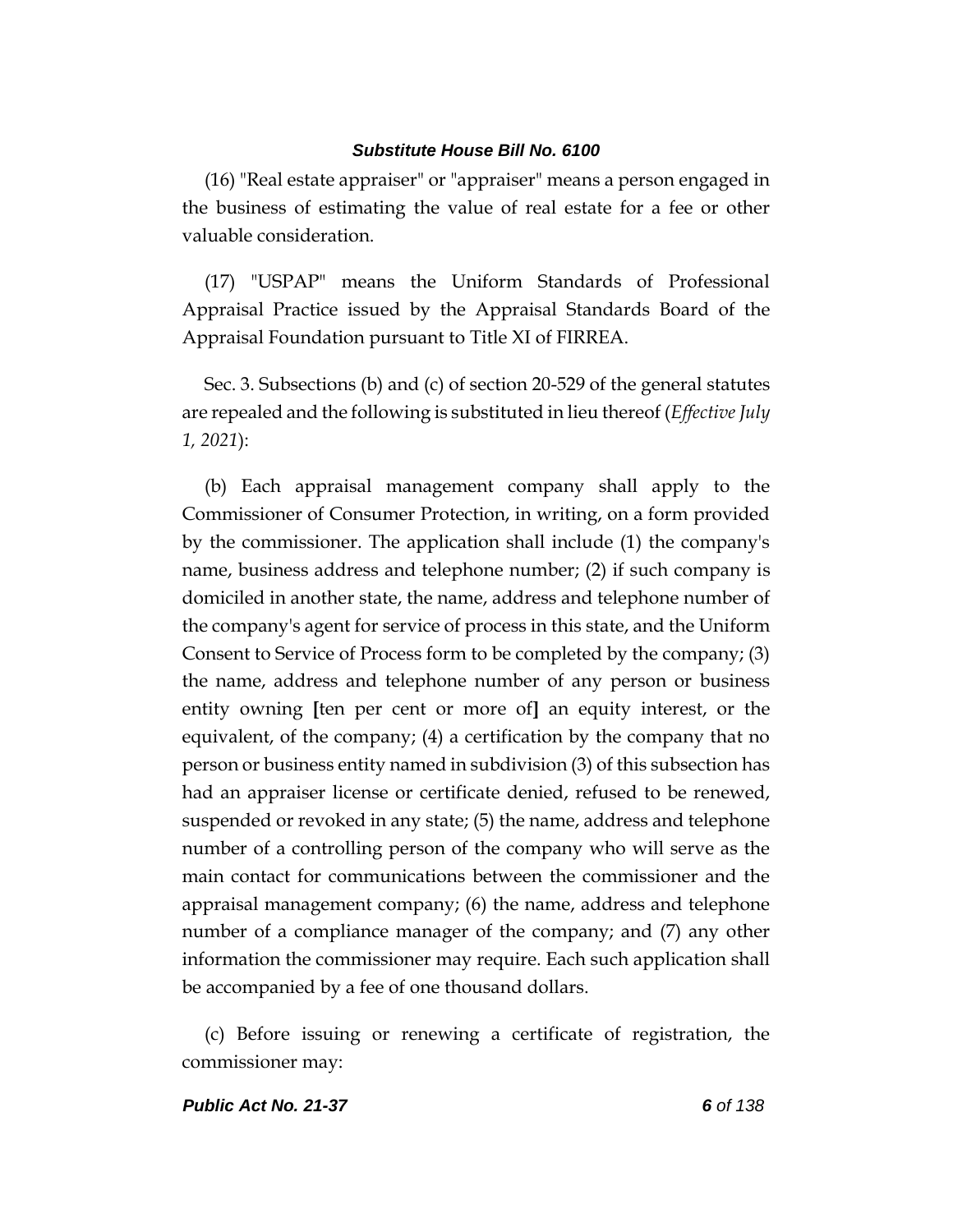(16) "Real estate appraiser" or "appraiser" means a person engaged in the business of estimating the value of real estate for a fee or other valuable consideration.

(17) "USPAP" means the Uniform Standards of Professional Appraisal Practice issued by the Appraisal Standards Board of the Appraisal Foundation pursuant to Title XI of FIRREA.

Sec. 3. Subsections (b) and (c) of section 20-529 of the general statutes are repealed and the following is substituted in lieu thereof (*Effective July 1, 2021*):

(b) Each appraisal management company shall apply to the Commissioner of Consumer Protection, in writing, on a form provided by the commissioner. The application shall include (1) the company's name, business address and telephone number; (2) if such company is domiciled in another state, the name, address and telephone number of the company's agent for service of process in this state, and the Uniform Consent to Service of Process form to be completed by the company; (3) the name, address and telephone number of any person or business entity owning **[**ten per cent or more of**]** an equity interest, or the equivalent, of the company; (4) a certification by the company that no person or business entity named in subdivision (3) of this subsection has had an appraiser license or certificate denied, refused to be renewed, suspended or revoked in any state; (5) the name, address and telephone number of a controlling person of the company who will serve as the main contact for communications between the commissioner and the appraisal management company; (6) the name, address and telephone number of a compliance manager of the company; and (7) any other information the commissioner may require. Each such application shall be accompanied by a fee of one thousand dollars.

(c) Before issuing or renewing a certificate of registration, the commissioner may: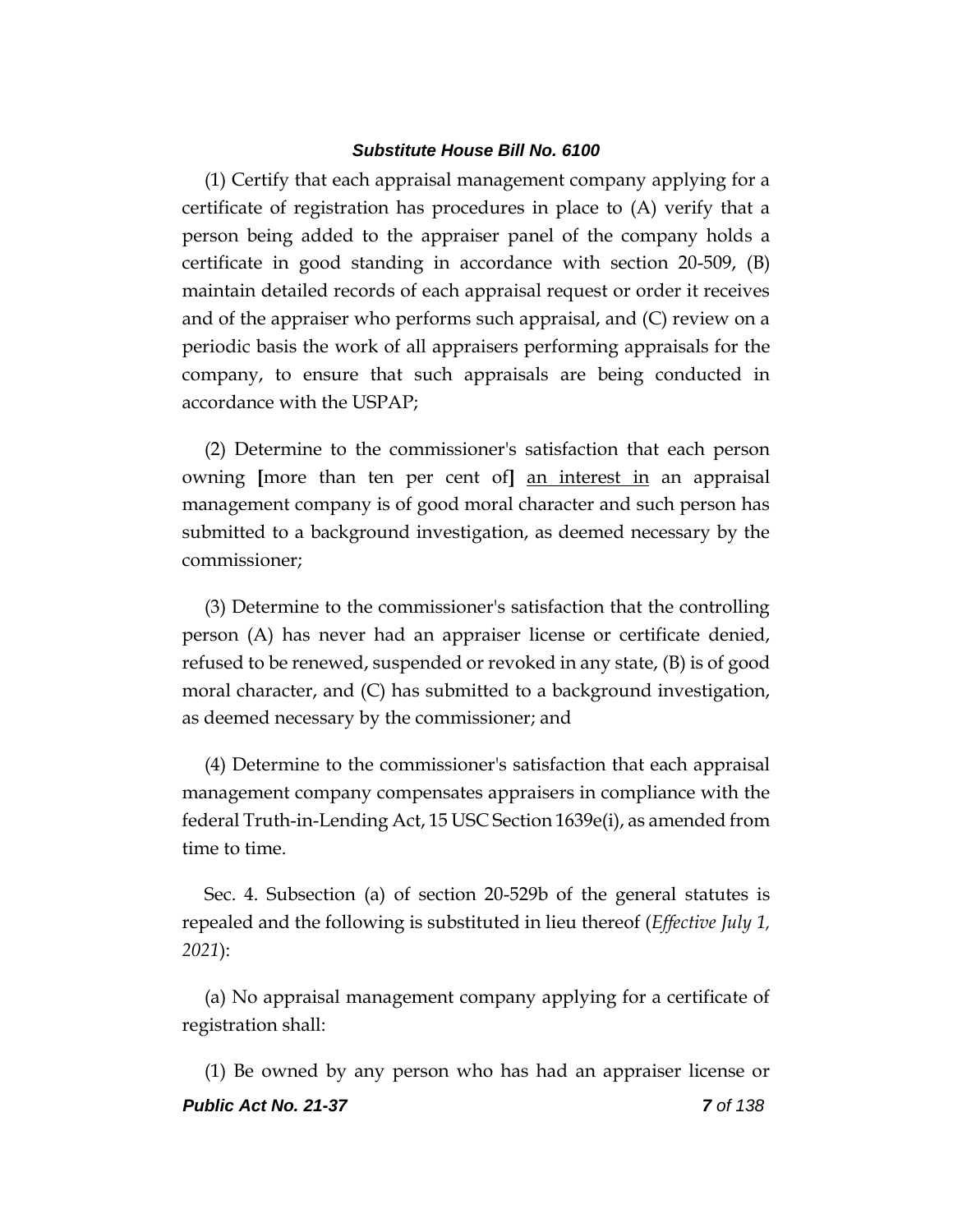(1) Certify that each appraisal management company applying for a certificate of registration has procedures in place to (A) verify that a person being added to the appraiser panel of the company holds a certificate in good standing in accordance with section 20-509, (B) maintain detailed records of each appraisal request or order it receives and of the appraiser who performs such appraisal, and (C) review on a periodic basis the work of all appraisers performing appraisals for the company, to ensure that such appraisals are being conducted in accordance with the USPAP;

(2) Determine to the commissioner's satisfaction that each person owning **[**more than ten per cent of**]** <u>an interest in</u> an appraisal management company is of good moral character and such person has submitted to a background investigation, as deemed necessary by the commissioner;

(3) Determine to the commissioner's satisfaction that the controlling person (A) has never had an appraiser license or certificate denied, refused to be renewed, suspended or revoked in any state, (B) is of good moral character, and (C) has submitted to a background investigation, as deemed necessary by the commissioner; and

(4) Determine to the commissioner's satisfaction that each appraisal management company compensates appraisers in compliance with the federal Truth-in-Lending Act, 15 USC Section 1639e(i), as amended from time to time.

Sec. 4. Subsection (a) of section 20-529b of the general statutes is repealed and the following is substituted in lieu thereof (*Effective July 1, 2021*):

(a) No appraisal management company applying for a certificate of registration shall:

(1) Be owned by any person who has had an appraiser license or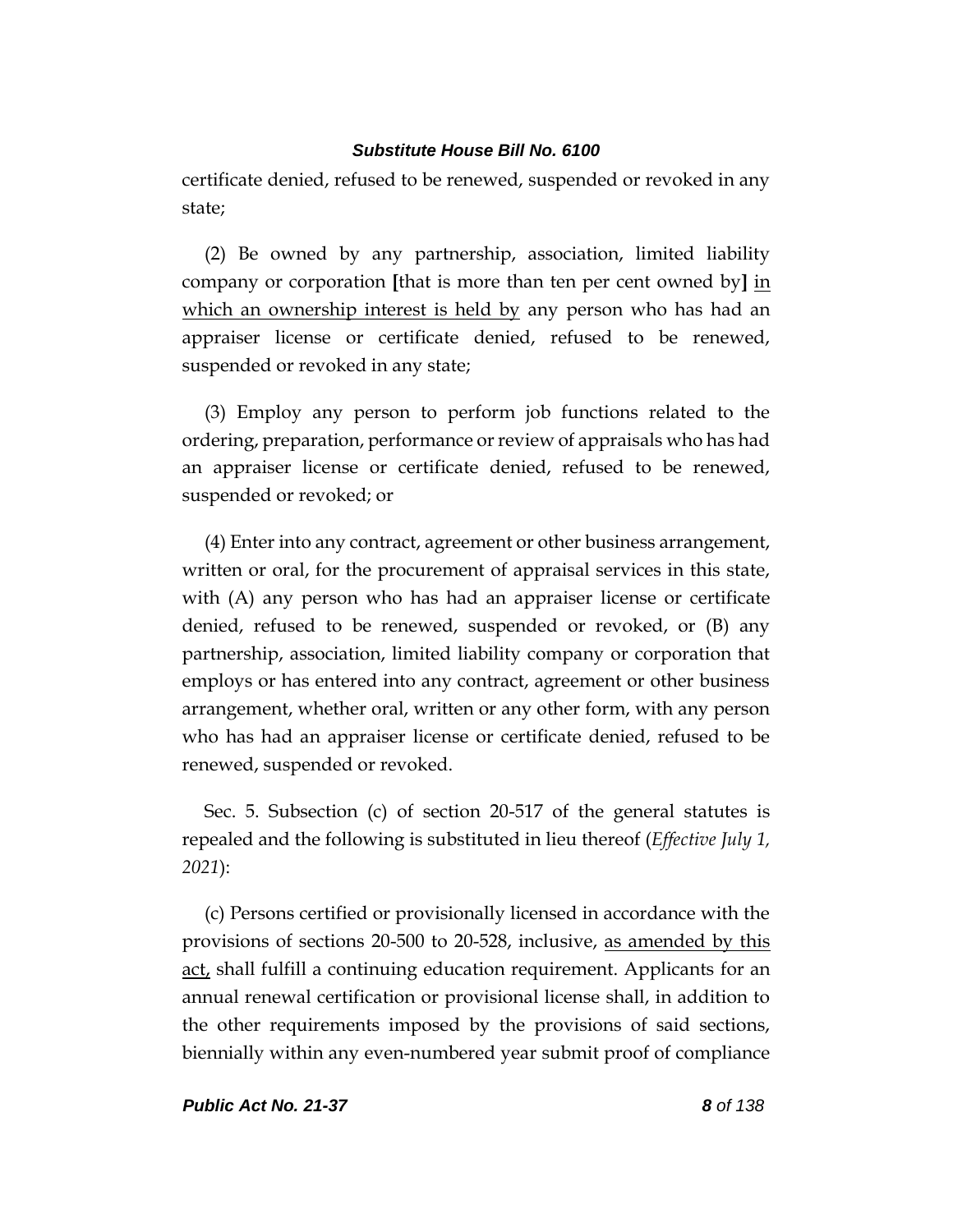certificate denied, refused to be renewed, suspended or revoked in any state;

(2) Be owned by any partnership, association, limited liability company or corporation **[**that is more than ten per cent owned by**]** <u>in which an ownership interest is held by</u> any person who has had an appraiser license or certificate denied, refused to be renewed, suspended or revoked in any state;

(3) Employ any person to perform job functions related to the ordering, preparation, performance or review of appraisals who has had an appraiser license or certificate denied, refused to be renewed, suspended or revoked; or

(4) Enter into any contract, agreement or other business arrangement, written or oral, for the procurement of appraisal services in this state, with (A) any person who has had an appraiser license or certificate denied, refused to be renewed, suspended or revoked, or (B) any partnership, association, limited liability company or corporation that employs or has entered into any contract, agreement or other business arrangement, whether oral, written or any other form, with any person who has had an appraiser license or certificate denied, refused to be renewed, suspended or revoked.

Sec. 5. Subsection (c) of section 20-517 of the general statutes is repealed and the following is substituted in lieu thereof (*Effective July 1, 2021*):

(c) Persons certified or provisionally licensed in accordance with the provisions of sections 20-500 to 20-528, inclusive, <u>as amended by this act,</u> shall fulfill a continuing education requirement. Applicants for an annual renewal certification or provisional license shall, in addition to the other requirements imposed by the provisions of said sections, biennially within any even-numbered year submit proof of compliance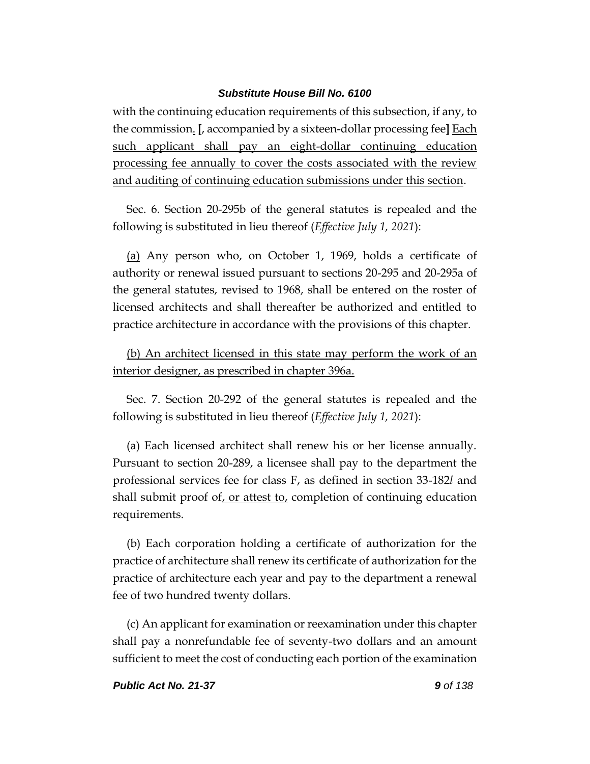with the continuing education requirements of this subsection, if any, to the commission. [, accompanied by a sixteen-dollar processing fee] Each such applicant shall pay an eight-dollar continuing education processing fee annually to cover the costs associated with the review and auditing of continuing education submissions under this section.

Sec. 6. Section 20-295b of the general statutes is repealed and the following is substituted in lieu thereof (*Effective July 1, 2021*):

(a) Any person who, on October 1, 1969, holds a certificate of authority or renewal issued pursuant to sections 20-295 and 20-295a of the general statutes, revised to 1968, shall be entered on the roster of licensed architects and shall thereafter be authorized and entitled to practice architecture in accordance with the provisions of this chapter.

(b) An architect licensed in this state may perform the work of an interior designer, as prescribed in chapter 396a.

Sec. 7. Section 20-292 of the general statutes is repealed and the following is substituted in lieu thereof (*Effective July 1, 2021*):

(a) Each licensed architect shall renew his or her license annually. Pursuant to section 20-289, a licensee shall pay to the department the professional services fee for class F, as defined in section 33-182*l* and shall submit proof of, or attest to, completion of continuing education requirements.

(b) Each corporation holding a certificate of authorization for the practice of architecture shall renew its certificate of authorization for the practice of architecture each year and pay to the department a renewal fee of two hundred twenty dollars.

(c) An applicant for examination or reexamination under this chapter shall pay a nonrefundable fee of seventy-two dollars and an amount sufficient to meet the cost of conducting each portion of the examination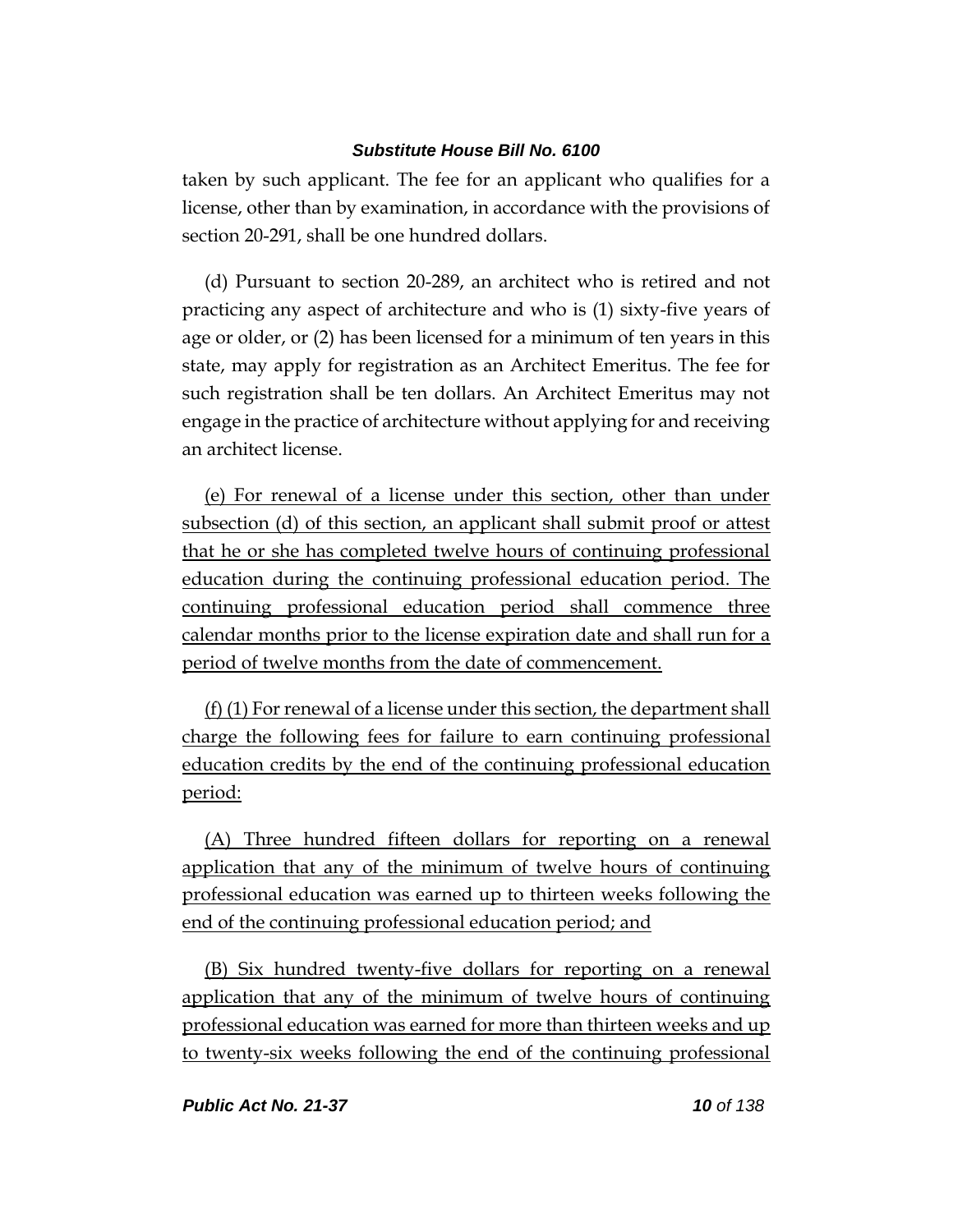taken by such applicant. The fee for an applicant who qualifies for a license, other than by examination, in accordance with the provisions of section 20-291, shall be one hundred dollars.

(d) Pursuant to section 20-289, an architect who is retired and not practicing any aspect of architecture and who is (1) sixty-five years of age or older, or (2) has been licensed for a minimum of ten years in this state, may apply for registration as an Architect Emeritus. The fee for such registration shall be ten dollars. An Architect Emeritus may not engage in the practice of architecture without applying for and receiving an architect license.

<u>(e) For renewal of a license under this section, other than under subsection (d) of this section, an applicant shall submit proof or attest that he or she has completed twelve hours of continuing professional education during the continuing professional education period. The continuing professional education period shall commence three calendar months prior to the license expiration date and shall run for a period of twelve months from the date of commencement.</u>

<u>(f) (1) For renewal of a license under this section, the department shall charge the following fees for failure to earn continuing professional education credits by the end of the continuing professional education period:</u>

<u>(A) Three hundred fifteen dollars for reporting on a renewal application that any of the minimum of twelve hours of continuing professional education was earned up to thirteen weeks following the end of the continuing professional education period; and</u>

<u>(B) Six hundred twenty-five dollars for reporting on a renewal application that any of the minimum of twelve hours of continuing professional education was earned for more than thirteen weeks and up to twenty-six weeks following the end of the continuing professional</u>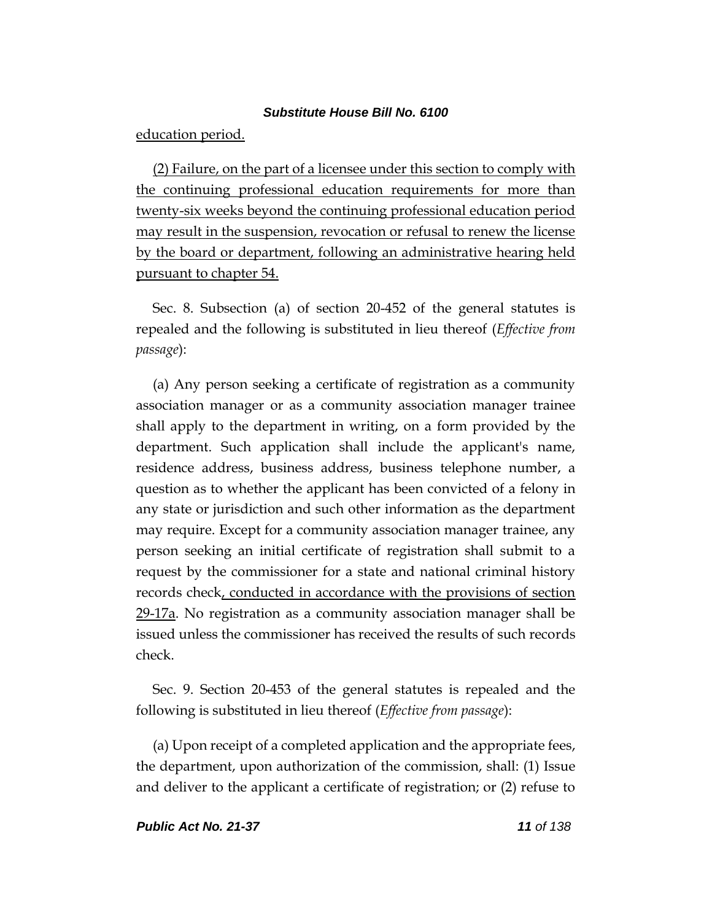education period.

(2) Failure, on the part of a licensee under this section to comply with the continuing professional education requirements for more than twenty-six weeks beyond the continuing professional education period may result in the suspension, revocation or refusal to renew the license by the board or department, following an administrative hearing held pursuant to chapter 54.

Sec. 8. Subsection (a) of section 20-452 of the general statutes is repealed and the following is substituted in lieu thereof (*Effective from passage*):

(a) Any person seeking a certificate of registration as a community association manager or as a community association manager trainee shall apply to the department in writing, on a form provided by the department. Such application shall include the applicant's name, residence address, business address, business telephone number, a question as to whether the applicant has been convicted of a felony in any state or jurisdiction and such other information as the department may require. Except for a community association manager trainee, any person seeking an initial certificate of registration shall submit to a request by the commissioner for a state and national criminal history records check, conducted in accordance with the provisions of section 29-17a. No registration as a community association manager shall be issued unless the commissioner has received the results of such records check.

Sec. 9. Section 20-453 of the general statutes is repealed and the following is substituted in lieu thereof (*Effective from passage*):

(a) Upon receipt of a completed application and the appropriate fees, the department, upon authorization of the commission, shall: (1) Issue and deliver to the applicant a certificate of registration; or (2) refuse to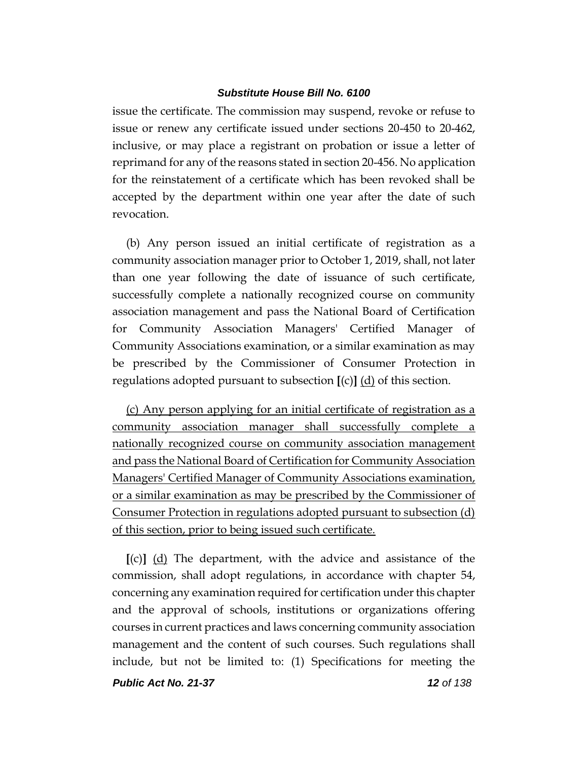issue the certificate. The commission may suspend, revoke or refuse to issue or renew any certificate issued under sections 20-450 to 20-462, inclusive, or may place a registrant on probation or issue a letter of reprimand for any of the reasons stated in section 20-456. No application for the reinstatement of a certificate which has been revoked shall be accepted by the department within one year after the date of such revocation.

(b) Any person issued an initial certificate of registration as a community association manager prior to October 1, 2019, shall, not later than one year following the date of issuance of such certificate, successfully complete a nationally recognized course on community association management and pass the National Board of Certification for Community Association Managers' Certified Manager of Community Associations examination, or a similar examination as may be prescribed by the Commissioner of Consumer Protection in regulations adopted pursuant to subsection **[**(c)**]** <u>(d)</u> of this section.

<u>(c) Any person applying for an initial certificate of registration as a community association manager shall successfully complete a nationally recognized course on community association management and pass the National Board of Certification for Community Association Managers' Certified Manager of Community Associations examination, or a similar examination as may be prescribed by the Commissioner of Consumer Protection in regulations adopted pursuant to subsection (d) of this section, prior to being issued such certificate.</u>

**[**(c)**]** <u>(d)</u> The department, with the advice and assistance of the commission, shall adopt regulations, in accordance with chapter 54, concerning any examination required for certification under this chapter and the approval of schools, institutions or organizations offering courses in current practices and laws concerning community association management and the content of such courses. Such regulations shall include, but not be limited to: (1) Specifications for meeting the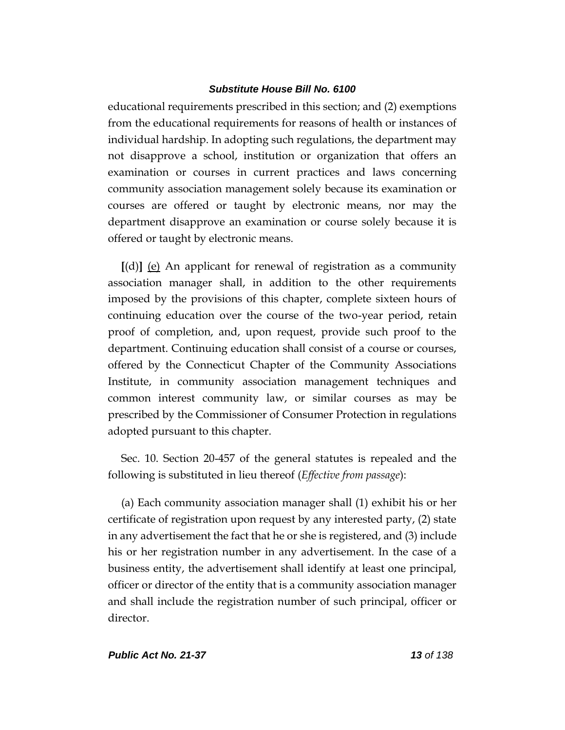educational requirements prescribed in this section; and (2) exemptions from the educational requirements for reasons of health or instances of individual hardship. In adopting such regulations, the department may not disapprove a school, institution or organization that offers an examination or courses in current practices and laws concerning community association management solely because its examination or courses are offered or taught by electronic means, nor may the department disapprove an examination or course solely because it is offered or taught by electronic means.

**[**(d)**]** <u>(e)</u> An applicant for renewal of registration as a community association manager shall, in addition to the other requirements imposed by the provisions of this chapter, complete sixteen hours of continuing education over the course of the two-year period, retain proof of completion, and, upon request, provide such proof to the department. Continuing education shall consist of a course or courses, offered by the Connecticut Chapter of the Community Associations Institute, in community association management techniques and common interest community law, or similar courses as may be prescribed by the Commissioner of Consumer Protection in regulations adopted pursuant to this chapter.

Sec. 10. Section 20-457 of the general statutes is repealed and the following is substituted in lieu thereof (*Effective from passage*):

(a) Each community association manager shall (1) exhibit his or her certificate of registration upon request by any interested party, (2) state in any advertisement the fact that he or she is registered, and (3) include his or her registration number in any advertisement. In the case of a business entity, the advertisement shall identify at least one principal, officer or director of the entity that is a community association manager and shall include the registration number of such principal, officer or director.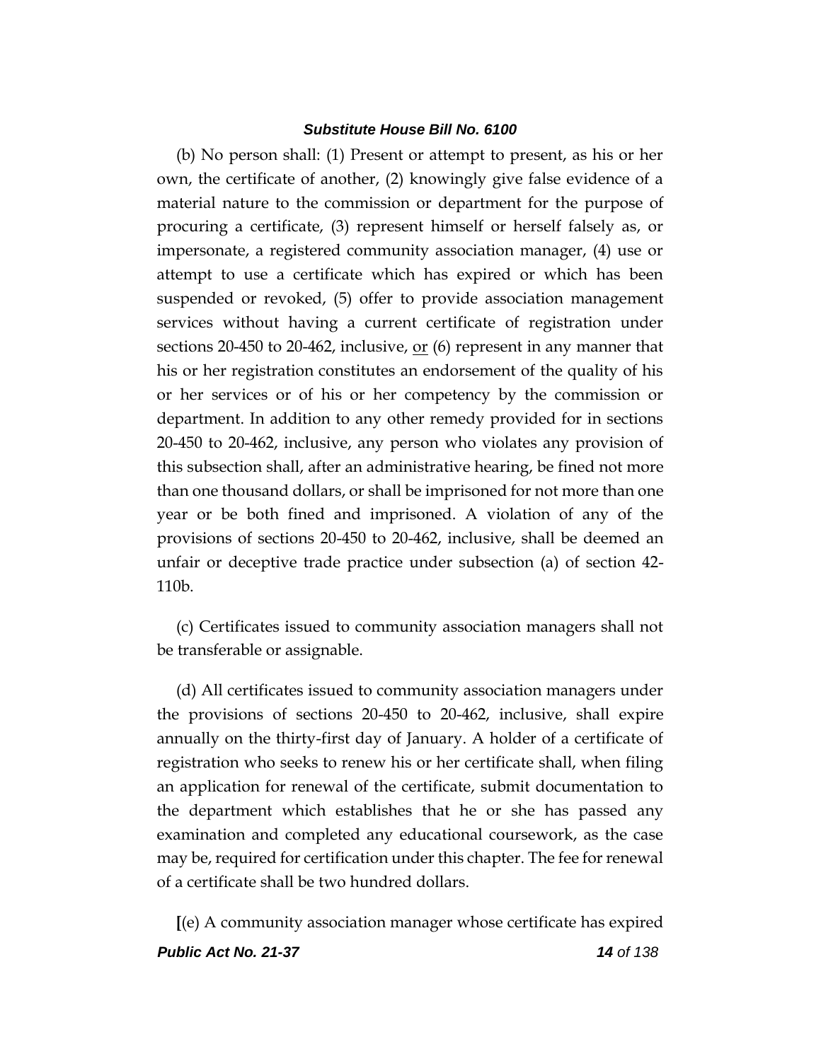(b) No person shall: (1) Present or attempt to present, as his or her own, the certificate of another, (2) knowingly give false evidence of a material nature to the commission or department for the purpose of procuring a certificate, (3) represent himself or herself falsely as, or impersonate, a registered community association manager, (4) use or attempt to use a certificate which has expired or which has been suspended or revoked, (5) offer to provide association management services without having a current certificate of registration under sections 20-450 to 20-462, inclusive, <u>or</u> (6) represent in any manner that his or her registration constitutes an endorsement of the quality of his or her services or of his or her competency by the commission or department. In addition to any other remedy provided for in sections 20-450 to 20-462, inclusive, any person who violates any provision of this subsection shall, after an administrative hearing, be fined not more than one thousand dollars, or shall be imprisoned for not more than one year or be both fined and imprisoned. A violation of any of the provisions of sections 20-450 to 20-462, inclusive, shall be deemed an unfair or deceptive trade practice under subsection (a) of section 42-110b.

(c) Certificates issued to community association managers shall not be transferable or assignable.

(d) All certificates issued to community association managers under the provisions of sections 20-450 to 20-462, inclusive, shall expire annually on the thirty-first day of January. A holder of a certificate of registration who seeks to renew his or her certificate shall, when filing an application for renewal of the certificate, submit documentation to the department which establishes that he or she has passed any examination and completed any educational coursework, as the case may be, required for certification under this chapter. The fee for renewal of a certificate shall be two hundred dollars.

**[**(e) A community association manager whose certificate has expired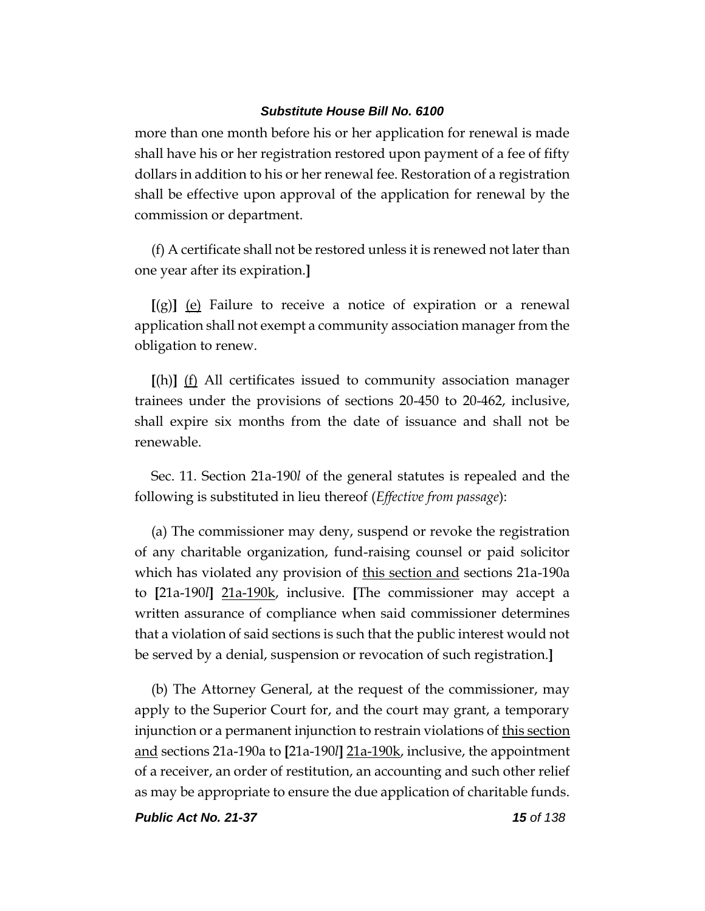more than one month before his or her application for renewal is made shall have his or her registration restored upon payment of a fee of fifty dollars in addition to his or her renewal fee. Restoration of a registration shall be effective upon approval of the application for renewal by the commission or department.

(f) A certificate shall not be restored unless it is renewed not later than one year after its expiration.**]**

**[**(g)**]** (e) Failure to receive a notice of expiration or a renewal application shall not exempt a community association manager from the obligation to renew.

**[**(h)**]** (f) All certificates issued to community association manager trainees under the provisions of sections 20-450 to 20-462, inclusive, shall expire six months from the date of issuance and shall not be renewable.

Sec. 11. Section 21a-190*l* of the general statutes is repealed and the following is substituted in lieu thereof (*Effective from passage*):

(a) The commissioner may deny, suspend or revoke the registration of any charitable organization, fund-raising counsel or paid solicitor which has violated any provision of this section and sections 21a-190a to **[**21a-190*l***]** 21a-190k, inclusive. **[**The commissioner may accept a written assurance of compliance when said commissioner determines that a violation of said sections is such that the public interest would not be served by a denial, suspension or revocation of such registration.**]**

(b) The Attorney General, at the request of the commissioner, may apply to the Superior Court for, and the court may grant, a temporary injunction or a permanent injunction to restrain violations of this section and sections 21a-190a to **[**21a-190*l***]** 21a-190k, inclusive, the appointment of a receiver, an order of restitution, an accounting and such other relief as may be appropriate to ensure the due application of charitable funds.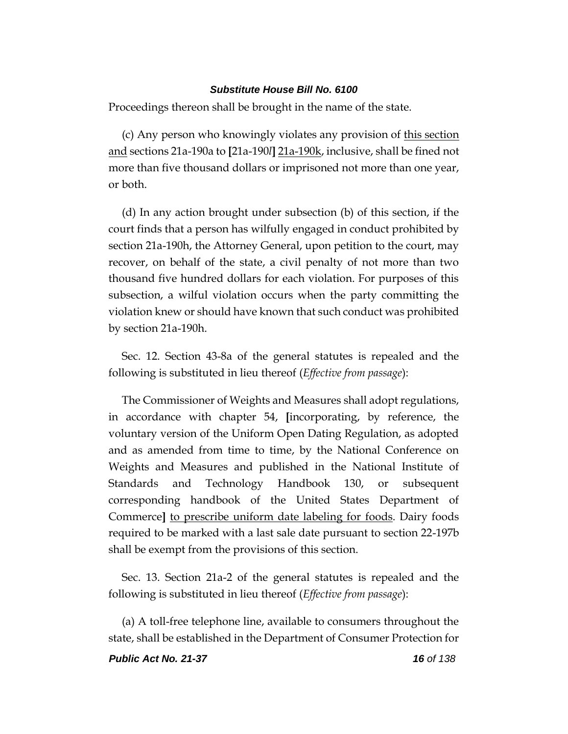Proceedings thereon shall be brought in the name of the state.

(c) Any person who knowingly violates any provision of this section and sections 21a-190a to [21a-190*l*] 21a-190k, inclusive, shall be fined not more than five thousand dollars or imprisoned not more than one year, or both.

(d) In any action brought under subsection (b) of this section, if the court finds that a person has wilfully engaged in conduct prohibited by section 21a-190h, the Attorney General, upon petition to the court, may recover, on behalf of the state, a civil penalty of not more than two thousand five hundred dollars for each violation. For purposes of this subsection, a wilful violation occurs when the party committing the violation knew or should have known that such conduct was prohibited by section 21a-190h.

Sec. 12. Section 43-8a of the general statutes is repealed and the following is substituted in lieu thereof (*Effective from passage*):

The Commissioner of Weights and Measures shall adopt regulations, in accordance with chapter 54, [incorporating, by reference, the voluntary version of the Uniform Open Dating Regulation, as adopted and as amended from time to time, by the National Conference on Weights and Measures and published in the National Institute of Standards and Technology Handbook 130, or subsequent corresponding handbook of the United States Department of Commerce] to prescribe uniform date labeling for foods. Dairy foods required to be marked with a last sale date pursuant to section 22-197b shall be exempt from the provisions of this section.

Sec. 13. Section 21a-2 of the general statutes is repealed and the following is substituted in lieu thereof (*Effective from passage*):

(a) A toll-free telephone line, available to consumers throughout the state, shall be established in the Department of Consumer Protection for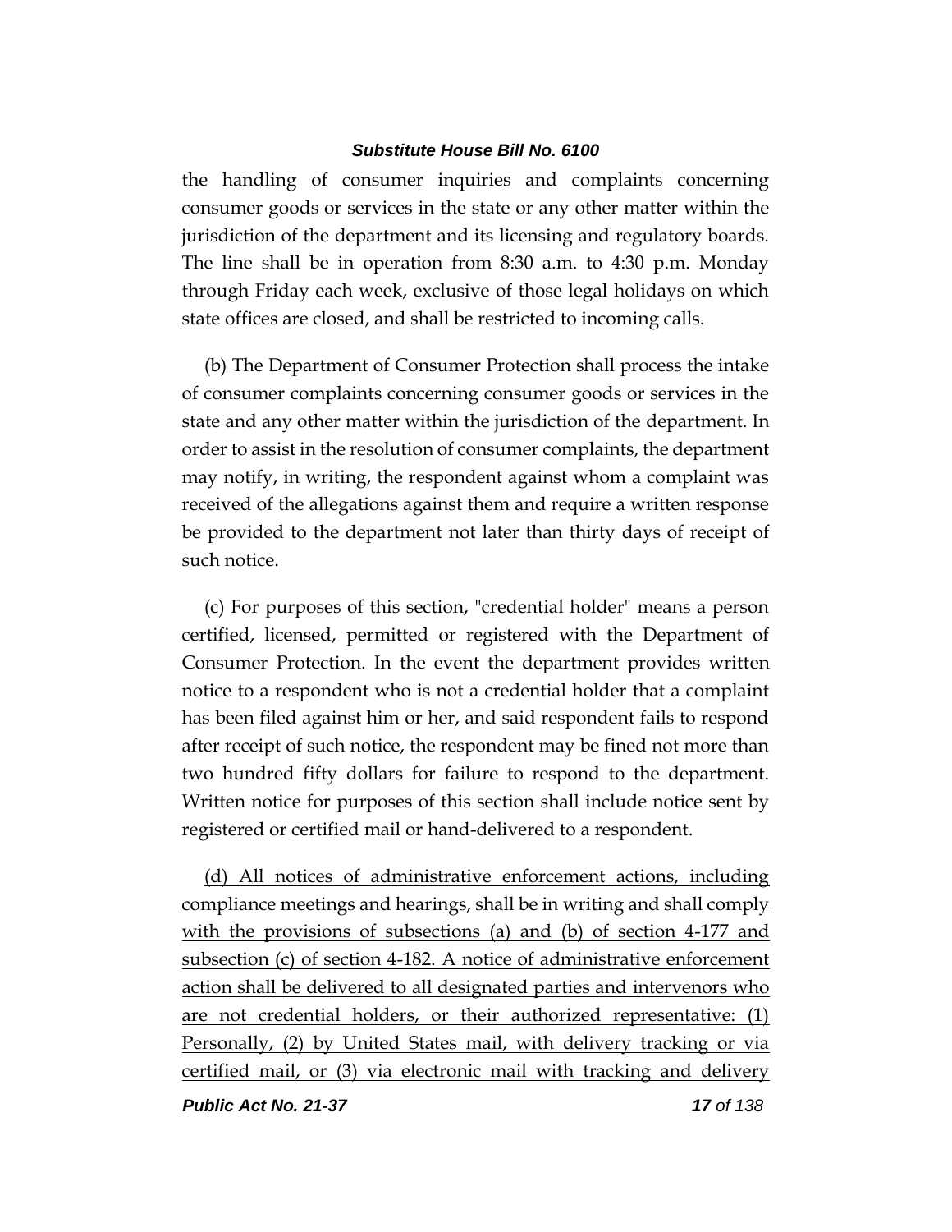the handling of consumer inquiries and complaints concerning consumer goods or services in the state or any other matter within the jurisdiction of the department and its licensing and regulatory boards. The line shall be in operation from 8:30 a.m. to 4:30 p.m. Monday through Friday each week, exclusive of those legal holidays on which state offices are closed, and shall be restricted to incoming calls.

(b) The Department of Consumer Protection shall process the intake of consumer complaints concerning consumer goods or services in the state and any other matter within the jurisdiction of the department. In order to assist in the resolution of consumer complaints, the department may notify, in writing, the respondent against whom a complaint was received of the allegations against them and require a written response be provided to the department not later than thirty days of receipt of such notice.

(c) For purposes of this section, "credential holder" means a person certified, licensed, permitted or registered with the Department of Consumer Protection. In the event the department provides written notice to a respondent who is not a credential holder that a complaint has been filed against him or her, and said respondent fails to respond after receipt of such notice, the respondent may be fined not more than two hundred fifty dollars for failure to respond to the department. Written notice for purposes of this section shall include notice sent by registered or certified mail or hand-delivered to a respondent.

<u>(d) All notices of administrative enforcement actions, including compliance meetings and hearings, shall be in writing and shall comply with the provisions of subsections (a) and (b) of section 4-177 and subsection (c) of section 4-182. A notice of administrative enforcement action shall be delivered to all designated parties and intervenors who are not credential holders, or their authorized representative: (1) Personally, (2) by United States mail, with delivery tracking or via certified mail, or (3) via electronic mail with tracking and delivery</u>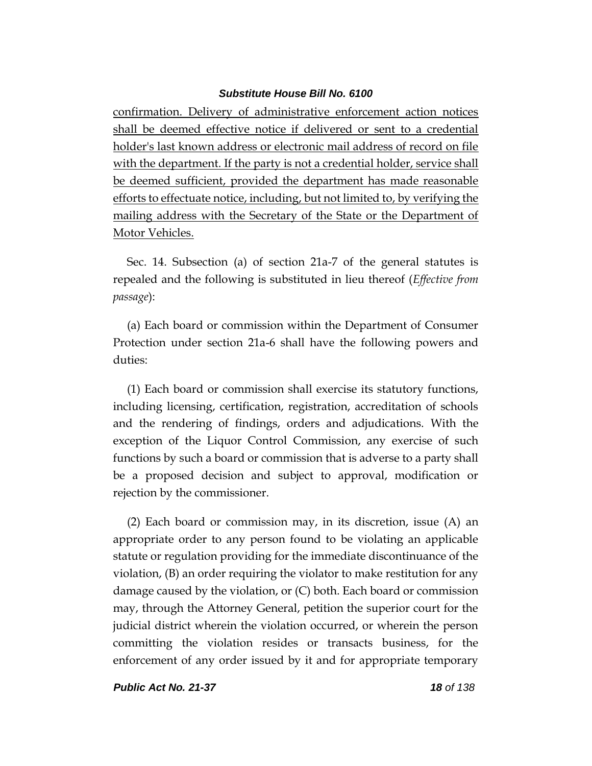confirmation. Delivery of administrative enforcement action notices shall be deemed effective notice if delivered or sent to a credential holder's last known address or electronic mail address of record on file with the department. If the party is not a credential holder, service shall be deemed sufficient, provided the department has made reasonable efforts to effectuate notice, including, but not limited to, by verifying the mailing address with the Secretary of the State or the Department of Motor Vehicles.

Sec. 14. Subsection (a) of section 21a-7 of the general statutes is repealed and the following is substituted in lieu thereof (*Effective from passage*):

(a) Each board or commission within the Department of Consumer Protection under section 21a-6 shall have the following powers and duties:

(1) Each board or commission shall exercise its statutory functions, including licensing, certification, registration, accreditation of schools and the rendering of findings, orders and adjudications. With the exception of the Liquor Control Commission, any exercise of such functions by such a board or commission that is adverse to a party shall be a proposed decision and subject to approval, modification or rejection by the commissioner.

(2) Each board or commission may, in its discretion, issue (A) an appropriate order to any person found to be violating an applicable statute or regulation providing for the immediate discontinuance of the violation, (B) an order requiring the violator to make restitution for any damage caused by the violation, or (C) both. Each board or commission may, through the Attorney General, petition the superior court for the judicial district wherein the violation occurred, or wherein the person committing the violation resides or transacts business, for the enforcement of any order issued by it and for appropriate temporary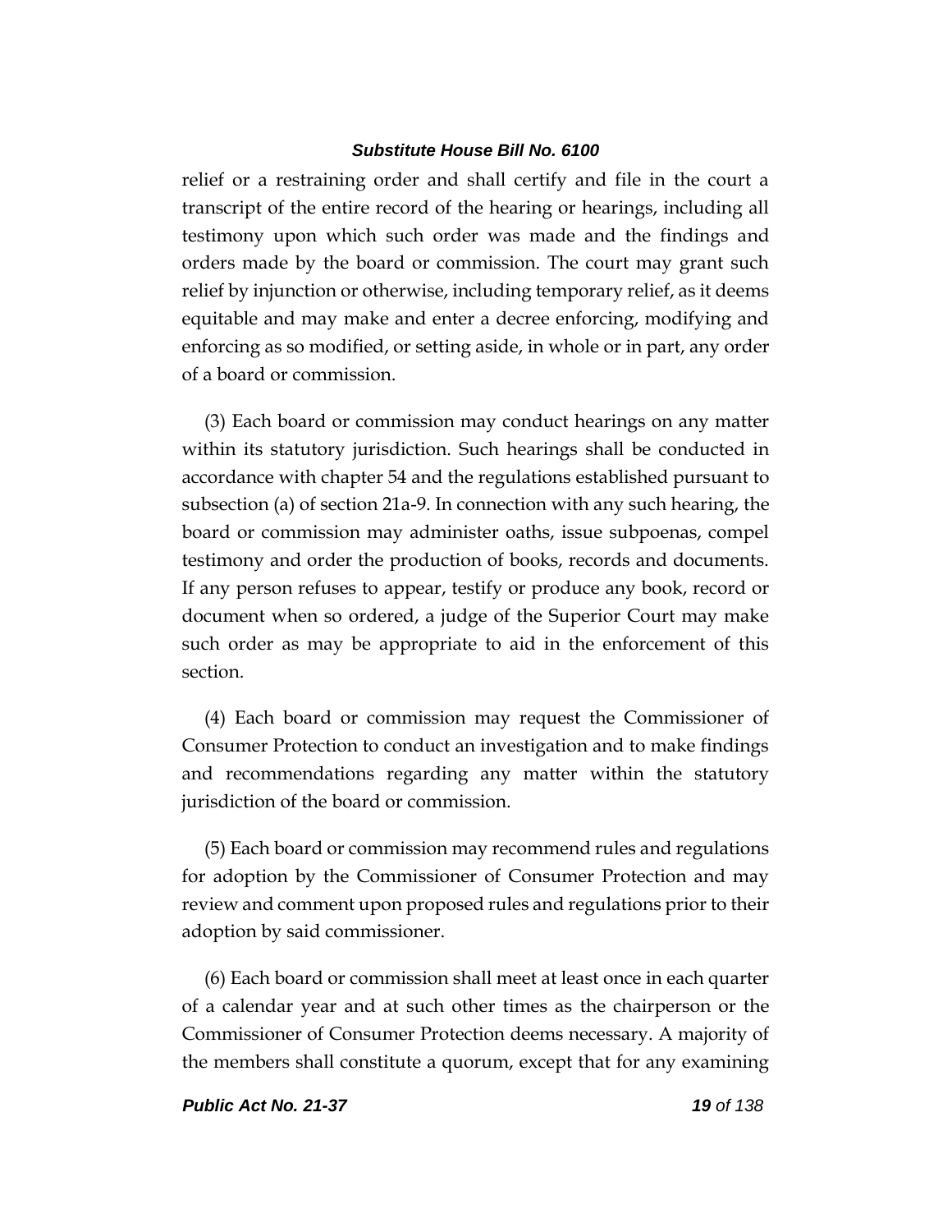relief or a restraining order and shall certify and file in the court a transcript of the entire record of the hearing or hearings, including all testimony upon which such order was made and the findings and orders made by the board or commission. The court may grant such relief by injunction or otherwise, including temporary relief, as it deems equitable and may make and enter a decree enforcing, modifying and enforcing as so modified, or setting aside, in whole or in part, any order of a board or commission.

(3) Each board or commission may conduct hearings on any matter within its statutory jurisdiction. Such hearings shall be conducted in accordance with chapter 54 and the regulations established pursuant to subsection (a) of section 21a-9. In connection with any such hearing, the board or commission may administer oaths, issue subpoenas, compel testimony and order the production of books, records and documents. If any person refuses to appear, testify or produce any book, record or document when so ordered, a judge of the Superior Court may make such order as may be appropriate to aid in the enforcement of this section.

(4) Each board or commission may request the Commissioner of Consumer Protection to conduct an investigation and to make findings and recommendations regarding any matter within the statutory jurisdiction of the board or commission.

(5) Each board or commission may recommend rules and regulations for adoption by the Commissioner of Consumer Protection and may review and comment upon proposed rules and regulations prior to their adoption by said commissioner.

(6) Each board or commission shall meet at least once in each quarter of a calendar year and at such other times as the chairperson or the Commissioner of Consumer Protection deems necessary. A majority of the members shall constitute a quorum, except that for any examining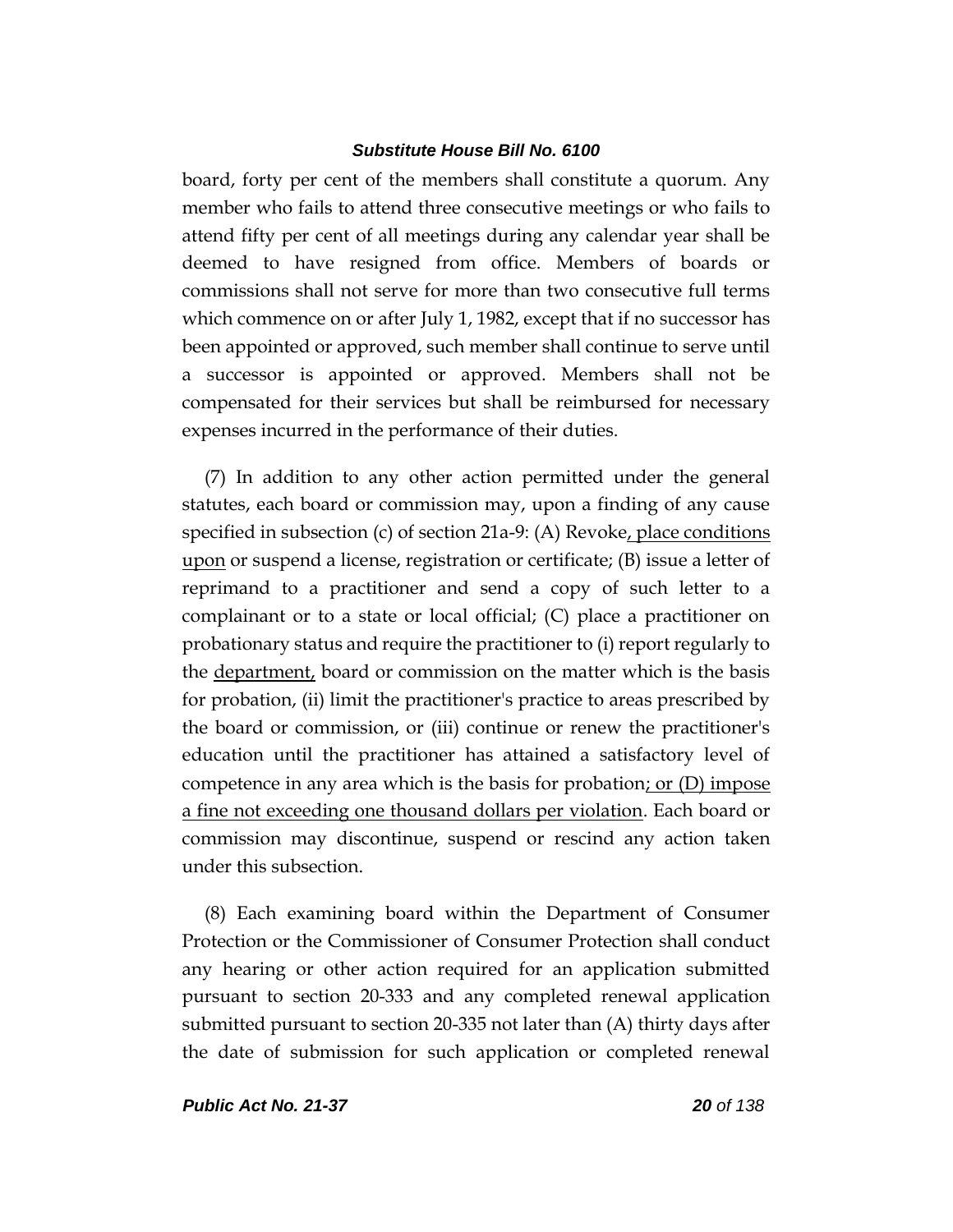board, forty per cent of the members shall constitute a quorum. Any member who fails to attend three consecutive meetings or who fails to attend fifty per cent of all meetings during any calendar year shall be deemed to have resigned from office. Members of boards or commissions shall not serve for more than two consecutive full terms which commence on or after July 1, 1982, except that if no successor has been appointed or approved, such member shall continue to serve until a successor is appointed or approved. Members shall not be compensated for their services but shall be reimbursed for necessary expenses incurred in the performance of their duties.

(7) In addition to any other action permitted under the general statutes, each board or commission may, upon a finding of any cause specified in subsection (c) of section 21a-9: (A) Revoke, place conditions upon or suspend a license, registration or certificate; (B) issue a letter of reprimand to a practitioner and send a copy of such letter to a complainant or to a state or local official; (C) place a practitioner on probationary status and require the practitioner to (i) report regularly to the department, board or commission on the matter which is the basis for probation, (ii) limit the practitioner's practice to areas prescribed by the board or commission, or (iii) continue or renew the practitioner's education until the practitioner has attained a satisfactory level of competence in any area which is the basis for probation; or (D) impose a fine not exceeding one thousand dollars per violation. Each board or commission may discontinue, suspend or rescind any action taken under this subsection.

(8) Each examining board within the Department of Consumer Protection or the Commissioner of Consumer Protection shall conduct any hearing or other action required for an application submitted pursuant to section 20-333 and any completed renewal application submitted pursuant to section 20-335 not later than (A) thirty days after the date of submission for such application or completed renewal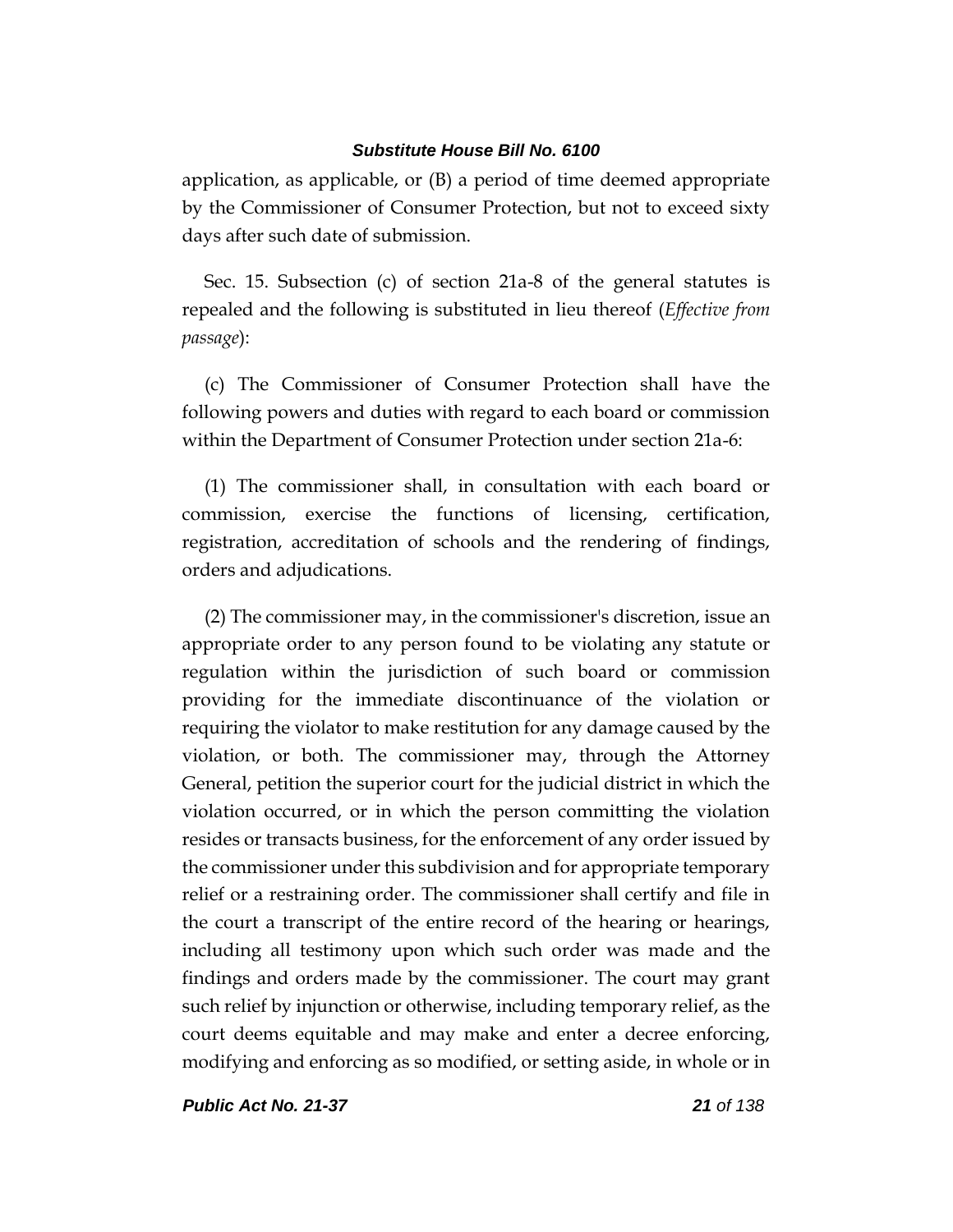application, as applicable, or (B) a period of time deemed appropriate by the Commissioner of Consumer Protection, but not to exceed sixty days after such date of submission.

Sec. 15. Subsection (c) of section 21a-8 of the general statutes is repealed and the following is substituted in lieu thereof (*Effective from passage*):

(c) The Commissioner of Consumer Protection shall have the following powers and duties with regard to each board or commission within the Department of Consumer Protection under section 21a-6:

(1) The commissioner shall, in consultation with each board or commission, exercise the functions of licensing, certification, registration, accreditation of schools and the rendering of findings, orders and adjudications.

(2) The commissioner may, in the commissioner's discretion, issue an appropriate order to any person found to be violating any statute or regulation within the jurisdiction of such board or commission providing for the immediate discontinuance of the violation or requiring the violator to make restitution for any damage caused by the violation, or both. The commissioner may, through the Attorney General, petition the superior court for the judicial district in which the violation occurred, or in which the person committing the violation resides or transacts business, for the enforcement of any order issued by the commissioner under this subdivision and for appropriate temporary relief or a restraining order. The commissioner shall certify and file in the court a transcript of the entire record of the hearing or hearings, including all testimony upon which such order was made and the findings and orders made by the commissioner. The court may grant such relief by injunction or otherwise, including temporary relief, as the court deems equitable and may make and enter a decree enforcing, modifying and enforcing as so modified, or setting aside, in whole or in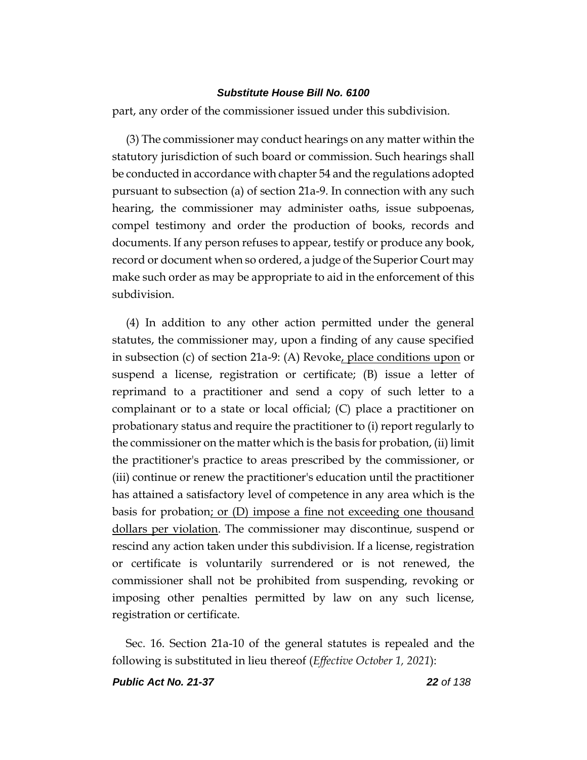part, any order of the commissioner issued under this subdivision.

(3) The commissioner may conduct hearings on any matter within the statutory jurisdiction of such board or commission. Such hearings shall be conducted in accordance with chapter 54 and the regulations adopted pursuant to subsection (a) of section 21a-9. In connection with any such hearing, the commissioner may administer oaths, issue subpoenas, compel testimony and order the production of books, records and documents. If any person refuses to appear, testify or produce any book, record or document when so ordered, a judge of the Superior Court may make such order as may be appropriate to aid in the enforcement of this subdivision.

(4) In addition to any other action permitted under the general statutes, the commissioner may, upon a finding of any cause specified in subsection (c) of section 21a-9: (A) Revoke<u>, place conditions upon</u> or suspend a license, registration or certificate; (B) issue a letter of reprimand to a practitioner and send a copy of such letter to a complainant or to a state or local official; (C) place a practitioner on probationary status and require the practitioner to (i) report regularly to the commissioner on the matter which is the basis for probation, (ii) limit the practitioner's practice to areas prescribed by the commissioner, or (iii) continue or renew the practitioner's education until the practitioner has attained a satisfactory level of competence in any area which is the basis for probation<u>; or (D) impose a fine not exceeding one thousand dollars per violation</u>. The commissioner may discontinue, suspend or rescind any action taken under this subdivision. If a license, registration or certificate is voluntarily surrendered or is not renewed, the commissioner shall not be prohibited from suspending, revoking or imposing other penalties permitted by law on any such license, registration or certificate.

Sec. 16. Section 21a-10 of the general statutes is repealed and the following is substituted in lieu thereof (*Effective October 1, 2021*):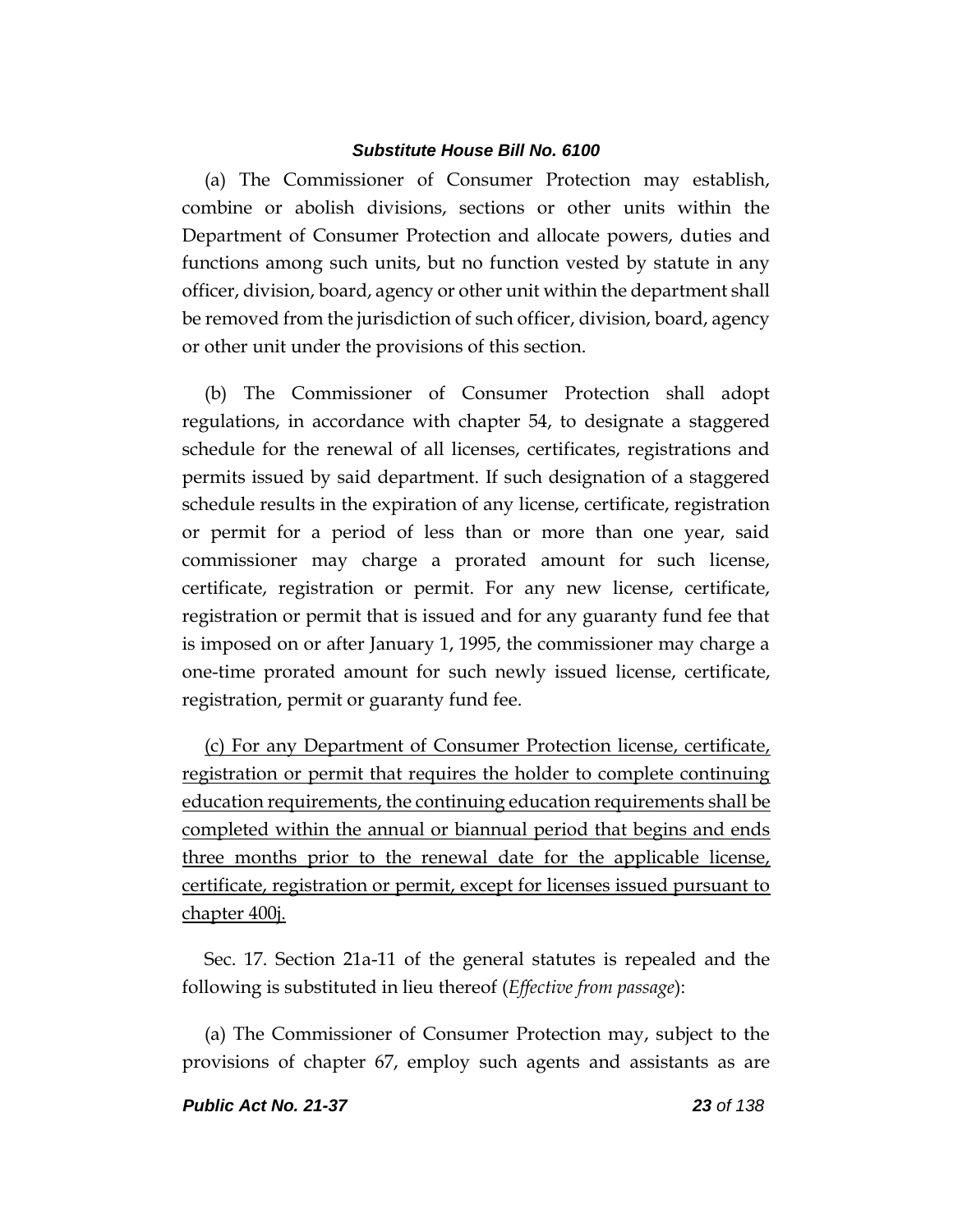(a) The Commissioner of Consumer Protection may establish, combine or abolish divisions, sections or other units within the Department of Consumer Protection and allocate powers, duties and functions among such units, but no function vested by statute in any officer, division, board, agency or other unit within the department shall be removed from the jurisdiction of such officer, division, board, agency or other unit under the provisions of this section.

(b) The Commissioner of Consumer Protection shall adopt regulations, in accordance with chapter 54, to designate a staggered schedule for the renewal of all licenses, certificates, registrations and permits issued by said department. If such designation of a staggered schedule results in the expiration of any license, certificate, registration or permit for a period of less than or more than one year, said commissioner may charge a prorated amount for such license, certificate, registration or permit. For any new license, certificate, registration or permit that is issued and for any guaranty fund fee that is imposed on or after January 1, 1995, the commissioner may charge a one-time prorated amount for such newly issued license, certificate, registration, permit or guaranty fund fee.

<u>(c) For any Department of Consumer Protection license, certificate, registration or permit that requires the holder to complete continuing education requirements, the continuing education requirements shall be completed within the annual or biannual period that begins and ends three months prior to the renewal date for the applicable license, certificate, registration or permit, except for licenses issued pursuant to chapter 400j.</u>

Sec. 17. Section 21a-11 of the general statutes is repealed and the following is substituted in lieu thereof (*Effective from passage*):

(a) The Commissioner of Consumer Protection may, subject to the provisions of chapter 67, employ such agents and assistants as are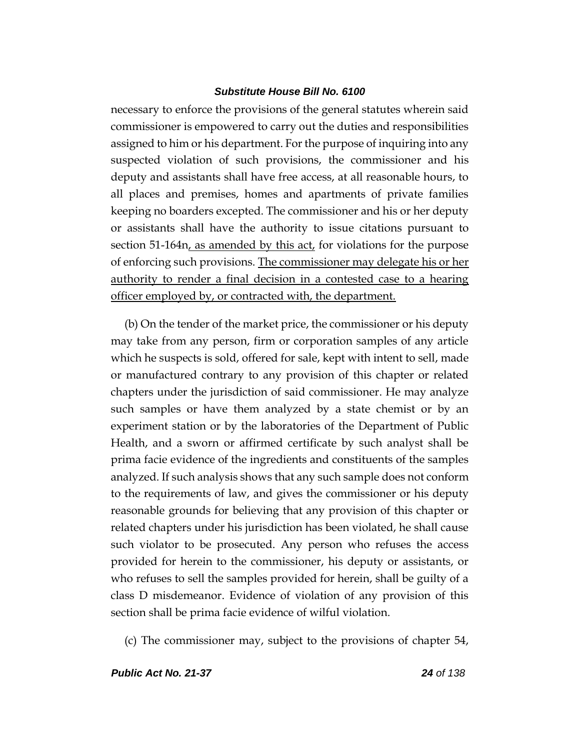necessary to enforce the provisions of the general statutes wherein said commissioner is empowered to carry out the duties and responsibilities assigned to him or his department. For the purpose of inquiring into any suspected violation of such provisions, the commissioner and his deputy and assistants shall have free access, at all reasonable hours, to all places and premises, homes and apartments of private families keeping no boarders excepted. The commissioner and his or her deputy or assistants shall have the authority to issue citations pursuant to section 51-164n<u>, as amended by this act,</u> for violations for the purpose of enforcing such provisions. <u>The commissioner may delegate his or her authority to render a final decision in a contested case to a hearing officer employed by, or contracted with, the department.</u>

(b) On the tender of the market price, the commissioner or his deputy may take from any person, firm or corporation samples of any article which he suspects is sold, offered for sale, kept with intent to sell, made or manufactured contrary to any provision of this chapter or related chapters under the jurisdiction of said commissioner. He may analyze such samples or have them analyzed by a state chemist or by an experiment station or by the laboratories of the Department of Public Health, and a sworn or affirmed certificate by such analyst shall be prima facie evidence of the ingredients and constituents of the samples analyzed. If such analysis shows that any such sample does not conform to the requirements of law, and gives the commissioner or his deputy reasonable grounds for believing that any provision of this chapter or related chapters under his jurisdiction has been violated, he shall cause such violator to be prosecuted. Any person who refuses the access provided for herein to the commissioner, his deputy or assistants, or who refuses to sell the samples provided for herein, shall be guilty of a class D misdemeanor. Evidence of violation of any provision of this section shall be prima facie evidence of wilful violation.

(c) The commissioner may, subject to the provisions of chapter 54,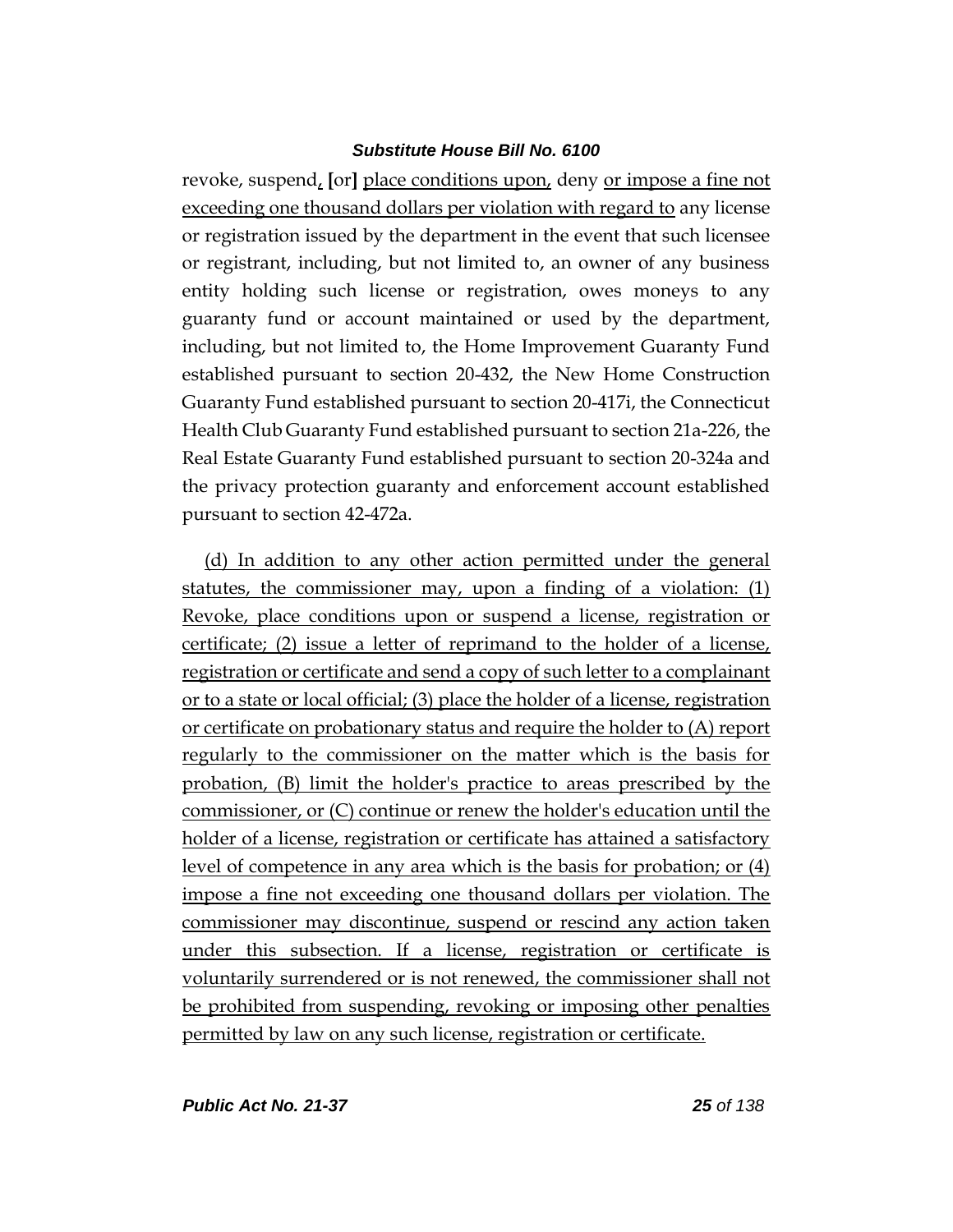revoke, suspend, [or] place conditions upon, deny or impose a fine not exceeding one thousand dollars per violation with regard to any license or registration issued by the department in the event that such licensee or registrant, including, but not limited to, an owner of any business entity holding such license or registration, owes moneys to any guaranty fund or account maintained or used by the department, including, but not limited to, the Home Improvement Guaranty Fund established pursuant to section 20-432, the New Home Construction Guaranty Fund established pursuant to section 20-417i, the Connecticut Health Club Guaranty Fund established pursuant to section 21a-226, the Real Estate Guaranty Fund established pursuant to section 20-324a and the privacy protection guaranty and enforcement account established pursuant to section 42-472a.

(d) In addition to any other action permitted under the general statutes, the commissioner may, upon a finding of a violation: (1) Revoke, place conditions upon or suspend a license, registration or certificate; (2) issue a letter of reprimand to the holder of a license, registration or certificate and send a copy of such letter to a complainant or to a state or local official; (3) place the holder of a license, registration or certificate on probationary status and require the holder to (A) report regularly to the commissioner on the matter which is the basis for probation, (B) limit the holder's practice to areas prescribed by the commissioner, or (C) continue or renew the holder's education until the holder of a license, registration or certificate has attained a satisfactory level of competence in any area which is the basis for probation; or (4) impose a fine not exceeding one thousand dollars per violation. The commissioner may discontinue, suspend or rescind any action taken under this subsection. If a license, registration or certificate is voluntarily surrendered or is not renewed, the commissioner shall not be prohibited from suspending, revoking or imposing other penalties permitted by law on any such license, registration or certificate.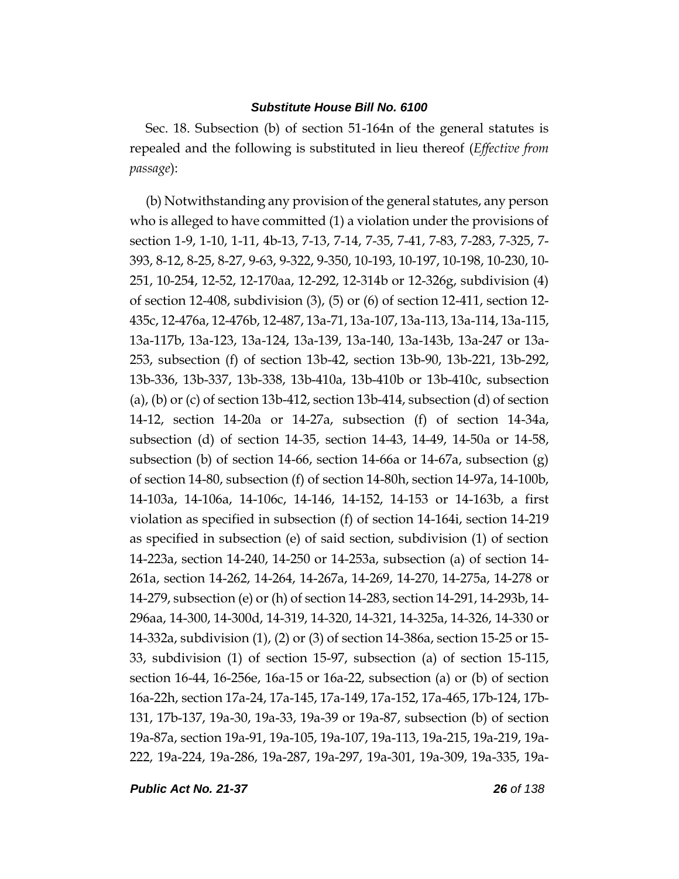Sec. 18. Subsection (b) of section 51-164n of the general statutes is repealed and the following is substituted in lieu thereof (*Effective from passage*):

(b) Notwithstanding any provision of the general statutes, any person who is alleged to have committed (1) a violation under the provisions of section 1-9, 1-10, 1-11, 4b-13, 7-13, 7-14, 7-35, 7-41, 7-83, 7-283, 7-325, 7-393, 8-12, 8-25, 8-27, 9-63, 9-322, 9-350, 10-193, 10-197, 10-198, 10-230, 10-251, 10-254, 12-52, 12-170aa, 12-292, 12-314b or 12-326g, subdivision (4) of section 12-408, subdivision (3), (5) or (6) of section 12-411, section 12-435c, 12-476a, 12-476b, 12-487, 13a-71, 13a-107, 13a-113, 13a-114, 13a-115, 13a-117b, 13a-123, 13a-124, 13a-139, 13a-140, 13a-143b, 13a-247 or 13a-253, subsection (f) of section 13b-42, section 13b-90, 13b-221, 13b-292, 13b-336, 13b-337, 13b-338, 13b-410a, 13b-410b or 13b-410c, subsection (a), (b) or (c) of section 13b-412, section 13b-414, subsection (d) of section 14-12, section 14-20a or 14-27a, subsection (f) of section 14-34a, subsection (d) of section 14-35, section 14-43, 14-49, 14-50a or 14-58, subsection (b) of section 14-66, section 14-66a or 14-67a, subsection (g) of section 14-80, subsection (f) of section 14-80h, section 14-97a, 14-100b, 14-103a, 14-106a, 14-106c, 14-146, 14-152, 14-153 or 14-163b, a first violation as specified in subsection (f) of section 14-164i, section 14-219 as specified in subsection (e) of said section, subdivision (1) of section 14-223a, section 14-240, 14-250 or 14-253a, subsection (a) of section 14-261a, section 14-262, 14-264, 14-267a, 14-269, 14-270, 14-275a, 14-278 or 14-279, subsection (e) or (h) of section 14-283, section 14-291, 14-293b, 14-296aa, 14-300, 14-300d, 14-319, 14-320, 14-321, 14-325a, 14-326, 14-330 or 14-332a, subdivision (1), (2) or (3) of section 14-386a, section 15-25 or 15-33, subdivision (1) of section 15-97, subsection (a) of section 15-115, section 16-44, 16-256e, 16a-15 or 16a-22, subsection (a) or (b) of section 16a-22h, section 17a-24, 17a-145, 17a-149, 17a-152, 17a-465, 17b-124, 17b-131, 17b-137, 19a-30, 19a-33, 19a-39 or 19a-87, subsection (b) of section 19a-87a, section 19a-91, 19a-105, 19a-107, 19a-113, 19a-215, 19a-219, 19a-222, 19a-224, 19a-286, 19a-287, 19a-297, 19a-301, 19a-309, 19a-335, 19a-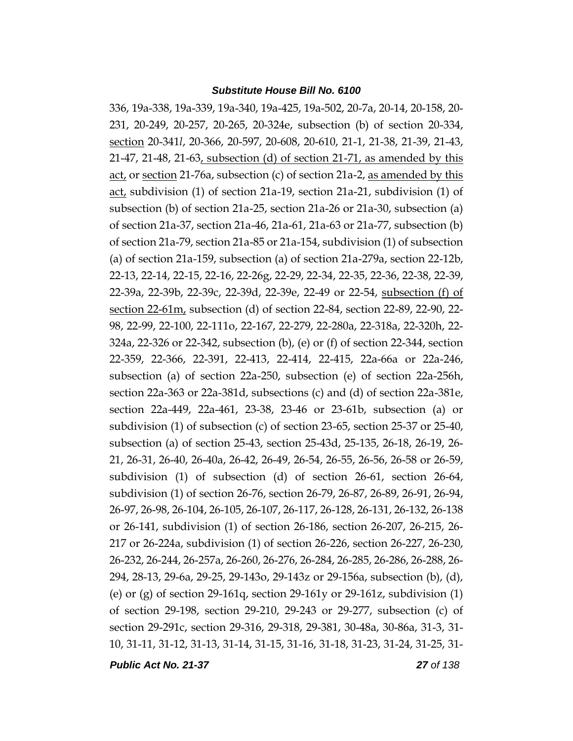336, 19a-338, 19a-339, 19a-340, 19a-425, 19a-502, 20-7a, 20-14, 20-158, 20-231, 20-249, 20-257, 20-265, 20-324e, subsection (b) of section 20-334, section 20-341*l*, 20-366, 20-597, 20-608, 20-610, 21-1, 21-38, 21-39, 21-43, 21-47, 21-48, 21-63, subsection (d) of section 21-71, as amended by this act, or section 21-76a, subsection (c) of section 21a-2, as amended by this act, subdivision (1) of section 21a-19, section 21a-21, subdivision (1) of subsection (b) of section 21a-25, section 21a-26 or 21a-30, subsection (a) of section 21a-37, section 21a-46, 21a-61, 21a-63 or 21a-77, subsection (b) of section 21a-79, section 21a-85 or 21a-154, subdivision (1) of subsection (a) of section 21a-159, subsection (a) of section 21a-279a, section 22-12b, 22-13, 22-14, 22-15, 22-16, 22-26g, 22-29, 22-34, 22-35, 22-36, 22-38, 22-39, 22-39a, 22-39b, 22-39c, 22-39d, 22-39e, 22-49 or 22-54, subsection (f) of section 22-61m, subsection (d) of section 22-84, section 22-89, 22-90, 22-98, 22-99, 22-100, 22-111o, 22-167, 22-279, 22-280a, 22-318a, 22-320h, 22-324a, 22-326 or 22-342, subsection (b), (e) or (f) of section 22-344, section 22-359, 22-366, 22-391, 22-413, 22-414, 22-415, 22a-66a or 22a-246, subsection (a) of section 22a-250, subsection (e) of section 22a-256h, section 22a-363 or 22a-381d, subsections (c) and (d) of section 22a-381e, section 22a-449, 22a-461, 23-38, 23-46 or 23-61b, subsection (a) or subdivision (1) of subsection (c) of section 23-65, section 25-37 or 25-40, subsection (a) of section 25-43, section 25-43d, 25-135, 26-18, 26-19, 26-21, 26-31, 26-40, 26-40a, 26-42, 26-49, 26-54, 26-55, 26-56, 26-58 or 26-59, subdivision (1) of subsection (d) of section 26-61, section 26-64, subdivision (1) of section 26-76, section 26-79, 26-87, 26-89, 26-91, 26-94, 26-97, 26-98, 26-104, 26-105, 26-107, 26-117, 26-128, 26-131, 26-132, 26-138 or 26-141, subdivision (1) of section 26-186, section 26-207, 26-215, 26-217 or 26-224a, subdivision (1) of section 26-226, section 26-227, 26-230, 26-232, 26-244, 26-257a, 26-260, 26-276, 26-284, 26-285, 26-286, 26-288, 26-294, 28-13, 29-6a, 29-25, 29-143o, 29-143z or 29-156a, subsection (b), (d), (e) or (g) of section 29-161q, section 29-161y or 29-161z, subdivision (1) of section 29-198, section 29-210, 29-243 or 29-277, subsection (c) of section 29-291c, section 29-316, 29-318, 29-381, 30-48a, 30-86a, 31-3, 31-10, 31-11, 31-12, 31-13, 31-14, 31-15, 31-16, 31-18, 31-23, 31-24, 31-25, 31-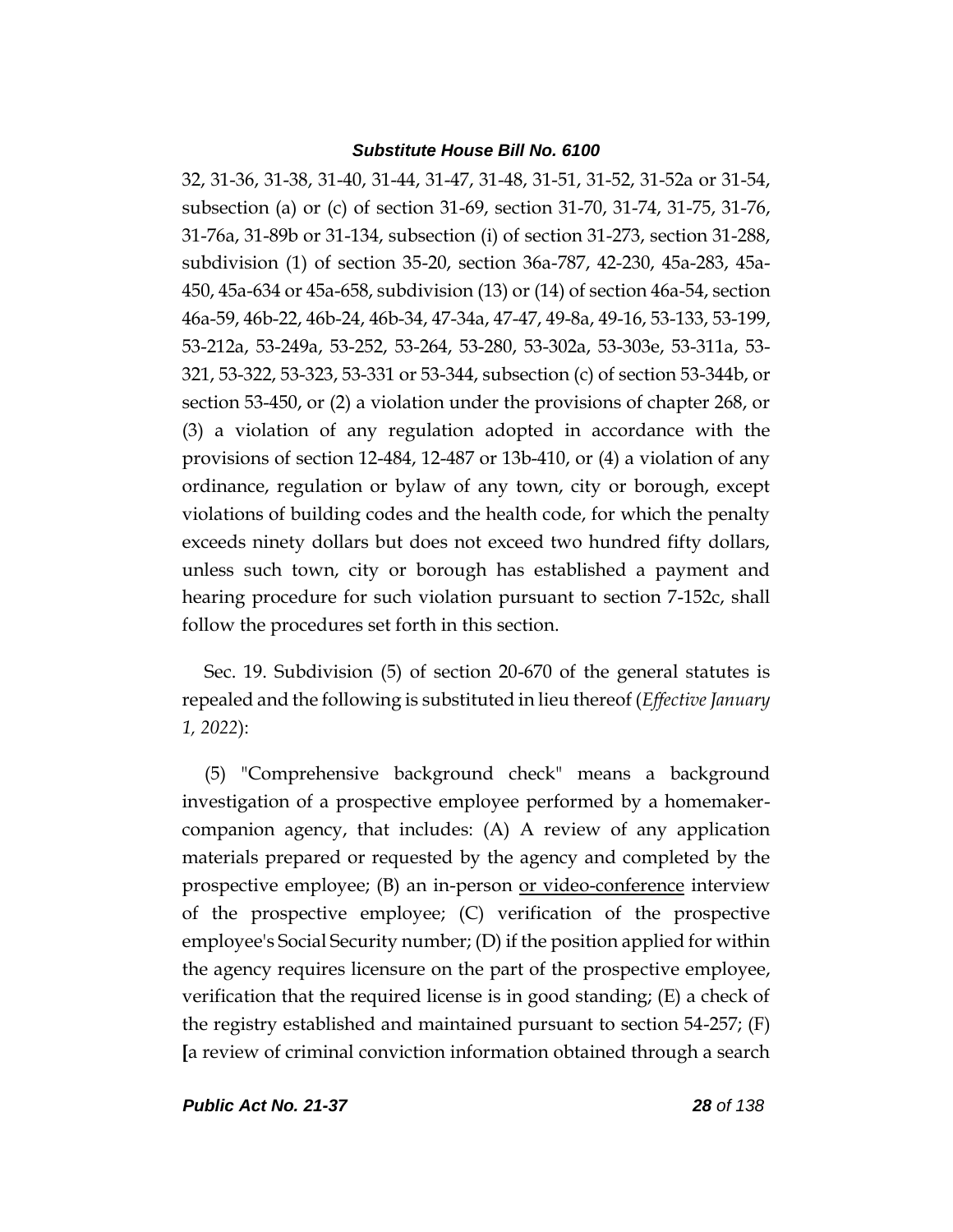32, 31-36, 31-38, 31-40, 31-44, 31-47, 31-48, 31-51, 31-52, 31-52a or 31-54, subsection (a) or (c) of section 31-69, section 31-70, 31-74, 31-75, 31-76, 31-76a, 31-89b or 31-134, subsection (i) of section 31-273, section 31-288, subdivision (1) of section 35-20, section 36a-787, 42-230, 45a-283, 45a-450, 45a-634 or 45a-658, subdivision (13) or (14) of section 46a-54, section 46a-59, 46b-22, 46b-24, 46b-34, 47-34a, 47-47, 49-8a, 49-16, 53-133, 53-199, 53-212a, 53-249a, 53-252, 53-264, 53-280, 53-302a, 53-303e, 53-311a, 53-321, 53-322, 53-323, 53-331 or 53-344, subsection (c) of section 53-344b, or section 53-450, or (2) a violation under the provisions of chapter 268, or (3) a violation of any regulation adopted in accordance with the provisions of section 12-484, 12-487 or 13b-410, or (4) a violation of any ordinance, regulation or bylaw of any town, city or borough, except violations of building codes and the health code, for which the penalty exceeds ninety dollars but does not exceed two hundred fifty dollars, unless such town, city or borough has established a payment and hearing procedure for such violation pursuant to section 7-152c, shall follow the procedures set forth in this section.

Sec. 19. Subdivision (5) of section 20-670 of the general statutes is repealed and the following is substituted in lieu thereof (*Effective January 1, 2022*):

(5) "Comprehensive background check" means a background investigation of a prospective employee performed by a homemaker-companion agency, that includes: (A) A review of any application materials prepared or requested by the agency and completed by the prospective employee; (B) an in-person <u>or video-conference</u> interview of the prospective employee; (C) verification of the prospective employee's Social Security number; (D) if the position applied for within the agency requires licensure on the part of the prospective employee, verification that the required license is in good standing; (E) a check of the registry established and maintained pursuant to section 54-257; (F) [a review of criminal conviction information obtained through a search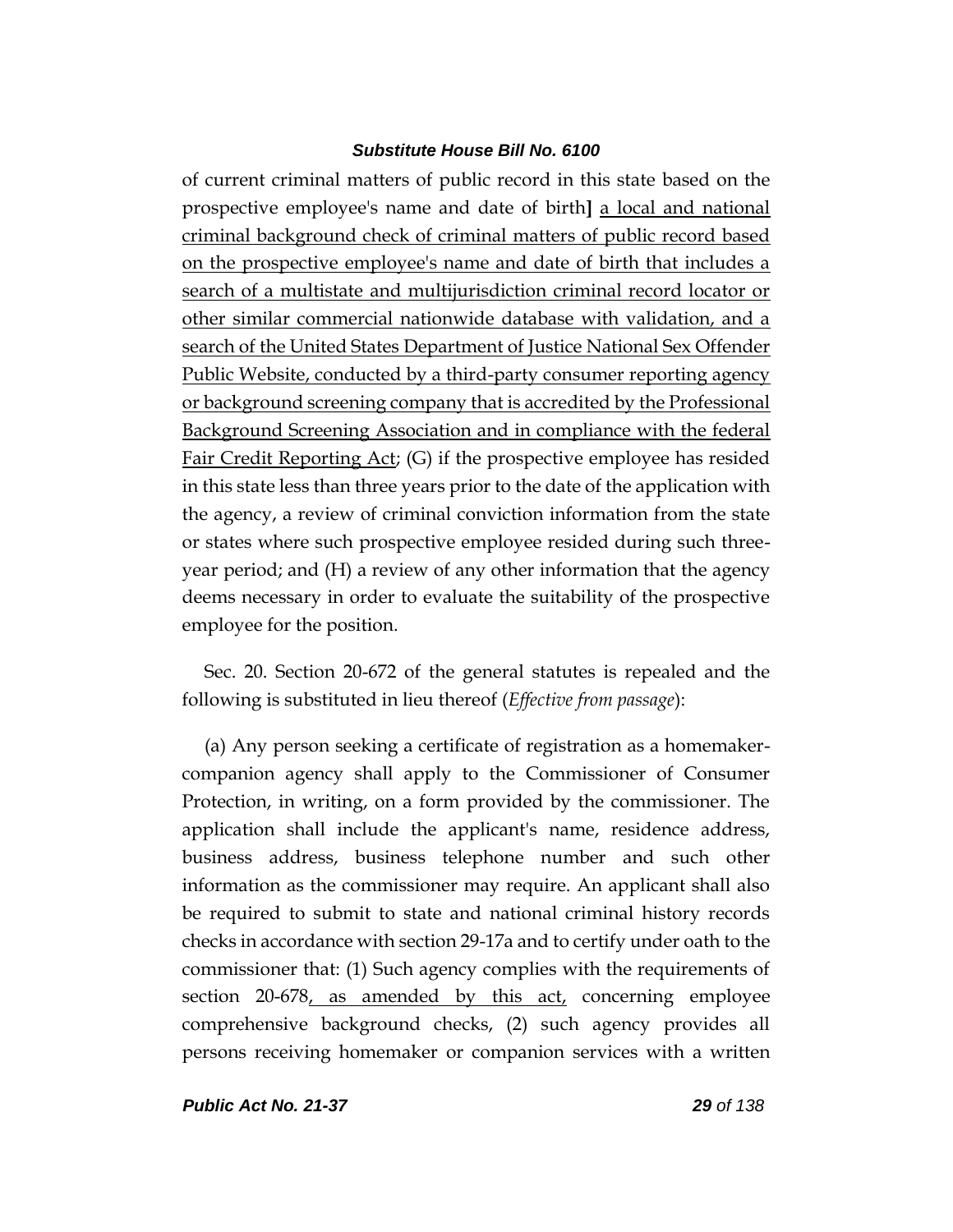of current criminal matters of public record in this state based on the prospective employee's name and date of birth] <u>a local and national criminal background check of criminal matters of public record based on the prospective employee's name and date of birth that includes a search of a multistate and multijurisdiction criminal record locator or other similar commercial nationwide database with validation, and a search of the United States Department of Justice National Sex Offender Public Website, conducted by a third-party consumer reporting agency or background screening company that is accredited by the Professional Background Screening Association and in compliance with the federal Fair Credit Reporting Act</u>; (G) if the prospective employee has resided in this state less than three years prior to the date of the application with the agency, a review of criminal conviction information from the state or states where such prospective employee resided during such three-year period; and (H) a review of any other information that the agency deems necessary in order to evaluate the suitability of the prospective employee for the position.

Sec. 20. Section 20-672 of the general statutes is repealed and the following is substituted in lieu thereof (*Effective from passage*):

(a) Any person seeking a certificate of registration as a homemaker-companion agency shall apply to the Commissioner of Consumer Protection, in writing, on a form provided by the commissioner. The application shall include the applicant's name, residence address, business address, business telephone number and such other information as the commissioner may require. An applicant shall also be required to submit to state and national criminal history records checks in accordance with section 29-17a and to certify under oath to the commissioner that: (1) Such agency complies with the requirements of section 20-678<u>, as amended by this act,</u> concerning employee comprehensive background checks, (2) such agency provides all persons receiving homemaker or companion services with a written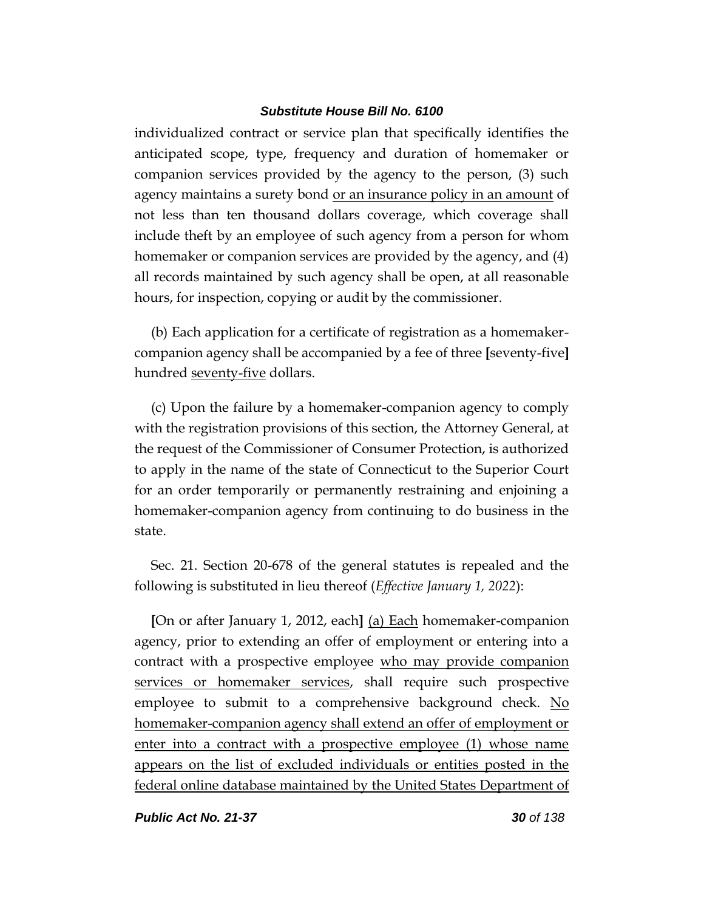individualized contract or service plan that specifically identifies the anticipated scope, type, frequency and duration of homemaker or companion services provided by the agency to the person, (3) such agency maintains a surety bond <u>or an insurance policy in an amount</u> of not less than ten thousand dollars coverage, which coverage shall include theft by an employee of such agency from a person for whom homemaker or companion services are provided by the agency, and (4) all records maintained by such agency shall be open, at all reasonable hours, for inspection, copying or audit by the commissioner.

(b) Each application for a certificate of registration as a homemaker-companion agency shall be accompanied by a fee of three **[**seventy-five**]** hundred <u>seventy-five</u> dollars.

(c) Upon the failure by a homemaker-companion agency to comply with the registration provisions of this section, the Attorney General, at the request of the Commissioner of Consumer Protection, is authorized to apply in the name of the state of Connecticut to the Superior Court for an order temporarily or permanently restraining and enjoining a homemaker-companion agency from continuing to do business in the state.

Sec. 21. Section 20-678 of the general statutes is repealed and the following is substituted in lieu thereof (*Effective January 1, 2022*):

**[**On or after January 1, 2012, each**]** <u>(a) Each</u> homemaker-companion agency, prior to extending an offer of employment or entering into a contract with a prospective employee <u>who may provide companion services or homemaker services</u>, shall require such prospective employee to submit to a comprehensive background check. <u>No homemaker-companion agency shall extend an offer of employment or enter into a contract with a prospective employee (1) whose name appears on the list of excluded individuals or entities posted in the federal online database maintained by the United States Department of</u>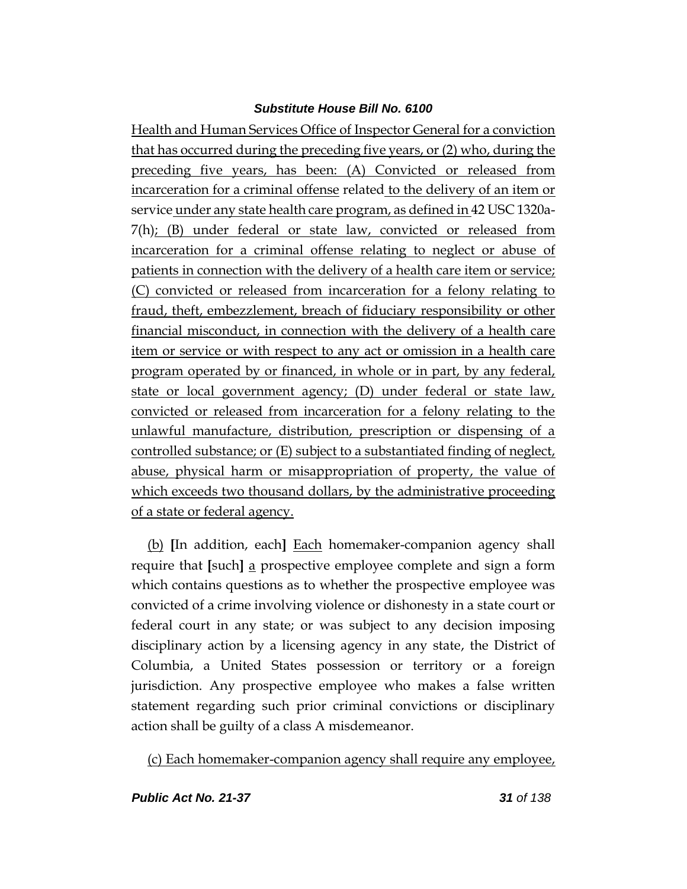Health and Human Services Office of Inspector General for a conviction that has occurred during the preceding five years, or (2) who, during the preceding five years, has been: (A) Convicted or released from incarceration for a criminal offense related to the delivery of an item or service under any state health care program, as defined in 42 USC 1320a-7(h); (B) under federal or state law, convicted or released from incarceration for a criminal offense relating to neglect or abuse of patients in connection with the delivery of a health care item or service; (C) convicted or released from incarceration for a felony relating to fraud, theft, embezzlement, breach of fiduciary responsibility or other financial misconduct, in connection with the delivery of a health care item or service or with respect to any act or omission in a health care program operated by or financed, in whole or in part, by any federal, state or local government agency; (D) under federal or state law, convicted or released from incarceration for a felony relating to the unlawful manufacture, distribution, prescription or dispensing of a controlled substance; or (E) subject to a substantiated finding of neglect, abuse, physical harm or misappropriation of property, the value of which exceeds two thousand dollars, by the administrative proceeding of a state or federal agency.

(b) **[**In addition, each**]** Each homemaker-companion agency shall require that **[**such**]** a prospective employee complete and sign a form which contains questions as to whether the prospective employee was convicted of a crime involving violence or dishonesty in a state court or federal court in any state; or was subject to any decision imposing disciplinary action by a licensing agency in any state, the District of Columbia, a United States possession or territory or a foreign jurisdiction. Any prospective employee who makes a false written statement regarding such prior criminal convictions or disciplinary action shall be guilty of a class A misdemeanor.

(c) Each homemaker-companion agency shall require any employee,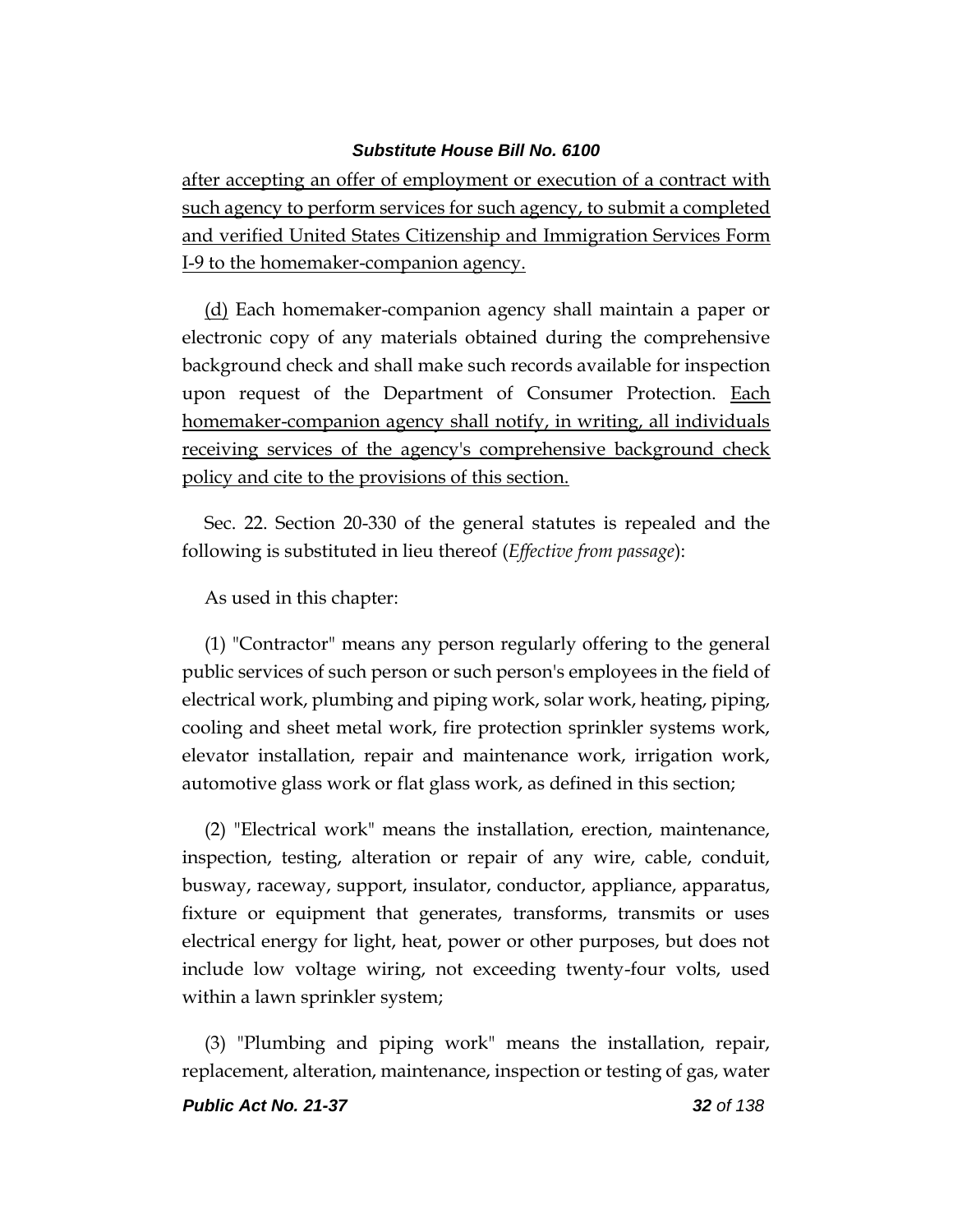after accepting an offer of employment or execution of a contract with such agency to perform services for such agency, to submit a completed and verified United States Citizenship and Immigration Services Form I-9 to the homemaker-companion agency.

(d) Each homemaker-companion agency shall maintain a paper or electronic copy of any materials obtained during the comprehensive background check and shall make such records available for inspection upon request of the Department of Consumer Protection. Each homemaker-companion agency shall notify, in writing, all individuals receiving services of the agency's comprehensive background check policy and cite to the provisions of this section.

Sec. 22. Section 20-330 of the general statutes is repealed and the following is substituted in lieu thereof (*Effective from passage*):

As used in this chapter:

(1) "Contractor" means any person regularly offering to the general public services of such person or such person's employees in the field of electrical work, plumbing and piping work, solar work, heating, piping, cooling and sheet metal work, fire protection sprinkler systems work, elevator installation, repair and maintenance work, irrigation work, automotive glass work or flat glass work, as defined in this section;

(2) "Electrical work" means the installation, erection, maintenance, inspection, testing, alteration or repair of any wire, cable, conduit, busway, raceway, support, insulator, conductor, appliance, apparatus, fixture or equipment that generates, transforms, transmits or uses electrical energy for light, heat, power or other purposes, but does not include low voltage wiring, not exceeding twenty-four volts, used within a lawn sprinkler system;

(3) "Plumbing and piping work" means the installation, repair, replacement, alteration, maintenance, inspection or testing of gas, water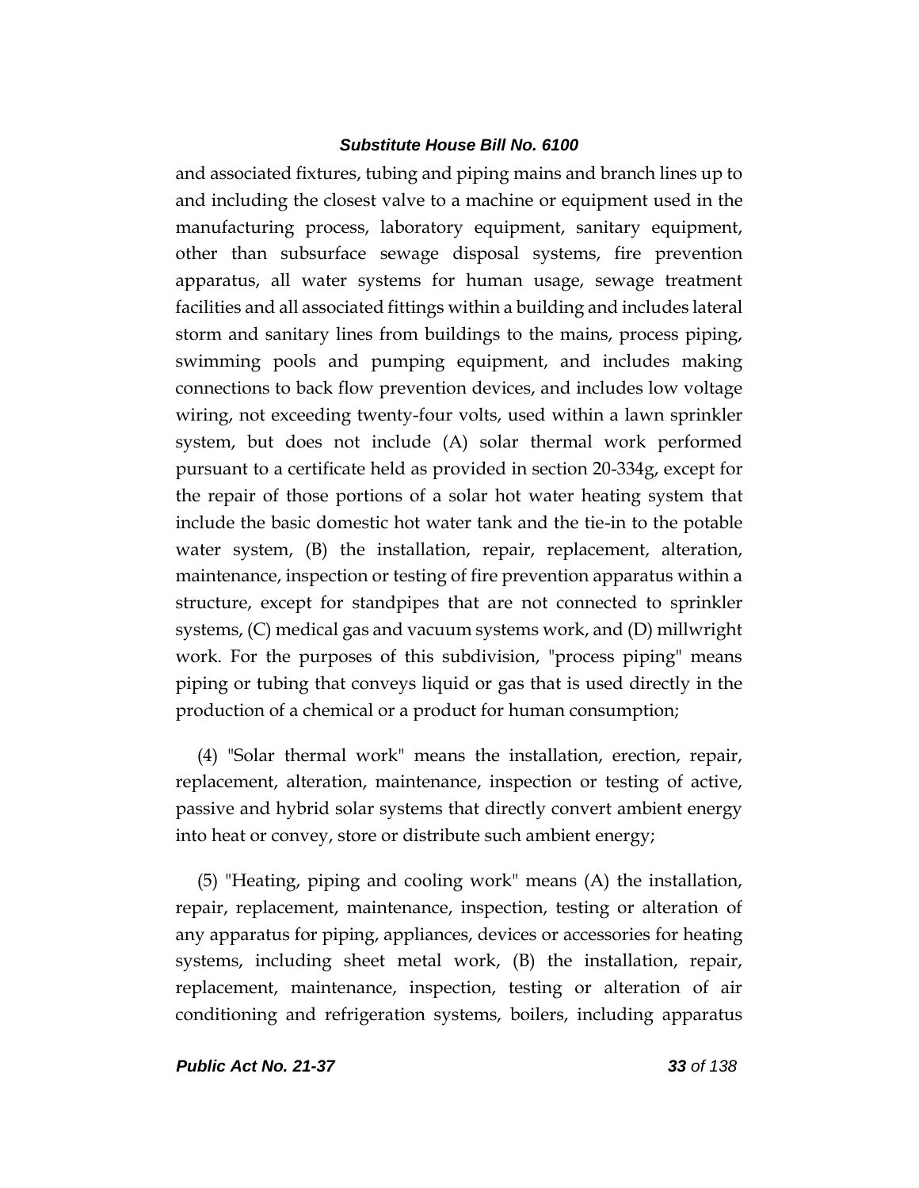and associated fixtures, tubing and piping mains and branch lines up to and including the closest valve to a machine or equipment used in the manufacturing process, laboratory equipment, sanitary equipment, other than subsurface sewage disposal systems, fire prevention apparatus, all water systems for human usage, sewage treatment facilities and all associated fittings within a building and includes lateral storm and sanitary lines from buildings to the mains, process piping, swimming pools and pumping equipment, and includes making connections to back flow prevention devices, and includes low voltage wiring, not exceeding twenty-four volts, used within a lawn sprinkler system, but does not include (A) solar thermal work performed pursuant to a certificate held as provided in section 20-334g, except for the repair of those portions of a solar hot water heating system that include the basic domestic hot water tank and the tie-in to the potable water system, (B) the installation, repair, replacement, alteration, maintenance, inspection or testing of fire prevention apparatus within a structure, except for standpipes that are not connected to sprinkler systems, (C) medical gas and vacuum systems work, and (D) millwright work. For the purposes of this subdivision, "process piping" means piping or tubing that conveys liquid or gas that is used directly in the production of a chemical or a product for human consumption;

(4) "Solar thermal work" means the installation, erection, repair, replacement, alteration, maintenance, inspection or testing of active, passive and hybrid solar systems that directly convert ambient energy into heat or convey, store or distribute such ambient energy;

(5) "Heating, piping and cooling work" means (A) the installation, repair, replacement, maintenance, inspection, testing or alteration of any apparatus for piping, appliances, devices or accessories for heating systems, including sheet metal work, (B) the installation, repair, replacement, maintenance, inspection, testing or alteration of air conditioning and refrigeration systems, boilers, including apparatus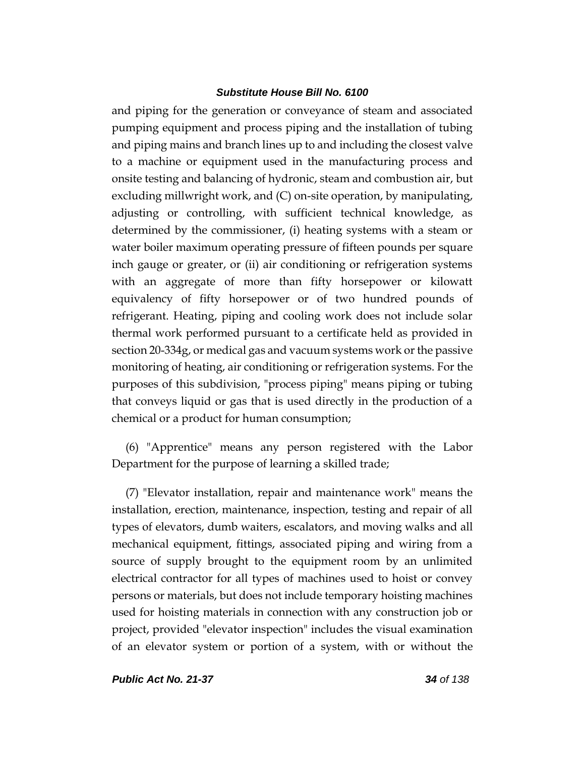and piping for the generation or conveyance of steam and associated pumping equipment and process piping and the installation of tubing and piping mains and branch lines up to and including the closest valve to a machine or equipment used in the manufacturing process and onsite testing and balancing of hydronic, steam and combustion air, but excluding millwright work, and (C) on-site operation, by manipulating, adjusting or controlling, with sufficient technical knowledge, as determined by the commissioner, (i) heating systems with a steam or water boiler maximum operating pressure of fifteen pounds per square inch gauge or greater, or (ii) air conditioning or refrigeration systems with an aggregate of more than fifty horsepower or kilowatt equivalency of fifty horsepower or of two hundred pounds of refrigerant. Heating, piping and cooling work does not include solar thermal work performed pursuant to a certificate held as provided in section 20-334g, or medical gas and vacuum systems work or the passive monitoring of heating, air conditioning or refrigeration systems. For the purposes of this subdivision, "process piping" means piping or tubing that conveys liquid or gas that is used directly in the production of a chemical or a product for human consumption;

(6) "Apprentice" means any person registered with the Labor Department for the purpose of learning a skilled trade;

(7) "Elevator installation, repair and maintenance work" means the installation, erection, maintenance, inspection, testing and repair of all types of elevators, dumb waiters, escalators, and moving walks and all mechanical equipment, fittings, associated piping and wiring from a source of supply brought to the equipment room by an unlimited electrical contractor for all types of machines used to hoist or convey persons or materials, but does not include temporary hoisting machines used for hoisting materials in connection with any construction job or project, provided "elevator inspection" includes the visual examination of an elevator system or portion of a system, with or without the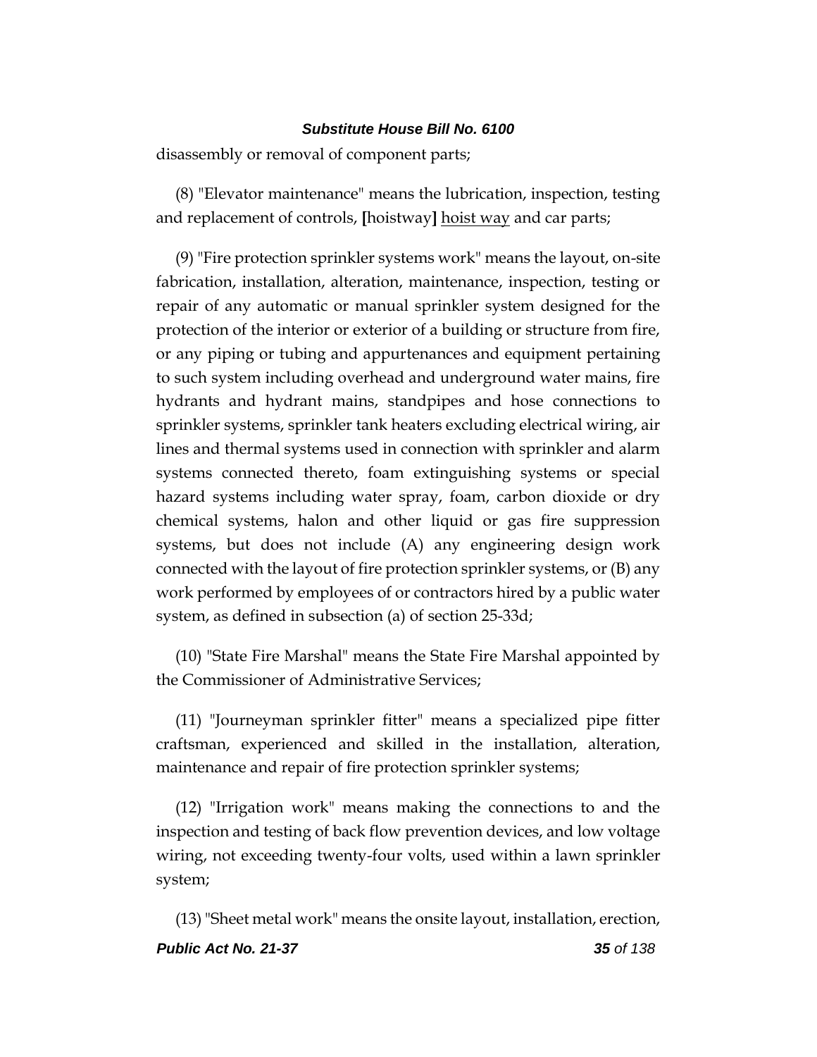disassembly or removal of component parts;

(8) "Elevator maintenance" means the lubrication, inspection, testing and replacement of controls, **[**hoistway**]** <u>hoist way</u> and car parts;

(9) "Fire protection sprinkler systems work" means the layout, on-site fabrication, installation, alteration, maintenance, inspection, testing or repair of any automatic or manual sprinkler system designed for the protection of the interior or exterior of a building or structure from fire, or any piping or tubing and appurtenances and equipment pertaining to such system including overhead and underground water mains, fire hydrants and hydrant mains, standpipes and hose connections to sprinkler systems, sprinkler tank heaters excluding electrical wiring, air lines and thermal systems used in connection with sprinkler and alarm systems connected thereto, foam extinguishing systems or special hazard systems including water spray, foam, carbon dioxide or dry chemical systems, halon and other liquid or gas fire suppression systems, but does not include (A) any engineering design work connected with the layout of fire protection sprinkler systems, or (B) any work performed by employees of or contractors hired by a public water system, as defined in subsection (a) of section 25-33d;

(10) "State Fire Marshal" means the State Fire Marshal appointed by the Commissioner of Administrative Services;

(11) "Journeyman sprinkler fitter" means a specialized pipe fitter craftsman, experienced and skilled in the installation, alteration, maintenance and repair of fire protection sprinkler systems;

(12) "Irrigation work" means making the connections to and the inspection and testing of back flow prevention devices, and low voltage wiring, not exceeding twenty-four volts, used within a lawn sprinkler system;

(13) "Sheet metal work" means the onsite layout, installation, erection,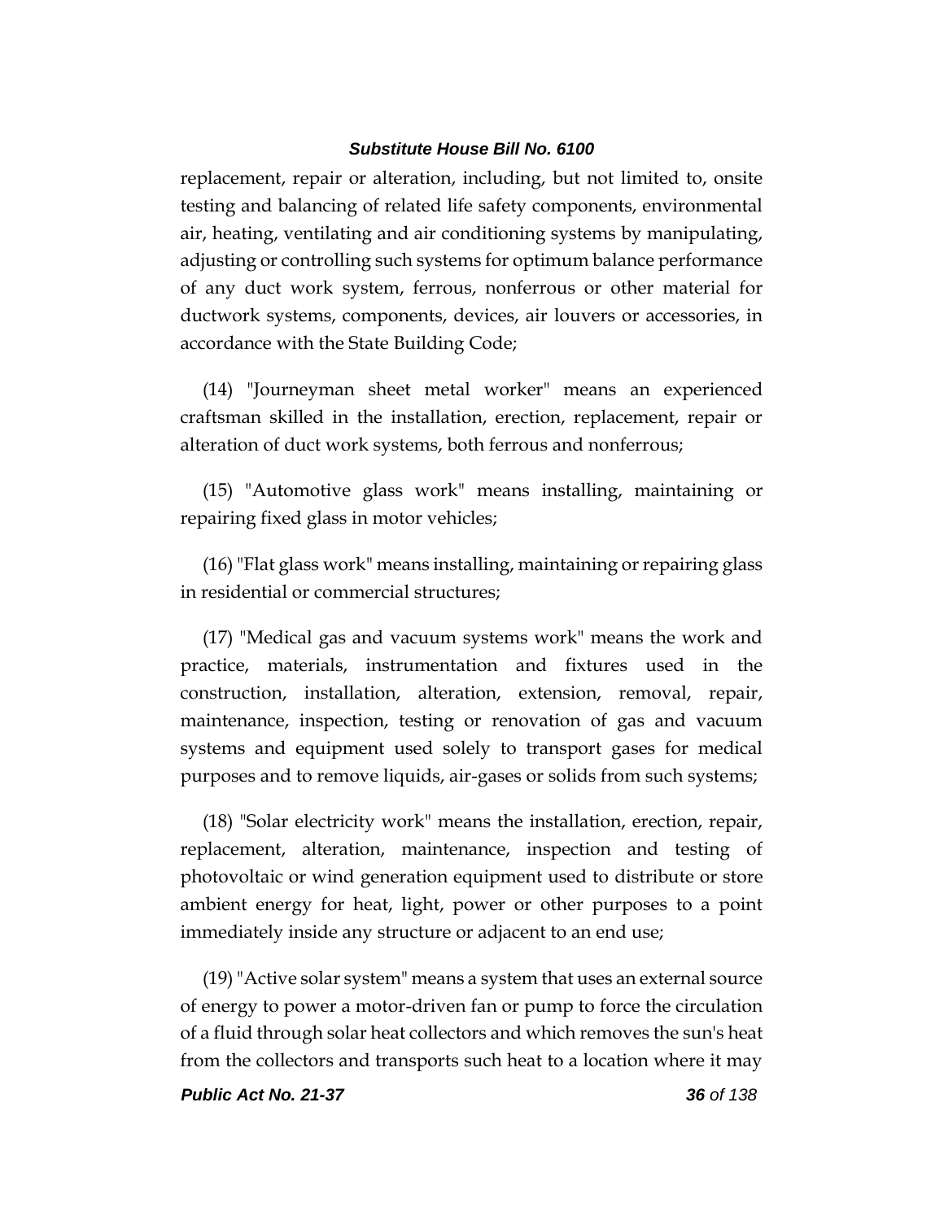replacement, repair or alteration, including, but not limited to, onsite testing and balancing of related life safety components, environmental air, heating, ventilating and air conditioning systems by manipulating, adjusting or controlling such systems for optimum balance performance of any duct work system, ferrous, nonferrous or other material for ductwork systems, components, devices, air louvers or accessories, in accordance with the State Building Code;

(14) "Journeyman sheet metal worker" means an experienced craftsman skilled in the installation, erection, replacement, repair or alteration of duct work systems, both ferrous and nonferrous;

(15) "Automotive glass work" means installing, maintaining or repairing fixed glass in motor vehicles;

(16) "Flat glass work" means installing, maintaining or repairing glass in residential or commercial structures;

(17) "Medical gas and vacuum systems work" means the work and practice, materials, instrumentation and fixtures used in the construction, installation, alteration, extension, removal, repair, maintenance, inspection, testing or renovation of gas and vacuum systems and equipment used solely to transport gases for medical purposes and to remove liquids, air-gases or solids from such systems;

(18) "Solar electricity work" means the installation, erection, repair, replacement, alteration, maintenance, inspection and testing of photovoltaic or wind generation equipment used to distribute or store ambient energy for heat, light, power or other purposes to a point immediately inside any structure or adjacent to an end use;

(19) "Active solar system" means a system that uses an external source of energy to power a motor-driven fan or pump to force the circulation of a fluid through solar heat collectors and which removes the sun's heat from the collectors and transports such heat to a location where it may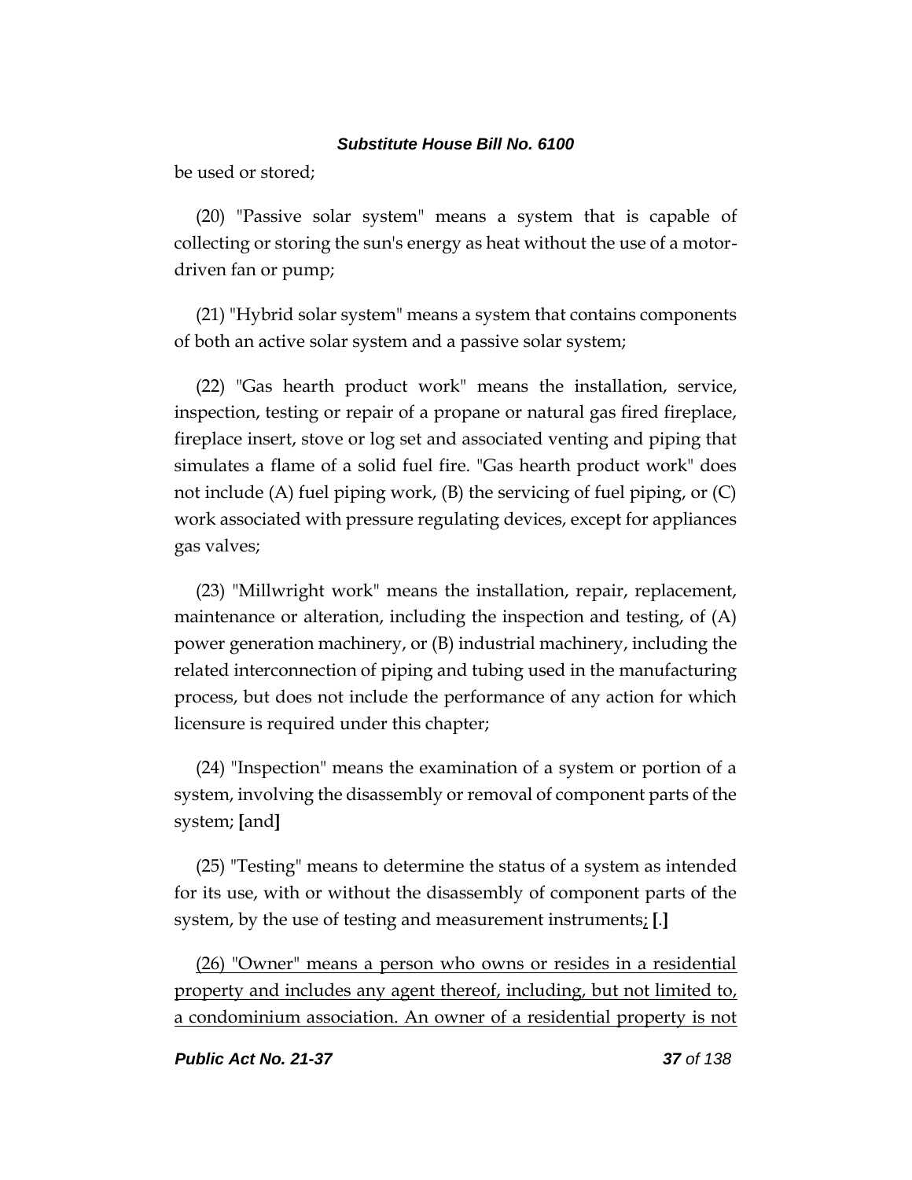be used or stored;

(20) "Passive solar system" means a system that is capable of collecting or storing the sun's energy as heat without the use of a motor-driven fan or pump;

(21) "Hybrid solar system" means a system that contains components of both an active solar system and a passive solar system;

(22) "Gas hearth product work" means the installation, service, inspection, testing or repair of a propane or natural gas fired fireplace, fireplace insert, stove or log set and associated venting and piping that simulates a flame of a solid fuel fire. "Gas hearth product work" does not include (A) fuel piping work, (B) the servicing of fuel piping, or (C) work associated with pressure regulating devices, except for appliances gas valves;

(23) "Millwright work" means the installation, repair, replacement, maintenance or alteration, including the inspection and testing, of (A) power generation machinery, or (B) industrial machinery, including the related interconnection of piping and tubing used in the manufacturing process, but does not include the performance of any action for which licensure is required under this chapter;

(24) "Inspection" means the examination of a system or portion of a system, involving the disassembly or removal of component parts of the system; **[**and**]**

(25) "Testing" means to determine the status of a system as intended for its use, with or without the disassembly of component parts of the system, by the use of testing and measurement instruments<u>;</u> **[**.**]**

<u>(26) "Owner" means a person who owns or resides in a residential property and includes any agent thereof, including, but not limited to, a condominium association. An owner of a residential property is not</u>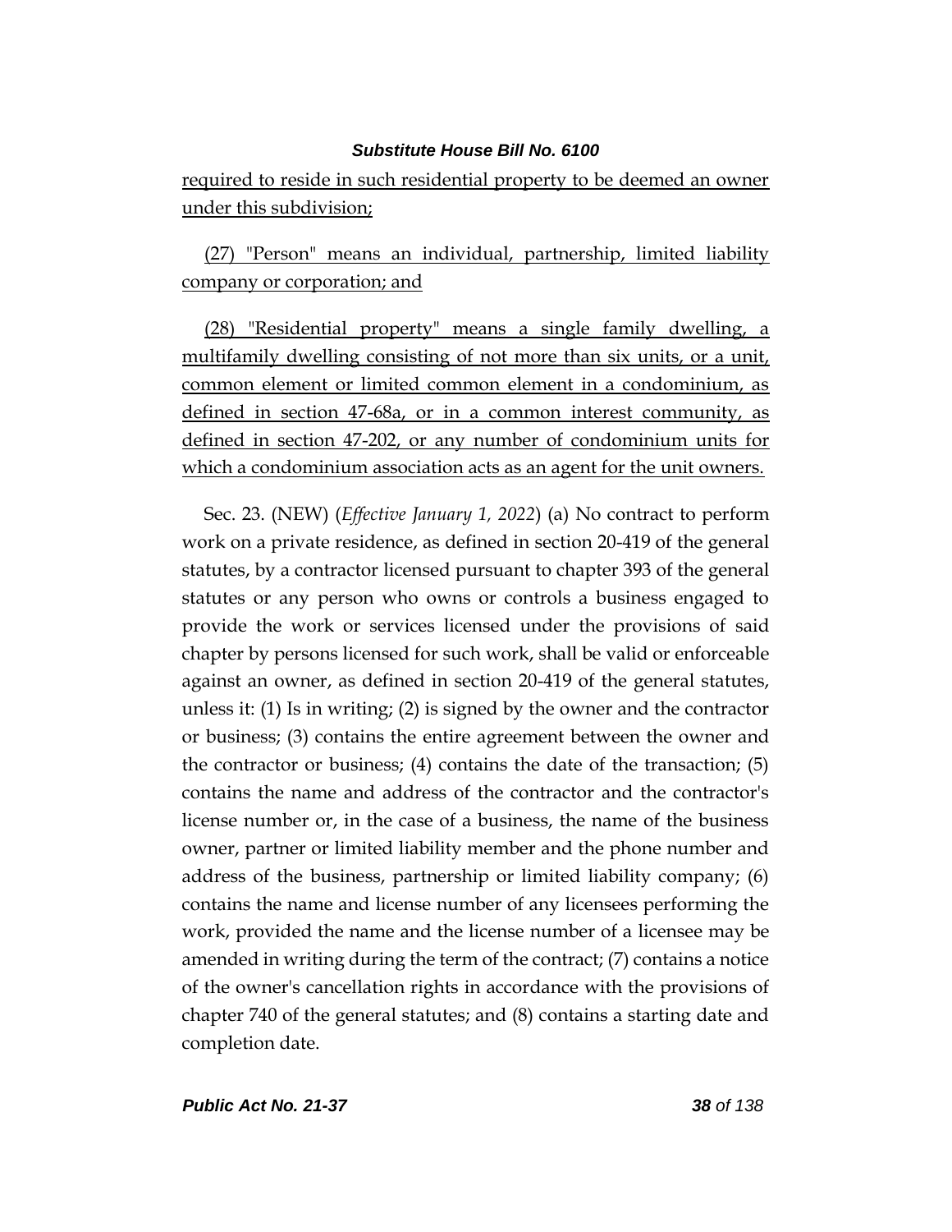required to reside in such residential property to be deemed an owner under this subdivision;

(27) "Person" means an individual, partnership, limited liability company or corporation; and

(28) "Residential property" means a single family dwelling, a multifamily dwelling consisting of not more than six units, or a unit, common element or limited common element in a condominium, as defined in section 47-68a, or in a common interest community, as defined in section 47-202, or any number of condominium units for which a condominium association acts as an agent for the unit owners.

Sec. 23. (NEW) (*Effective January 1, 2022*) (a) No contract to perform work on a private residence, as defined in section 20-419 of the general statutes, by a contractor licensed pursuant to chapter 393 of the general statutes or any person who owns or controls a business engaged to provide the work or services licensed under the provisions of said chapter by persons licensed for such work, shall be valid or enforceable against an owner, as defined in section 20-419 of the general statutes, unless it: (1) Is in writing; (2) is signed by the owner and the contractor or business; (3) contains the entire agreement between the owner and the contractor or business; (4) contains the date of the transaction; (5) contains the name and address of the contractor and the contractor's license number or, in the case of a business, the name of the business owner, partner or limited liability member and the phone number and address of the business, partnership or limited liability company; (6) contains the name and license number of any licensees performing the work, provided the name and the license number of a licensee may be amended in writing during the term of the contract; (7) contains a notice of the owner's cancellation rights in accordance with the provisions of chapter 740 of the general statutes; and (8) contains a starting date and completion date.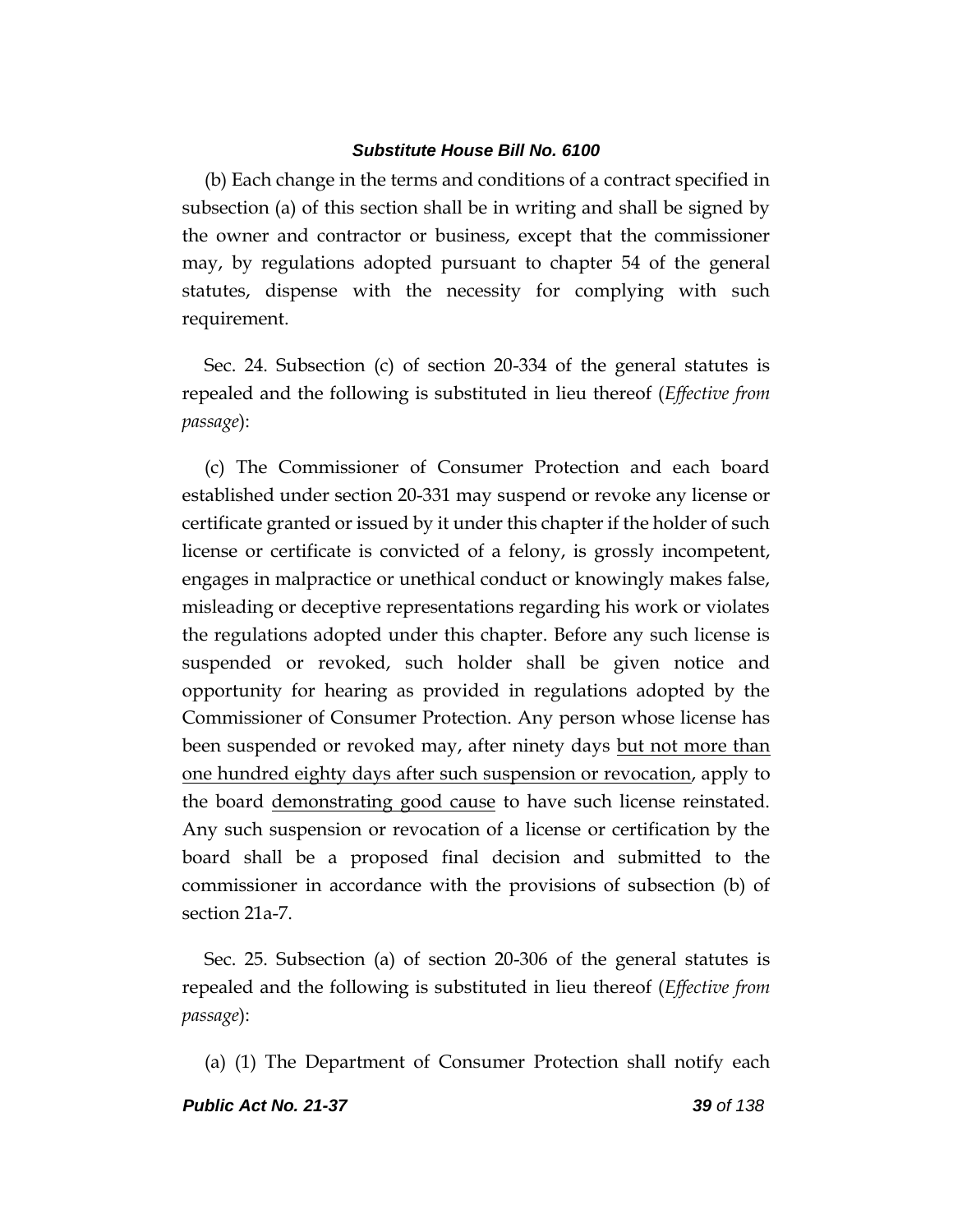(b) Each change in the terms and conditions of a contract specified in subsection (a) of this section shall be in writing and shall be signed by the owner and contractor or business, except that the commissioner may, by regulations adopted pursuant to chapter 54 of the general statutes, dispense with the necessity for complying with such requirement.

Sec. 24. Subsection (c) of section 20-334 of the general statutes is repealed and the following is substituted in lieu thereof (*Effective from passage*):

(c) The Commissioner of Consumer Protection and each board established under section 20-331 may suspend or revoke any license or certificate granted or issued by it under this chapter if the holder of such license or certificate is convicted of a felony, is grossly incompetent, engages in malpractice or unethical conduct or knowingly makes false, misleading or deceptive representations regarding his work or violates the regulations adopted under this chapter. Before any such license is suspended or revoked, such holder shall be given notice and opportunity for hearing as provided in regulations adopted by the Commissioner of Consumer Protection. Any person whose license has been suspended or revoked may, after ninety days <u>but not more than one hundred eighty days after such suspension or revocation</u>, apply to the board <u>demonstrating good cause</u> to have such license reinstated. Any such suspension or revocation of a license or certification by the board shall be a proposed final decision and submitted to the commissioner in accordance with the provisions of subsection (b) of section 21a-7.

Sec. 25. Subsection (a) of section 20-306 of the general statutes is repealed and the following is substituted in lieu thereof (*Effective from passage*):

(a) (1) The Department of Consumer Protection shall notify each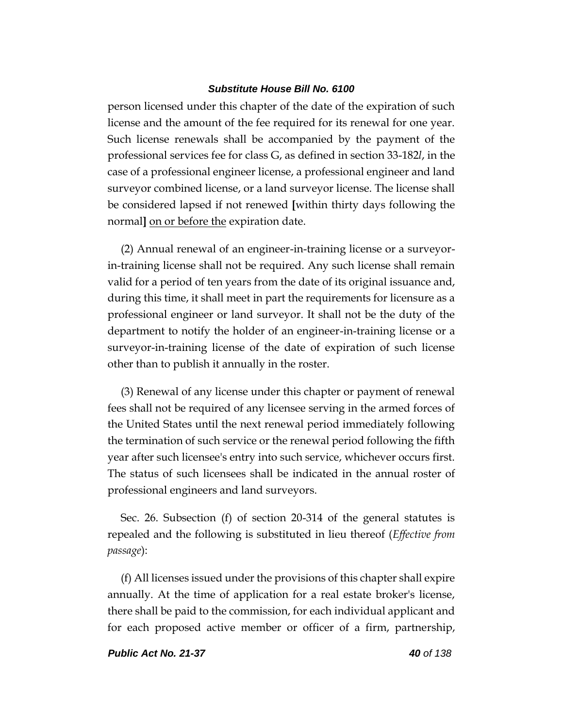person licensed under this chapter of the date of the expiration of such license and the amount of the fee required for its renewal for one year. Such license renewals shall be accompanied by the payment of the professional services fee for class G, as defined in section 33-182*l*, in the case of a professional engineer license, a professional engineer and land surveyor combined license, or a land surveyor license. The license shall be considered lapsed if not renewed [within thirty days following the normal] <u>on or before the</u> expiration date.

(2) Annual renewal of an engineer-in-training license or a surveyor-in-training license shall not be required. Any such license shall remain valid for a period of ten years from the date of its original issuance and, during this time, it shall meet in part the requirements for licensure as a professional engineer or land surveyor. It shall not be the duty of the department to notify the holder of an engineer-in-training license or a surveyor-in-training license of the date of expiration of such license other than to publish it annually in the roster.

(3) Renewal of any license under this chapter or payment of renewal fees shall not be required of any licensee serving in the armed forces of the United States until the next renewal period immediately following the termination of such service or the renewal period following the fifth year after such licensee's entry into such service, whichever occurs first. The status of such licensees shall be indicated in the annual roster of professional engineers and land surveyors.

Sec. 26. Subsection (f) of section 20-314 of the general statutes is repealed and the following is substituted in lieu thereof (*Effective from passage*):

(f) All licenses issued under the provisions of this chapter shall expire annually. At the time of application for a real estate broker's license, there shall be paid to the commission, for each individual applicant and for each proposed active member or officer of a firm, partnership,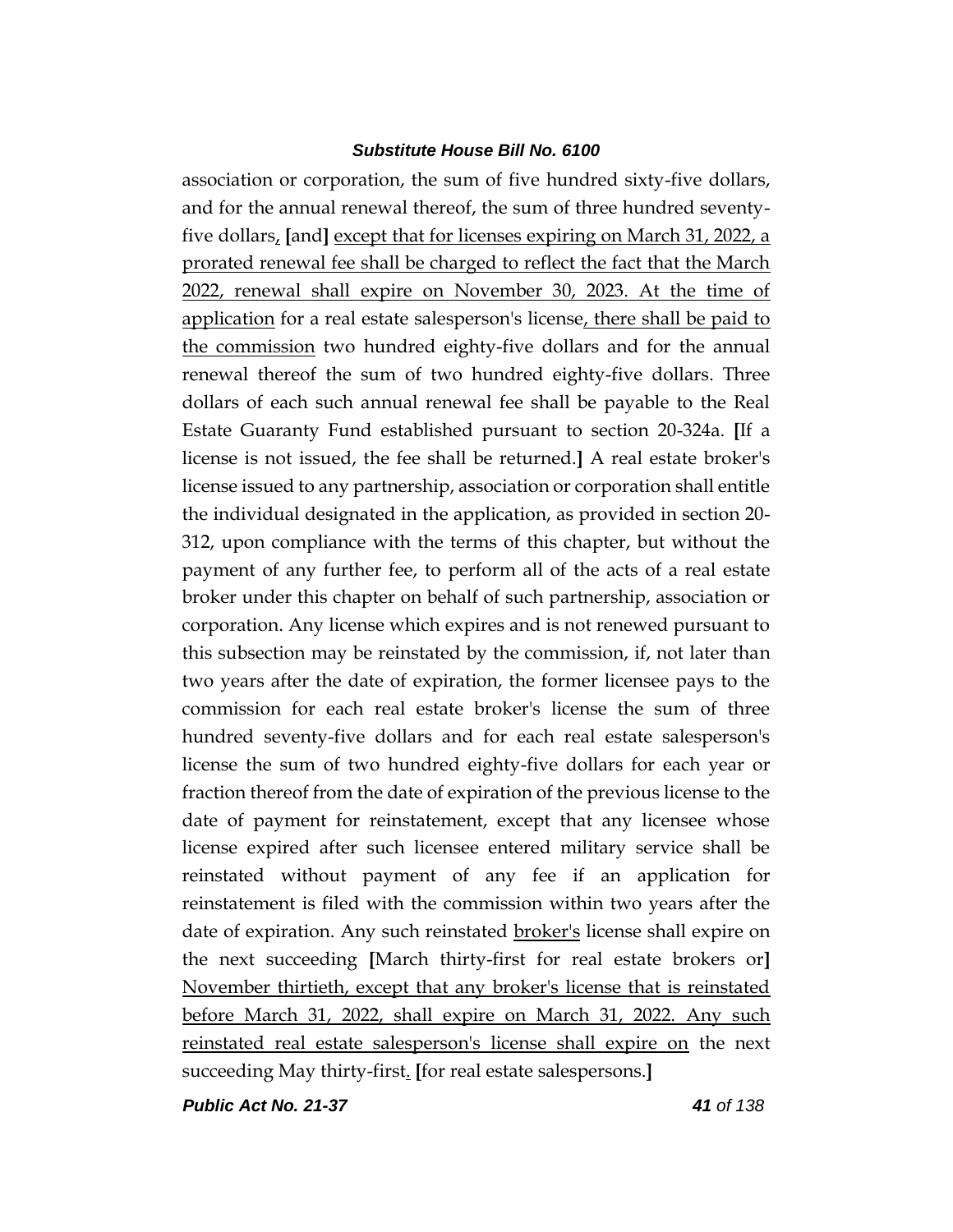association or corporation, the sum of five hundred sixty-five dollars, and for the annual renewal thereof, the sum of three hundred seventy-five dollars, [and] except that for licenses expiring on March 31, 2022, a prorated renewal fee shall be charged to reflect the fact that the March 2022, renewal shall expire on November 30, 2023. At the time of application for a real estate salesperson's license, there shall be paid to the commission two hundred eighty-five dollars and for the annual renewal thereof the sum of two hundred eighty-five dollars. Three dollars of each such annual renewal fee shall be payable to the Real Estate Guaranty Fund established pursuant to section 20-324a. [If a license is not issued, the fee shall be returned.] A real estate broker's license issued to any partnership, association or corporation shall entitle the individual designated in the application, as provided in section 20-312, upon compliance with the terms of this chapter, but without the payment of any further fee, to perform all of the acts of a real estate broker under this chapter on behalf of such partnership, association or corporation. Any license which expires and is not renewed pursuant to this subsection may be reinstated by the commission, if, not later than two years after the date of expiration, the former licensee pays to the commission for each real estate broker's license the sum of three hundred seventy-five dollars and for each real estate salesperson's license the sum of two hundred eighty-five dollars for each year or fraction thereof from the date of expiration of the previous license to the date of payment for reinstatement, except that any licensee whose license expired after such licensee entered military service shall be reinstated without payment of any fee if an application for reinstatement is filed with the commission within two years after the date of expiration. Any such reinstated broker's license shall expire on the next succeeding [March thirty-first for real estate brokers or] November thirtieth, except that any broker's license that is reinstated before March 31, 2022, shall expire on March 31, 2022. Any such reinstated real estate salesperson's license shall expire on the next succeeding May thirty-first. [for real estate salespersons.]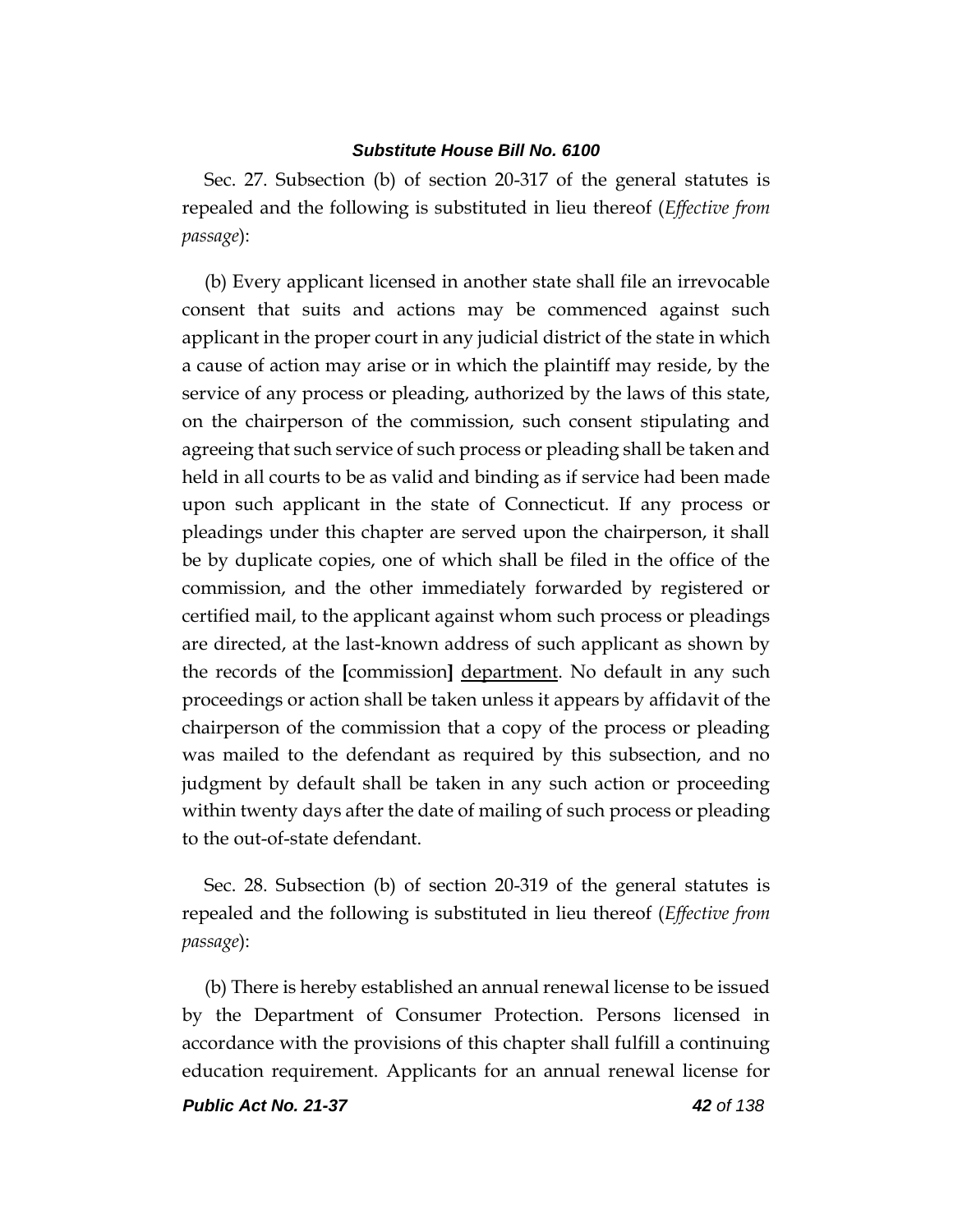Sec. 27. Subsection (b) of section 20-317 of the general statutes is repealed and the following is substituted in lieu thereof (*Effective from passage*):

(b) Every applicant licensed in another state shall file an irrevocable consent that suits and actions may be commenced against such applicant in the proper court in any judicial district of the state in which a cause of action may arise or in which the plaintiff may reside, by the service of any process or pleading, authorized by the laws of this state, on the chairperson of the commission, such consent stipulating and agreeing that such service of such process or pleading shall be taken and held in all courts to be as valid and binding as if service had been made upon such applicant in the state of Connecticut. If any process or pleadings under this chapter are served upon the chairperson, it shall be by duplicate copies, one of which shall be filed in the office of the commission, and the other immediately forwarded by registered or certified mail, to the applicant against whom such process or pleadings are directed, at the last-known address of such applicant as shown by the records of the **[**commission**]** <u>department</u>. No default in any such proceedings or action shall be taken unless it appears by affidavit of the chairperson of the commission that a copy of the process or pleading was mailed to the defendant as required by this subsection, and no judgment by default shall be taken in any such action or proceeding within twenty days after the date of mailing of such process or pleading to the out-of-state defendant.

Sec. 28. Subsection (b) of section 20-319 of the general statutes is repealed and the following is substituted in lieu thereof (*Effective from passage*):

(b) There is hereby established an annual renewal license to be issued by the Department of Consumer Protection. Persons licensed in accordance with the provisions of this chapter shall fulfill a continuing education requirement. Applicants for an annual renewal license for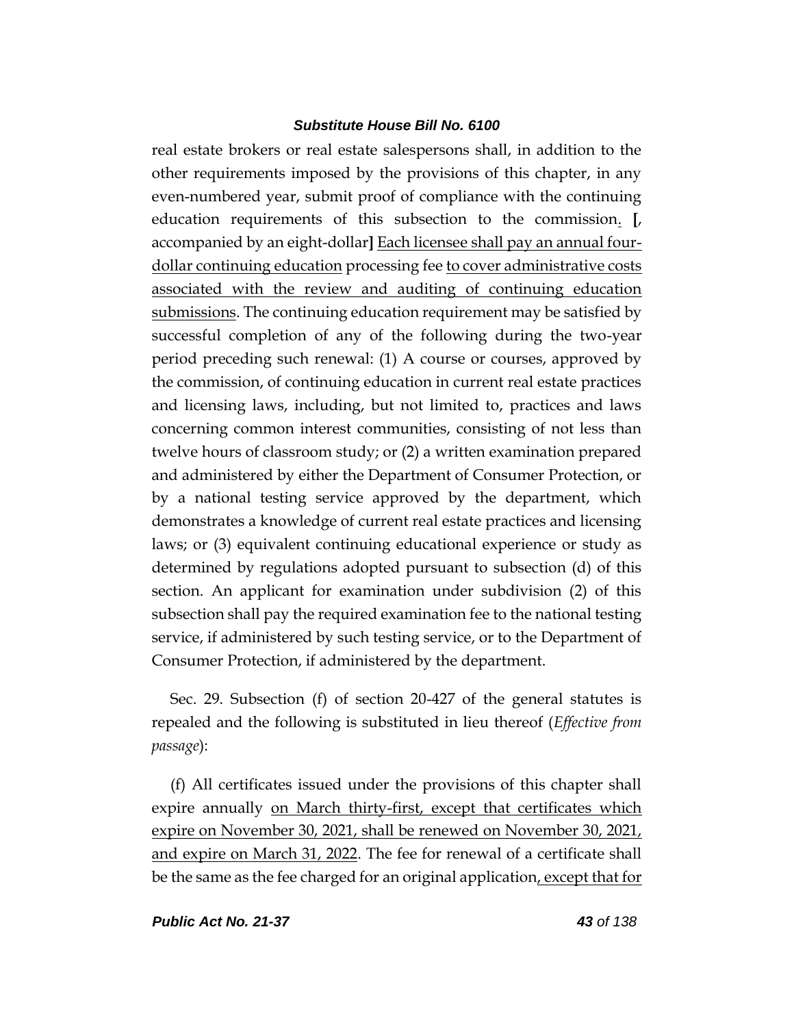real estate brokers or real estate salespersons shall, in addition to the other requirements imposed by the provisions of this chapter, in any even-numbered year, submit proof of compliance with the continuing education requirements of this subsection to the commission<u>.</u> **[**, accompanied by an eight-dollar**]** <u>Each licensee shall pay an annual four-dollar continuing education</u> processing fee <u>to cover administrative costs associated with the review and auditing of continuing education submissions</u>. The continuing education requirement may be satisfied by successful completion of any of the following during the two-year period preceding such renewal: (1) A course or courses, approved by the commission, of continuing education in current real estate practices and licensing laws, including, but not limited to, practices and laws concerning common interest communities, consisting of not less than twelve hours of classroom study; or (2) a written examination prepared and administered by either the Department of Consumer Protection, or by a national testing service approved by the department, which demonstrates a knowledge of current real estate practices and licensing laws; or (3) equivalent continuing educational experience or study as determined by regulations adopted pursuant to subsection (d) of this section. An applicant for examination under subdivision (2) of this subsection shall pay the required examination fee to the national testing service, if administered by such testing service, or to the Department of Consumer Protection, if administered by the department.

Sec. 29. Subsection (f) of section 20-427 of the general statutes is repealed and the following is substituted in lieu thereof (*Effective from passage*):

(f) All certificates issued under the provisions of this chapter shall expire annually <u>on March thirty-first, except that certificates which expire on November 30, 2021, shall be renewed on November 30, 2021, and expire on March 31, 2022</u>. The fee for renewal of a certificate shall be the same as the fee charged for an original application<u>, except that for</u>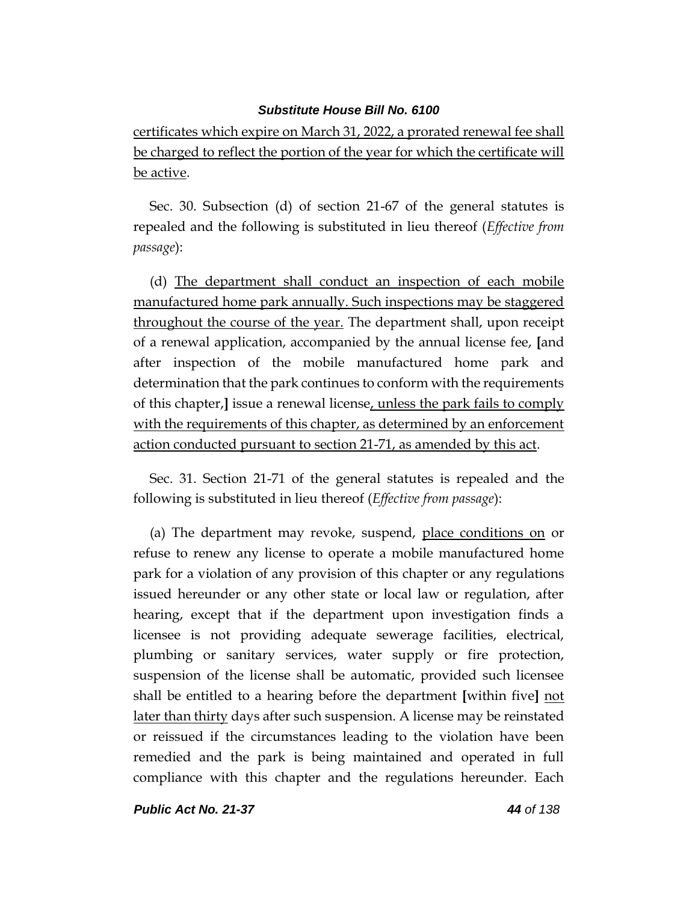certificates which expire on March 31, 2022, a prorated renewal fee shall be charged to reflect the portion of the year for which the certificate will be active.

Sec. 30. Subsection (d) of section 21-67 of the general statutes is repealed and the following is substituted in lieu thereof (*Effective from passage*):

(d) The department shall conduct an inspection of each mobile manufactured home park annually. Such inspections may be staggered throughout the course of the year. The department shall, upon receipt of a renewal application, accompanied by the annual license fee, [and after inspection of the mobile manufactured home park and determination that the park continues to conform with the requirements of this chapter,] issue a renewal license, unless the park fails to comply with the requirements of this chapter, as determined by an enforcement action conducted pursuant to section 21-71, as amended by this act.

Sec. 31. Section 21-71 of the general statutes is repealed and the following is substituted in lieu thereof (*Effective from passage*):

(a) The department may revoke, suspend, place conditions on or refuse to renew any license to operate a mobile manufactured home park for a violation of any provision of this chapter or any regulations issued hereunder or any other state or local law or regulation, after hearing, except that if the department upon investigation finds a licensee is not providing adequate sewerage facilities, electrical, plumbing or sanitary services, water supply or fire protection, suspension of the license shall be automatic, provided such licensee shall be entitled to a hearing before the department [within five] not later than thirty days after such suspension. A license may be reinstated or reissued if the circumstances leading to the violation have been remedied and the park is being maintained and operated in full compliance with this chapter and the regulations hereunder. Each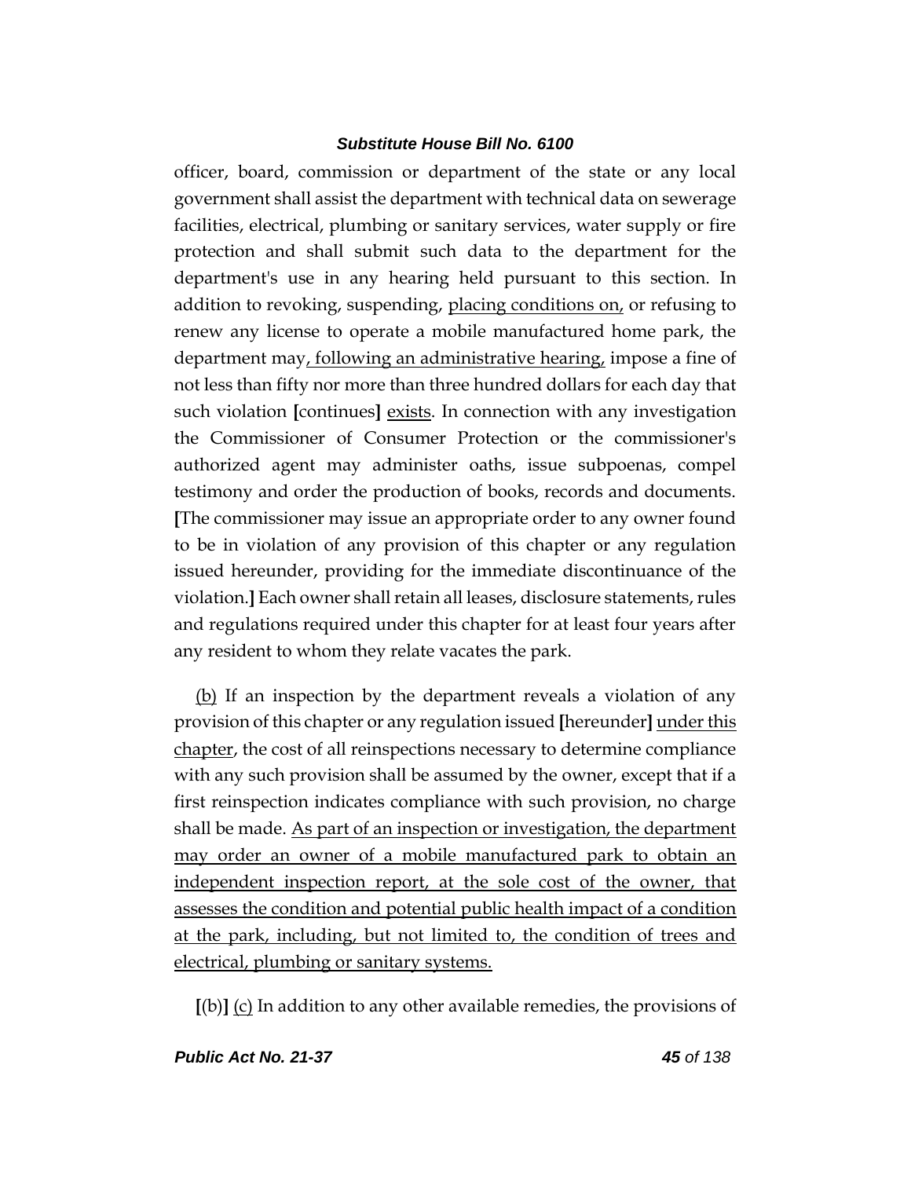officer, board, commission or department of the state or any local government shall assist the department with technical data on sewerage facilities, electrical, plumbing or sanitary services, water supply or fire protection and shall submit such data to the department for the department's use in any hearing held pursuant to this section. In addition to revoking, suspending, <u>placing conditions on,</u> or refusing to renew any license to operate a mobile manufactured home park, the department may<u>, following an administrative hearing,</u> impose a fine of not less than fifty nor more than three hundred dollars for each day that such violation **[**continues**]** <u>exists</u>. In connection with any investigation the Commissioner of Consumer Protection or the commissioner's authorized agent may administer oaths, issue subpoenas, compel testimony and order the production of books, records and documents. **[**The commissioner may issue an appropriate order to any owner found to be in violation of any provision of this chapter or any regulation issued hereunder, providing for the immediate discontinuance of the violation.**]** Each owner shall retain all leases, disclosure statements, rules and regulations required under this chapter for at least four years after any resident to whom they relate vacates the park.

<u>(b)</u> If an inspection by the department reveals a violation of any provision of this chapter or any regulation issued **[**hereunder**]** <u>under this chapter</u>, the cost of all reinspections necessary to determine compliance with any such provision shall be assumed by the owner, except that if a first reinspection indicates compliance with such provision, no charge shall be made. <u>As part of an inspection or investigation, the department may order an owner of a mobile manufactured park to obtain an independent inspection report, at the sole cost of the owner, that assesses the condition and potential public health impact of a condition at the park, including, but not limited to, the condition of trees and electrical, plumbing or sanitary systems.</u>

**[**(b)**]** <u>(c)</u> In addition to any other available remedies, the provisions of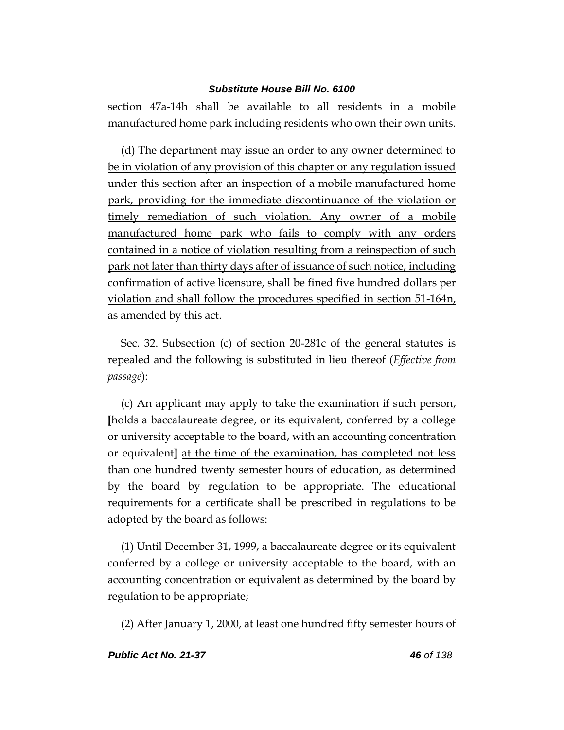section 47a-14h shall be available to all residents in a mobile manufactured home park including residents who own their own units.

<u>(d) The department may issue an order to any owner determined to be in violation of any provision of this chapter or any regulation issued under this section after an inspection of a mobile manufactured home park, providing for the immediate discontinuance of the violation or timely remediation of such violation. Any owner of a mobile manufactured home park who fails to comply with any orders contained in a notice of violation resulting from a reinspection of such park not later than thirty days after of issuance of such notice, including confirmation of active licensure, shall be fined five hundred dollars per violation and shall follow the procedures specified in section 51-164n, as amended by this act.</u>

Sec. 32. Subsection (c) of section 20-281c of the general statutes is repealed and the following is substituted in lieu thereof (*Effective from passage*):

(c) An applicant may apply to take the examination if such person<u>,</u> **[**holds a baccalaureate degree, or its equivalent, conferred by a college or university acceptable to the board, with an accounting concentration or equivalent**]** <u>at the time of the examination, has completed not less than one hundred twenty semester hours of education</u>, as determined by the board by regulation to be appropriate. The educational requirements for a certificate shall be prescribed in regulations to be adopted by the board as follows:

(1) Until December 31, 1999, a baccalaureate degree or its equivalent conferred by a college or university acceptable to the board, with an accounting concentration or equivalent as determined by the board by regulation to be appropriate;

(2) After January 1, 2000, at least one hundred fifty semester hours of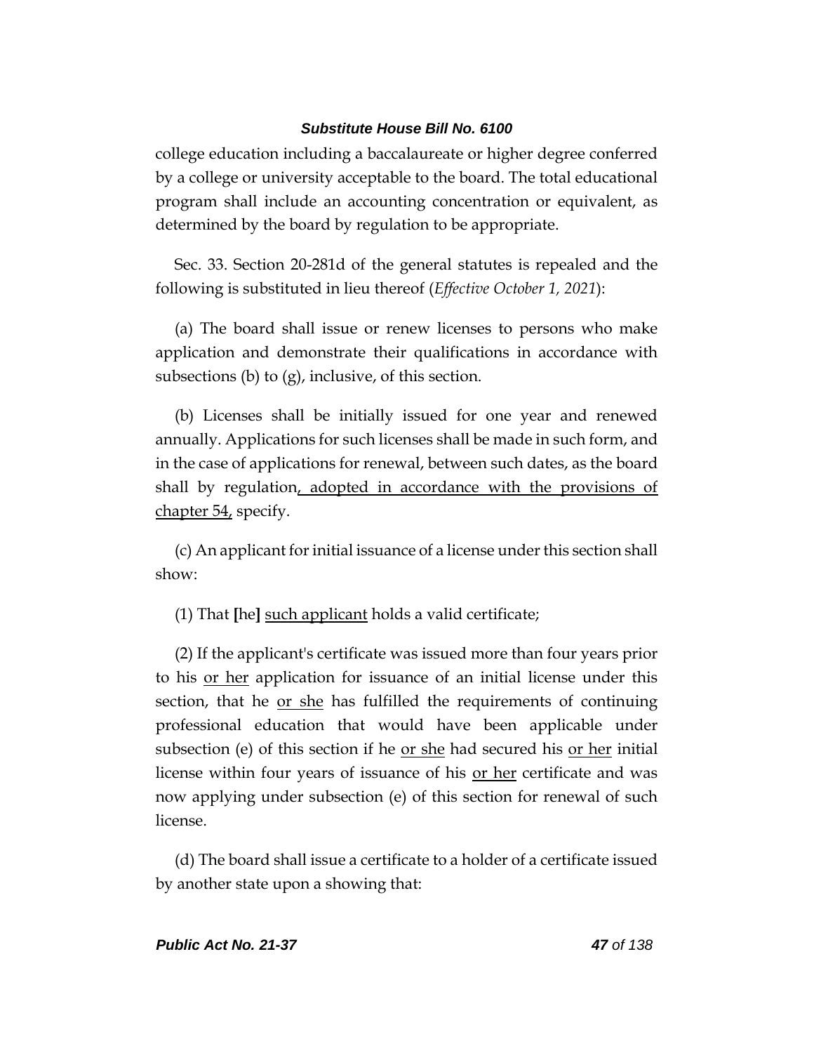college education including a baccalaureate or higher degree conferred by a college or university acceptable to the board. The total educational program shall include an accounting concentration or equivalent, as determined by the board by regulation to be appropriate.

Sec. 33. Section 20-281d of the general statutes is repealed and the following is substituted in lieu thereof (*Effective October 1, 2021*):

(a) The board shall issue or renew licenses to persons who make application and demonstrate their qualifications in accordance with subsections (b) to (g), inclusive, of this section.

(b) Licenses shall be initially issued for one year and renewed annually. Applications for such licenses shall be made in such form, and in the case of applications for renewal, between such dates, as the board shall by regulation, adopted in accordance with the provisions of chapter 54, specify.

(c) An applicant for initial issuance of a license under this section shall show:

(1) That [he] such applicant holds a valid certificate;

(2) If the applicant's certificate was issued more than four years prior to his or her application for issuance of an initial license under this section, that he or she has fulfilled the requirements of continuing professional education that would have been applicable under subsection (e) of this section if he or she had secured his or her initial license within four years of issuance of his or her certificate and was now applying under subsection (e) of this section for renewal of such license.

(d) The board shall issue a certificate to a holder of a certificate issued by another state upon a showing that: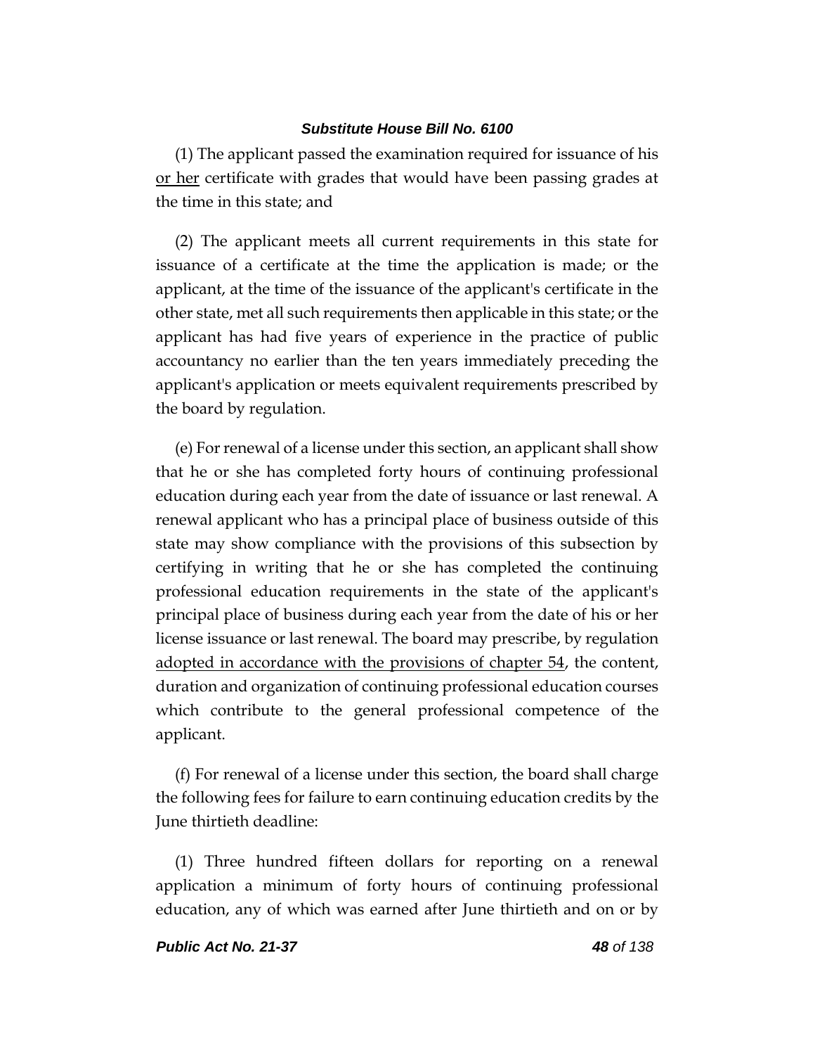(1) The applicant passed the examination required for issuance of his or her certificate with grades that would have been passing grades at the time in this state; and

(2) The applicant meets all current requirements in this state for issuance of a certificate at the time the application is made; or the applicant, at the time of the issuance of the applicant's certificate in the other state, met all such requirements then applicable in this state; or the applicant has had five years of experience in the practice of public accountancy no earlier than the ten years immediately preceding the applicant's application or meets equivalent requirements prescribed by the board by regulation.

(e) For renewal of a license under this section, an applicant shall show that he or she has completed forty hours of continuing professional education during each year from the date of issuance or last renewal. A renewal applicant who has a principal place of business outside of this state may show compliance with the provisions of this subsection by certifying in writing that he or she has completed the continuing professional education requirements in the state of the applicant's principal place of business during each year from the date of his or her license issuance or last renewal. The board may prescribe, by regulation adopted in accordance with the provisions of chapter 54, the content, duration and organization of continuing professional education courses which contribute to the general professional competence of the applicant.

(f) For renewal of a license under this section, the board shall charge the following fees for failure to earn continuing education credits by the June thirtieth deadline:

(1) Three hundred fifteen dollars for reporting on a renewal application a minimum of forty hours of continuing professional education, any of which was earned after June thirtieth and on or by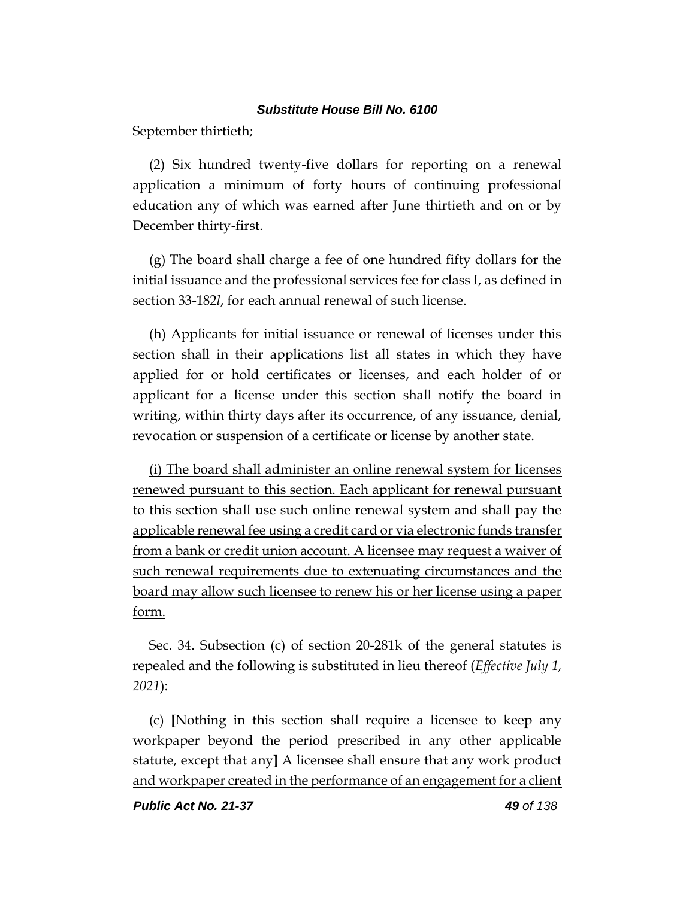September thirtieth;

(2) Six hundred twenty-five dollars for reporting on a renewal application a minimum of forty hours of continuing professional education any of which was earned after June thirtieth and on or by December thirty-first.

(g) The board shall charge a fee of one hundred fifty dollars for the initial issuance and the professional services fee for class I, as defined in section 33-182*l*, for each annual renewal of such license.

(h) Applicants for initial issuance or renewal of licenses under this section shall in their applications list all states in which they have applied for or hold certificates or licenses, and each holder of or applicant for a license under this section shall notify the board in writing, within thirty days after its occurrence, of any issuance, denial, revocation or suspension of a certificate or license by another state.

<u>(i) The board shall administer an online renewal system for licenses renewed pursuant to this section. Each applicant for renewal pursuant to this section shall use such online renewal system and shall pay the applicable renewal fee using a credit card or via electronic funds transfer from a bank or credit union account. A licensee may request a waiver of such renewal requirements due to extenuating circumstances and the board may allow such licensee to renew his or her license using a paper form.</u>

Sec. 34. Subsection (c) of section 20-281k of the general statutes is repealed and the following is substituted in lieu thereof (*Effective July 1, 2021*):

(c) **[**Nothing in this section shall require a licensee to keep any workpaper beyond the period prescribed in any other applicable statute, except that any**]** <u>A licensee shall ensure that any work product and workpaper created in the performance of an engagement for a client</u>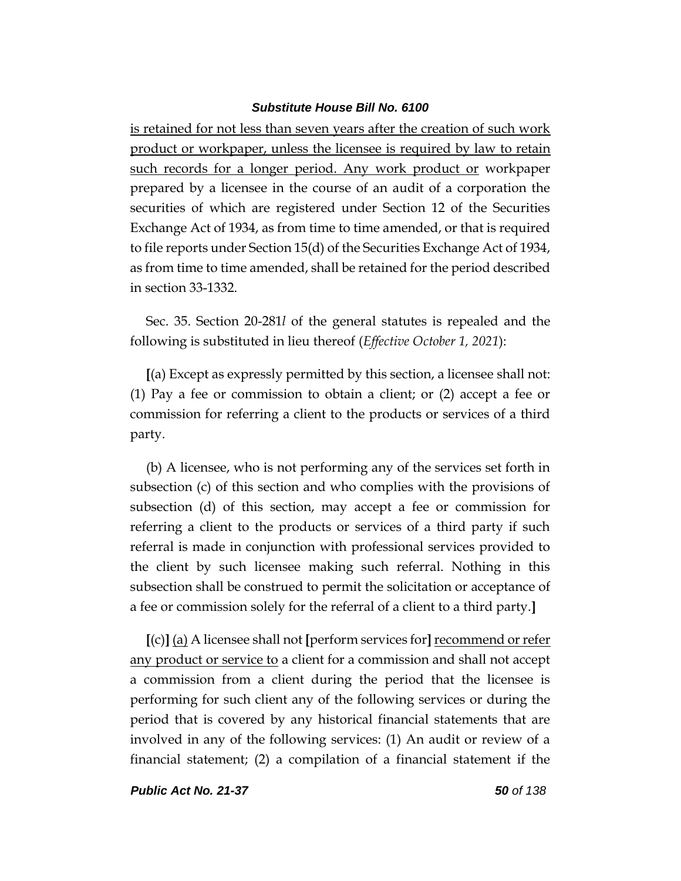is retained for not less than seven years after the creation of such work product or workpaper, unless the licensee is required by law to retain such records for a longer period. Any work product or workpaper prepared by a licensee in the course of an audit of a corporation the securities of which are registered under Section 12 of the Securities Exchange Act of 1934, as from time to time amended, or that is required to file reports under Section 15(d) of the Securities Exchange Act of 1934, as from time to time amended, shall be retained for the period described in section 33-1332.

Sec. 35. Section 20-281*l* of the general statutes is repealed and the following is substituted in lieu thereof (*Effective October 1, 2021*):

**[**(a) Except as expressly permitted by this section, a licensee shall not: (1) Pay a fee or commission to obtain a client; or (2) accept a fee or commission for referring a client to the products or services of a third party.

(b) A licensee, who is not performing any of the services set forth in subsection (c) of this section and who complies with the provisions of subsection (d) of this section, may accept a fee or commission for referring a client to the products or services of a third party if such referral is made in conjunction with professional services provided to the client by such licensee making such referral. Nothing in this subsection shall be construed to permit the solicitation or acceptance of a fee or commission solely for the referral of a client to a third party.**]**

**[**(c)**]** <u>(a)</u> A licensee shall not **[**perform services for**]** <u>recommend or refer any product or service to</u> a client for a commission and shall not accept a commission from a client during the period that the licensee is performing for such client any of the following services or during the period that is covered by any historical financial statements that are involved in any of the following services: (1) An audit or review of a financial statement; (2) a compilation of a financial statement if the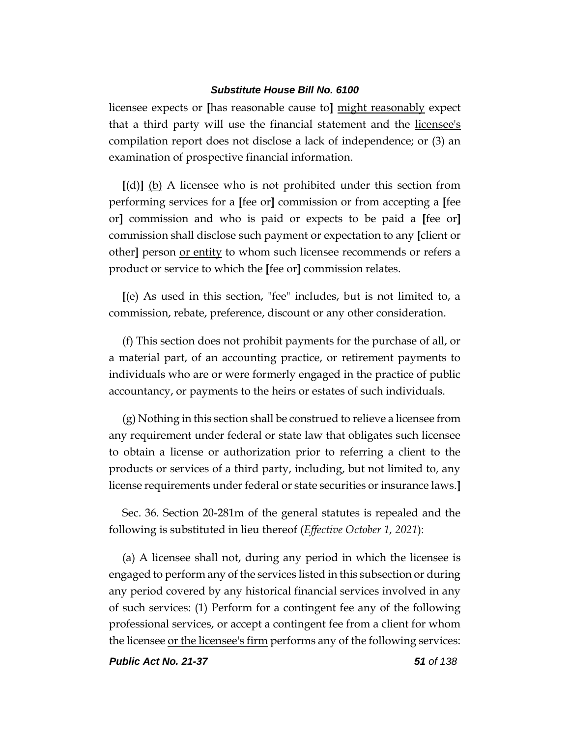licensee expects or [has reasonable cause to] might reasonably expect that a third party will use the financial statement and the licensee's compilation report does not disclose a lack of independence; or (3) an examination of prospective financial information.

[(d)] (b) A licensee who is not prohibited under this section from performing services for a [fee or] commission or from accepting a [fee or] commission and who is paid or expects to be paid a [fee or] commission shall disclose such payment or expectation to any [client or other] person or entity to whom such licensee recommends or refers a product or service to which the [fee or] commission relates.

[(e) As used in this section, "fee" includes, but is not limited to, a commission, rebate, preference, discount or any other consideration.

(f) This section does not prohibit payments for the purchase of all, or a material part, of an accounting practice, or retirement payments to individuals who are or were formerly engaged in the practice of public accountancy, or payments to the heirs or estates of such individuals.

(g) Nothing in this section shall be construed to relieve a licensee from any requirement under federal or state law that obligates such licensee to obtain a license or authorization prior to referring a client to the products or services of a third party, including, but not limited to, any license requirements under federal or state securities or insurance laws.]

Sec. 36. Section 20-281m of the general statutes is repealed and the following is substituted in lieu thereof (*Effective October 1, 2021*):

(a) A licensee shall not, during any period in which the licensee is engaged to perform any of the services listed in this subsection or during any period covered by any historical financial services involved in any of such services: (1) Perform for a contingent fee any of the following professional services, or accept a contingent fee from a client for whom the licensee or the licensee's firm performs any of the following services: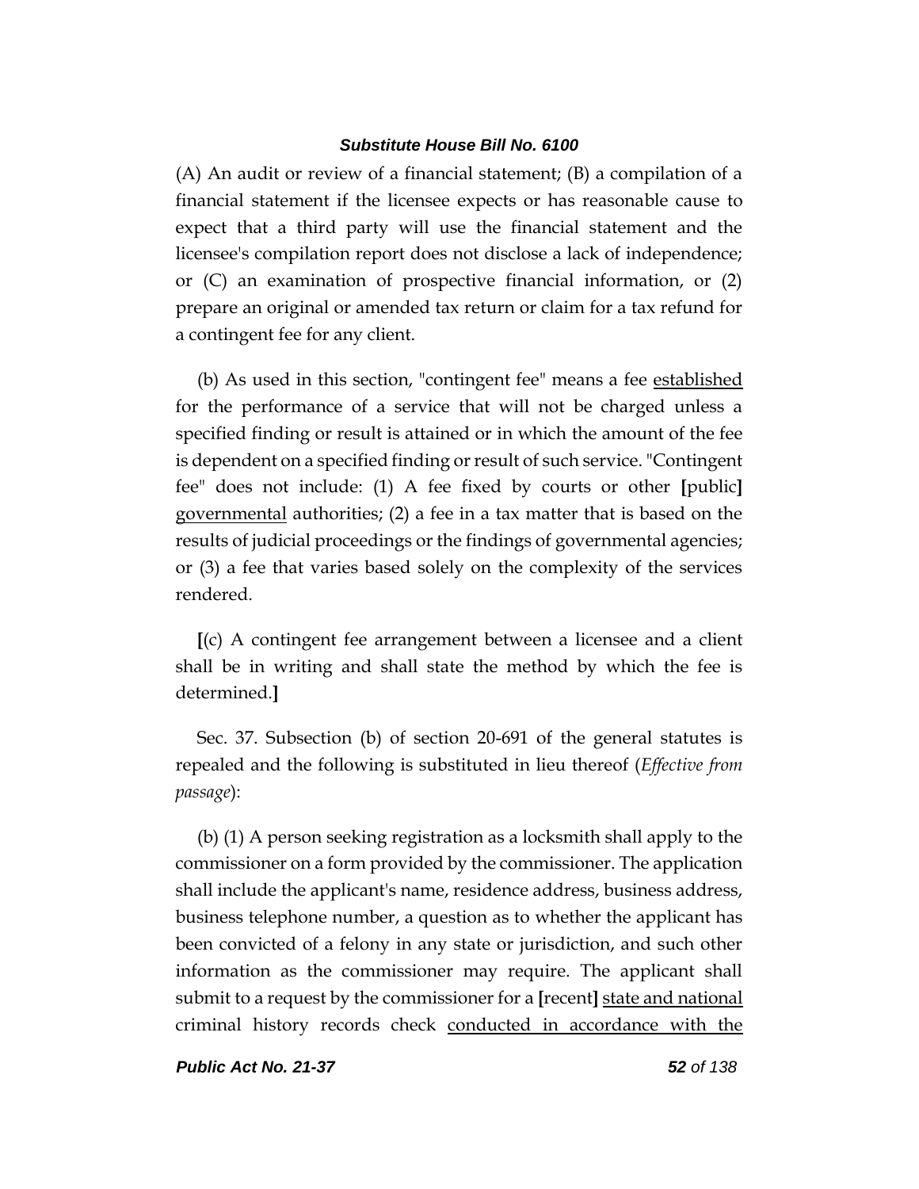(A) An audit or review of a financial statement; (B) a compilation of a financial statement if the licensee expects or has reasonable cause to expect that a third party will use the financial statement and the licensee's compilation report does not disclose a lack of independence; or (C) an examination of prospective financial information, or (2) prepare an original or amended tax return or claim for a tax refund for a contingent fee for any client.

(b) As used in this section, "contingent fee" means a fee <u>established</u> for the performance of a service that will not be charged unless a specified finding or result is attained or in which the amount of the fee is dependent on a specified finding or result of such service. "Contingent fee" does not include: (1) A fee fixed by courts or other **[**public**]** <u>governmental</u> authorities; (2) a fee in a tax matter that is based on the results of judicial proceedings or the findings of governmental agencies; or (3) a fee that varies based solely on the complexity of the services rendered.

**[**(c) A contingent fee arrangement between a licensee and a client shall be in writing and shall state the method by which the fee is determined.**]**

Sec. 37. Subsection (b) of section 20-691 of the general statutes is repealed and the following is substituted in lieu thereof (*Effective from passage*):

(b) (1) A person seeking registration as a locksmith shall apply to the commissioner on a form provided by the commissioner. The application shall include the applicant's name, residence address, business address, business telephone number, a question as to whether the applicant has been convicted of a felony in any state or jurisdiction, and such other information as the commissioner may require. The applicant shall submit to a request by the commissioner for a **[**recent**]** <u>state and national</u> criminal history records check <u>conducted in accordance with the</u>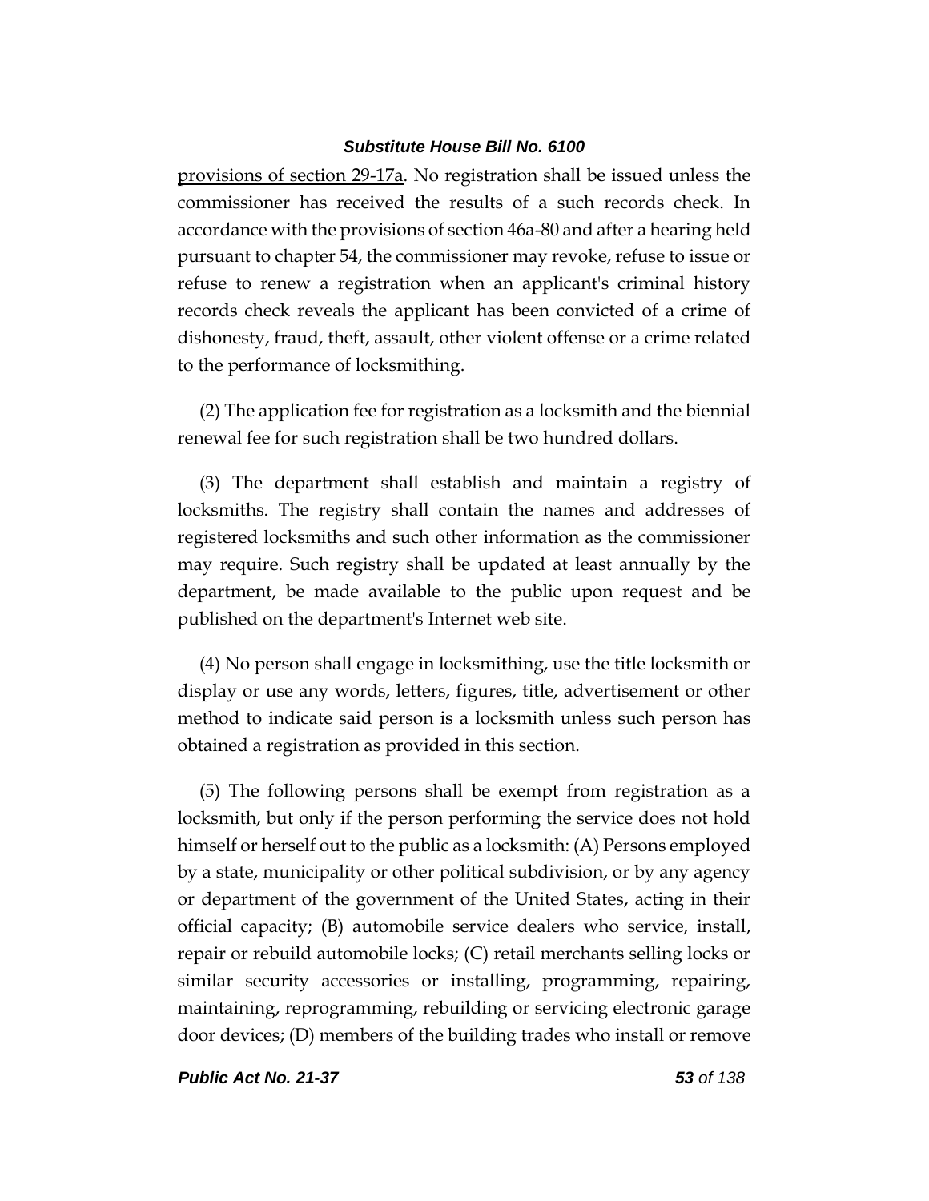provisions of section 29-17a. No registration shall be issued unless the commissioner has received the results of a such records check. In accordance with the provisions of section 46a-80 and after a hearing held pursuant to chapter 54, the commissioner may revoke, refuse to issue or refuse to renew a registration when an applicant's criminal history records check reveals the applicant has been convicted of a crime of dishonesty, fraud, theft, assault, other violent offense or a crime related to the performance of locksmithing.

(2) The application fee for registration as a locksmith and the biennial renewal fee for such registration shall be two hundred dollars.

(3) The department shall establish and maintain a registry of locksmiths. The registry shall contain the names and addresses of registered locksmiths and such other information as the commissioner may require. Such registry shall be updated at least annually by the department, be made available to the public upon request and be published on the department's Internet web site.

(4) No person shall engage in locksmithing, use the title locksmith or display or use any words, letters, figures, title, advertisement or other method to indicate said person is a locksmith unless such person has obtained a registration as provided in this section.

(5) The following persons shall be exempt from registration as a locksmith, but only if the person performing the service does not hold himself or herself out to the public as a locksmith: (A) Persons employed by a state, municipality or other political subdivision, or by any agency or department of the government of the United States, acting in their official capacity; (B) automobile service dealers who service, install, repair or rebuild automobile locks; (C) retail merchants selling locks or similar security accessories or installing, programming, repairing, maintaining, reprogramming, rebuilding or servicing electronic garage door devices; (D) members of the building trades who install or remove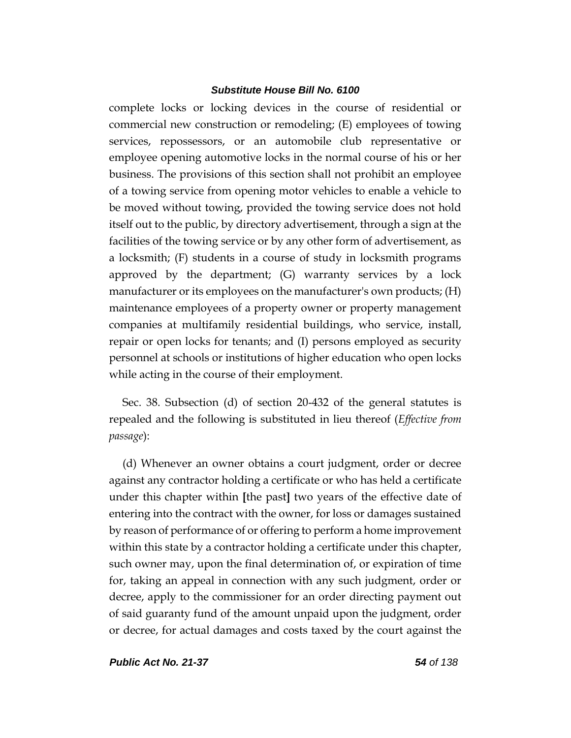complete locks or locking devices in the course of residential or commercial new construction or remodeling; (E) employees of towing services, repossessors, or an automobile club representative or employee opening automotive locks in the normal course of his or her business. The provisions of this section shall not prohibit an employee of a towing service from opening motor vehicles to enable a vehicle to be moved without towing, provided the towing service does not hold itself out to the public, by directory advertisement, through a sign at the facilities of the towing service or by any other form of advertisement, as a locksmith; (F) students in a course of study in locksmith programs approved by the department; (G) warranty services by a lock manufacturer or its employees on the manufacturer's own products; (H) maintenance employees of a property owner or property management companies at multifamily residential buildings, who service, install, repair or open locks for tenants; and (I) persons employed as security personnel at schools or institutions of higher education who open locks while acting in the course of their employment.

Sec. 38. Subsection (d) of section 20-432 of the general statutes is repealed and the following is substituted in lieu thereof (*Effective from passage*):

(d) Whenever an owner obtains a court judgment, order or decree against any contractor holding a certificate or who has held a certificate under this chapter within **[**the past**]** two years of the effective date of entering into the contract with the owner, for loss or damages sustained by reason of performance of or offering to perform a home improvement within this state by a contractor holding a certificate under this chapter, such owner may, upon the final determination of, or expiration of time for, taking an appeal in connection with any such judgment, order or decree, apply to the commissioner for an order directing payment out of said guaranty fund of the amount unpaid upon the judgment, order or decree, for actual damages and costs taxed by the court against the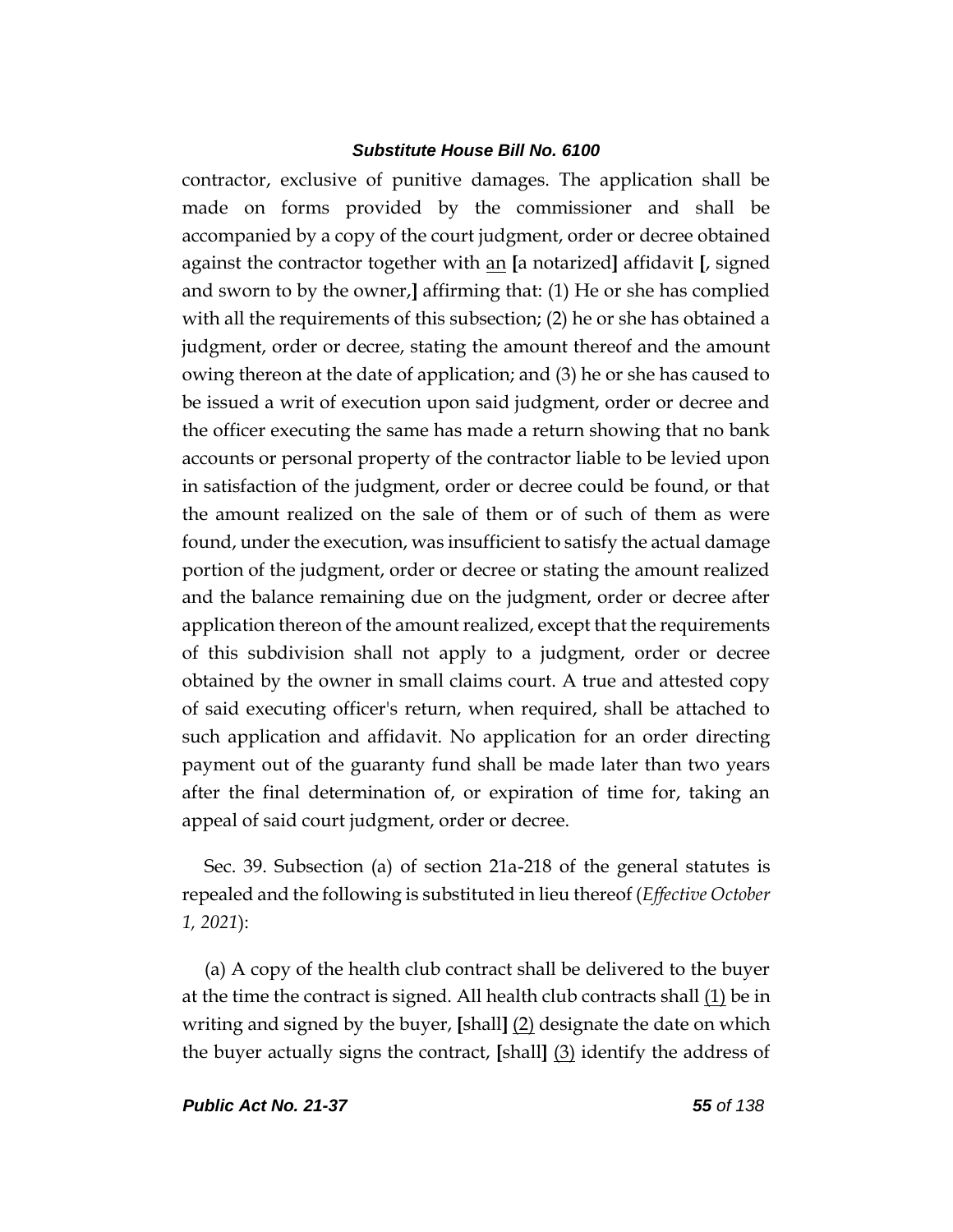contractor, exclusive of punitive damages. The application shall be made on forms provided by the commissioner and shall be accompanied by a copy of the court judgment, order or decree obtained against the contractor together with an [a notarized] affidavit [, signed and sworn to by the owner,] affirming that: (1) He or she has complied with all the requirements of this subsection; (2) he or she has obtained a judgment, order or decree, stating the amount thereof and the amount owing thereon at the date of application; and (3) he or she has caused to be issued a writ of execution upon said judgment, order or decree and the officer executing the same has made a return showing that no bank accounts or personal property of the contractor liable to be levied upon in satisfaction of the judgment, order or decree could be found, or that the amount realized on the sale of them or of such of them as were found, under the execution, was insufficient to satisfy the actual damage portion of the judgment, order or decree or stating the amount realized and the balance remaining due on the judgment, order or decree after application thereon of the amount realized, except that the requirements of this subdivision shall not apply to a judgment, order or decree obtained by the owner in small claims court. A true and attested copy of said executing officer's return, when required, shall be attached to such application and affidavit. No application for an order directing payment out of the guaranty fund shall be made later than two years after the final determination of, or expiration of time for, taking an appeal of said court judgment, order or decree.

Sec. 39. Subsection (a) of section 21a-218 of the general statutes is repealed and the following is substituted in lieu thereof (*Effective October 1, 2021*):

(a) A copy of the health club contract shall be delivered to the buyer at the time the contract is signed. All health club contracts shall (1) be in writing and signed by the buyer, [shall] (2) designate the date on which the buyer actually signs the contract, [shall] (3) identify the address of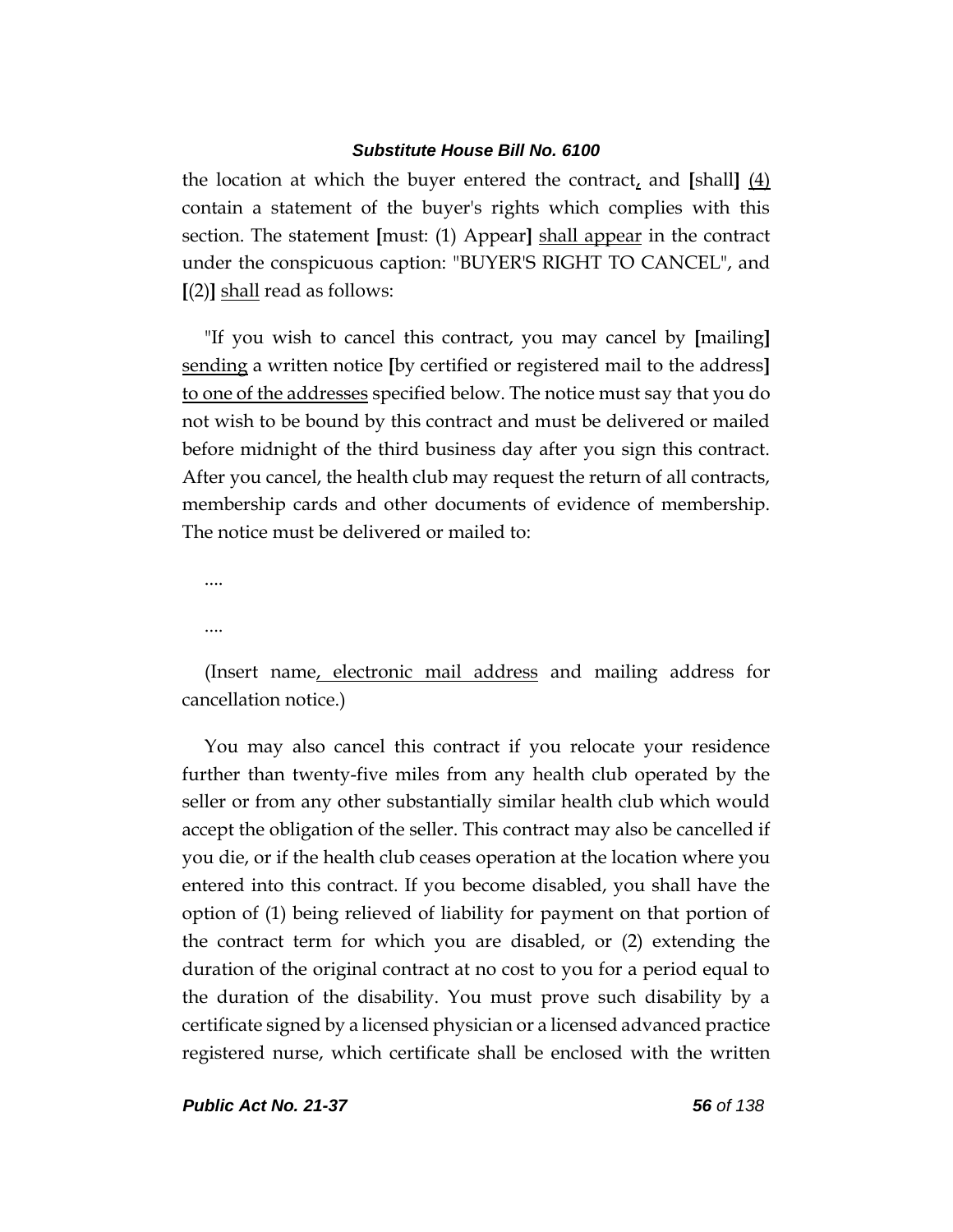the location at which the buyer entered the contract, and [shall] (4) contain a statement of the buyer's rights which complies with this section. The statement [must: (1) Appear] shall appear in the contract under the conspicuous caption: "BUYER'S RIGHT TO CANCEL", and [(2)] shall read as follows:

"If you wish to cancel this contract, you may cancel by [mailing] sending a written notice [by certified or registered mail to the address] to one of the addresses specified below. The notice must say that you do not wish to be bound by this contract and must be delivered or mailed before midnight of the third business day after you sign this contract. After you cancel, the health club may request the return of all contracts, membership cards and other documents of evidence of membership. The notice must be delivered or mailed to:

....

....

(Insert name, electronic mail address and mailing address for cancellation notice.)

You may also cancel this contract if you relocate your residence further than twenty-five miles from any health club operated by the seller or from any other substantially similar health club which would accept the obligation of the seller. This contract may also be cancelled if you die, or if the health club ceases operation at the location where you entered into this contract. If you become disabled, you shall have the option of (1) being relieved of liability for payment on that portion of the contract term for which you are disabled, or (2) extending the duration of the original contract at no cost to you for a period equal to the duration of the disability. You must prove such disability by a certificate signed by a licensed physician or a licensed advanced practice registered nurse, which certificate shall be enclosed with the written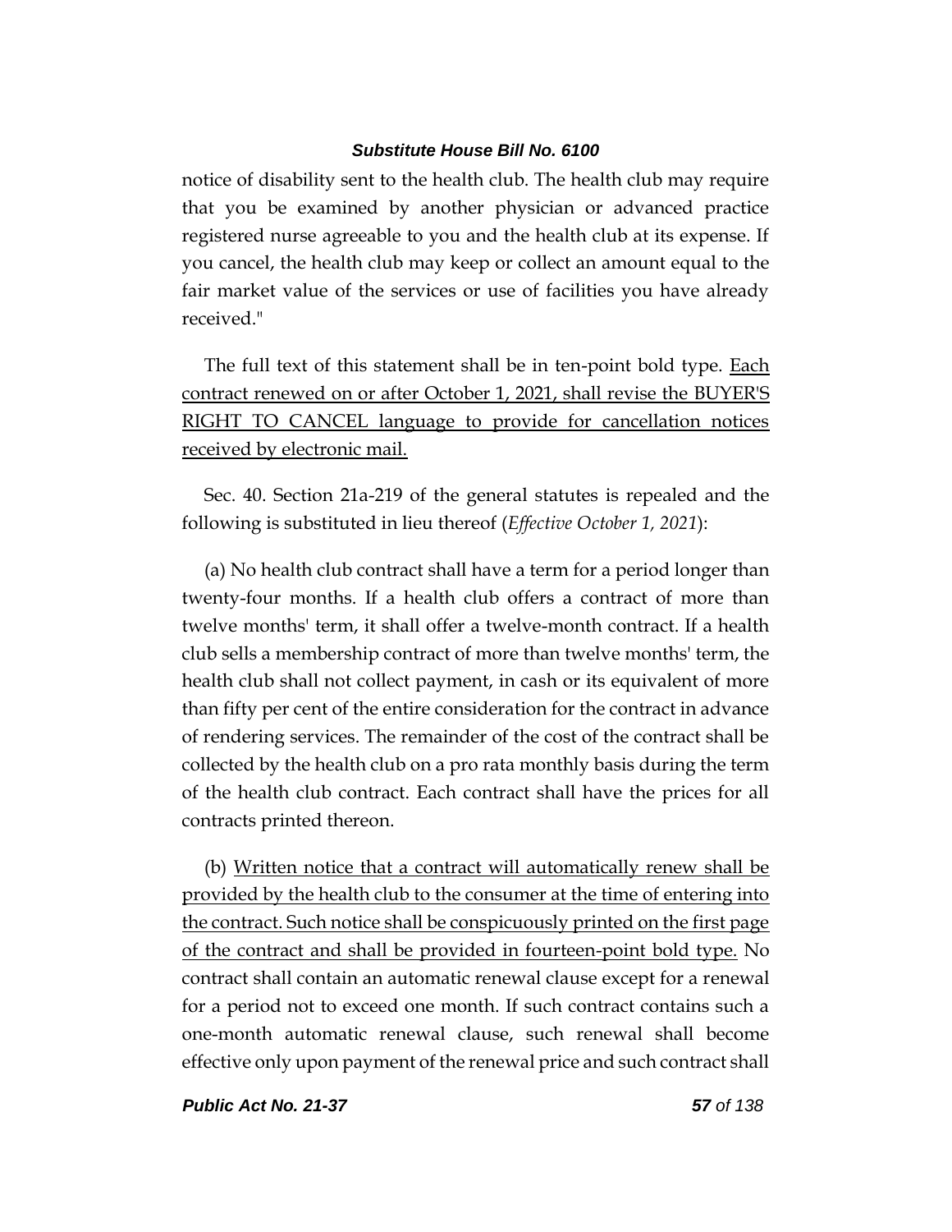notice of disability sent to the health club. The health club may require that you be examined by another physician or advanced practice registered nurse agreeable to you and the health club at its expense. If you cancel, the health club may keep or collect an amount equal to the fair market value of the services or use of facilities you have already received."

The full text of this statement shall be in ten-point bold type. Each contract renewed on or after October 1, 2021, shall revise the BUYER'S RIGHT TO CANCEL language to provide for cancellation notices received by electronic mail.

Sec. 40. Section 21a-219 of the general statutes is repealed and the following is substituted in lieu thereof (*Effective October 1, 2021*):

(a) No health club contract shall have a term for a period longer than twenty-four months. If a health club offers a contract of more than twelve months' term, it shall offer a twelve-month contract. If a health club sells a membership contract of more than twelve months' term, the health club shall not collect payment, in cash or its equivalent of more than fifty per cent of the entire consideration for the contract in advance of rendering services. The remainder of the cost of the contract shall be collected by the health club on a pro rata monthly basis during the term of the health club contract. Each contract shall have the prices for all contracts printed thereon.

(b) Written notice that a contract will automatically renew shall be provided by the health club to the consumer at the time of entering into the contract. Such notice shall be conspicuously printed on the first page of the contract and shall be provided in fourteen-point bold type. No contract shall contain an automatic renewal clause except for a renewal for a period not to exceed one month. If such contract contains such a one-month automatic renewal clause, such renewal shall become effective only upon payment of the renewal price and such contract shall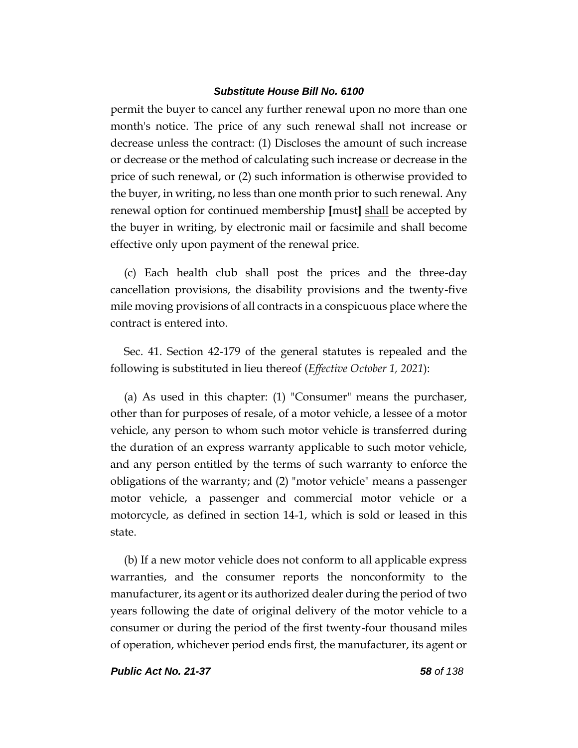permit the buyer to cancel any further renewal upon no more than one month's notice. The price of any such renewal shall not increase or decrease unless the contract: (1) Discloses the amount of such increase or decrease or the method of calculating such increase or decrease in the price of such renewal, or (2) such information is otherwise provided to the buyer, in writing, no less than one month prior to such renewal. Any renewal option for continued membership **[**must**]** <u>shall</u> be accepted by the buyer in writing, by electronic mail or facsimile and shall become effective only upon payment of the renewal price.

(c) Each health club shall post the prices and the three-day cancellation provisions, the disability provisions and the twenty-five mile moving provisions of all contracts in a conspicuous place where the contract is entered into.

Sec. 41. Section 42-179 of the general statutes is repealed and the following is substituted in lieu thereof (*Effective October 1, 2021*):

(a) As used in this chapter: (1) "Consumer" means the purchaser, other than for purposes of resale, of a motor vehicle, a lessee of a motor vehicle, any person to whom such motor vehicle is transferred during the duration of an express warranty applicable to such motor vehicle, and any person entitled by the terms of such warranty to enforce the obligations of the warranty; and (2) "motor vehicle" means a passenger motor vehicle, a passenger and commercial motor vehicle or a motorcycle, as defined in section 14-1, which is sold or leased in this state.

(b) If a new motor vehicle does not conform to all applicable express warranties, and the consumer reports the nonconformity to the manufacturer, its agent or its authorized dealer during the period of two years following the date of original delivery of the motor vehicle to a consumer or during the period of the first twenty-four thousand miles of operation, whichever period ends first, the manufacturer, its agent or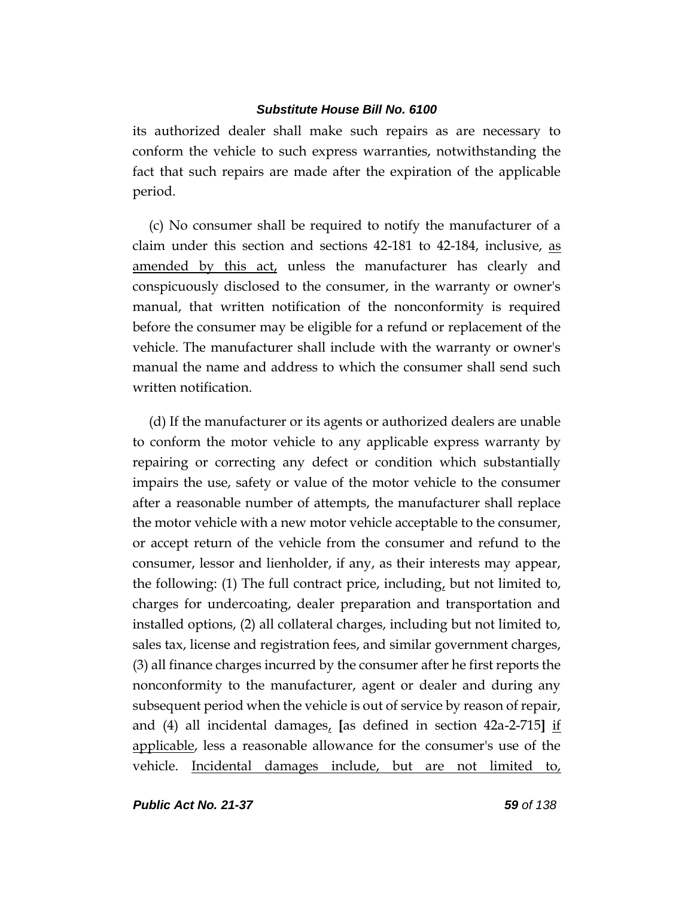its authorized dealer shall make such repairs as are necessary to conform the vehicle to such express warranties, notwithstanding the fact that such repairs are made after the expiration of the applicable period.

(c) No consumer shall be required to notify the manufacturer of a claim under this section and sections 42-181 to 42-184, inclusive, as amended by this act, unless the manufacturer has clearly and conspicuously disclosed to the consumer, in the warranty or owner's manual, that written notification of the nonconformity is required before the consumer may be eligible for a refund or replacement of the vehicle. The manufacturer shall include with the warranty or owner's manual the name and address to which the consumer shall send such written notification.

(d) If the manufacturer or its agents or authorized dealers are unable to conform the motor vehicle to any applicable express warranty by repairing or correcting any defect or condition which substantially impairs the use, safety or value of the motor vehicle to the consumer after a reasonable number of attempts, the manufacturer shall replace the motor vehicle with a new motor vehicle acceptable to the consumer, or accept return of the vehicle from the consumer and refund to the consumer, lessor and lienholder, if any, as their interests may appear, the following: (1) The full contract price, including, but not limited to, charges for undercoating, dealer preparation and transportation and installed options, (2) all collateral charges, including but not limited to, sales tax, license and registration fees, and similar government charges, (3) all finance charges incurred by the consumer after he first reports the nonconformity to the manufacturer, agent or dealer and during any subsequent period when the vehicle is out of service by reason of repair, and (4) all incidental damages, [as defined in section 42a-2-715] if applicable, less a reasonable allowance for the consumer's use of the vehicle. Incidental damages include, but are not limited to,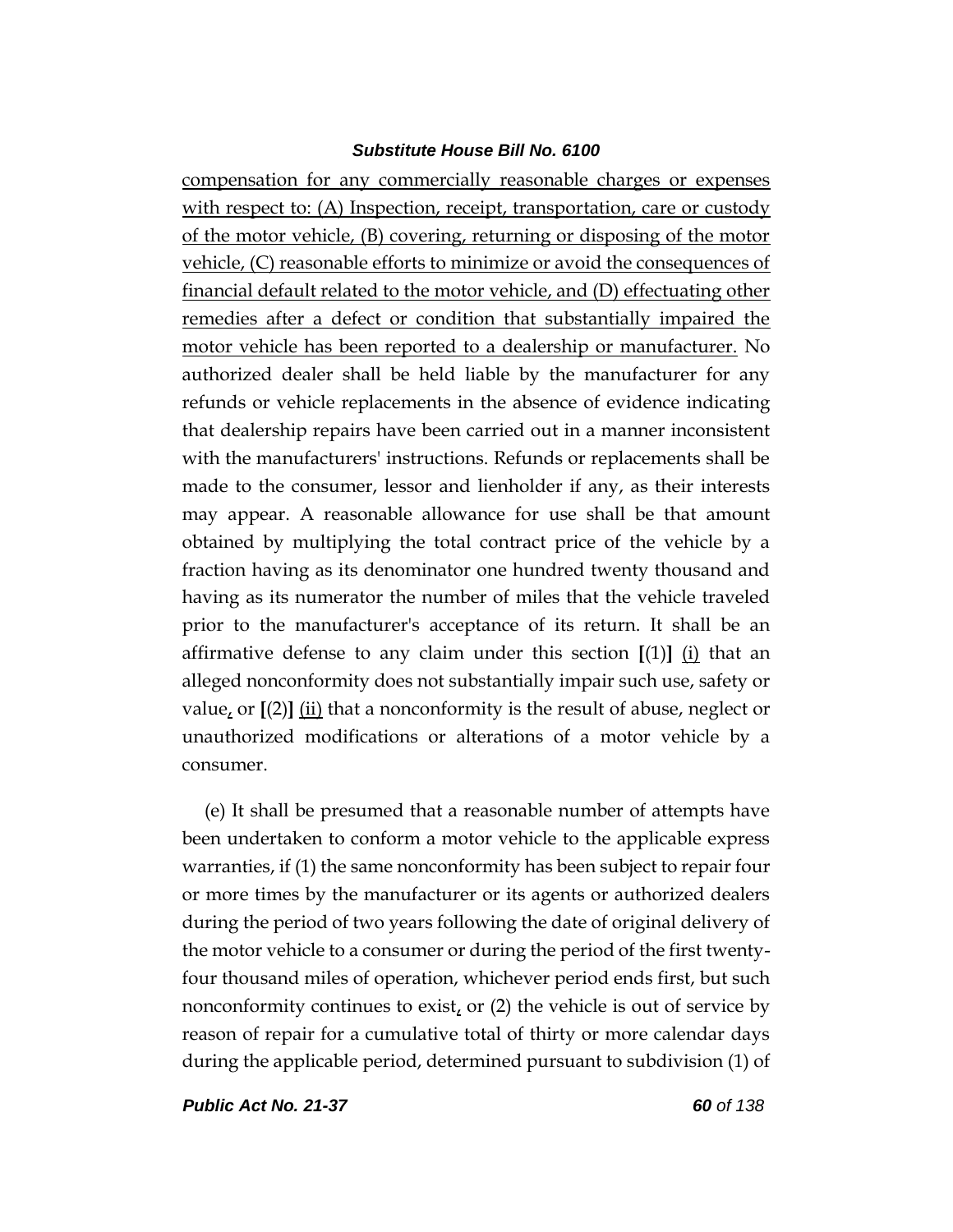compensation for any commercially reasonable charges or expenses with respect to: (A) Inspection, receipt, transportation, care or custody of the motor vehicle, (B) covering, returning or disposing of the motor vehicle, (C) reasonable efforts to minimize or avoid the consequences of financial default related to the motor vehicle, and (D) effectuating other remedies after a defect or condition that substantially impaired the motor vehicle has been reported to a dealership or manufacturer. No authorized dealer shall be held liable by the manufacturer for any refunds or vehicle replacements in the absence of evidence indicating that dealership repairs have been carried out in a manner inconsistent with the manufacturers' instructions. Refunds or replacements shall be made to the consumer, lessor and lienholder if any, as their interests may appear. A reasonable allowance for use shall be that amount obtained by multiplying the total contract price of the vehicle by a fraction having as its denominator one hundred twenty thousand and having as its numerator the number of miles that the vehicle traveled prior to the manufacturer's acceptance of its return. It shall be an affirmative defense to any claim under this section **[**(1)**]** (i) that an alleged nonconformity does not substantially impair such use, safety or value, or **[**(2)**]** (ii) that a nonconformity is the result of abuse, neglect or unauthorized modifications or alterations of a motor vehicle by a consumer.

(e) It shall be presumed that a reasonable number of attempts have been undertaken to conform a motor vehicle to the applicable express warranties, if (1) the same nonconformity has been subject to repair four or more times by the manufacturer or its agents or authorized dealers during the period of two years following the date of original delivery of the motor vehicle to a consumer or during the period of the first twenty-four thousand miles of operation, whichever period ends first, but such nonconformity continues to exist, or (2) the vehicle is out of service by reason of repair for a cumulative total of thirty or more calendar days during the applicable period, determined pursuant to subdivision (1) of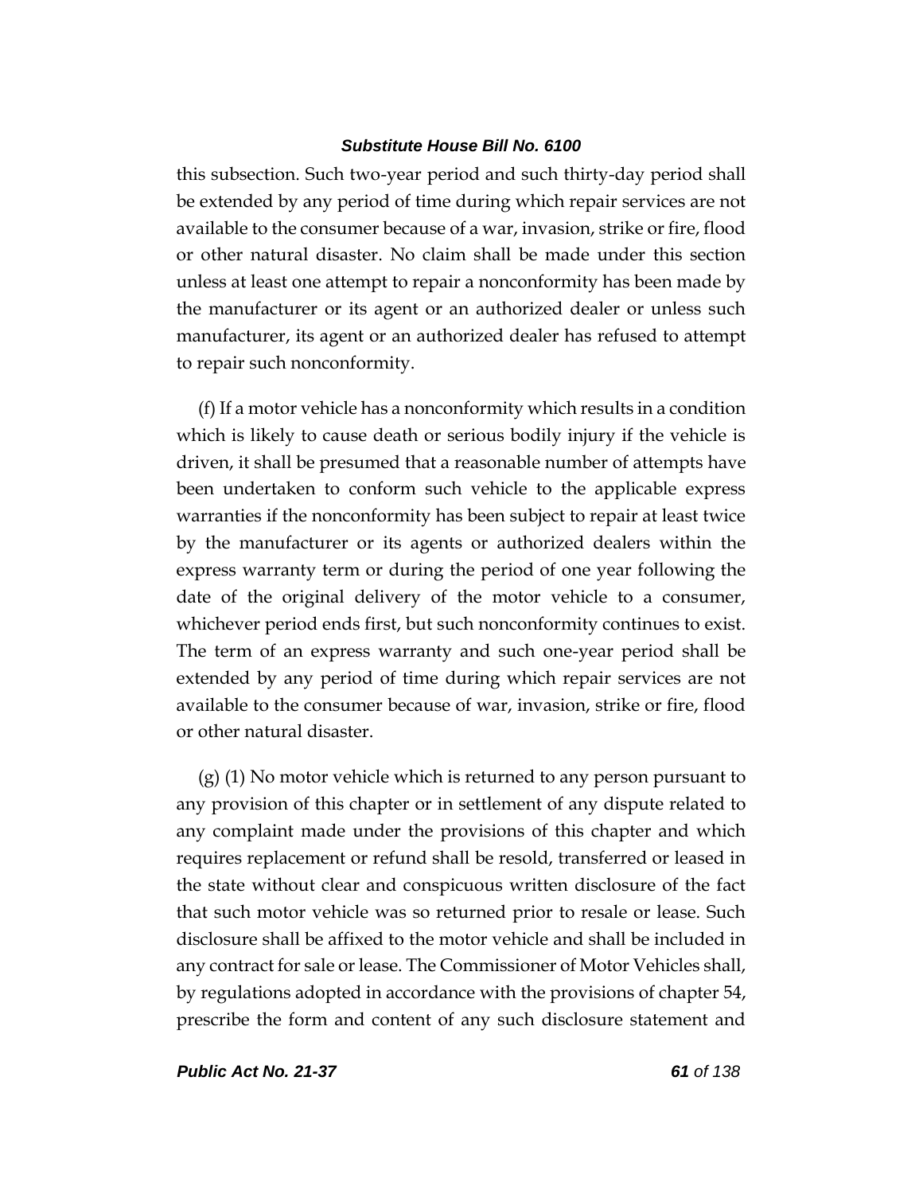this subsection. Such two-year period and such thirty-day period shall be extended by any period of time during which repair services are not available to the consumer because of a war, invasion, strike or fire, flood or other natural disaster. No claim shall be made under this section unless at least one attempt to repair a nonconformity has been made by the manufacturer or its agent or an authorized dealer or unless such manufacturer, its agent or an authorized dealer has refused to attempt to repair such nonconformity.

(f) If a motor vehicle has a nonconformity which results in a condition which is likely to cause death or serious bodily injury if the vehicle is driven, it shall be presumed that a reasonable number of attempts have been undertaken to conform such vehicle to the applicable express warranties if the nonconformity has been subject to repair at least twice by the manufacturer or its agents or authorized dealers within the express warranty term or during the period of one year following the date of the original delivery of the motor vehicle to a consumer, whichever period ends first, but such nonconformity continues to exist. The term of an express warranty and such one-year period shall be extended by any period of time during which repair services are not available to the consumer because of war, invasion, strike or fire, flood or other natural disaster.

(g) (1) No motor vehicle which is returned to any person pursuant to any provision of this chapter or in settlement of any dispute related to any complaint made under the provisions of this chapter and which requires replacement or refund shall be resold, transferred or leased in the state without clear and conspicuous written disclosure of the fact that such motor vehicle was so returned prior to resale or lease. Such disclosure shall be affixed to the motor vehicle and shall be included in any contract for sale or lease. The Commissioner of Motor Vehicles shall, by regulations adopted in accordance with the provisions of chapter 54, prescribe the form and content of any such disclosure statement and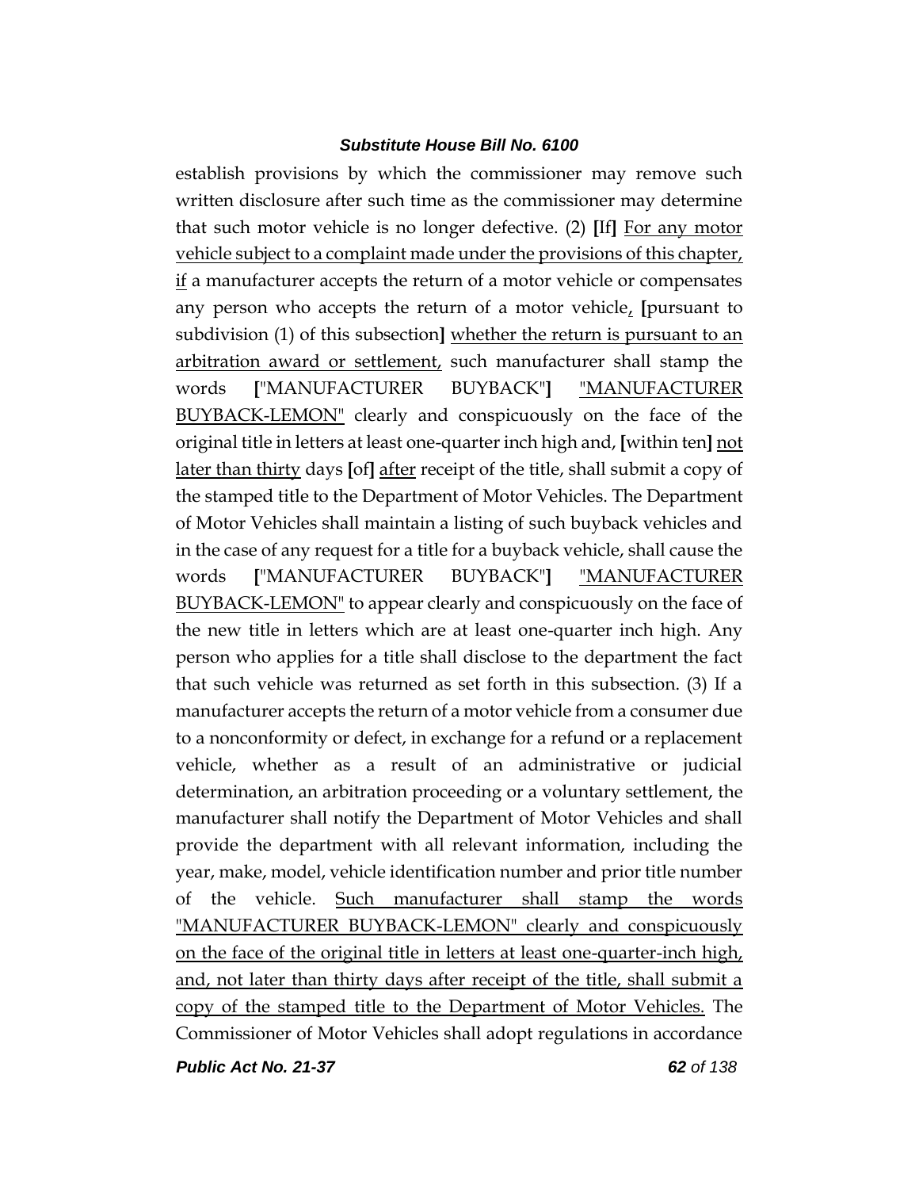establish provisions by which the commissioner may remove such written disclosure after such time as the commissioner may determine that such motor vehicle is no longer defective. (2) **[**If**]** <u>For any motor vehicle subject to a complaint made under the provisions of this chapter, if</u> a manufacturer accepts the return of a motor vehicle or compensates any person who accepts the return of a motor vehicle<u>,</u> **[**pursuant to subdivision (1) of this subsection**]** <u>whether the return is pursuant to an arbitration award or settlement,</u> such manufacturer shall stamp the words **[**"MANUFACTURER BUYBACK"**]** <u>"MANUFACTURER BUYBACK-LEMON"</u> clearly and conspicuously on the face of the original title in letters at least one-quarter inch high and, **[**within ten**]** <u>not later than thirty</u> days **[**of**]** <u>after</u> receipt of the title, shall submit a copy of the stamped title to the Department of Motor Vehicles. The Department of Motor Vehicles shall maintain a listing of such buyback vehicles and in the case of any request for a title for a buyback vehicle, shall cause the words **[**"MANUFACTURER BUYBACK"**]** <u>"MANUFACTURER BUYBACK-LEMON"</u> to appear clearly and conspicuously on the face of the new title in letters which are at least one-quarter inch high. Any person who applies for a title shall disclose to the department the fact that such vehicle was returned as set forth in this subsection. (3) If a manufacturer accepts the return of a motor vehicle from a consumer due to a nonconformity or defect, in exchange for a refund or a replacement vehicle, whether as a result of an administrative or judicial determination, an arbitration proceeding or a voluntary settlement, the manufacturer shall notify the Department of Motor Vehicles and shall provide the department with all relevant information, including the year, make, model, vehicle identification number and prior title number of the vehicle. <u>Such manufacturer shall stamp the words "MANUFACTURER BUYBACK-LEMON" clearly and conspicuously on the face of the original title in letters at least one-quarter-inch high, and, not later than thirty days after receipt of the title, shall submit a copy of the stamped title to the Department of Motor Vehicles.</u> The Commissioner of Motor Vehicles shall adopt regulations in accordance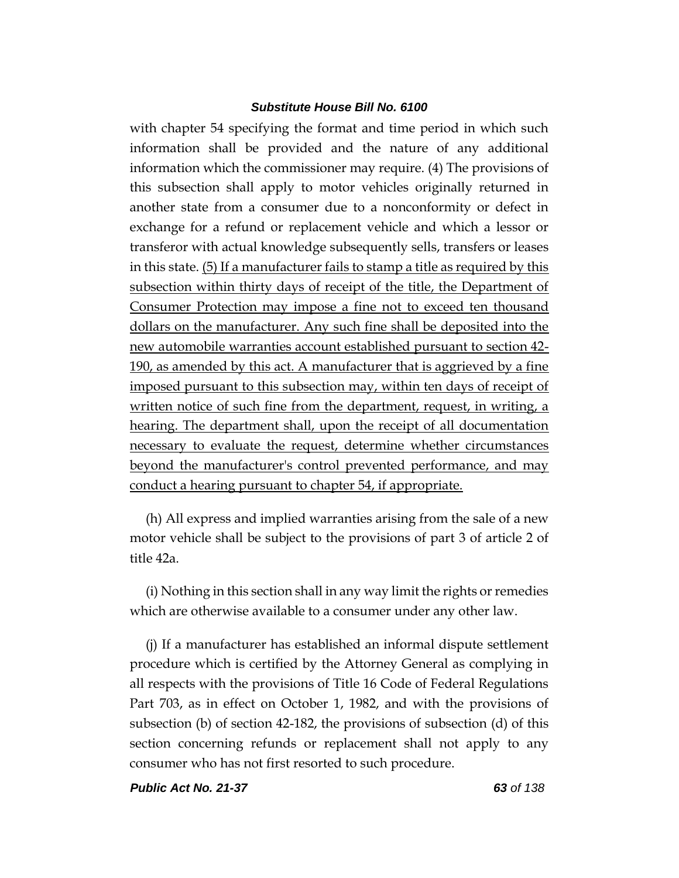with chapter 54 specifying the format and time period in which such information shall be provided and the nature of any additional information which the commissioner may require. (4) The provisions of this subsection shall apply to motor vehicles originally returned in another state from a consumer due to a nonconformity or defect in exchange for a refund or replacement vehicle and which a lessor or transferor with actual knowledge subsequently sells, transfers or leases in this state. <u>(5) If a manufacturer fails to stamp a title as required by this subsection within thirty days of receipt of the title, the Department of Consumer Protection may impose a fine not to exceed ten thousand dollars on the manufacturer. Any such fine shall be deposited into the new automobile warranties account established pursuant to section 42-190, as amended by this act. A manufacturer that is aggrieved by a fine imposed pursuant to this subsection may, within ten days of receipt of written notice of such fine from the department, request, in writing, a hearing. The department shall, upon the receipt of all documentation necessary to evaluate the request, determine whether circumstances beyond the manufacturer's control prevented performance, and may conduct a hearing pursuant to chapter 54, if appropriate.</u>

(h) All express and implied warranties arising from the sale of a new motor vehicle shall be subject to the provisions of part 3 of article 2 of title 42a.

(i) Nothing in this section shall in any way limit the rights or remedies which are otherwise available to a consumer under any other law.

(j) If a manufacturer has established an informal dispute settlement procedure which is certified by the Attorney General as complying in all respects with the provisions of Title 16 Code of Federal Regulations Part 703, as in effect on October 1, 1982, and with the provisions of subsection (b) of section 42-182, the provisions of subsection (d) of this section concerning refunds or replacement shall not apply to any consumer who has not first resorted to such procedure.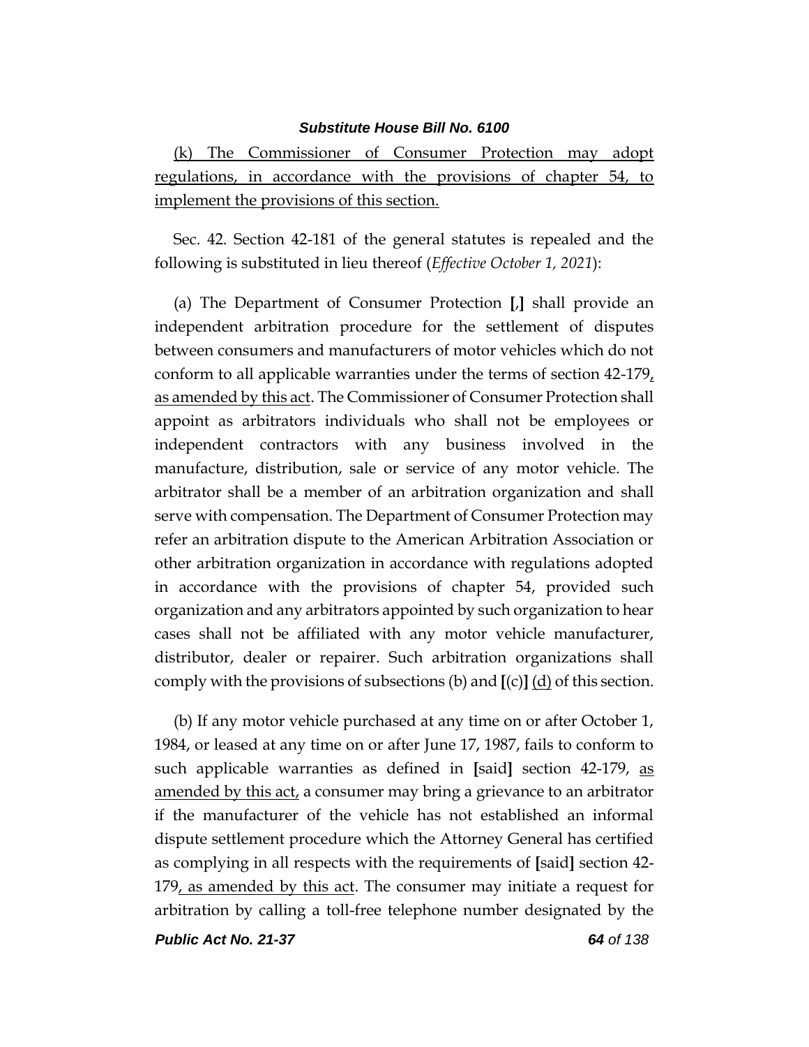(k) The Commissioner of Consumer Protection may adopt regulations, in accordance with the provisions of chapter 54, to implement the provisions of this section.

Sec. 42. Section 42-181 of the general statutes is repealed and the following is substituted in lieu thereof (*Effective October 1, 2021*):

(a) The Department of Consumer Protection [,] shall provide an independent arbitration procedure for the settlement of disputes between consumers and manufacturers of motor vehicles which do not conform to all applicable warranties under the terms of section 42-179, as amended by this act. The Commissioner of Consumer Protection shall appoint as arbitrators individuals who shall not be employees or independent contractors with any business involved in the manufacture, distribution, sale or service of any motor vehicle. The arbitrator shall be a member of an arbitration organization and shall serve with compensation. The Department of Consumer Protection may refer an arbitration dispute to the American Arbitration Association or other arbitration organization in accordance with regulations adopted in accordance with the provisions of chapter 54, provided such organization and any arbitrators appointed by such organization to hear cases shall not be affiliated with any motor vehicle manufacturer, distributor, dealer or repairer. Such arbitration organizations shall comply with the provisions of subsections (b) and [(c)] (d) of this section.

(b) If any motor vehicle purchased at any time on or after October 1, 1984, or leased at any time on or after June 17, 1987, fails to conform to such applicable warranties as defined in [said] section 42-179, as amended by this act, a consumer may bring a grievance to an arbitrator if the manufacturer of the vehicle has not established an informal dispute settlement procedure which the Attorney General has certified as complying in all respects with the requirements of [said] section 42-179, as amended by this act. The consumer may initiate a request for arbitration by calling a toll-free telephone number designated by the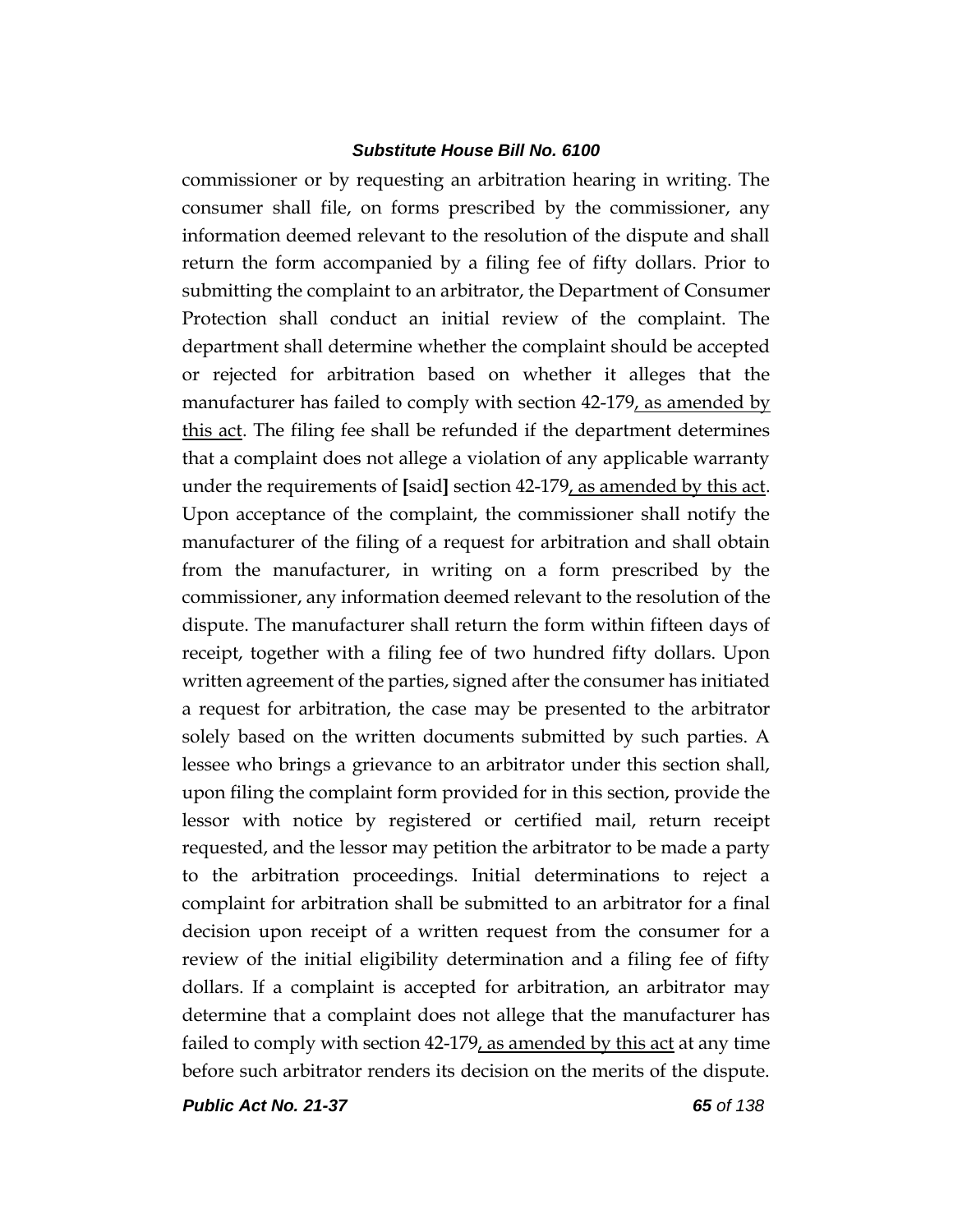commissioner or by requesting an arbitration hearing in writing. The consumer shall file, on forms prescribed by the commissioner, any information deemed relevant to the resolution of the dispute and shall return the form accompanied by a filing fee of fifty dollars. Prior to submitting the complaint to an arbitrator, the Department of Consumer Protection shall conduct an initial review of the complaint. The department shall determine whether the complaint should be accepted or rejected for arbitration based on whether it alleges that the manufacturer has failed to comply with section 42-179<u>, as amended by this act</u>. The filing fee shall be refunded if the department determines that a complaint does not allege a violation of any applicable warranty under the requirements of **[**said**]** section 42-179<u>, as amended by this act</u>. Upon acceptance of the complaint, the commissioner shall notify the manufacturer of the filing of a request for arbitration and shall obtain from the manufacturer, in writing on a form prescribed by the commissioner, any information deemed relevant to the resolution of the dispute. The manufacturer shall return the form within fifteen days of receipt, together with a filing fee of two hundred fifty dollars. Upon written agreement of the parties, signed after the consumer has initiated a request for arbitration, the case may be presented to the arbitrator solely based on the written documents submitted by such parties. A lessee who brings a grievance to an arbitrator under this section shall, upon filing the complaint form provided for in this section, provide the lessor with notice by registered or certified mail, return receipt requested, and the lessor may petition the arbitrator to be made a party to the arbitration proceedings. Initial determinations to reject a complaint for arbitration shall be submitted to an arbitrator for a final decision upon receipt of a written request from the consumer for a review of the initial eligibility determination and a filing fee of fifty dollars. If a complaint is accepted for arbitration, an arbitrator may determine that a complaint does not allege that the manufacturer has failed to comply with section 42-179<u>, as amended by this act</u> at any time before such arbitrator renders its decision on the merits of the dispute.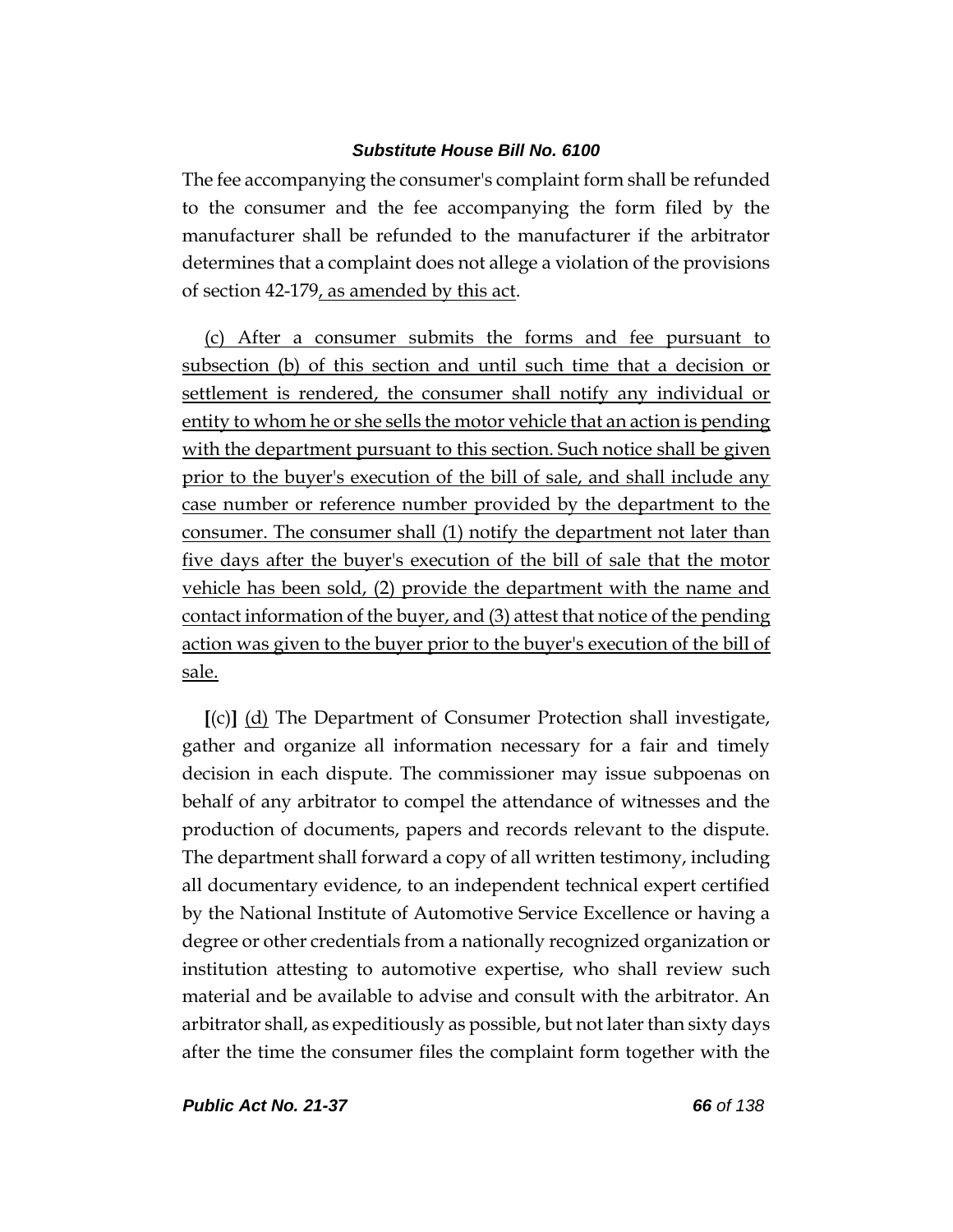The fee accompanying the consumer's complaint form shall be refunded to the consumer and the fee accompanying the form filed by the manufacturer shall be refunded to the manufacturer if the arbitrator determines that a complaint does not allege a violation of the provisions of section 42-179, as amended by this act.

(c) After a consumer submits the forms and fee pursuant to subsection (b) of this section and until such time that a decision or settlement is rendered, the consumer shall notify any individual or entity to whom he or she sells the motor vehicle that an action is pending with the department pursuant to this section. Such notice shall be given prior to the buyer's execution of the bill of sale, and shall include any case number or reference number provided by the department to the consumer. The consumer shall (1) notify the department not later than five days after the buyer's execution of the bill of sale that the motor vehicle has been sold, (2) provide the department with the name and contact information of the buyer, and (3) attest that notice of the pending action was given to the buyer prior to the buyer's execution of the bill of sale.

**[**(c)**]** (d) The Department of Consumer Protection shall investigate, gather and organize all information necessary for a fair and timely decision in each dispute. The commissioner may issue subpoenas on behalf of any arbitrator to compel the attendance of witnesses and the production of documents, papers and records relevant to the dispute. The department shall forward a copy of all written testimony, including all documentary evidence, to an independent technical expert certified by the National Institute of Automotive Service Excellence or having a degree or other credentials from a nationally recognized organization or institution attesting to automotive expertise, who shall review such material and be available to advise and consult with the arbitrator. An arbitrator shall, as expeditiously as possible, but not later than sixty days after the time the consumer files the complaint form together with the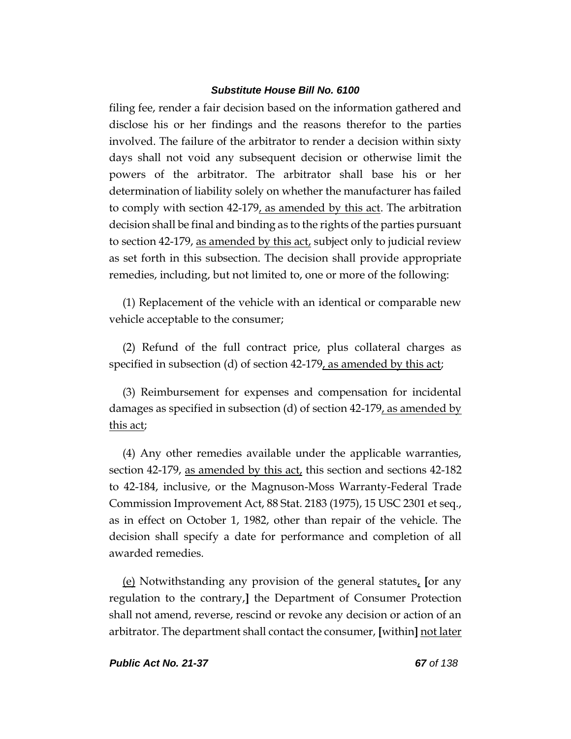filing fee, render a fair decision based on the information gathered and disclose his or her findings and the reasons therefor to the parties involved. The failure of the arbitrator to render a decision within sixty days shall not void any subsequent decision or otherwise limit the powers of the arbitrator. The arbitrator shall base his or her determination of liability solely on whether the manufacturer has failed to comply with section 42-179, as amended by this act. The arbitration decision shall be final and binding as to the rights of the parties pursuant to section 42-179, as amended by this act, subject only to judicial review as set forth in this subsection. The decision shall provide appropriate remedies, including, but not limited to, one or more of the following:

(1) Replacement of the vehicle with an identical or comparable new vehicle acceptable to the consumer;

(2) Refund of the full contract price, plus collateral charges as specified in subsection (d) of section 42-179, as amended by this act;

(3) Reimbursement for expenses and compensation for incidental damages as specified in subsection (d) of section 42-179, as amended by this act;

(4) Any other remedies available under the applicable warranties, section 42-179, as amended by this act, this section and sections 42-182 to 42-184, inclusive, or the Magnuson-Moss Warranty-Federal Trade Commission Improvement Act, 88 Stat. 2183 (1975), 15 USC 2301 et seq., as in effect on October 1, 1982, other than repair of the vehicle. The decision shall specify a date for performance and completion of all awarded remedies.

(e) Notwithstanding any provision of the general statutes, [or any regulation to the contrary,] the Department of Consumer Protection shall not amend, reverse, rescind or revoke any decision or action of an arbitrator. The department shall contact the consumer, [within] not later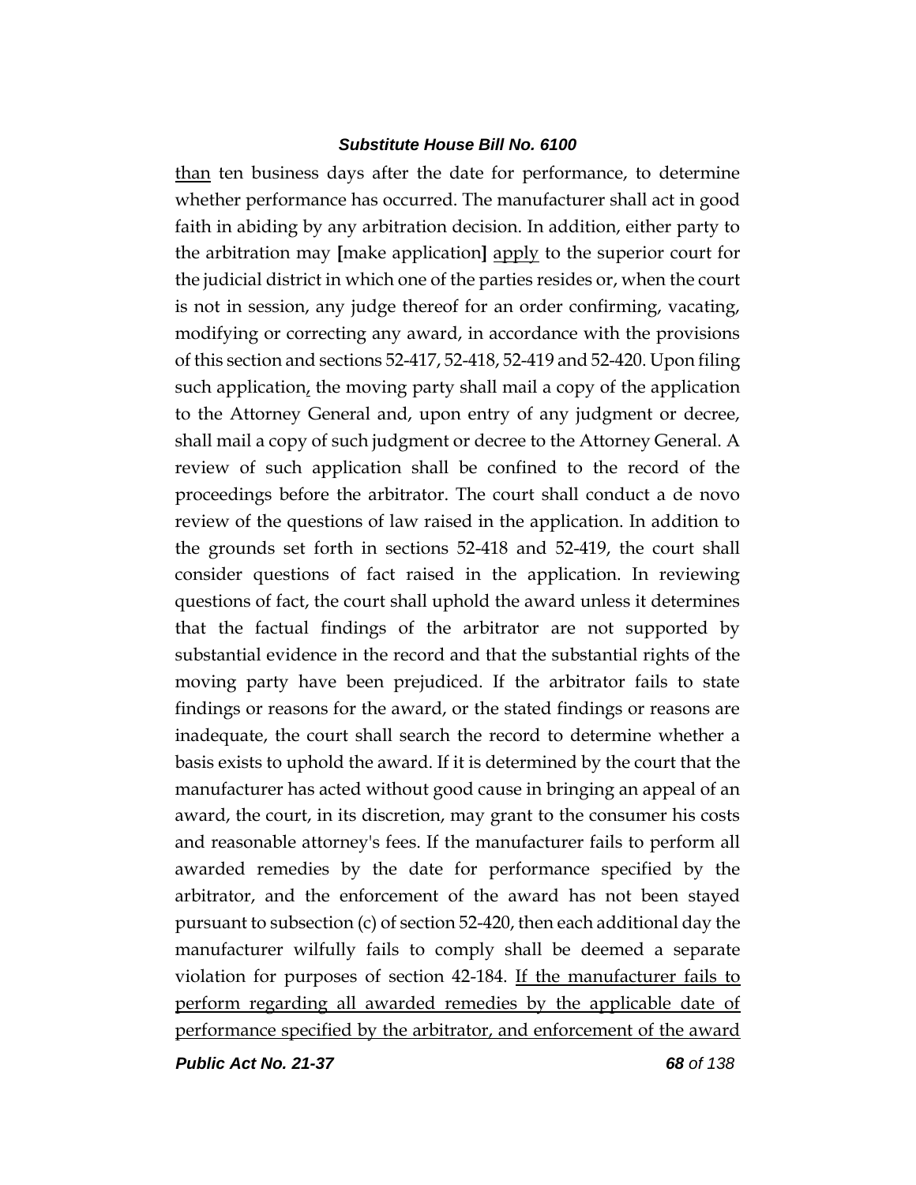than ten business days after the date for performance, to determine whether performance has occurred. The manufacturer shall act in good faith in abiding by any arbitration decision. In addition, either party to the arbitration may [make application] apply to the superior court for the judicial district in which one of the parties resides or, when the court is not in session, any judge thereof for an order confirming, vacating, modifying or correcting any award, in accordance with the provisions of this section and sections 52-417, 52-418, 52-419 and 52-420. Upon filing such application, the moving party shall mail a copy of the application to the Attorney General and, upon entry of any judgment or decree, shall mail a copy of such judgment or decree to the Attorney General. A review of such application shall be confined to the record of the proceedings before the arbitrator. The court shall conduct a de novo review of the questions of law raised in the application. In addition to the grounds set forth in sections 52-418 and 52-419, the court shall consider questions of fact raised in the application. In reviewing questions of fact, the court shall uphold the award unless it determines that the factual findings of the arbitrator are not supported by substantial evidence in the record and that the substantial rights of the moving party have been prejudiced. If the arbitrator fails to state findings or reasons for the award, or the stated findings or reasons are inadequate, the court shall search the record to determine whether a basis exists to uphold the award. If it is determined by the court that the manufacturer has acted without good cause in bringing an appeal of an award, the court, in its discretion, may grant to the consumer his costs and reasonable attorney's fees. If the manufacturer fails to perform all awarded remedies by the date for performance specified by the arbitrator, and the enforcement of the award has not been stayed pursuant to subsection (c) of section 52-420, then each additional day the manufacturer wilfully fails to comply shall be deemed a separate violation for purposes of section 42-184. If the manufacturer fails to perform regarding all awarded remedies by the applicable date of performance specified by the arbitrator, and enforcement of the award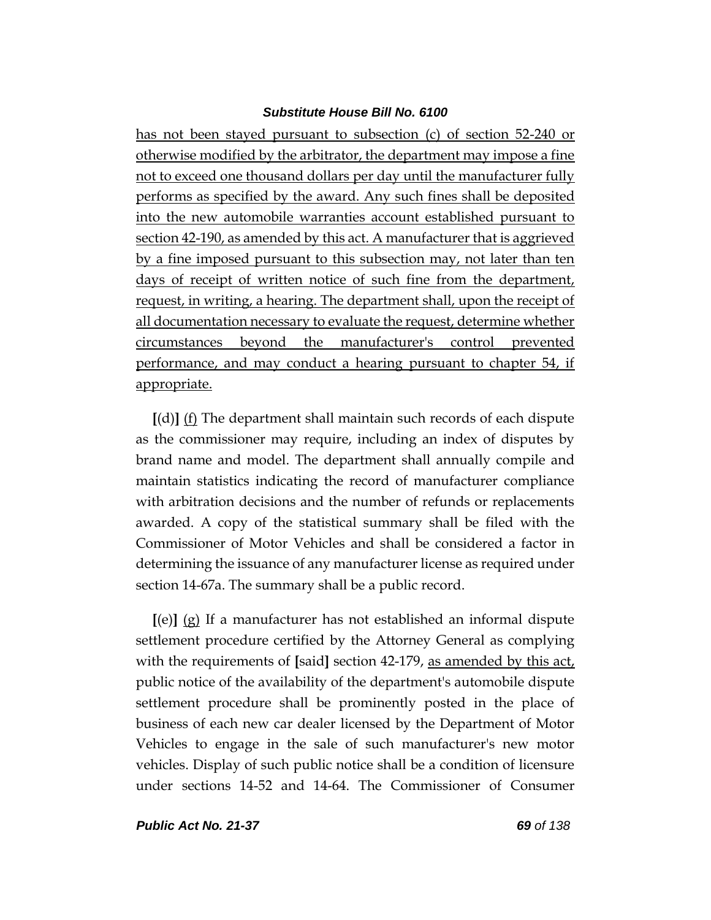has not been stayed pursuant to subsection (c) of section 52-240 or otherwise modified by the arbitrator, the department may impose a fine not to exceed one thousand dollars per day until the manufacturer fully performs as specified by the award. Any such fines shall be deposited into the new automobile warranties account established pursuant to section 42-190, as amended by this act. A manufacturer that is aggrieved by a fine imposed pursuant to this subsection may, not later than ten days of receipt of written notice of such fine from the department, request, in writing, a hearing. The department shall, upon the receipt of all documentation necessary to evaluate the request, determine whether circumstances beyond the manufacturer's control prevented performance, and may conduct a hearing pursuant to chapter 54, if appropriate.

[(d)] (f) The department shall maintain such records of each dispute as the commissioner may require, including an index of disputes by brand name and model. The department shall annually compile and maintain statistics indicating the record of manufacturer compliance with arbitration decisions and the number of refunds or replacements awarded. A copy of the statistical summary shall be filed with the Commissioner of Motor Vehicles and shall be considered a factor in determining the issuance of any manufacturer license as required under section 14-67a. The summary shall be a public record.

[(e)] (g) If a manufacturer has not established an informal dispute settlement procedure certified by the Attorney General as complying with the requirements of [said] section 42-179, as amended by this act, public notice of the availability of the department's automobile dispute settlement procedure shall be prominently posted in the place of business of each new car dealer licensed by the Department of Motor Vehicles to engage in the sale of such manufacturer's new motor vehicles. Display of such public notice shall be a condition of licensure under sections 14-52 and 14-64. The Commissioner of Consumer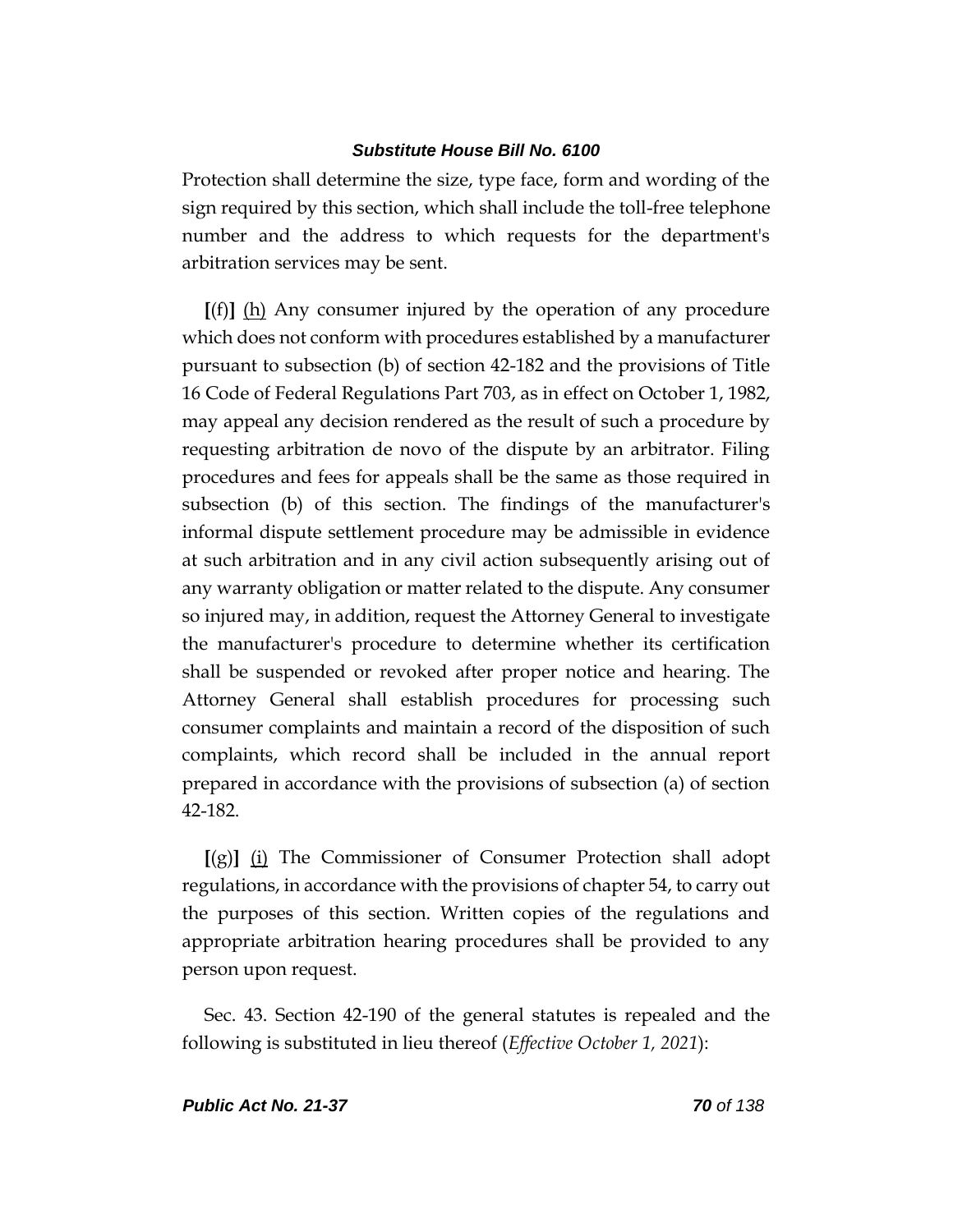Protection shall determine the size, type face, form and wording of the sign required by this section, which shall include the toll-free telephone number and the address to which requests for the department's arbitration services may be sent.

[(f)] (h) Any consumer injured by the operation of any procedure which does not conform with procedures established by a manufacturer pursuant to subsection (b) of section 42-182 and the provisions of Title 16 Code of Federal Regulations Part 703, as in effect on October 1, 1982, may appeal any decision rendered as the result of such a procedure by requesting arbitration de novo of the dispute by an arbitrator. Filing procedures and fees for appeals shall be the same as those required in subsection (b) of this section. The findings of the manufacturer's informal dispute settlement procedure may be admissible in evidence at such arbitration and in any civil action subsequently arising out of any warranty obligation or matter related to the dispute. Any consumer so injured may, in addition, request the Attorney General to investigate the manufacturer's procedure to determine whether its certification shall be suspended or revoked after proper notice and hearing. The Attorney General shall establish procedures for processing such consumer complaints and maintain a record of the disposition of such complaints, which record shall be included in the annual report prepared in accordance with the provisions of subsection (a) of section 42-182.

[(g)] (i) The Commissioner of Consumer Protection shall adopt regulations, in accordance with the provisions of chapter 54, to carry out the purposes of this section. Written copies of the regulations and appropriate arbitration hearing procedures shall be provided to any person upon request.

Sec. 43. Section 42-190 of the general statutes is repealed and the following is substituted in lieu thereof (*Effective October 1, 2021*):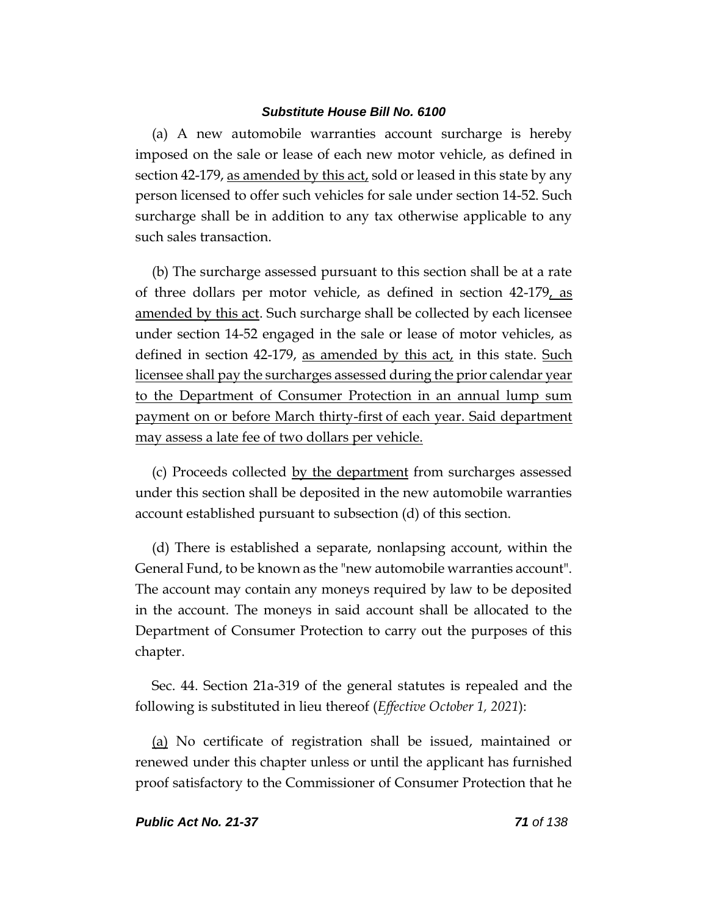(a) A new automobile warranties account surcharge is hereby imposed on the sale or lease of each new motor vehicle, as defined in section 42-179, as amended by this act, sold or leased in this state by any person licensed to offer such vehicles for sale under section 14-52. Such surcharge shall be in addition to any tax otherwise applicable to any such sales transaction.

(b) The surcharge assessed pursuant to this section shall be at a rate of three dollars per motor vehicle, as defined in section 42-179, as amended by this act. Such surcharge shall be collected by each licensee under section 14-52 engaged in the sale or lease of motor vehicles, as defined in section 42-179, as amended by this act, in this state. Such licensee shall pay the surcharges assessed during the prior calendar year to the Department of Consumer Protection in an annual lump sum payment on or before March thirty-first of each year. Said department may assess a late fee of two dollars per vehicle.

(c) Proceeds collected by the department from surcharges assessed under this section shall be deposited in the new automobile warranties account established pursuant to subsection (d) of this section.

(d) There is established a separate, nonlapsing account, within the General Fund, to be known as the "new automobile warranties account". The account may contain any moneys required by law to be deposited in the account. The moneys in said account shall be allocated to the Department of Consumer Protection to carry out the purposes of this chapter.

Sec. 44. Section 21a-319 of the general statutes is repealed and the following is substituted in lieu thereof (*Effective October 1, 2021*):

(a) No certificate of registration shall be issued, maintained or renewed under this chapter unless or until the applicant has furnished proof satisfactory to the Commissioner of Consumer Protection that he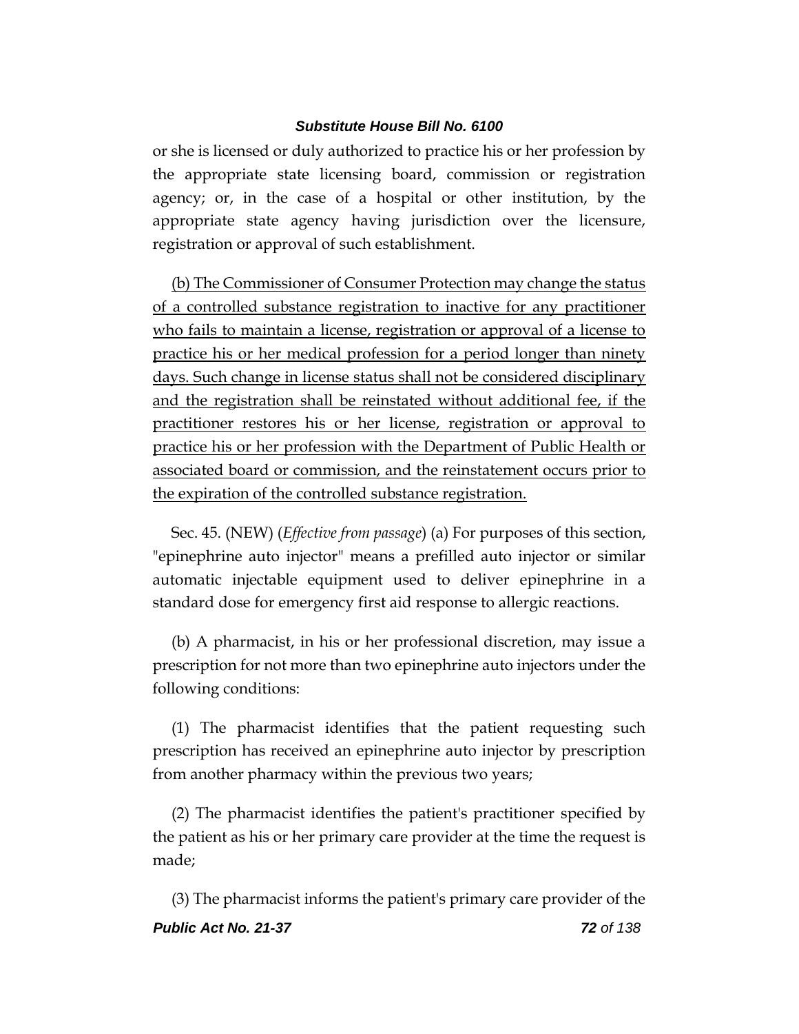or she is licensed or duly authorized to practice his or her profession by the appropriate state licensing board, commission or registration agency; or, in the case of a hospital or other institution, by the appropriate state agency having jurisdiction over the licensure, registration or approval of such establishment.

<u>(b) The Commissioner of Consumer Protection may change the status of a controlled substance registration to inactive for any practitioner who fails to maintain a license, registration or approval of a license to practice his or her medical profession for a period longer than ninety days. Such change in license status shall not be considered disciplinary and the registration shall be reinstated without additional fee, if the practitioner restores his or her license, registration or approval to practice his or her profession with the Department of Public Health or associated board or commission, and the reinstatement occurs prior to the expiration of the controlled substance registration.</u>

Sec. 45. (NEW) (*Effective from passage*) (a) For purposes of this section, "epinephrine auto injector" means a prefilled auto injector or similar automatic injectable equipment used to deliver epinephrine in a standard dose for emergency first aid response to allergic reactions.

(b) A pharmacist, in his or her professional discretion, may issue a prescription for not more than two epinephrine auto injectors under the following conditions:

(1) The pharmacist identifies that the patient requesting such prescription has received an epinephrine auto injector by prescription from another pharmacy within the previous two years;

(2) The pharmacist identifies the patient's practitioner specified by the patient as his or her primary care provider at the time the request is made;

(3) The pharmacist informs the patient's primary care provider of the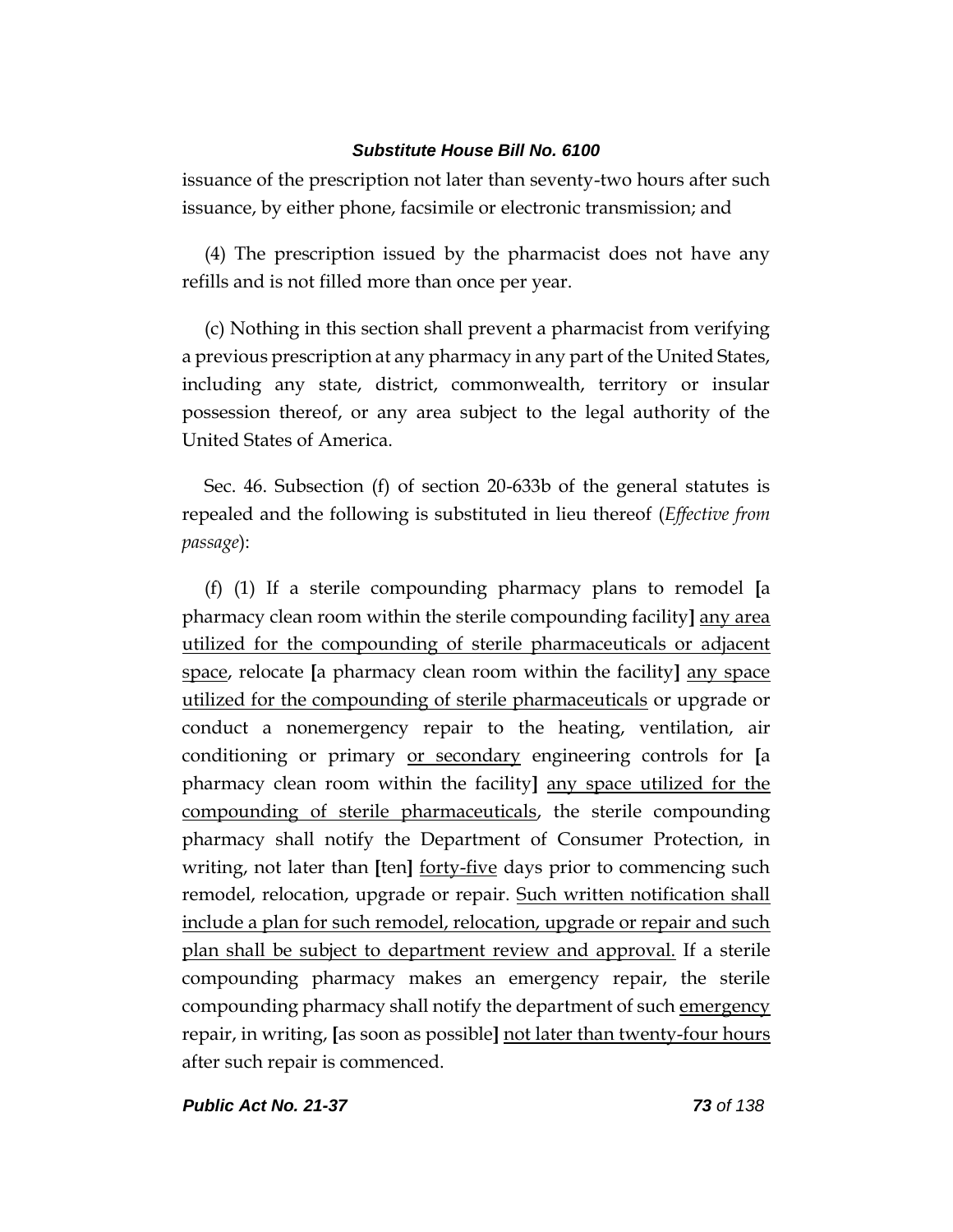issuance of the prescription not later than seventy-two hours after such issuance, by either phone, facsimile or electronic transmission; and

(4) The prescription issued by the pharmacist does not have any refills and is not filled more than once per year.

(c) Nothing in this section shall prevent a pharmacist from verifying a previous prescription at any pharmacy in any part of the United States, including any state, district, commonwealth, territory or insular possession thereof, or any area subject to the legal authority of the United States of America.

Sec. 46. Subsection (f) of section 20-633b of the general statutes is repealed and the following is substituted in lieu thereof (*Effective from passage*):

(f) (1) If a sterile compounding pharmacy plans to remodel **[**a pharmacy clean room within the sterile compounding facility**]** <u>any area utilized for the compounding of sterile pharmaceuticals or adjacent space</u>, relocate **[**a pharmacy clean room within the facility**]** <u>any space utilized for the compounding of sterile pharmaceuticals</u> or upgrade or conduct a nonemergency repair to the heating, ventilation, air conditioning or primary <u>or secondary</u> engineering controls for **[**a pharmacy clean room within the facility**]** <u>any space utilized for the compounding of sterile pharmaceuticals</u>, the sterile compounding pharmacy shall notify the Department of Consumer Protection, in writing, not later than **[**ten**]** <u>forty-five</u> days prior to commencing such remodel, relocation, upgrade or repair. <u>Such written notification shall include a plan for such remodel, relocation, upgrade or repair and such plan shall be subject to department review and approval.</u> If a sterile compounding pharmacy makes an emergency repair, the sterile compounding pharmacy shall notify the department of such <u>emergency</u> repair, in writing, **[**as soon as possible**]** <u>not later than twenty-four hours</u> after such repair is commenced.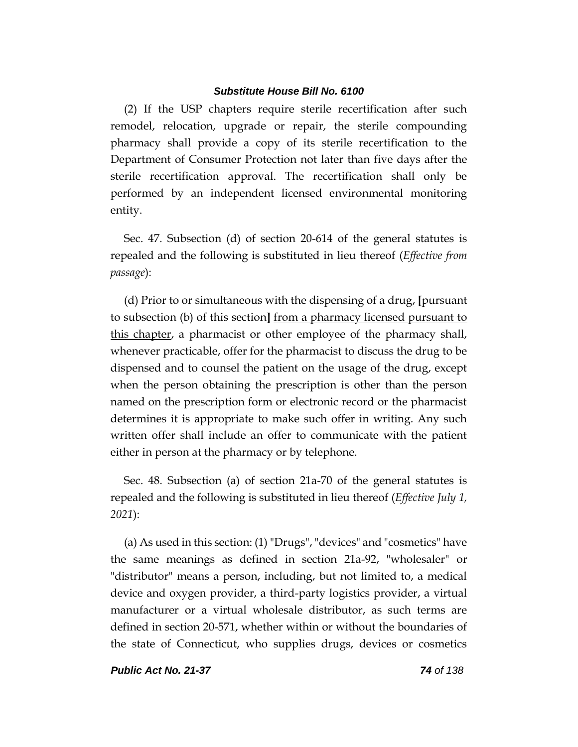(2) If the USP chapters require sterile recertification after such remodel, relocation, upgrade or repair, the sterile compounding pharmacy shall provide a copy of its sterile recertification to the Department of Consumer Protection not later than five days after the sterile recertification approval. The recertification shall only be performed by an independent licensed environmental monitoring entity.

Sec. 47. Subsection (d) of section 20-614 of the general statutes is repealed and the following is substituted in lieu thereof (*Effective from passage*):

(d) Prior to or simultaneous with the dispensing of a drug, **[**pursuant to subsection (b) of this section**]** <u>from a pharmacy licensed pursuant to this chapter</u>, a pharmacist or other employee of the pharmacy shall, whenever practicable, offer for the pharmacist to discuss the drug to be dispensed and to counsel the patient on the usage of the drug, except when the person obtaining the prescription is other than the person named on the prescription form or electronic record or the pharmacist determines it is appropriate to make such offer in writing. Any such written offer shall include an offer to communicate with the patient either in person at the pharmacy or by telephone.

Sec. 48. Subsection (a) of section 21a-70 of the general statutes is repealed and the following is substituted in lieu thereof (*Effective July 1, 2021*):

(a) As used in this section: (1) "Drugs", "devices" and "cosmetics" have the same meanings as defined in section 21a-92, "wholesaler" or "distributor" means a person, including, but not limited to, a medical device and oxygen provider, a third-party logistics provider, a virtual manufacturer or a virtual wholesale distributor, as such terms are defined in section 20-571, whether within or without the boundaries of the state of Connecticut, who supplies drugs, devices or cosmetics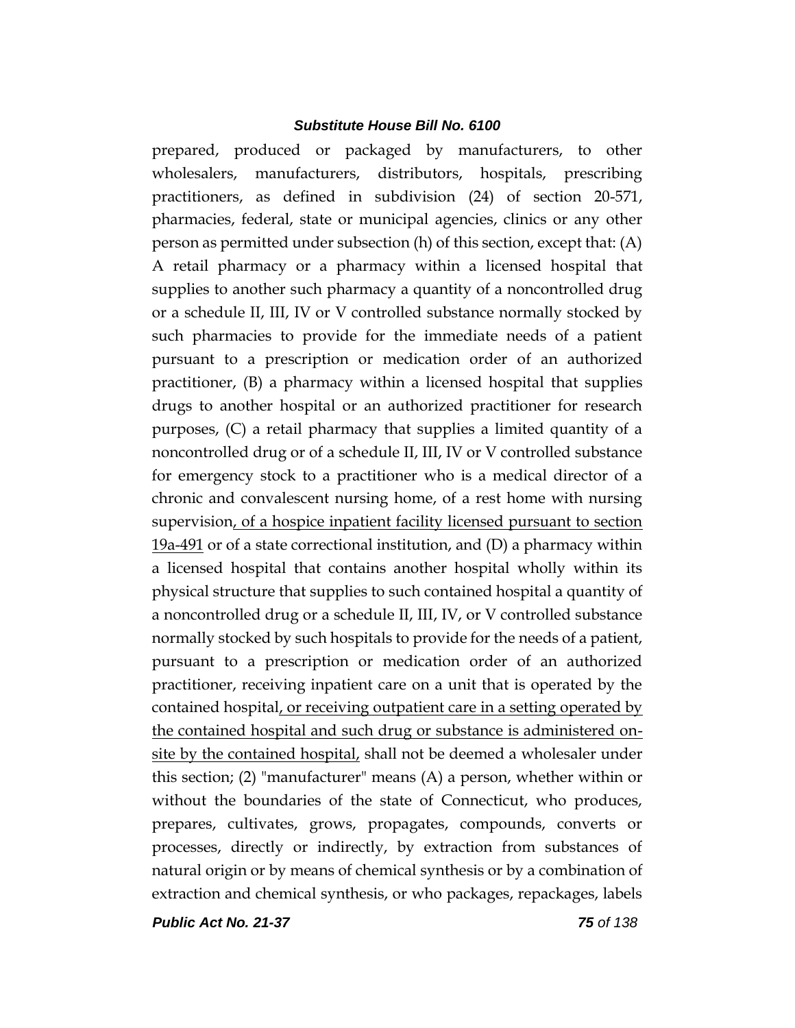prepared, produced or packaged by manufacturers, to other wholesalers, manufacturers, distributors, hospitals, prescribing practitioners, as defined in subdivision (24) of section 20-571, pharmacies, federal, state or municipal agencies, clinics or any other person as permitted under subsection (h) of this section, except that: (A) A retail pharmacy or a pharmacy within a licensed hospital that supplies to another such pharmacy a quantity of a noncontrolled drug or a schedule II, III, IV or V controlled substance normally stocked by such pharmacies to provide for the immediate needs of a patient pursuant to a prescription or medication order of an authorized practitioner, (B) a pharmacy within a licensed hospital that supplies drugs to another hospital or an authorized practitioner for research purposes, (C) a retail pharmacy that supplies a limited quantity of a noncontrolled drug or of a schedule II, III, IV or V controlled substance for emergency stock to a practitioner who is a medical director of a chronic and convalescent nursing home, of a rest home with nursing supervision, of a hospice inpatient facility licensed pursuant to section 19a-491 or of a state correctional institution, and (D) a pharmacy within a licensed hospital that contains another hospital wholly within its physical structure that supplies to such contained hospital a quantity of a noncontrolled drug or a schedule II, III, IV, or V controlled substance normally stocked by such hospitals to provide for the needs of a patient, pursuant to a prescription or medication order of an authorized practitioner, receiving inpatient care on a unit that is operated by the contained hospital, or receiving outpatient care in a setting operated by the contained hospital and such drug or substance is administered on-site by the contained hospital, shall not be deemed a wholesaler under this section; (2) "manufacturer" means (A) a person, whether within or without the boundaries of the state of Connecticut, who produces, prepares, cultivates, grows, propagates, compounds, converts or processes, directly or indirectly, by extraction from substances of natural origin or by means of chemical synthesis or by a combination of extraction and chemical synthesis, or who packages, repackages, labels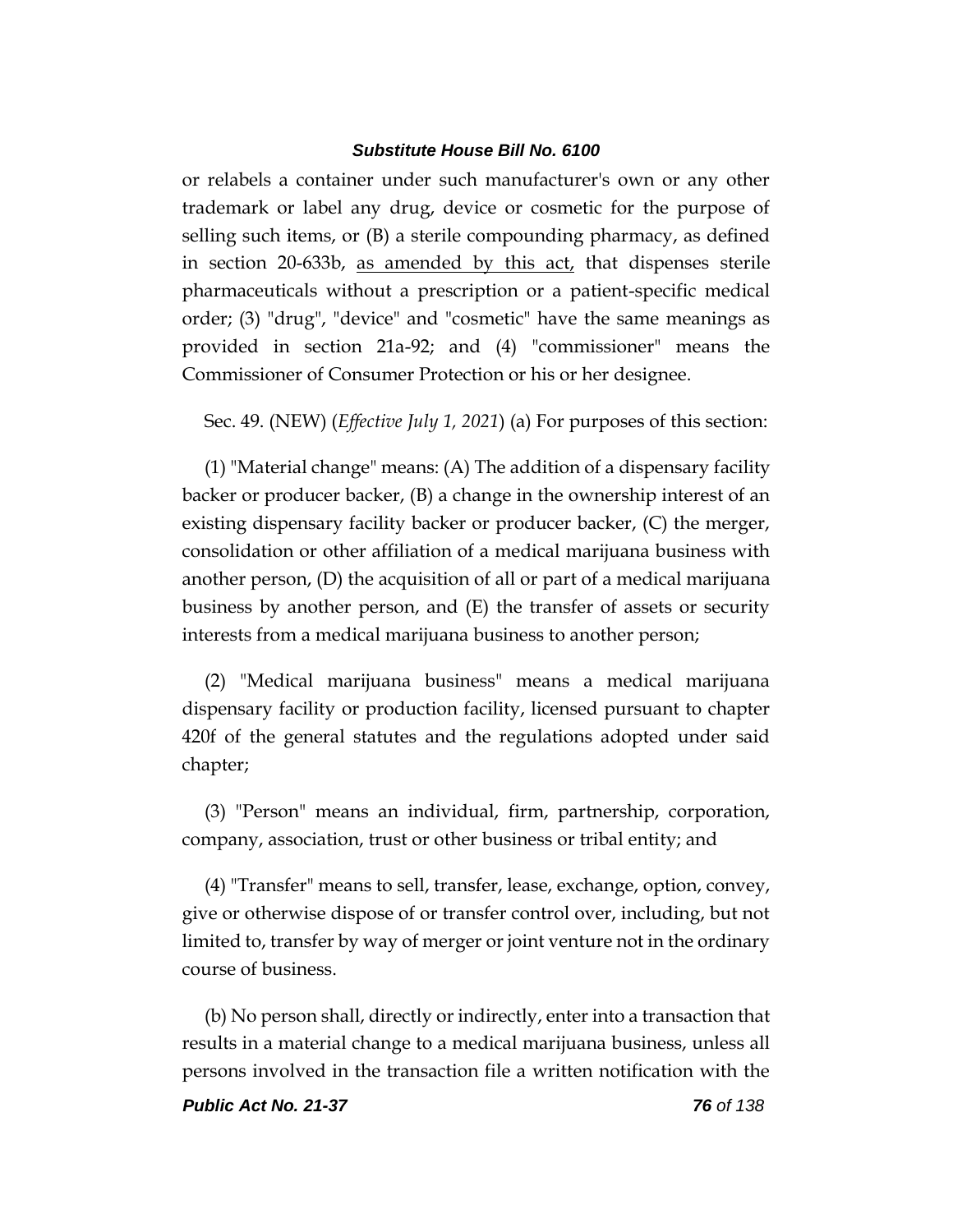or relabels a container under such manufacturer's own or any other trademark or label any drug, device or cosmetic for the purpose of selling such items, or (B) a sterile compounding pharmacy, as defined in section 20-633b, <u>as amended by this act,</u> that dispenses sterile pharmaceuticals without a prescription or a patient-specific medical order; (3) "drug", "device" and "cosmetic" have the same meanings as provided in section 21a-92; and (4) "commissioner" means the Commissioner of Consumer Protection or his or her designee.

Sec. 49. (NEW) (*Effective July 1, 2021*) (a) For purposes of this section:

(1) "Material change" means: (A) The addition of a dispensary facility backer or producer backer, (B) a change in the ownership interest of an existing dispensary facility backer or producer backer, (C) the merger, consolidation or other affiliation of a medical marijuana business with another person, (D) the acquisition of all or part of a medical marijuana business by another person, and (E) the transfer of assets or security interests from a medical marijuana business to another person;

(2) "Medical marijuana business" means a medical marijuana dispensary facility or production facility, licensed pursuant to chapter 420f of the general statutes and the regulations adopted under said chapter;

(3) "Person" means an individual, firm, partnership, corporation, company, association, trust or other business or tribal entity; and

(4) "Transfer" means to sell, transfer, lease, exchange, option, convey, give or otherwise dispose of or transfer control over, including, but not limited to, transfer by way of merger or joint venture not in the ordinary course of business.

(b) No person shall, directly or indirectly, enter into a transaction that results in a material change to a medical marijuana business, unless all persons involved in the transaction file a written notification with the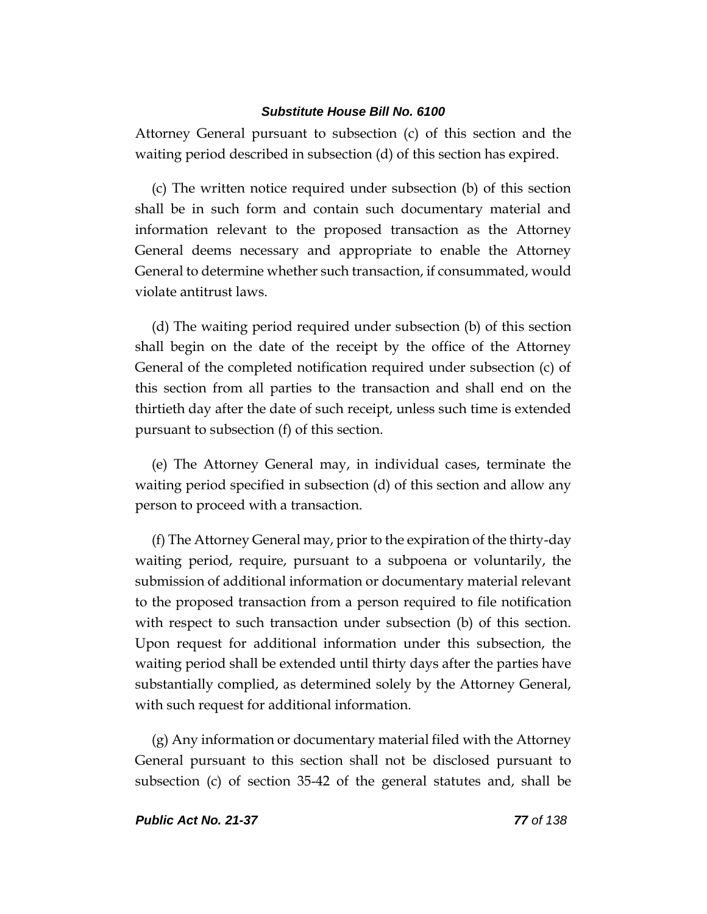Attorney General pursuant to subsection (c) of this section and the waiting period described in subsection (d) of this section has expired.

(c) The written notice required under subsection (b) of this section shall be in such form and contain such documentary material and information relevant to the proposed transaction as the Attorney General deems necessary and appropriate to enable the Attorney General to determine whether such transaction, if consummated, would violate antitrust laws.

(d) The waiting period required under subsection (b) of this section shall begin on the date of the receipt by the office of the Attorney General of the completed notification required under subsection (c) of this section from all parties to the transaction and shall end on the thirtieth day after the date of such receipt, unless such time is extended pursuant to subsection (f) of this section.

(e) The Attorney General may, in individual cases, terminate the waiting period specified in subsection (d) of this section and allow any person to proceed with a transaction.

(f) The Attorney General may, prior to the expiration of the thirty-day waiting period, require, pursuant to a subpoena or voluntarily, the submission of additional information or documentary material relevant to the proposed transaction from a person required to file notification with respect to such transaction under subsection (b) of this section. Upon request for additional information under this subsection, the waiting period shall be extended until thirty days after the parties have substantially complied, as determined solely by the Attorney General, with such request for additional information.

(g) Any information or documentary material filed with the Attorney General pursuant to this section shall not be disclosed pursuant to subsection (c) of section 35-42 of the general statutes and, shall be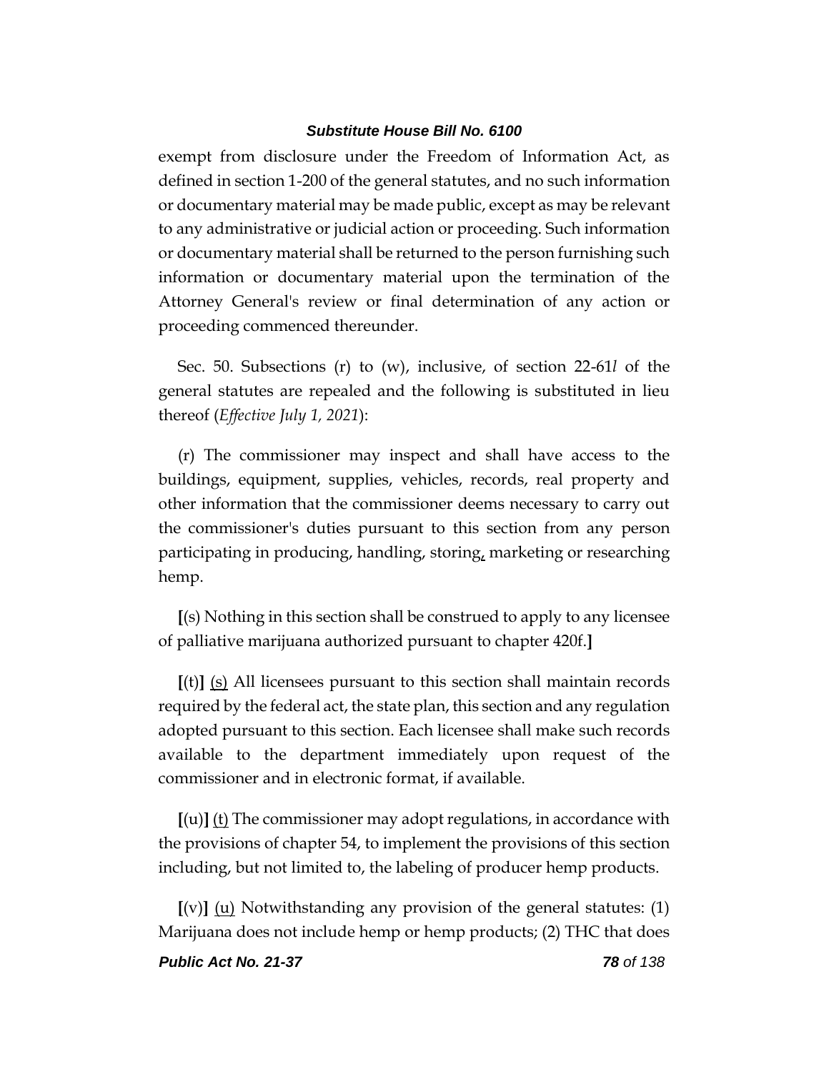exempt from disclosure under the Freedom of Information Act, as defined in section 1-200 of the general statutes, and no such information or documentary material may be made public, except as may be relevant to any administrative or judicial action or proceeding. Such information or documentary material shall be returned to the person furnishing such information or documentary material upon the termination of the Attorney General's review or final determination of any action or proceeding commenced thereunder.

Sec. 50. Subsections (r) to (w), inclusive, of section 22-61*l* of the general statutes are repealed and the following is substituted in lieu thereof (*Effective July 1, 2021*):

(r) The commissioner may inspect and shall have access to the buildings, equipment, supplies, vehicles, records, real property and other information that the commissioner deems necessary to carry out the commissioner's duties pursuant to this section from any person participating in producing, handling, storing, marketing or researching hemp.

**[**(s) Nothing in this section shall be construed to apply to any licensee of palliative marijuana authorized pursuant to chapter 420f.**]**

**[**(t)**]** <u>(s)</u> All licensees pursuant to this section shall maintain records required by the federal act, the state plan, this section and any regulation adopted pursuant to this section. Each licensee shall make such records available to the department immediately upon request of the commissioner and in electronic format, if available.

**[**(u)**]** <u>(t)</u> The commissioner may adopt regulations, in accordance with the provisions of chapter 54, to implement the provisions of this section including, but not limited to, the labeling of producer hemp products.

**[**(v)**]** <u>(u)</u> Notwithstanding any provision of the general statutes: (1) Marijuana does not include hemp or hemp products; (2) THC that does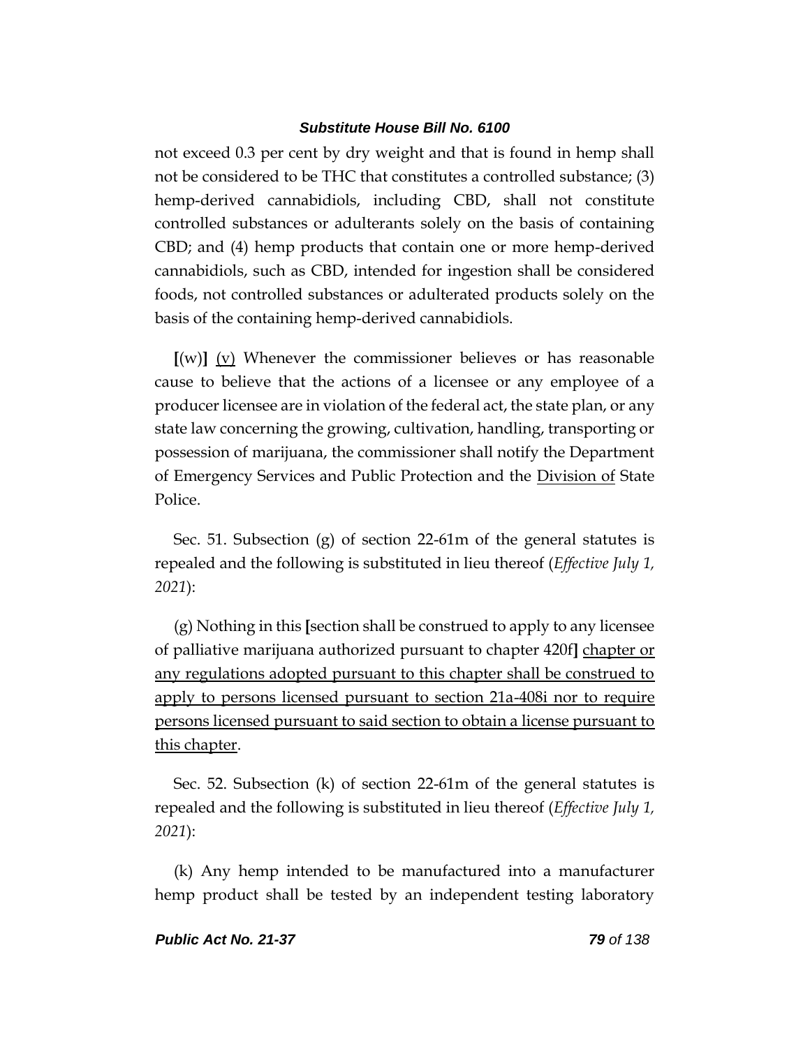not exceed 0.3 per cent by dry weight and that is found in hemp shall not be considered to be THC that constitutes a controlled substance; (3) hemp-derived cannabidiols, including CBD, shall not constitute controlled substances or adulterants solely on the basis of containing CBD; and (4) hemp products that contain one or more hemp-derived cannabidiols, such as CBD, intended for ingestion shall be considered foods, not controlled substances or adulterated products solely on the basis of the containing hemp-derived cannabidiols.

**[**(w)**]** <u>(v)</u> Whenever the commissioner believes or has reasonable cause to believe that the actions of a licensee or any employee of a producer licensee are in violation of the federal act, the state plan, or any state law concerning the growing, cultivation, handling, transporting or possession of marijuana, the commissioner shall notify the Department of Emergency Services and Public Protection and the <u>Division of</u> State Police.

Sec. 51. Subsection (g) of section 22-61m of the general statutes is repealed and the following is substituted in lieu thereof (*Effective July 1, 2021*):

(g) Nothing in this **[**section shall be construed to apply to any licensee of palliative marijuana authorized pursuant to chapter 420f**]** <u>chapter or any regulations adopted pursuant to this chapter shall be construed to apply to persons licensed pursuant to section 21a-408i nor to require persons licensed pursuant to said section to obtain a license pursuant to this chapter</u>.

Sec. 52. Subsection (k) of section 22-61m of the general statutes is repealed and the following is substituted in lieu thereof (*Effective July 1, 2021*):

(k) Any hemp intended to be manufactured into a manufacturer hemp product shall be tested by an independent testing laboratory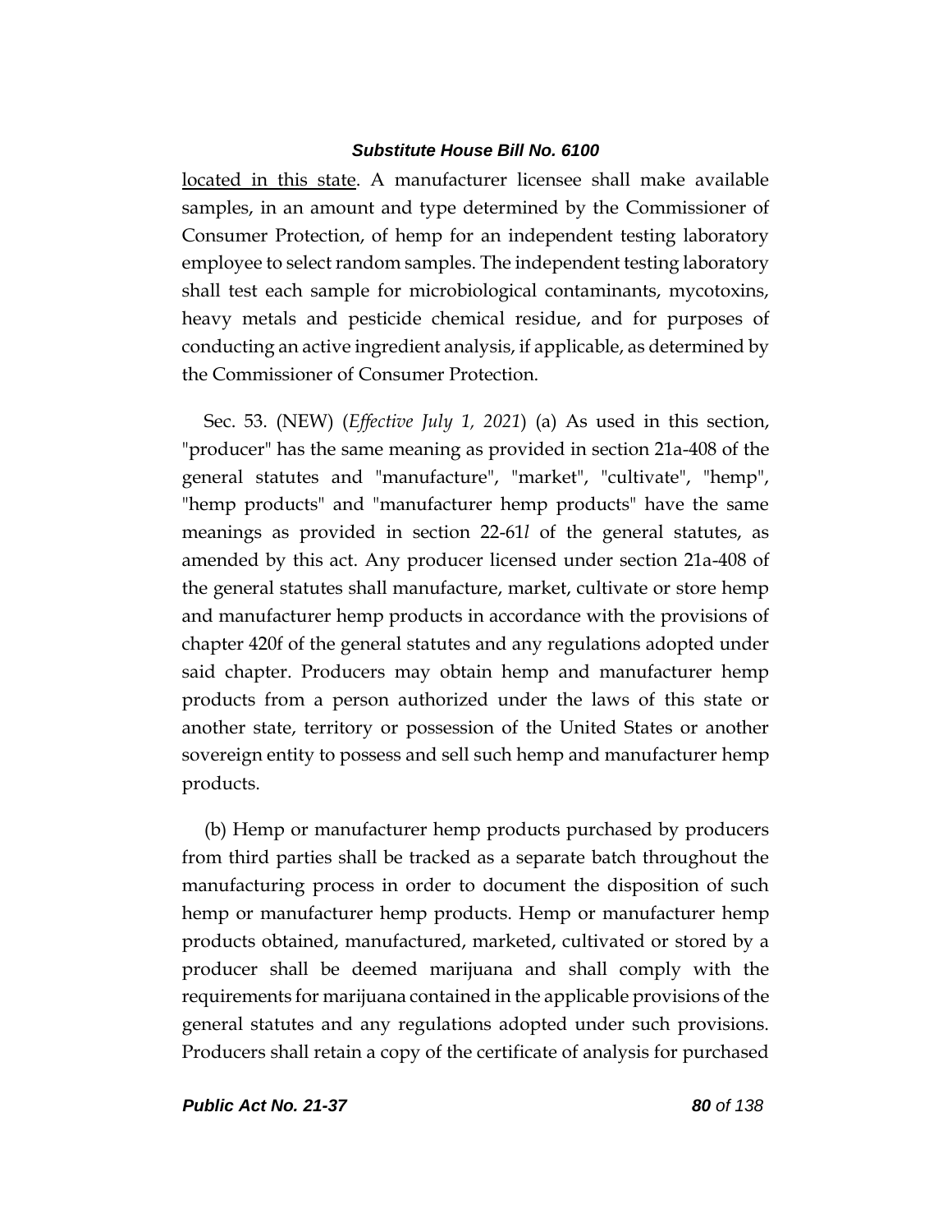located in this state. A manufacturer licensee shall make available samples, in an amount and type determined by the Commissioner of Consumer Protection, of hemp for an independent testing laboratory employee to select random samples. The independent testing laboratory shall test each sample for microbiological contaminants, mycotoxins, heavy metals and pesticide chemical residue, and for purposes of conducting an active ingredient analysis, if applicable, as determined by the Commissioner of Consumer Protection.

Sec. 53. (NEW) (*Effective July 1, 2021*) (a) As used in this section, "producer" has the same meaning as provided in section 21a-408 of the general statutes and "manufacture", "market", "cultivate", "hemp", "hemp products" and "manufacturer hemp products" have the same meanings as provided in section 22-61*l* of the general statutes, as amended by this act. Any producer licensed under section 21a-408 of the general statutes shall manufacture, market, cultivate or store hemp and manufacturer hemp products in accordance with the provisions of chapter 420f of the general statutes and any regulations adopted under said chapter. Producers may obtain hemp and manufacturer hemp products from a person authorized under the laws of this state or another state, territory or possession of the United States or another sovereign entity to possess and sell such hemp and manufacturer hemp products.

(b) Hemp or manufacturer hemp products purchased by producers from third parties shall be tracked as a separate batch throughout the manufacturing process in order to document the disposition of such hemp or manufacturer hemp products. Hemp or manufacturer hemp products obtained, manufactured, marketed, cultivated or stored by a producer shall be deemed marijuana and shall comply with the requirements for marijuana contained in the applicable provisions of the general statutes and any regulations adopted under such provisions. Producers shall retain a copy of the certificate of analysis for purchased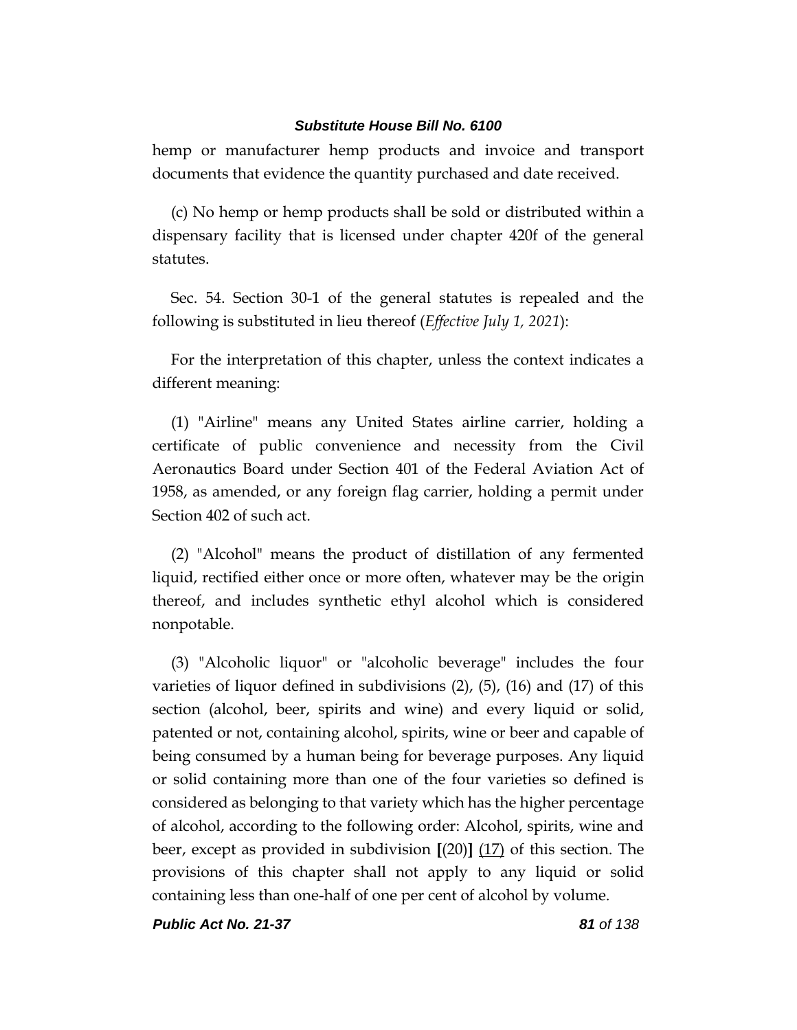hemp or manufacturer hemp products and invoice and transport documents that evidence the quantity purchased and date received.

(c) No hemp or hemp products shall be sold or distributed within a dispensary facility that is licensed under chapter 420f of the general statutes.

Sec. 54. Section 30-1 of the general statutes is repealed and the following is substituted in lieu thereof (*Effective July 1, 2021*):

For the interpretation of this chapter, unless the context indicates a different meaning:

(1) "Airline" means any United States airline carrier, holding a certificate of public convenience and necessity from the Civil Aeronautics Board under Section 401 of the Federal Aviation Act of 1958, as amended, or any foreign flag carrier, holding a permit under Section 402 of such act.

(2) "Alcohol" means the product of distillation of any fermented liquid, rectified either once or more often, whatever may be the origin thereof, and includes synthetic ethyl alcohol which is considered nonpotable.

(3) "Alcoholic liquor" or "alcoholic beverage" includes the four varieties of liquor defined in subdivisions (2), (5), (16) and (17) of this section (alcohol, beer, spirits and wine) and every liquid or solid, patented or not, containing alcohol, spirits, wine or beer and capable of being consumed by a human being for beverage purposes. Any liquid or solid containing more than one of the four varieties so defined is considered as belonging to that variety which has the higher percentage of alcohol, according to the following order: Alcohol, spirits, wine and beer, except as provided in subdivision **[**(20)**]** <u>(17)</u> of this section. The provisions of this chapter shall not apply to any liquid or solid containing less than one-half of one per cent of alcohol by volume.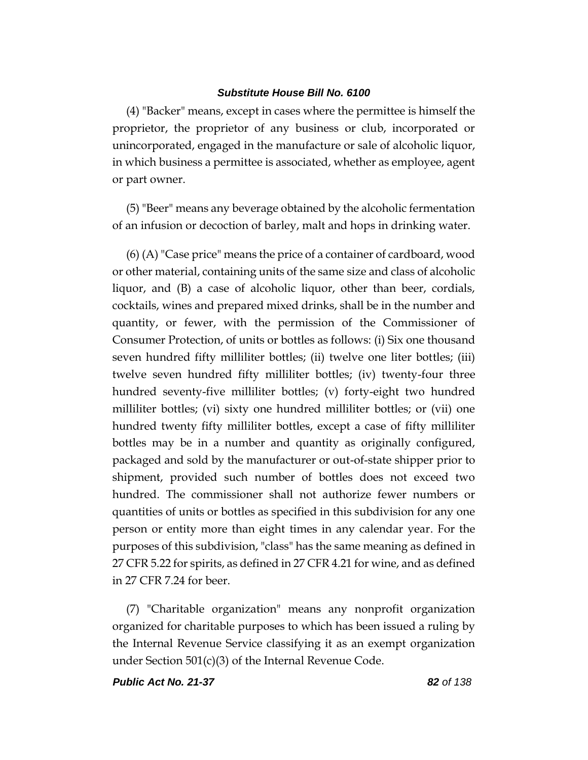(4) "Backer" means, except in cases where the permittee is himself the proprietor, the proprietor of any business or club, incorporated or unincorporated, engaged in the manufacture or sale of alcoholic liquor, in which business a permittee is associated, whether as employee, agent or part owner.

(5) "Beer" means any beverage obtained by the alcoholic fermentation of an infusion or decoction of barley, malt and hops in drinking water.

(6) (A) "Case price" means the price of a container of cardboard, wood or other material, containing units of the same size and class of alcoholic liquor, and (B) a case of alcoholic liquor, other than beer, cordials, cocktails, wines and prepared mixed drinks, shall be in the number and quantity, or fewer, with the permission of the Commissioner of Consumer Protection, of units or bottles as follows: (i) Six one thousand seven hundred fifty milliliter bottles; (ii) twelve one liter bottles; (iii) twelve seven hundred fifty milliliter bottles; (iv) twenty-four three hundred seventy-five milliliter bottles; (v) forty-eight two hundred milliliter bottles; (vi) sixty one hundred milliliter bottles; or (vii) one hundred twenty fifty milliliter bottles, except a case of fifty milliliter bottles may be in a number and quantity as originally configured, packaged and sold by the manufacturer or out-of-state shipper prior to shipment, provided such number of bottles does not exceed two hundred. The commissioner shall not authorize fewer numbers or quantities of units or bottles as specified in this subdivision for any one person or entity more than eight times in any calendar year. For the purposes of this subdivision, "class" has the same meaning as defined in 27 CFR 5.22 for spirits, as defined in 27 CFR 4.21 for wine, and as defined in 27 CFR 7.24 for beer.

(7) "Charitable organization" means any nonprofit organization organized for charitable purposes to which has been issued a ruling by the Internal Revenue Service classifying it as an exempt organization under Section 501(c)(3) of the Internal Revenue Code.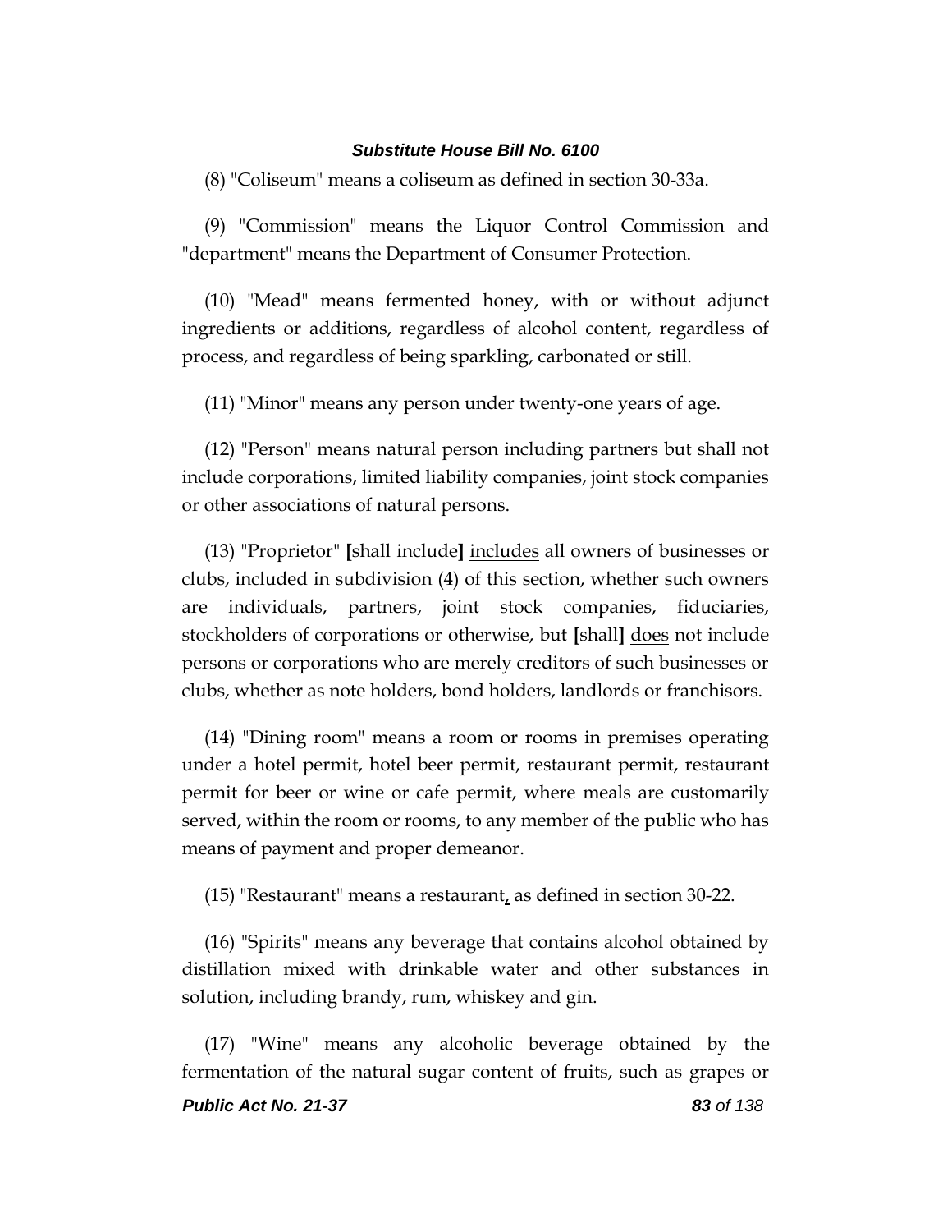(8) "Coliseum" means a coliseum as defined in section 30-33a.

(9) "Commission" means the Liquor Control Commission and "department" means the Department of Consumer Protection.

(10) "Mead" means fermented honey, with or without adjunct ingredients or additions, regardless of alcohol content, regardless of process, and regardless of being sparkling, carbonated or still.

(11) "Minor" means any person under twenty-one years of age.

(12) "Person" means natural person including partners but shall not include corporations, limited liability companies, joint stock companies or other associations of natural persons.

(13) "Proprietor" [shall include] <u>includes</u> all owners of businesses or clubs, included in subdivision (4) of this section, whether such owners are individuals, partners, joint stock companies, fiduciaries, stockholders of corporations or otherwise, but [shall] <u>does</u> not include persons or corporations who are merely creditors of such businesses or clubs, whether as note holders, bond holders, landlords or franchisors.

(14) "Dining room" means a room or rooms in premises operating under a hotel permit, hotel beer permit, restaurant permit, restaurant permit for beer <u>or wine or cafe permit</u>, where meals are customarily served, within the room or rooms, to any member of the public who has means of payment and proper demeanor.

(15) "Restaurant" means a restaurant<u>,</u> as defined in section 30-22.

(16) "Spirits" means any beverage that contains alcohol obtained by distillation mixed with drinkable water and other substances in solution, including brandy, rum, whiskey and gin.

(17) "Wine" means any alcoholic beverage obtained by the fermentation of the natural sugar content of fruits, such as grapes or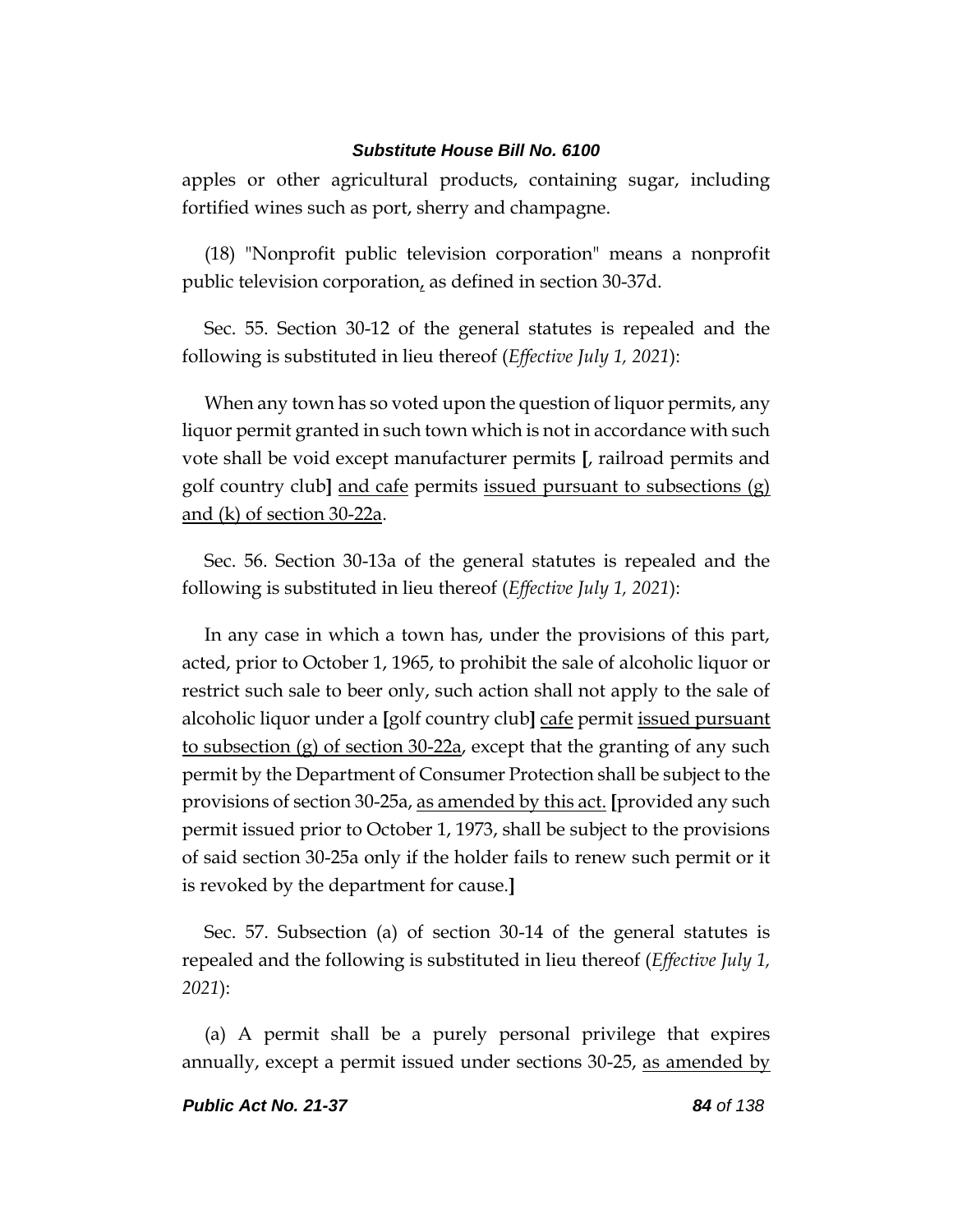apples or other agricultural products, containing sugar, including fortified wines such as port, sherry and champagne.

(18) "Nonprofit public television corporation" means a nonprofit public television corporation, as defined in section 30-37d.

Sec. 55. Section 30-12 of the general statutes is repealed and the following is substituted in lieu thereof (*Effective July 1, 2021*):

When any town has so voted upon the question of liquor permits, any liquor permit granted in such town which is not in accordance with such vote shall be void except manufacturer permits **[**, railroad permits and golf country club**]** and cafe permits issued pursuant to subsections (g) and (k) of section 30-22a.

Sec. 56. Section 30-13a of the general statutes is repealed and the following is substituted in lieu thereof (*Effective July 1, 2021*):

In any case in which a town has, under the provisions of this part, acted, prior to October 1, 1965, to prohibit the sale of alcoholic liquor or restrict such sale to beer only, such action shall not apply to the sale of alcoholic liquor under a **[**golf country club**]** cafe permit issued pursuant to subsection (g) of section 30-22a, except that the granting of any such permit by the Department of Consumer Protection shall be subject to the provisions of section 30-25a, as amended by this act. **[**provided any such permit issued prior to October 1, 1973, shall be subject to the provisions of said section 30-25a only if the holder fails to renew such permit or it is revoked by the department for cause.**]**

Sec. 57. Subsection (a) of section 30-14 of the general statutes is repealed and the following is substituted in lieu thereof (*Effective July 1, 2021*):

(a) A permit shall be a purely personal privilege that expires annually, except a permit issued under sections 30-25, as amended by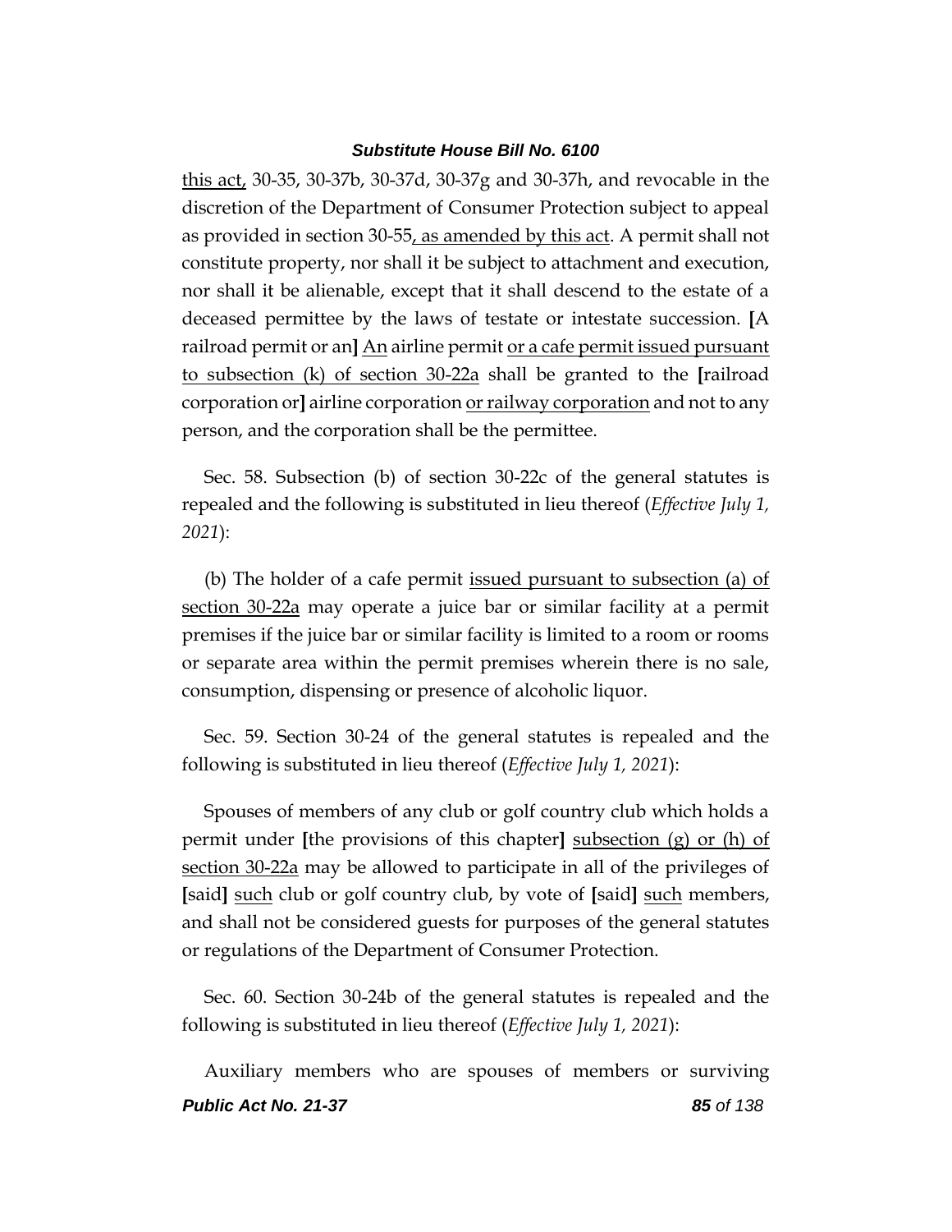this act, 30-35, 30-37b, 30-37d, 30-37g and 30-37h, and revocable in the discretion of the Department of Consumer Protection subject to appeal as provided in section 30-55, as amended by this act. A permit shall not constitute property, nor shall it be subject to attachment and execution, nor shall it be alienable, except that it shall descend to the estate of a deceased permittee by the laws of testate or intestate succession. [A railroad permit or an] An airline permit or a cafe permit issued pursuant to subsection (k) of section 30-22a shall be granted to the [railroad corporation or] airline corporation or railway corporation and not to any person, and the corporation shall be the permittee.

Sec. 58. Subsection (b) of section 30-22c of the general statutes is repealed and the following is substituted in lieu thereof (*Effective July 1, 2021*):

(b) The holder of a cafe permit issued pursuant to subsection (a) of section 30-22a may operate a juice bar or similar facility at a permit premises if the juice bar or similar facility is limited to a room or rooms or separate area within the permit premises wherein there is no sale, consumption, dispensing or presence of alcoholic liquor.

Sec. 59. Section 30-24 of the general statutes is repealed and the following is substituted in lieu thereof (*Effective July 1, 2021*):

Spouses of members of any club or golf country club which holds a permit under [the provisions of this chapter] subsection (g) or (h) of section 30-22a may be allowed to participate in all of the privileges of [said] such club or golf country club, by vote of [said] such members, and shall not be considered guests for purposes of the general statutes or regulations of the Department of Consumer Protection.

Sec. 60. Section 30-24b of the general statutes is repealed and the following is substituted in lieu thereof (*Effective July 1, 2021*):

Auxiliary members who are spouses of members or surviving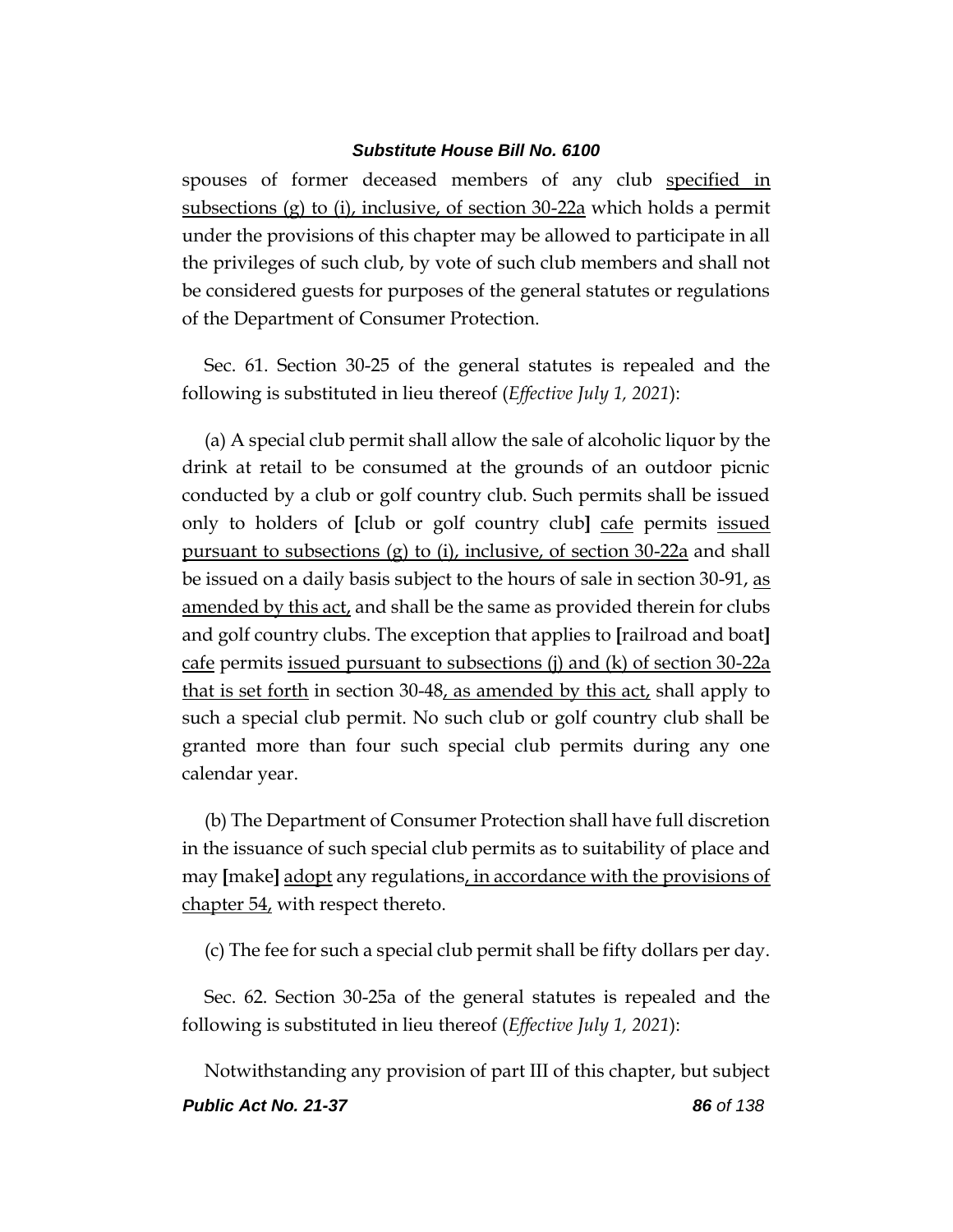spouses of former deceased members of any club specified in subsections (g) to (i), inclusive, of section 30-22a which holds a permit under the provisions of this chapter may be allowed to participate in all the privileges of such club, by vote of such club members and shall not be considered guests for purposes of the general statutes or regulations of the Department of Consumer Protection.

Sec. 61. Section 30-25 of the general statutes is repealed and the following is substituted in lieu thereof (*Effective July 1, 2021*):

(a) A special club permit shall allow the sale of alcoholic liquor by the drink at retail to be consumed at the grounds of an outdoor picnic conducted by a club or golf country club. Such permits shall be issued only to holders of [club or golf country club] cafe permits issued pursuant to subsections (g) to (i), inclusive, of section 30-22a and shall be issued on a daily basis subject to the hours of sale in section 30-91, as amended by this act, and shall be the same as provided therein for clubs and golf country clubs. The exception that applies to [railroad and boat] cafe permits issued pursuant to subsections (j) and (k) of section 30-22a that is set forth in section 30-48, as amended by this act, shall apply to such a special club permit. No such club or golf country club shall be granted more than four such special club permits during any one calendar year.

(b) The Department of Consumer Protection shall have full discretion in the issuance of such special club permits as to suitability of place and may [make] adopt any regulations, in accordance with the provisions of chapter 54, with respect thereto.

(c) The fee for such a special club permit shall be fifty dollars per day.

Sec. 62. Section 30-25a of the general statutes is repealed and the following is substituted in lieu thereof (*Effective July 1, 2021*):

Notwithstanding any provision of part III of this chapter, but subject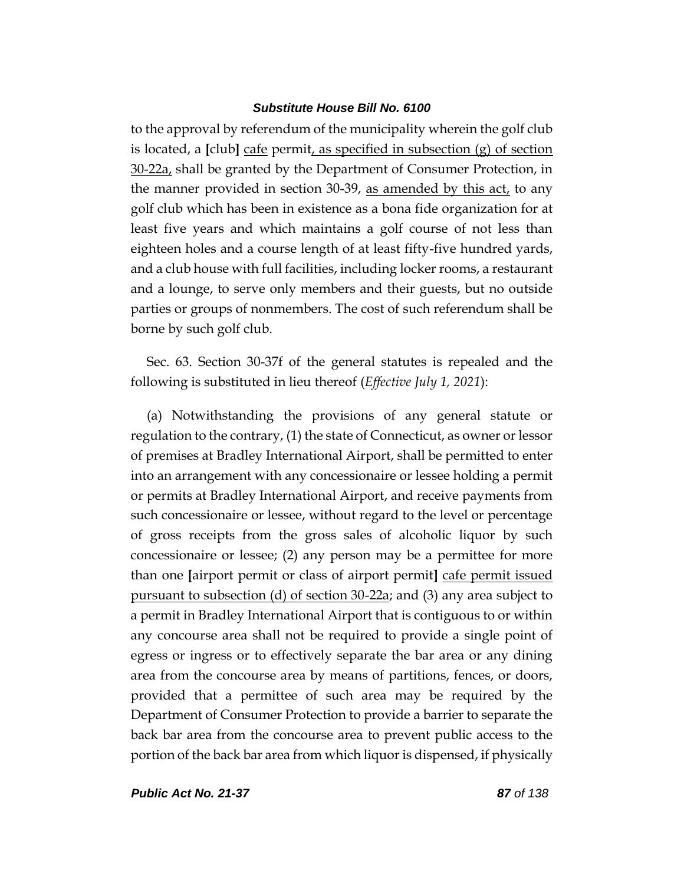to the approval by referendum of the municipality wherein the golf club is located, a [club] cafe permit, as specified in subsection (g) of section 30-22a, shall be granted by the Department of Consumer Protection, in the manner provided in section 30-39, as amended by this act, to any golf club which has been in existence as a bona fide organization for at least five years and which maintains a golf course of not less than eighteen holes and a course length of at least fifty-five hundred yards, and a club house with full facilities, including locker rooms, a restaurant and a lounge, to serve only members and their guests, but no outside parties or groups of nonmembers. The cost of such referendum shall be borne by such golf club.

Sec. 63. Section 30-37f of the general statutes is repealed and the following is substituted in lieu thereof (*Effective July 1, 2021*):

(a) Notwithstanding the provisions of any general statute or regulation to the contrary, (1) the state of Connecticut, as owner or lessor of premises at Bradley International Airport, shall be permitted to enter into an arrangement with any concessionaire or lessee holding a permit or permits at Bradley International Airport, and receive payments from such concessionaire or lessee, without regard to the level or percentage of gross receipts from the gross sales of alcoholic liquor by such concessionaire or lessee; (2) any person may be a permittee for more than one [airport permit or class of airport permit] cafe permit issued pursuant to subsection (d) of section 30-22a; and (3) any area subject to a permit in Bradley International Airport that is contiguous to or within any concourse area shall not be required to provide a single point of egress or ingress or to effectively separate the bar area or any dining area from the concourse area by means of partitions, fences, or doors, provided that a permittee of such area may be required by the Department of Consumer Protection to provide a barrier to separate the back bar area from the concourse area to prevent public access to the portion of the back bar area from which liquor is dispensed, if physically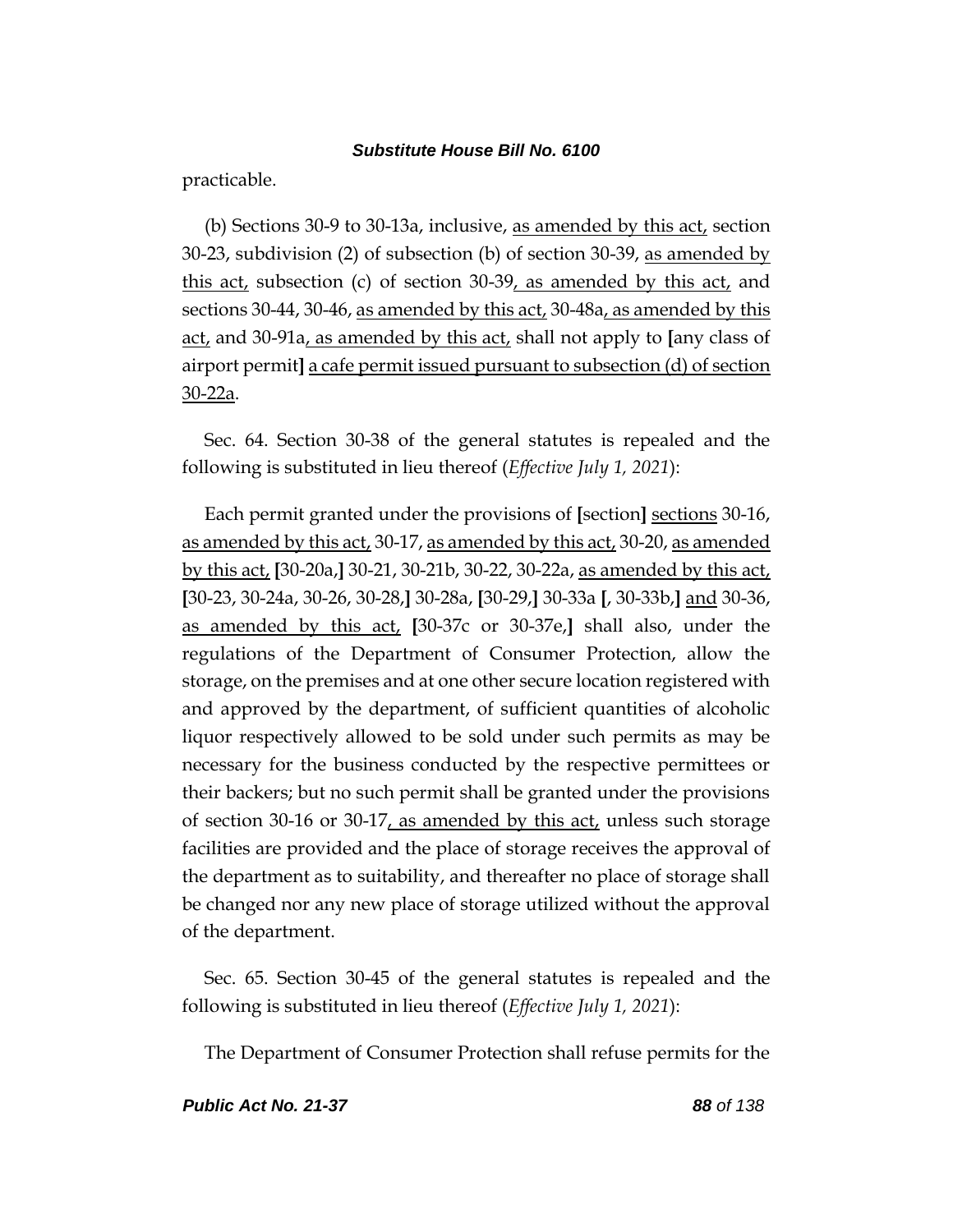practicable.

(b) Sections 30-9 to 30-13a, inclusive, as amended by this act, section 30-23, subdivision (2) of subsection (b) of section 30-39, as amended by this act, subsection (c) of section 30-39, as amended by this act, and sections 30-44, 30-46, as amended by this act, 30-48a, as amended by this act, and 30-91a, as amended by this act, shall not apply to [any class of airport permit] a cafe permit issued pursuant to subsection (d) of section 30-22a.

Sec. 64. Section 30-38 of the general statutes is repealed and the following is substituted in lieu thereof (*Effective July 1, 2021*):

Each permit granted under the provisions of [section] sections 30-16, as amended by this act, 30-17, as amended by this act, 30-20, as amended by this act, [30-20a,] 30-21, 30-21b, 30-22, 30-22a, as amended by this act, [30-23, 30-24a, 30-26, 30-28,] 30-28a, [30-29,] 30-33a [, 30-33b,] and 30-36, as amended by this act, [30-37c or 30-37e,] shall also, under the regulations of the Department of Consumer Protection, allow the storage, on the premises and at one other secure location registered with and approved by the department, of sufficient quantities of alcoholic liquor respectively allowed to be sold under such permits as may be necessary for the business conducted by the respective permittees or their backers; but no such permit shall be granted under the provisions of section 30-16 or 30-17, as amended by this act, unless such storage facilities are provided and the place of storage receives the approval of the department as to suitability, and thereafter no place of storage shall be changed nor any new place of storage utilized without the approval of the department.

Sec. 65. Section 30-45 of the general statutes is repealed and the following is substituted in lieu thereof (*Effective July 1, 2021*):

The Department of Consumer Protection shall refuse permits for the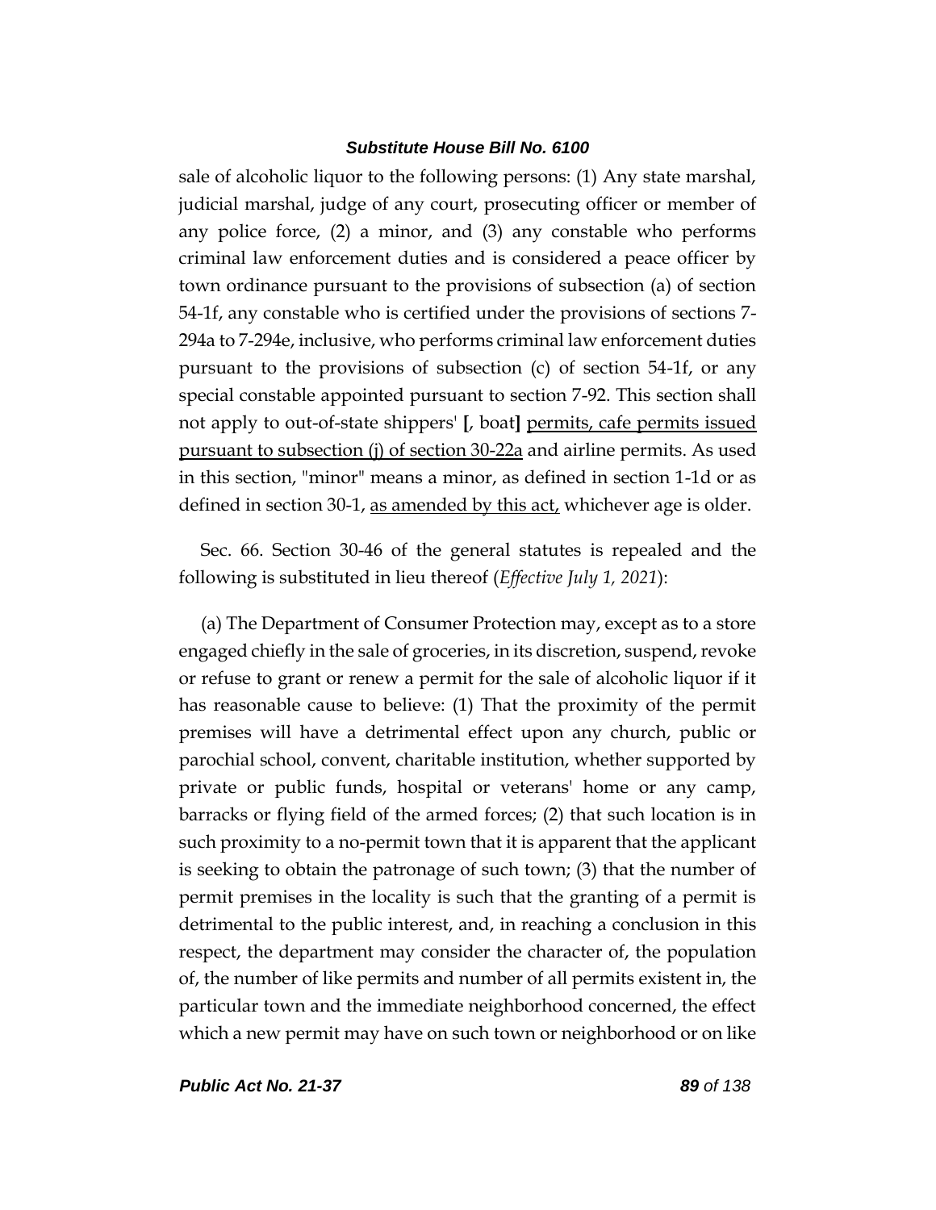sale of alcoholic liquor to the following persons: (1) Any state marshal, judicial marshal, judge of any court, prosecuting officer or member of any police force, (2) a minor, and (3) any constable who performs criminal law enforcement duties and is considered a peace officer by town ordinance pursuant to the provisions of subsection (a) of section 54-1f, any constable who is certified under the provisions of sections 7-294a to 7-294e, inclusive, who performs criminal law enforcement duties pursuant to the provisions of subsection (c) of section 54-1f, or any special constable appointed pursuant to section 7-92. This section shall not apply to out-of-state shippers' **[**, boat**]** <u>permits, cafe permits issued pursuant to subsection (j) of section 30-22a</u> and airline permits. As used in this section, "minor" means a minor, as defined in section 1-1d or as defined in section 30-1, <u>as amended by this act,</u> whichever age is older.

Sec. 66. Section 30-46 of the general statutes is repealed and the following is substituted in lieu thereof (*Effective July 1, 2021*):

(a) The Department of Consumer Protection may, except as to a store engaged chiefly in the sale of groceries, in its discretion, suspend, revoke or refuse to grant or renew a permit for the sale of alcoholic liquor if it has reasonable cause to believe: (1) That the proximity of the permit premises will have a detrimental effect upon any church, public or parochial school, convent, charitable institution, whether supported by private or public funds, hospital or veterans' home or any camp, barracks or flying field of the armed forces; (2) that such location is in such proximity to a no-permit town that it is apparent that the applicant is seeking to obtain the patronage of such town; (3) that the number of permit premises in the locality is such that the granting of a permit is detrimental to the public interest, and, in reaching a conclusion in this respect, the department may consider the character of, the population of, the number of like permits and number of all permits existent in, the particular town and the immediate neighborhood concerned, the effect which a new permit may have on such town or neighborhood or on like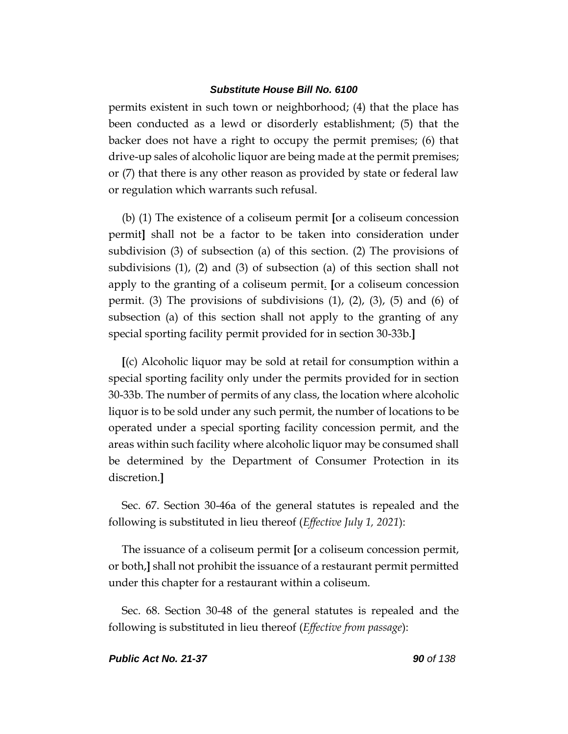permits existent in such town or neighborhood; (4) that the place has been conducted as a lewd or disorderly establishment; (5) that the backer does not have a right to occupy the permit premises; (6) that drive-up sales of alcoholic liquor are being made at the permit premises; or (7) that there is any other reason as provided by state or federal law or regulation which warrants such refusal.

(b) (1) The existence of a coliseum permit [or a coliseum concession permit] shall not be a factor to be taken into consideration under subdivision (3) of subsection (a) of this section. (2) The provisions of subdivisions (1), (2) and (3) of subsection (a) of this section shall not apply to the granting of a coliseum permit. [or a coliseum concession permit. (3) The provisions of subdivisions (1), (2), (3), (5) and (6) of subsection (a) of this section shall not apply to the granting of any special sporting facility permit provided for in section 30-33b.]

[(c) Alcoholic liquor may be sold at retail for consumption within a special sporting facility only under the permits provided for in section 30-33b. The number of permits of any class, the location where alcoholic liquor is to be sold under any such permit, the number of locations to be operated under a special sporting facility concession permit, and the areas within such facility where alcoholic liquor may be consumed shall be determined by the Department of Consumer Protection in its discretion.]

Sec. 67. Section 30-46a of the general statutes is repealed and the following is substituted in lieu thereof (*Effective July 1, 2021*):

The issuance of a coliseum permit [or a coliseum concession permit, or both,] shall not prohibit the issuance of a restaurant permit permitted under this chapter for a restaurant within a coliseum.

Sec. 68. Section 30-48 of the general statutes is repealed and the following is substituted in lieu thereof (*Effective from passage*):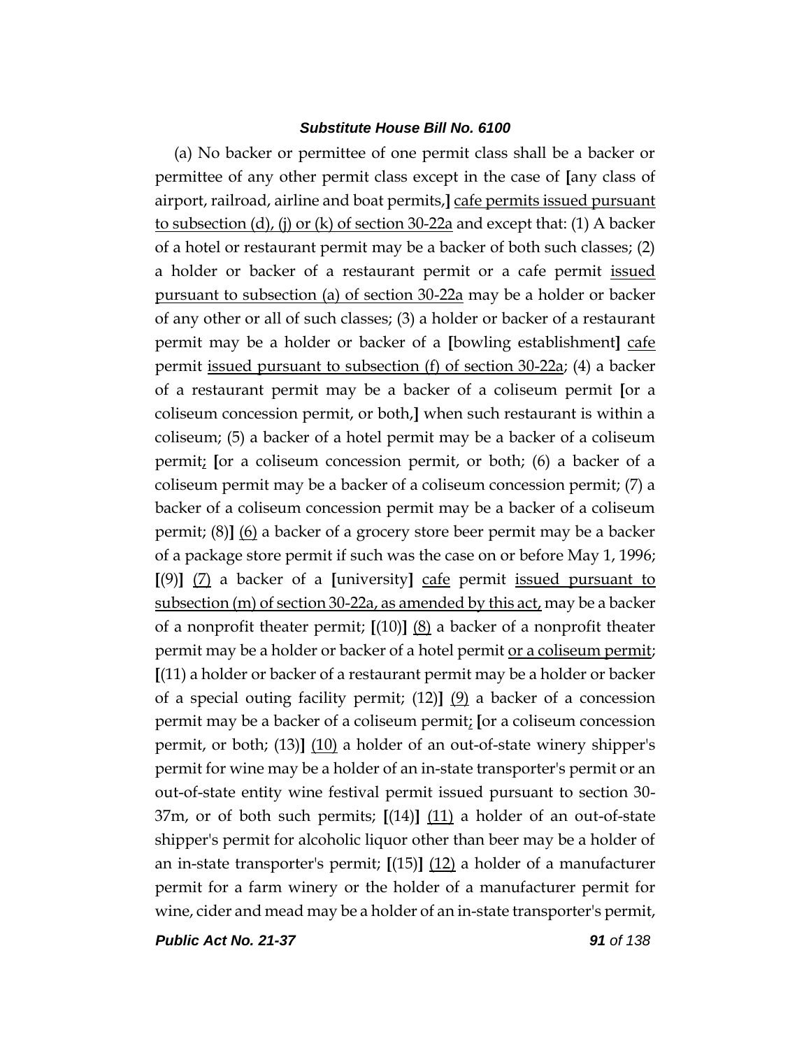(a) No backer or permittee of one permit class shall be a backer or permittee of any other permit class except in the case of **[**any class of airport, railroad, airline and boat permits,**]** <u>cafe permits issued pursuant to subsection (d), (j) or (k) of section 30-22a</u> and except that: (1) A backer of a hotel or restaurant permit may be a backer of both such classes; (2) a holder or backer of a restaurant permit or a cafe permit <u>issued pursuant to subsection (a) of section 30-22a</u> may be a holder or backer of any other or all of such classes; (3) a holder or backer of a restaurant permit may be a holder or backer of a **[**bowling establishment**]** <u>cafe</u> permit <u>issued pursuant to subsection (f) of section 30-22a</u>; (4) a backer of a restaurant permit may be a backer of a coliseum permit **[**or a coliseum concession permit, or both,**]** when such restaurant is within a coliseum; (5) a backer of a hotel permit may be a backer of a coliseum permit<u>;</u> **[**or a coliseum concession permit, or both; (6) a backer of a coliseum permit may be a backer of a coliseum concession permit; (7) a backer of a coliseum concession permit may be a backer of a coliseum permit; (8)**]** <u>(6)</u> a backer of a grocery store beer permit may be a backer of a package store permit if such was the case on or before May 1, 1996; **[**(9)**]** <u>(7)</u> a backer of a **[**university**]** <u>cafe</u> permit <u>issued pursuant to subsection (m) of section 30-22a, as amended by this act,</u> may be a backer of a nonprofit theater permit; **[**(10)**]** <u>(8)</u> a backer of a nonprofit theater permit may be a holder or backer of a hotel permit <u>or a coliseum permit</u>; **[**(11) a holder or backer of a restaurant permit may be a holder or backer of a special outing facility permit; (12)**]** <u>(9)</u> a backer of a concession permit may be a backer of a coliseum permit<u>;</u> **[**or a coliseum concession permit, or both; (13)**]** <u>(10)</u> a holder of an out-of-state winery shipper's permit for wine may be a holder of an in-state transporter's permit or an out-of-state entity wine festival permit issued pursuant to section 30-37m, or of both such permits; **[**(14)**]** <u>(11)</u> a holder of an out-of-state shipper's permit for alcoholic liquor other than beer may be a holder of an in-state transporter's permit; **[**(15)**]** <u>(12)</u> a holder of a manufacturer permit for a farm winery or the holder of a manufacturer permit for wine, cider and mead may be a holder of an in-state transporter's permit,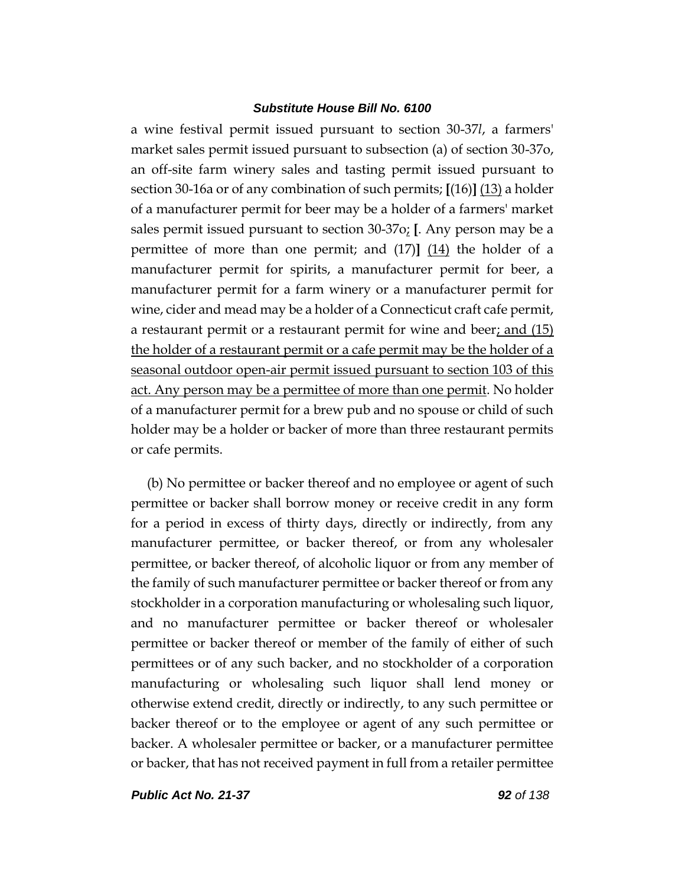a wine festival permit issued pursuant to section 30-37*l*, a farmers' market sales permit issued pursuant to subsection (a) of section 30-37o, an off-site farm winery sales and tasting permit issued pursuant to section 30-16a or of any combination of such permits; **[**(16)**]** <u>(13)</u> a holder of a manufacturer permit for beer may be a holder of a farmers' market sales permit issued pursuant to section 30-37o<u>;</u> **[**. Any person may be a permittee of more than one permit; and (17)**]** <u>(14)</u> the holder of a manufacturer permit for spirits, a manufacturer permit for beer, a manufacturer permit for a farm winery or a manufacturer permit for wine, cider and mead may be a holder of a Connecticut craft cafe permit, a restaurant permit or a restaurant permit for wine and beer<u>; and (15) the holder of a restaurant permit or a cafe permit may be the holder of a seasonal outdoor open-air permit issued pursuant to section 103 of this act. Any person may be a permittee of more than one permit</u>. No holder of a manufacturer permit for a brew pub and no spouse or child of such holder may be a holder or backer of more than three restaurant permits or cafe permits.

(b) No permittee or backer thereof and no employee or agent of such permittee or backer shall borrow money or receive credit in any form for a period in excess of thirty days, directly or indirectly, from any manufacturer permittee, or backer thereof, or from any wholesaler permittee, or backer thereof, of alcoholic liquor or from any member of the family of such manufacturer permittee or backer thereof or from any stockholder in a corporation manufacturing or wholesaling such liquor, and no manufacturer permittee or backer thereof or wholesaler permittee or backer thereof or member of the family of either of such permittees or of any such backer, and no stockholder of a corporation manufacturing or wholesaling such liquor shall lend money or otherwise extend credit, directly or indirectly, to any such permittee or backer thereof or to the employee or agent of any such permittee or backer. A wholesaler permittee or backer, or a manufacturer permittee or backer, that has not received payment in full from a retailer permittee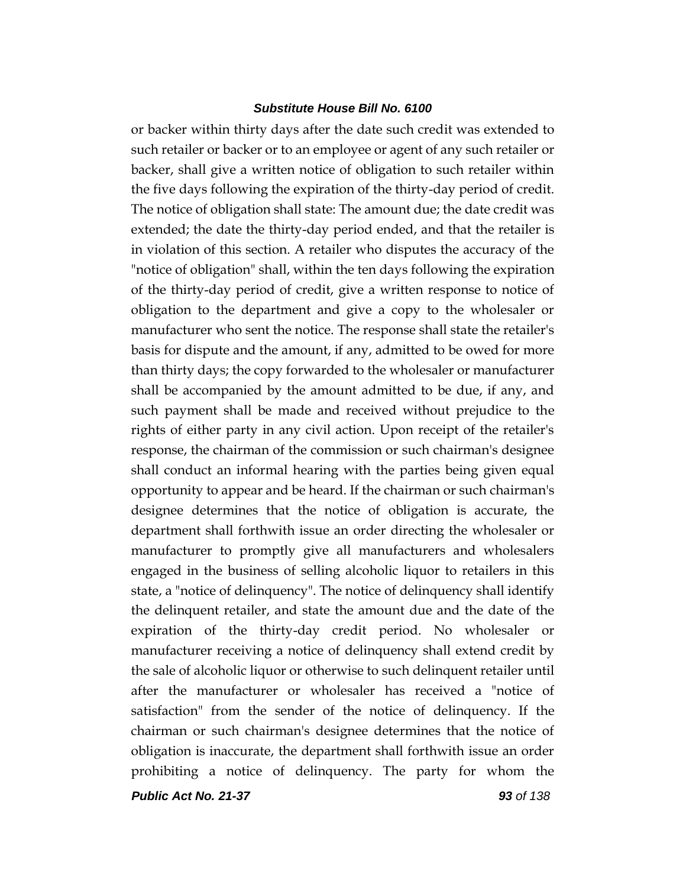or backer within thirty days after the date such credit was extended to such retailer or backer or to an employee or agent of any such retailer or backer, shall give a written notice of obligation to such retailer within the five days following the expiration of the thirty-day period of credit. The notice of obligation shall state: The amount due; the date credit was extended; the date the thirty-day period ended, and that the retailer is in violation of this section. A retailer who disputes the accuracy of the "notice of obligation" shall, within the ten days following the expiration of the thirty-day period of credit, give a written response to notice of obligation to the department and give a copy to the wholesaler or manufacturer who sent the notice. The response shall state the retailer's basis for dispute and the amount, if any, admitted to be owed for more than thirty days; the copy forwarded to the wholesaler or manufacturer shall be accompanied by the amount admitted to be due, if any, and such payment shall be made and received without prejudice to the rights of either party in any civil action. Upon receipt of the retailer's response, the chairman of the commission or such chairman's designee shall conduct an informal hearing with the parties being given equal opportunity to appear and be heard. If the chairman or such chairman's designee determines that the notice of obligation is accurate, the department shall forthwith issue an order directing the wholesaler or manufacturer to promptly give all manufacturers and wholesalers engaged in the business of selling alcoholic liquor to retailers in this state, a "notice of delinquency". The notice of delinquency shall identify the delinquent retailer, and state the amount due and the date of the expiration of the thirty-day credit period. No wholesaler or manufacturer receiving a notice of delinquency shall extend credit by the sale of alcoholic liquor or otherwise to such delinquent retailer until after the manufacturer or wholesaler has received a "notice of satisfaction" from the sender of the notice of delinquency. If the chairman or such chairman's designee determines that the notice of obligation is inaccurate, the department shall forthwith issue an order prohibiting a notice of delinquency. The party for whom the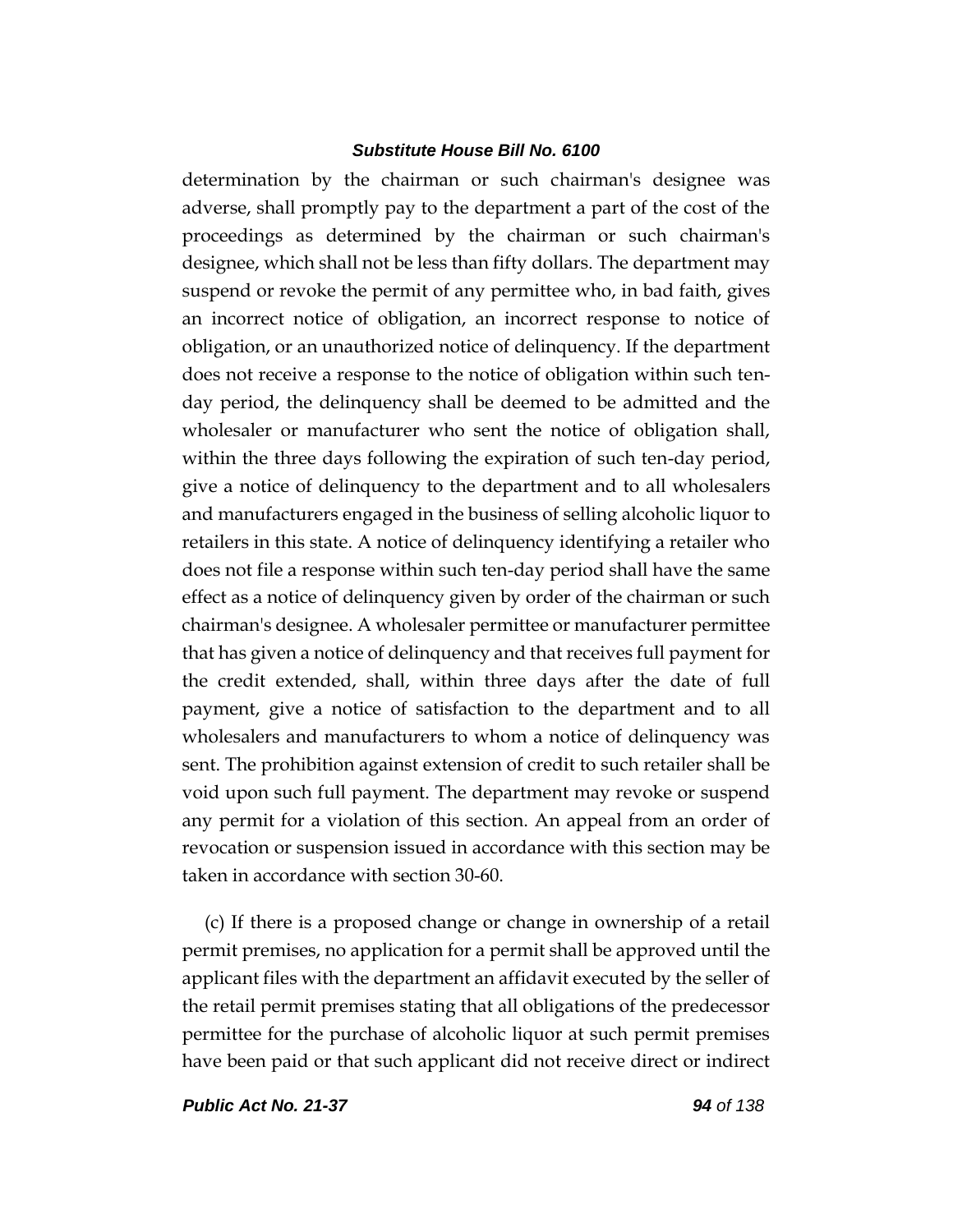determination by the chairman or such chairman's designee was adverse, shall promptly pay to the department a part of the cost of the proceedings as determined by the chairman or such chairman's designee, which shall not be less than fifty dollars. The department may suspend or revoke the permit of any permittee who, in bad faith, gives an incorrect notice of obligation, an incorrect response to notice of obligation, or an unauthorized notice of delinquency. If the department does not receive a response to the notice of obligation within such ten-day period, the delinquency shall be deemed to be admitted and the wholesaler or manufacturer who sent the notice of obligation shall, within the three days following the expiration of such ten-day period, give a notice of delinquency to the department and to all wholesalers and manufacturers engaged in the business of selling alcoholic liquor to retailers in this state. A notice of delinquency identifying a retailer who does not file a response within such ten-day period shall have the same effect as a notice of delinquency given by order of the chairman or such chairman's designee. A wholesaler permittee or manufacturer permittee that has given a notice of delinquency and that receives full payment for the credit extended, shall, within three days after the date of full payment, give a notice of satisfaction to the department and to all wholesalers and manufacturers to whom a notice of delinquency was sent. The prohibition against extension of credit to such retailer shall be void upon such full payment. The department may revoke or suspend any permit for a violation of this section. An appeal from an order of revocation or suspension issued in accordance with this section may be taken in accordance with section 30-60.

(c) If there is a proposed change or change in ownership of a retail permit premises, no application for a permit shall be approved until the applicant files with the department an affidavit executed by the seller of the retail permit premises stating that all obligations of the predecessor permittee for the purchase of alcoholic liquor at such permit premises have been paid or that such applicant did not receive direct or indirect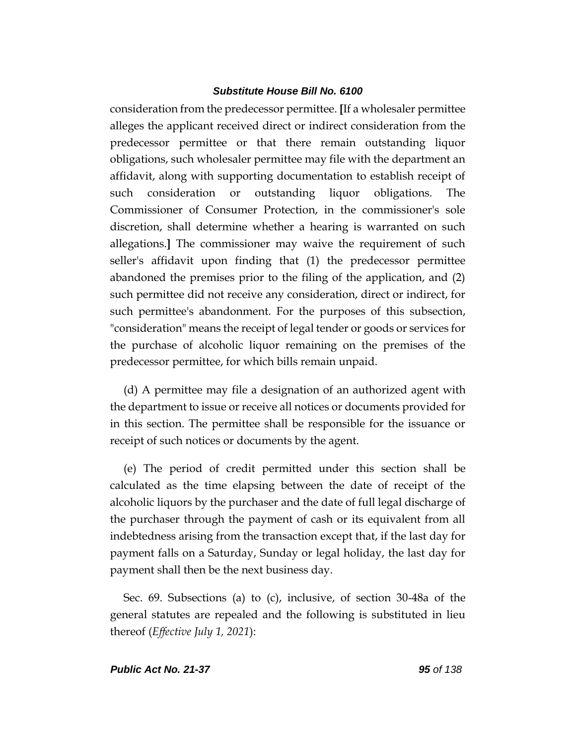consideration from the predecessor permittee. [If a wholesaler permittee alleges the applicant received direct or indirect consideration from the predecessor permittee or that there remain outstanding liquor obligations, such wholesaler permittee may file with the department an affidavit, along with supporting documentation to establish receipt of such consideration or outstanding liquor obligations. The Commissioner of Consumer Protection, in the commissioner's sole discretion, shall determine whether a hearing is warranted on such allegations.] The commissioner may waive the requirement of such seller's affidavit upon finding that (1) the predecessor permittee abandoned the premises prior to the filing of the application, and (2) such permittee did not receive any consideration, direct or indirect, for such permittee's abandonment. For the purposes of this subsection, "consideration" means the receipt of legal tender or goods or services for the purchase of alcoholic liquor remaining on the premises of the predecessor permittee, for which bills remain unpaid.

(d) A permittee may file a designation of an authorized agent with the department to issue or receive all notices or documents provided for in this section. The permittee shall be responsible for the issuance or receipt of such notices or documents by the agent.

(e) The period of credit permitted under this section shall be calculated as the time elapsing between the date of receipt of the alcoholic liquors by the purchaser and the date of full legal discharge of the purchaser through the payment of cash or its equivalent from all indebtedness arising from the transaction except that, if the last day for payment falls on a Saturday, Sunday or legal holiday, the last day for payment shall then be the next business day.

Sec. 69. Subsections (a) to (c), inclusive, of section 30-48a of the general statutes are repealed and the following is substituted in lieu thereof (*Effective July 1, 2021*):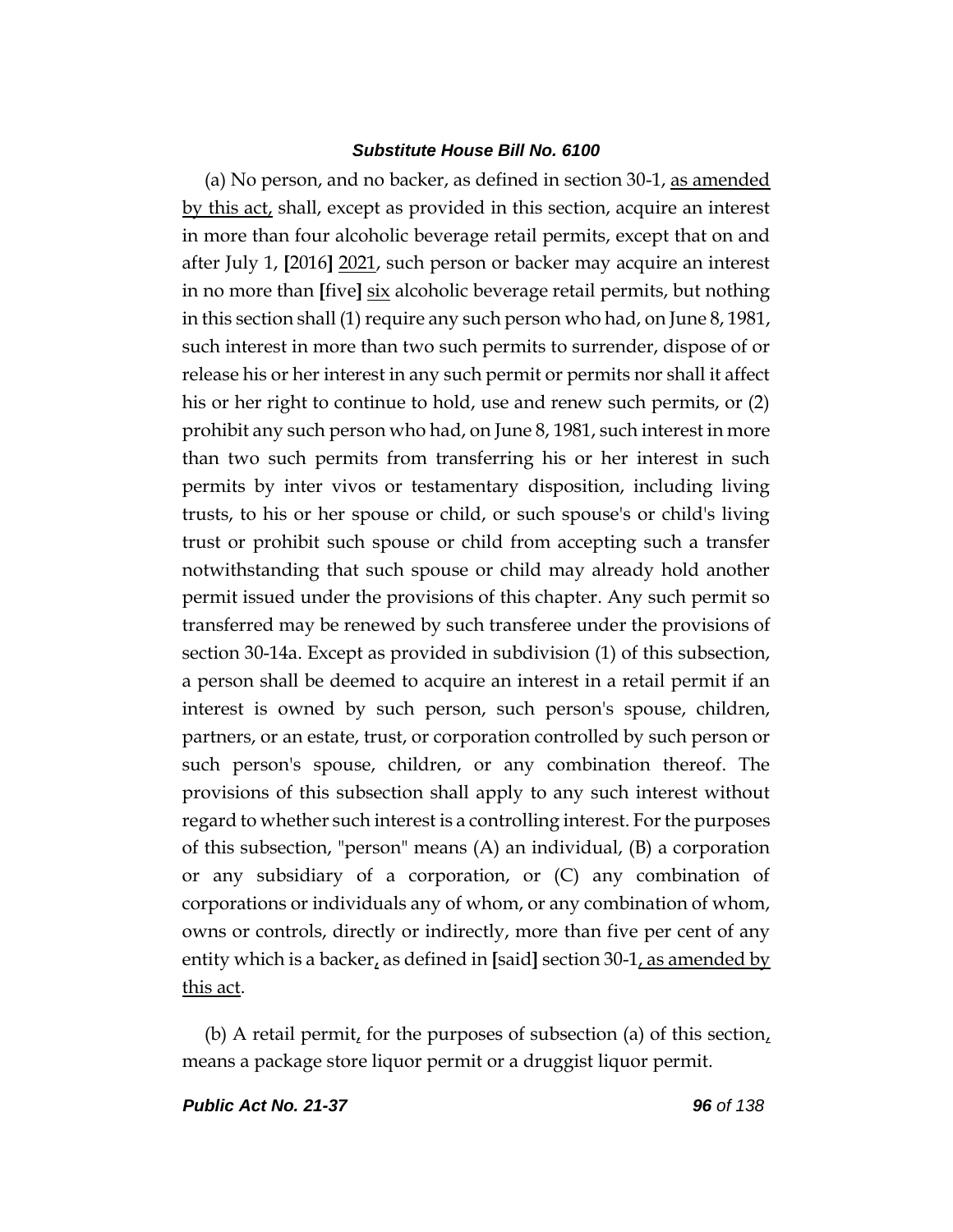(a) No person, and no backer, as defined in section 30-1, as amended by this act, shall, except as provided in this section, acquire an interest in more than four alcoholic beverage retail permits, except that on and after July 1, [2016] 2021, such person or backer may acquire an interest in no more than [five] six alcoholic beverage retail permits, but nothing in this section shall (1) require any such person who had, on June 8, 1981, such interest in more than two such permits to surrender, dispose of or release his or her interest in any such permit or permits nor shall it affect his or her right to continue to hold, use and renew such permits, or (2) prohibit any such person who had, on June 8, 1981, such interest in more than two such permits from transferring his or her interest in such permits by inter vivos or testamentary disposition, including living trusts, to his or her spouse or child, or such spouse's or child's living trust or prohibit such spouse or child from accepting such a transfer notwithstanding that such spouse or child may already hold another permit issued under the provisions of this chapter. Any such permit so transferred may be renewed by such transferee under the provisions of section 30-14a. Except as provided in subdivision (1) of this subsection, a person shall be deemed to acquire an interest in a retail permit if an interest is owned by such person, such person's spouse, children, partners, or an estate, trust, or corporation controlled by such person or such person's spouse, children, or any combination thereof. The provisions of this subsection shall apply to any such interest without regard to whether such interest is a controlling interest. For the purposes of this subsection, "person" means (A) an individual, (B) a corporation or any subsidiary of a corporation, or (C) any combination of corporations or individuals any of whom, or any combination of whom, owns or controls, directly or indirectly, more than five per cent of any entity which is a backer, as defined in [said] section 30-1, as amended by this act.

(b) A retail permit, for the purposes of subsection (a) of this section, means a package store liquor permit or a druggist liquor permit.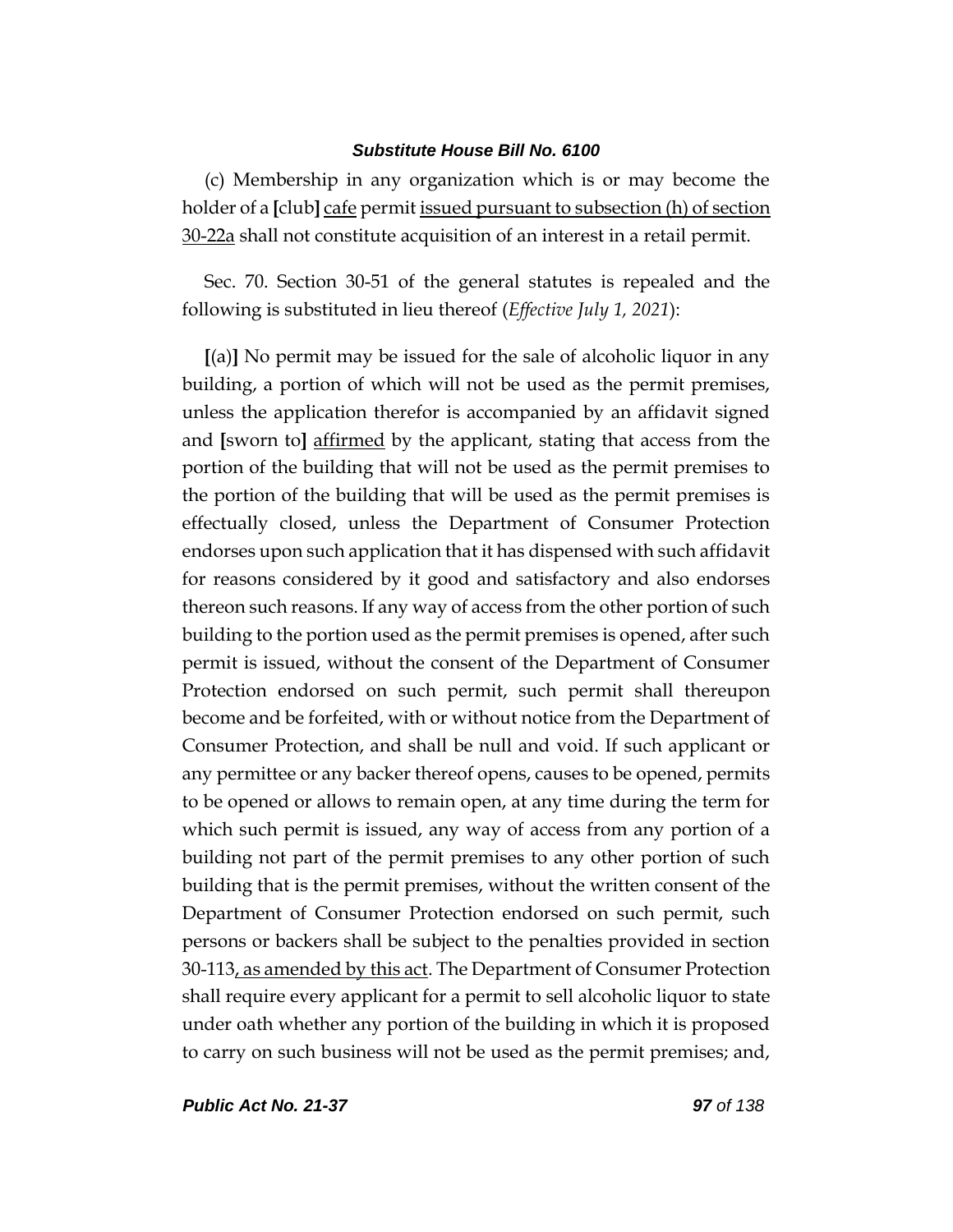(c) Membership in any organization which is or may become the holder of a [club] <u>cafe</u> permit <u>issued pursuant to subsection (h) of section 30-22a</u> shall not constitute acquisition of an interest in a retail permit.

Sec. 70. Section 30-51 of the general statutes is repealed and the following is substituted in lieu thereof (*Effective July 1, 2021*):

[(a)] No permit may be issued for the sale of alcoholic liquor in any building, a portion of which will not be used as the permit premises, unless the application therefor is accompanied by an affidavit signed and [sworn to] <u>affirmed</u> by the applicant, stating that access from the portion of the building that will not be used as the permit premises to the portion of the building that will be used as the permit premises is effectually closed, unless the Department of Consumer Protection endorses upon such application that it has dispensed with such affidavit for reasons considered by it good and satisfactory and also endorses thereon such reasons. If any way of access from the other portion of such building to the portion used as the permit premises is opened, after such permit is issued, without the consent of the Department of Consumer Protection endorsed on such permit, such permit shall thereupon become and be forfeited, with or without notice from the Department of Consumer Protection, and shall be null and void. If such applicant or any permittee or any backer thereof opens, causes to be opened, permits to be opened or allows to remain open, at any time during the term for which such permit is issued, any way of access from any portion of a building not part of the permit premises to any other portion of such building that is the permit premises, without the written consent of the Department of Consumer Protection endorsed on such permit, such persons or backers shall be subject to the penalties provided in section 30-113<u>, as amended by this act</u>. The Department of Consumer Protection shall require every applicant for a permit to sell alcoholic liquor to state under oath whether any portion of the building in which it is proposed to carry on such business will not be used as the permit premises; and,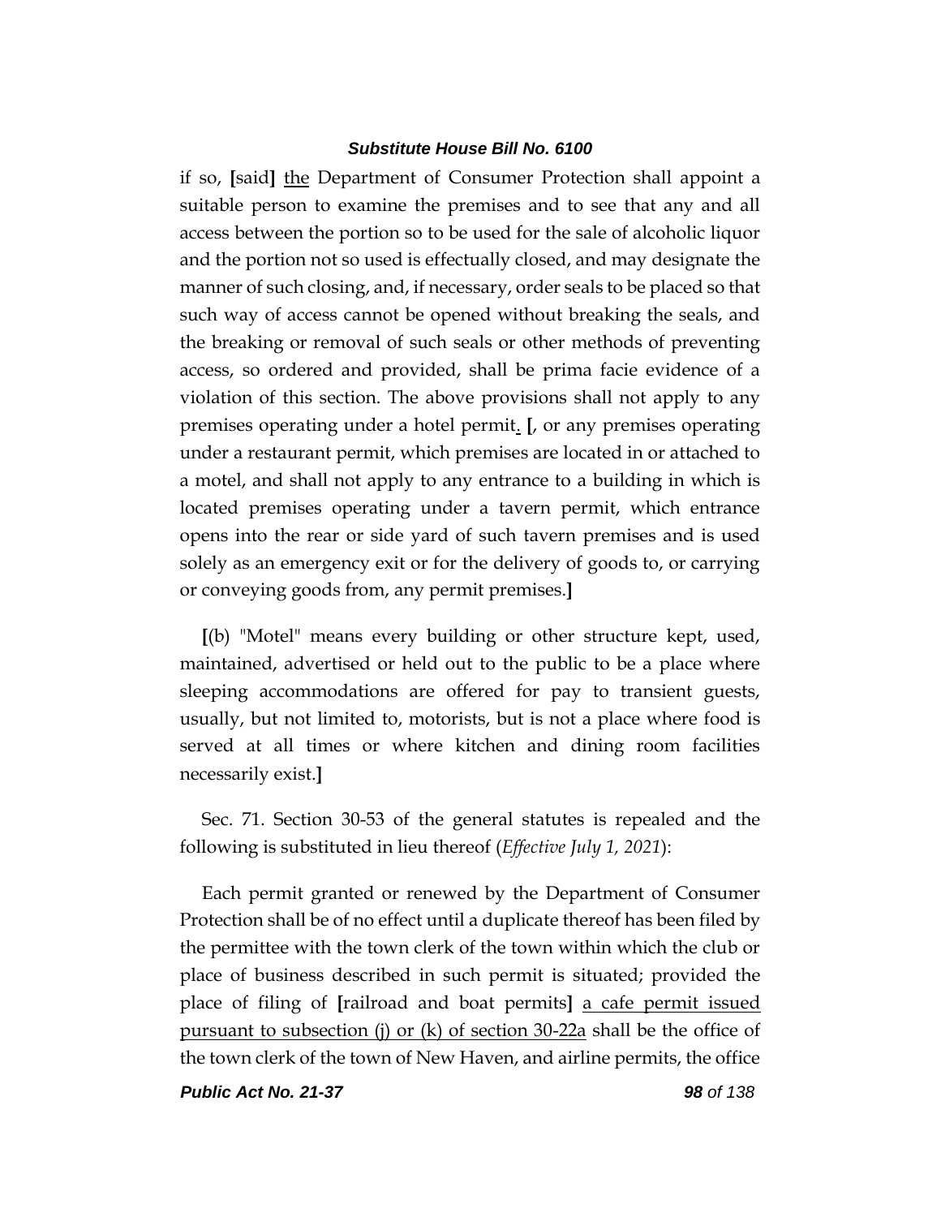if so, [said] <u>the</u> Department of Consumer Protection shall appoint a suitable person to examine the premises and to see that any and all access between the portion so to be used for the sale of alcoholic liquor and the portion not so used is effectually closed, and may designate the manner of such closing, and, if necessary, order seals to be placed so that such way of access cannot be opened without breaking the seals, and the breaking or removal of such seals or other methods of preventing access, so ordered and provided, shall be prima facie evidence of a violation of this section. The above provisions shall not apply to any premises operating under a hotel permit<u>.</u> [, or any premises operating under a restaurant permit, which premises are located in or attached to a motel, and shall not apply to any entrance to a building in which is located premises operating under a tavern permit, which entrance opens into the rear or side yard of such tavern premises and is used solely as an emergency exit or for the delivery of goods to, or carrying or conveying goods from, any permit premises.]

[(b) "Motel" means every building or other structure kept, used, maintained, advertised or held out to the public to be a place where sleeping accommodations are offered for pay to transient guests, usually, but not limited to, motorists, but is not a place where food is served at all times or where kitchen and dining room facilities necessarily exist.]

Sec. 71. Section 30-53 of the general statutes is repealed and the following is substituted in lieu thereof (*Effective July 1, 2021*):

Each permit granted or renewed by the Department of Consumer Protection shall be of no effect until a duplicate thereof has been filed by the permittee with the town clerk of the town within which the club or place of business described in such permit is situated; provided the place of filing of [railroad and boat permits] <u>a cafe permit issued pursuant to subsection (j) or (k) of section 30-22a</u> shall be the office of the town clerk of the town of New Haven, and airline permits, the office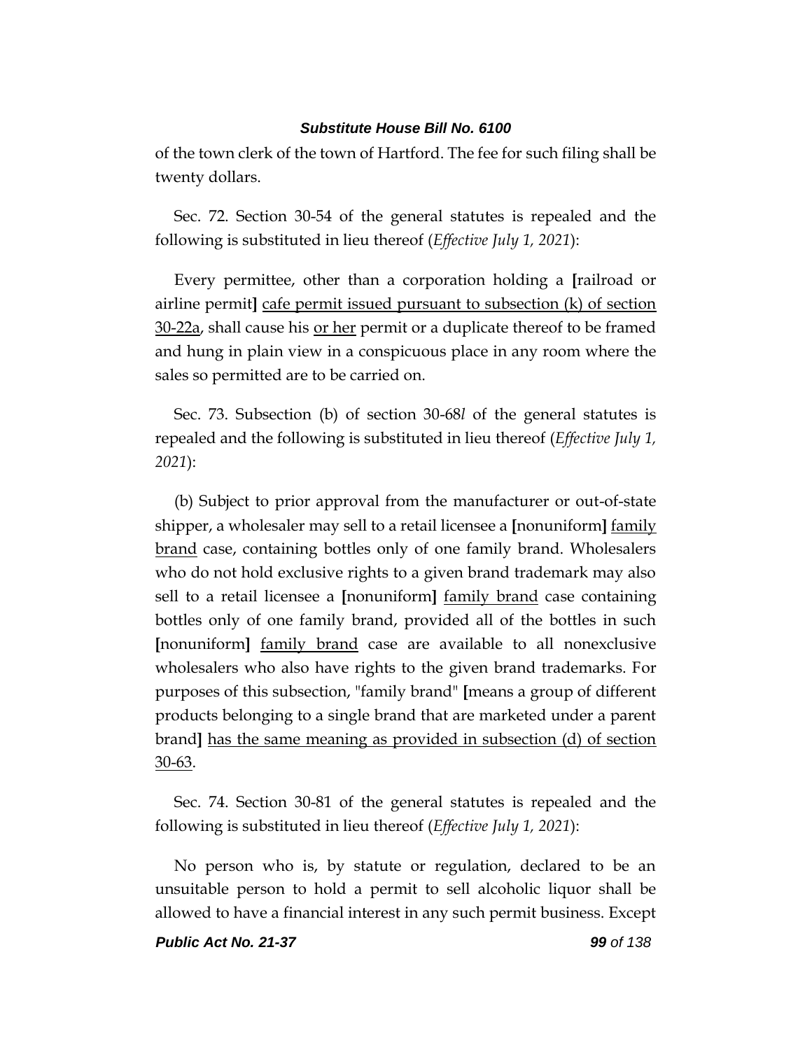of the town clerk of the town of Hartford. The fee for such filing shall be twenty dollars.

Sec. 72. Section 30-54 of the general statutes is repealed and the following is substituted in lieu thereof (*Effective July 1, 2021*):

Every permittee, other than a corporation holding a **[**railroad or airline permit**]** <u>cafe permit issued pursuant to subsection (k) of section 30-22a</u>, shall cause his <u>or her</u> permit or a duplicate thereof to be framed and hung in plain view in a conspicuous place in any room where the sales so permitted are to be carried on.

Sec. 73. Subsection (b) of section 30-68*l* of the general statutes is repealed and the following is substituted in lieu thereof (*Effective July 1, 2021*):

(b) Subject to prior approval from the manufacturer or out-of-state shipper, a wholesaler may sell to a retail licensee a **[**nonuniform**]** <u>family brand</u> case, containing bottles only of one family brand. Wholesalers who do not hold exclusive rights to a given brand trademark may also sell to a retail licensee a **[**nonuniform**]** <u>family brand</u> case containing bottles only of one family brand, provided all of the bottles in such **[**nonuniform**]** <u>family brand</u> case are available to all nonexclusive wholesalers who also have rights to the given brand trademarks. For purposes of this subsection, "family brand" **[**means a group of different products belonging to a single brand that are marketed under a parent brand**]** <u>has the same meaning as provided in subsection (d) of section 30-63</u>.

Sec. 74. Section 30-81 of the general statutes is repealed and the following is substituted in lieu thereof (*Effective July 1, 2021*):

No person who is, by statute or regulation, declared to be an unsuitable person to hold a permit to sell alcoholic liquor shall be allowed to have a financial interest in any such permit business. Except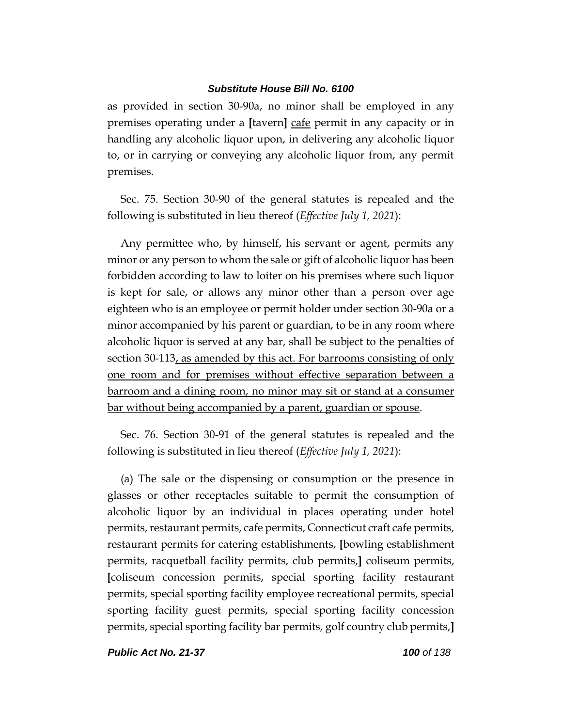as provided in section 30-90a, no minor shall be employed in any premises operating under a [tavern] cafe permit in any capacity or in handling any alcoholic liquor upon, in delivering any alcoholic liquor to, or in carrying or conveying any alcoholic liquor from, any permit premises.

Sec. 75. Section 30-90 of the general statutes is repealed and the following is substituted in lieu thereof (*Effective July 1, 2021*):

Any permittee who, by himself, his servant or agent, permits any minor or any person to whom the sale or gift of alcoholic liquor has been forbidden according to law to loiter on his premises where such liquor is kept for sale, or allows any minor other than a person over age eighteen who is an employee or permit holder under section 30-90a or a minor accompanied by his parent or guardian, to be in any room where alcoholic liquor is served at any bar, shall be subject to the penalties of section 30-113, as amended by this act. For barrooms consisting of only one room and for premises without effective separation between a barroom and a dining room, no minor may sit or stand at a consumer bar without being accompanied by a parent, guardian or spouse.

Sec. 76. Section 30-91 of the general statutes is repealed and the following is substituted in lieu thereof (*Effective July 1, 2021*):

(a) The sale or the dispensing or consumption or the presence in glasses or other receptacles suitable to permit the consumption of alcoholic liquor by an individual in places operating under hotel permits, restaurant permits, cafe permits, Connecticut craft cafe permits, restaurant permits for catering establishments, [bowling establishment permits, racquetball facility permits, club permits,] coliseum permits, [coliseum concession permits, special sporting facility restaurant permits, special sporting facility employee recreational permits, special sporting facility guest permits, special sporting facility concession permits, special sporting facility bar permits, golf country club permits,]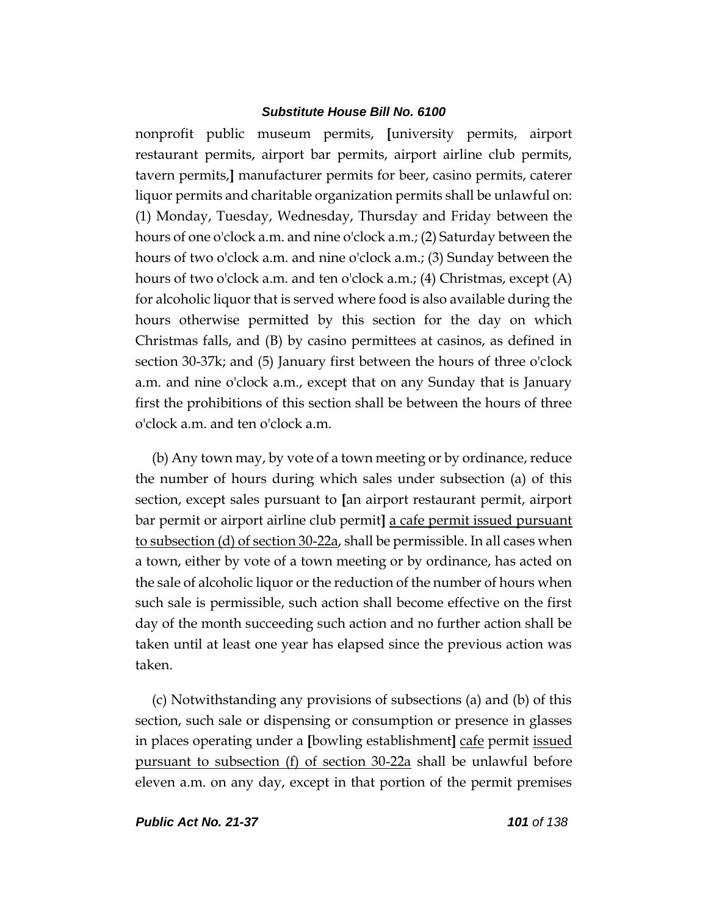nonprofit public museum permits, [university permits, airport restaurant permits, airport bar permits, airport airline club permits, tavern permits,] manufacturer permits for beer, casino permits, caterer liquor permits and charitable organization permits shall be unlawful on: (1) Monday, Tuesday, Wednesday, Thursday and Friday between the hours of one o'clock a.m. and nine o'clock a.m.; (2) Saturday between the hours of two o'clock a.m. and nine o'clock a.m.; (3) Sunday between the hours of two o'clock a.m. and ten o'clock a.m.; (4) Christmas, except (A) for alcoholic liquor that is served where food is also available during the hours otherwise permitted by this section for the day on which Christmas falls, and (B) by casino permittees at casinos, as defined in section 30-37k; and (5) January first between the hours of three o'clock a.m. and nine o'clock a.m., except that on any Sunday that is January first the prohibitions of this section shall be between the hours of three o'clock a.m. and ten o'clock a.m.

(b) Any town may, by vote of a town meeting or by ordinance, reduce the number of hours during which sales under subsection (a) of this section, except sales pursuant to [an airport restaurant permit, airport bar permit or airport airline club permit] <u>a cafe permit issued pursuant to subsection (d) of section 30-22a</u>, shall be permissible. In all cases when a town, either by vote of a town meeting or by ordinance, has acted on the sale of alcoholic liquor or the reduction of the number of hours when such sale is permissible, such action shall become effective on the first day of the month succeeding such action and no further action shall be taken until at least one year has elapsed since the previous action was taken.

(c) Notwithstanding any provisions of subsections (a) and (b) of this section, such sale or dispensing or consumption or presence in glasses in places operating under a [bowling establishment] <u>cafe</u> permit <u>issued pursuant to subsection (f) of section 30-22a</u> shall be unlawful before eleven a.m. on any day, except in that portion of the permit premises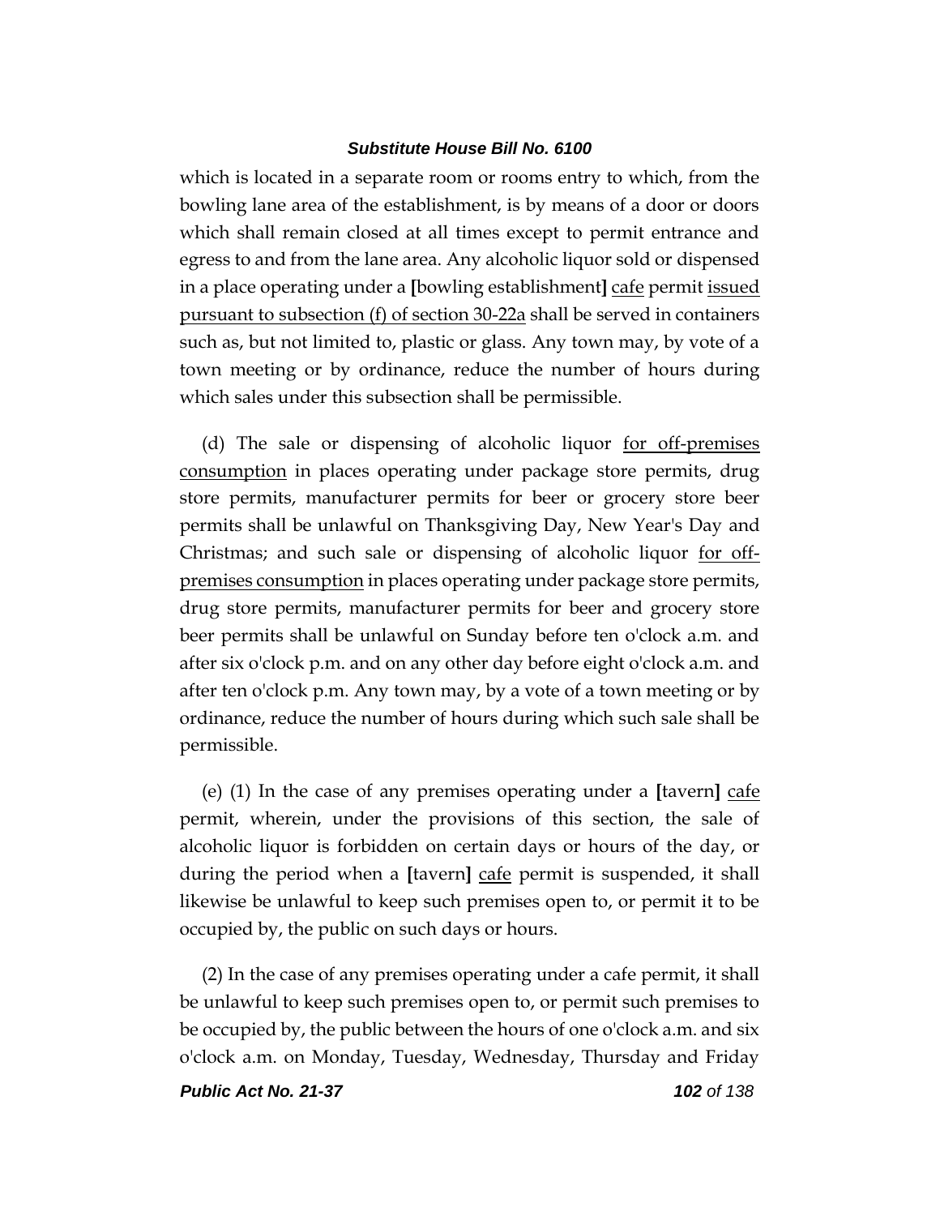which is located in a separate room or rooms entry to which, from the bowling lane area of the establishment, is by means of a door or doors which shall remain closed at all times except to permit entrance and egress to and from the lane area. Any alcoholic liquor sold or dispensed in a place operating under a [bowling establishment] <u>cafe</u> permit <u>issued pursuant to subsection (f) of section 30-22a</u> shall be served in containers such as, but not limited to, plastic or glass. Any town may, by vote of a town meeting or by ordinance, reduce the number of hours during which sales under this subsection shall be permissible.

(d) The sale or dispensing of alcoholic liquor <u>for off-premises consumption</u> in places operating under package store permits, drug store permits, manufacturer permits for beer or grocery store beer permits shall be unlawful on Thanksgiving Day, New Year's Day and Christmas; and such sale or dispensing of alcoholic liquor <u>for off-premises consumption</u> in places operating under package store permits, drug store permits, manufacturer permits for beer and grocery store beer permits shall be unlawful on Sunday before ten o'clock a.m. and after six o'clock p.m. and on any other day before eight o'clock a.m. and after ten o'clock p.m. Any town may, by a vote of a town meeting or by ordinance, reduce the number of hours during which such sale shall be permissible.

(e) (1) In the case of any premises operating under a [tavern] <u>cafe</u> permit, wherein, under the provisions of this section, the sale of alcoholic liquor is forbidden on certain days or hours of the day, or during the period when a [tavern] <u>cafe</u> permit is suspended, it shall likewise be unlawful to keep such premises open to, or permit it to be occupied by, the public on such days or hours.

(2) In the case of any premises operating under a cafe permit, it shall be unlawful to keep such premises open to, or permit such premises to be occupied by, the public between the hours of one o'clock a.m. and six o'clock a.m. on Monday, Tuesday, Wednesday, Thursday and Friday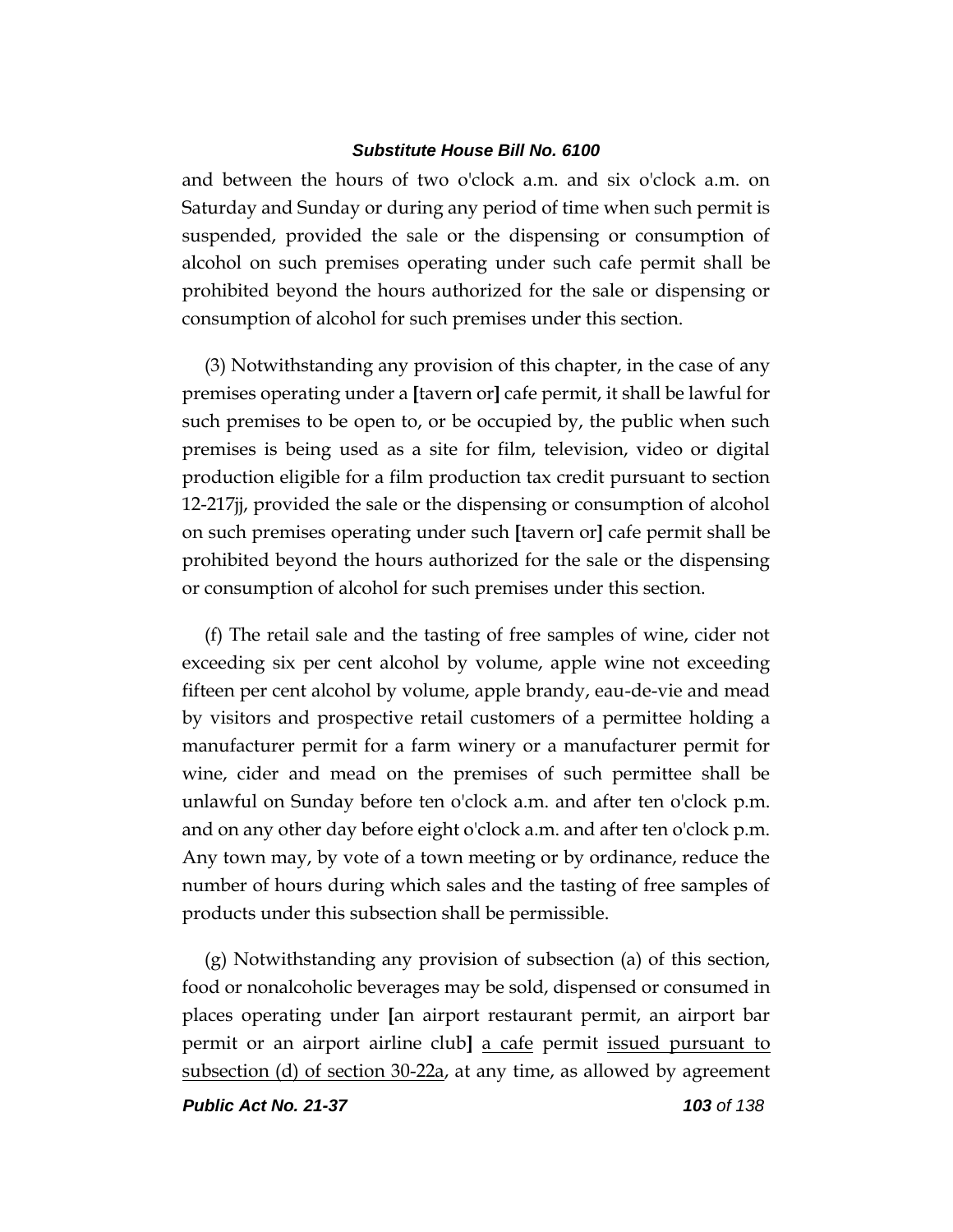and between the hours of two o'clock a.m. and six o'clock a.m. on Saturday and Sunday or during any period of time when such permit is suspended, provided the sale or the dispensing or consumption of alcohol on such premises operating under such cafe permit shall be prohibited beyond the hours authorized for the sale or dispensing or consumption of alcohol for such premises under this section.

(3) Notwithstanding any provision of this chapter, in the case of any premises operating under a [tavern or] cafe permit, it shall be lawful for such premises to be open to, or be occupied by, the public when such premises is being used as a site for film, television, video or digital production eligible for a film production tax credit pursuant to section 12-217jj, provided the sale or the dispensing or consumption of alcohol on such premises operating under such [tavern or] cafe permit shall be prohibited beyond the hours authorized for the sale or the dispensing or consumption of alcohol for such premises under this section.

(f) The retail sale and the tasting of free samples of wine, cider not exceeding six per cent alcohol by volume, apple wine not exceeding fifteen per cent alcohol by volume, apple brandy, eau-de-vie and mead by visitors and prospective retail customers of a permittee holding a manufacturer permit for a farm winery or a manufacturer permit for wine, cider and mead on the premises of such permittee shall be unlawful on Sunday before ten o'clock a.m. and after ten o'clock p.m. and on any other day before eight o'clock a.m. and after ten o'clock p.m. Any town may, by vote of a town meeting or by ordinance, reduce the number of hours during which sales and the tasting of free samples of products under this subsection shall be permissible.

(g) Notwithstanding any provision of subsection (a) of this section, food or nonalcoholic beverages may be sold, dispensed or consumed in places operating under [an airport restaurant permit, an airport bar permit or an airport airline club] <u>a cafe</u> permit <u>issued pursuant to subsection (d) of section 30-22a</u>, at any time, as allowed by agreement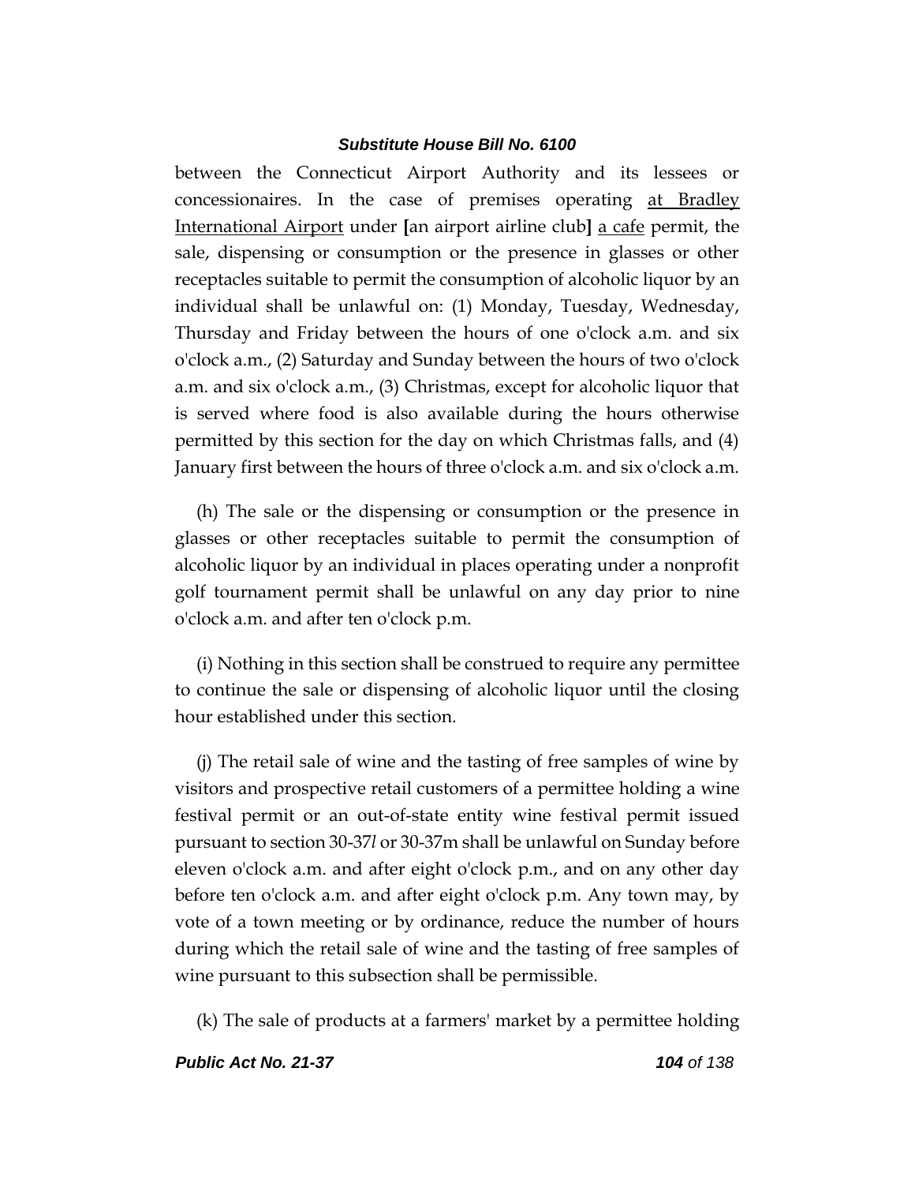between the Connecticut Airport Authority and its lessees or concessionaires. In the case of premises operating <u>at Bradley International Airport</u> under **[**an airport airline club**]** <u>a cafe</u> permit, the sale, dispensing or consumption or the presence in glasses or other receptacles suitable to permit the consumption of alcoholic liquor by an individual shall be unlawful on: (1) Monday, Tuesday, Wednesday, Thursday and Friday between the hours of one o'clock a.m. and six o'clock a.m., (2) Saturday and Sunday between the hours of two o'clock a.m. and six o'clock a.m., (3) Christmas, except for alcoholic liquor that is served where food is also available during the hours otherwise permitted by this section for the day on which Christmas falls, and (4) January first between the hours of three o'clock a.m. and six o'clock a.m.

(h) The sale or the dispensing or consumption or the presence in glasses or other receptacles suitable to permit the consumption of alcoholic liquor by an individual in places operating under a nonprofit golf tournament permit shall be unlawful on any day prior to nine o'clock a.m. and after ten o'clock p.m.

(i) Nothing in this section shall be construed to require any permittee to continue the sale or dispensing of alcoholic liquor until the closing hour established under this section.

(j) The retail sale of wine and the tasting of free samples of wine by visitors and prospective retail customers of a permittee holding a wine festival permit or an out-of-state entity wine festival permit issued pursuant to section 30-37*l* or 30-37m shall be unlawful on Sunday before eleven o'clock a.m. and after eight o'clock p.m., and on any other day before ten o'clock a.m. and after eight o'clock p.m. Any town may, by vote of a town meeting or by ordinance, reduce the number of hours during which the retail sale of wine and the tasting of free samples of wine pursuant to this subsection shall be permissible.

(k) The sale of products at a farmers' market by a permittee holding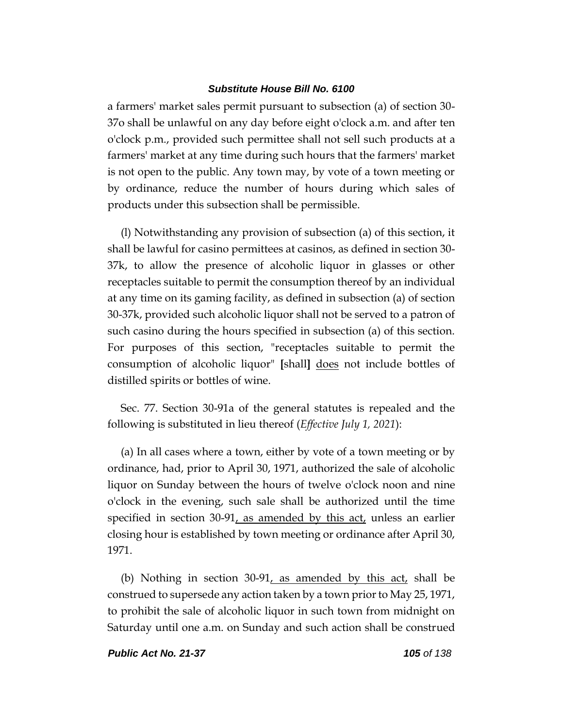a farmers' market sales permit pursuant to subsection (a) of section 30-37o shall be unlawful on any day before eight o'clock a.m. and after ten o'clock p.m., provided such permittee shall not sell such products at a farmers' market at any time during such hours that the farmers' market is not open to the public. Any town may, by vote of a town meeting or by ordinance, reduce the number of hours during which sales of products under this subsection shall be permissible.

(l) Notwithstanding any provision of subsection (a) of this section, it shall be lawful for casino permittees at casinos, as defined in section 30-37k, to allow the presence of alcoholic liquor in glasses or other receptacles suitable to permit the consumption thereof by an individual at any time on its gaming facility, as defined in subsection (a) of section 30-37k, provided such alcoholic liquor shall not be served to a patron of such casino during the hours specified in subsection (a) of this section. For purposes of this section, "receptacles suitable to permit the consumption of alcoholic liquor" **[**shall**]** <u>does</u> not include bottles of distilled spirits or bottles of wine.

Sec. 77. Section 30-91a of the general statutes is repealed and the following is substituted in lieu thereof (*Effective July 1, 2021*):

(a) In all cases where a town, either by vote of a town meeting or by ordinance, had, prior to April 30, 1971, authorized the sale of alcoholic liquor on Sunday between the hours of twelve o'clock noon and nine o'clock in the evening, such sale shall be authorized until the time specified in section 30-91<u>, as amended by this act,</u> unless an earlier closing hour is established by town meeting or ordinance after April 30, 1971.

(b) Nothing in section 30-91<u>, as amended by this act,</u> shall be construed to supersede any action taken by a town prior to May 25, 1971, to prohibit the sale of alcoholic liquor in such town from midnight on Saturday until one a.m. on Sunday and such action shall be construed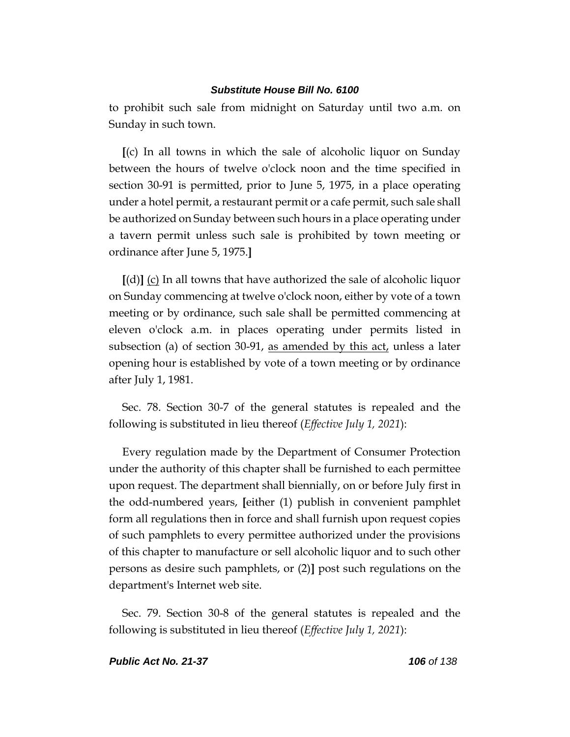to prohibit such sale from midnight on Saturday until two a.m. on Sunday in such town.

**[**(c) In all towns in which the sale of alcoholic liquor on Sunday between the hours of twelve o'clock noon and the time specified in section 30-91 is permitted, prior to June 5, 1975, in a place operating under a hotel permit, a restaurant permit or a cafe permit, such sale shall be authorized on Sunday between such hours in a place operating under a tavern permit unless such sale is prohibited by town meeting or ordinance after June 5, 1975.**]**

**[**(d)**]** <u>(c)</u> In all towns that have authorized the sale of alcoholic liquor on Sunday commencing at twelve o'clock noon, either by vote of a town meeting or by ordinance, such sale shall be permitted commencing at eleven o'clock a.m. in places operating under permits listed in subsection (a) of section 30-91, <u>as amended by this act,</u> unless a later opening hour is established by vote of a town meeting or by ordinance after July 1, 1981.

Sec. 78. Section 30-7 of the general statutes is repealed and the following is substituted in lieu thereof (*Effective July 1, 2021*):

Every regulation made by the Department of Consumer Protection under the authority of this chapter shall be furnished to each permittee upon request. The department shall biennially, on or before July first in the odd-numbered years, **[**either (1) publish in convenient pamphlet form all regulations then in force and shall furnish upon request copies of such pamphlets to every permittee authorized under the provisions of this chapter to manufacture or sell alcoholic liquor and to such other persons as desire such pamphlets, or (2)**]** post such regulations on the department's Internet web site.

Sec. 79. Section 30-8 of the general statutes is repealed and the following is substituted in lieu thereof (*Effective July 1, 2021*):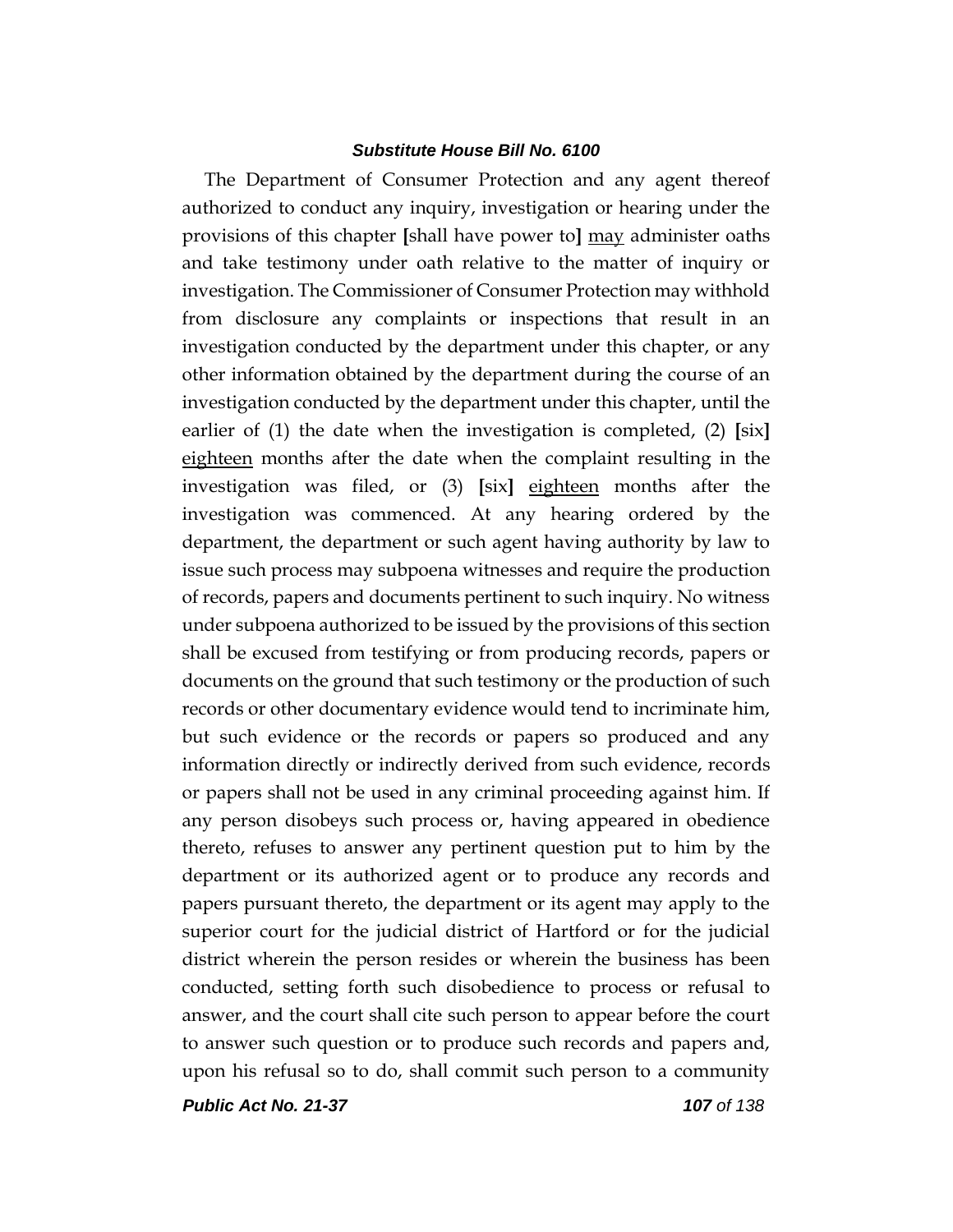The Department of Consumer Protection and any agent thereof authorized to conduct any inquiry, investigation or hearing under the provisions of this chapter [shall have power to] <u>may</u> administer oaths and take testimony under oath relative to the matter of inquiry or investigation. The Commissioner of Consumer Protection may withhold from disclosure any complaints or inspections that result in an investigation conducted by the department under this chapter, or any other information obtained by the department during the course of an investigation conducted by the department under this chapter, until the earlier of (1) the date when the investigation is completed, (2) [six] <u>eighteen</u> months after the date when the complaint resulting in the investigation was filed, or (3) [six] <u>eighteen</u> months after the investigation was commenced. At any hearing ordered by the department, the department or such agent having authority by law to issue such process may subpoena witnesses and require the production of records, papers and documents pertinent to such inquiry. No witness under subpoena authorized to be issued by the provisions of this section shall be excused from testifying or from producing records, papers or documents on the ground that such testimony or the production of such records or other documentary evidence would tend to incriminate him, but such evidence or the records or papers so produced and any information directly or indirectly derived from such evidence, records or papers shall not be used in any criminal proceeding against him. If any person disobeys such process or, having appeared in obedience thereto, refuses to answer any pertinent question put to him by the department or its authorized agent or to produce any records and papers pursuant thereto, the department or its agent may apply to the superior court for the judicial district of Hartford or for the judicial district wherein the person resides or wherein the business has been conducted, setting forth such disobedience to process or refusal to answer, and the court shall cite such person to appear before the court to answer such question or to produce such records and papers and, upon his refusal so to do, shall commit such person to a community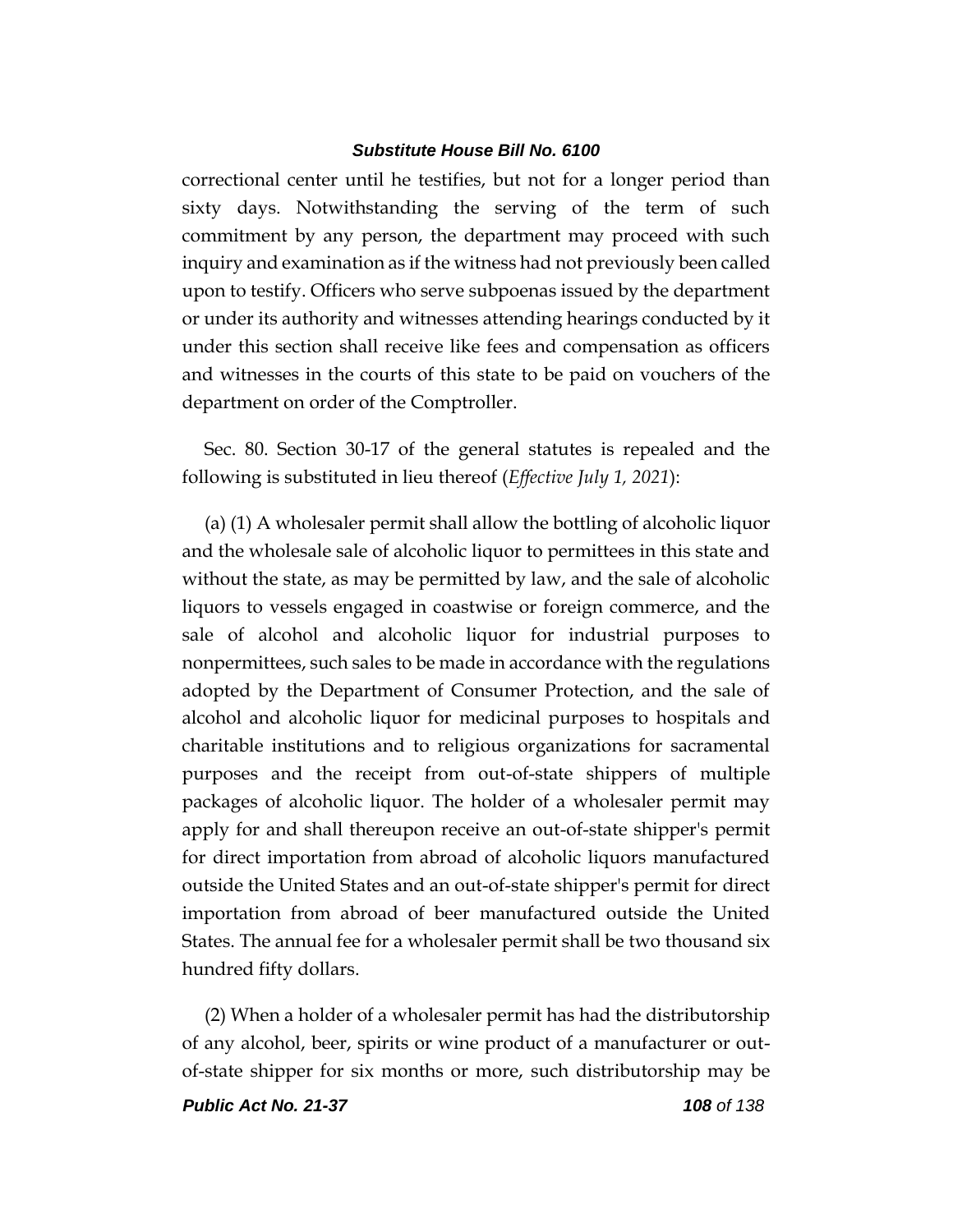correctional center until he testifies, but not for a longer period than sixty days. Notwithstanding the serving of the term of such commitment by any person, the department may proceed with such inquiry and examination as if the witness had not previously been called upon to testify. Officers who serve subpoenas issued by the department or under its authority and witnesses attending hearings conducted by it under this section shall receive like fees and compensation as officers and witnesses in the courts of this state to be paid on vouchers of the department on order of the Comptroller.

Sec. 80. Section 30-17 of the general statutes is repealed and the following is substituted in lieu thereof (*Effective July 1, 2021*):

(a) (1) A wholesaler permit shall allow the bottling of alcoholic liquor and the wholesale sale of alcoholic liquor to permittees in this state and without the state, as may be permitted by law, and the sale of alcoholic liquors to vessels engaged in coastwise or foreign commerce, and the sale of alcohol and alcoholic liquor for industrial purposes to nonpermittees, such sales to be made in accordance with the regulations adopted by the Department of Consumer Protection, and the sale of alcohol and alcoholic liquor for medicinal purposes to hospitals and charitable institutions and to religious organizations for sacramental purposes and the receipt from out-of-state shippers of multiple packages of alcoholic liquor. The holder of a wholesaler permit may apply for and shall thereupon receive an out-of-state shipper's permit for direct importation from abroad of alcoholic liquors manufactured outside the United States and an out-of-state shipper's permit for direct importation from abroad of beer manufactured outside the United States. The annual fee for a wholesaler permit shall be two thousand six hundred fifty dollars.

(2) When a holder of a wholesaler permit has had the distributorship of any alcohol, beer, spirits or wine product of a manufacturer or out-of-state shipper for six months or more, such distributorship may be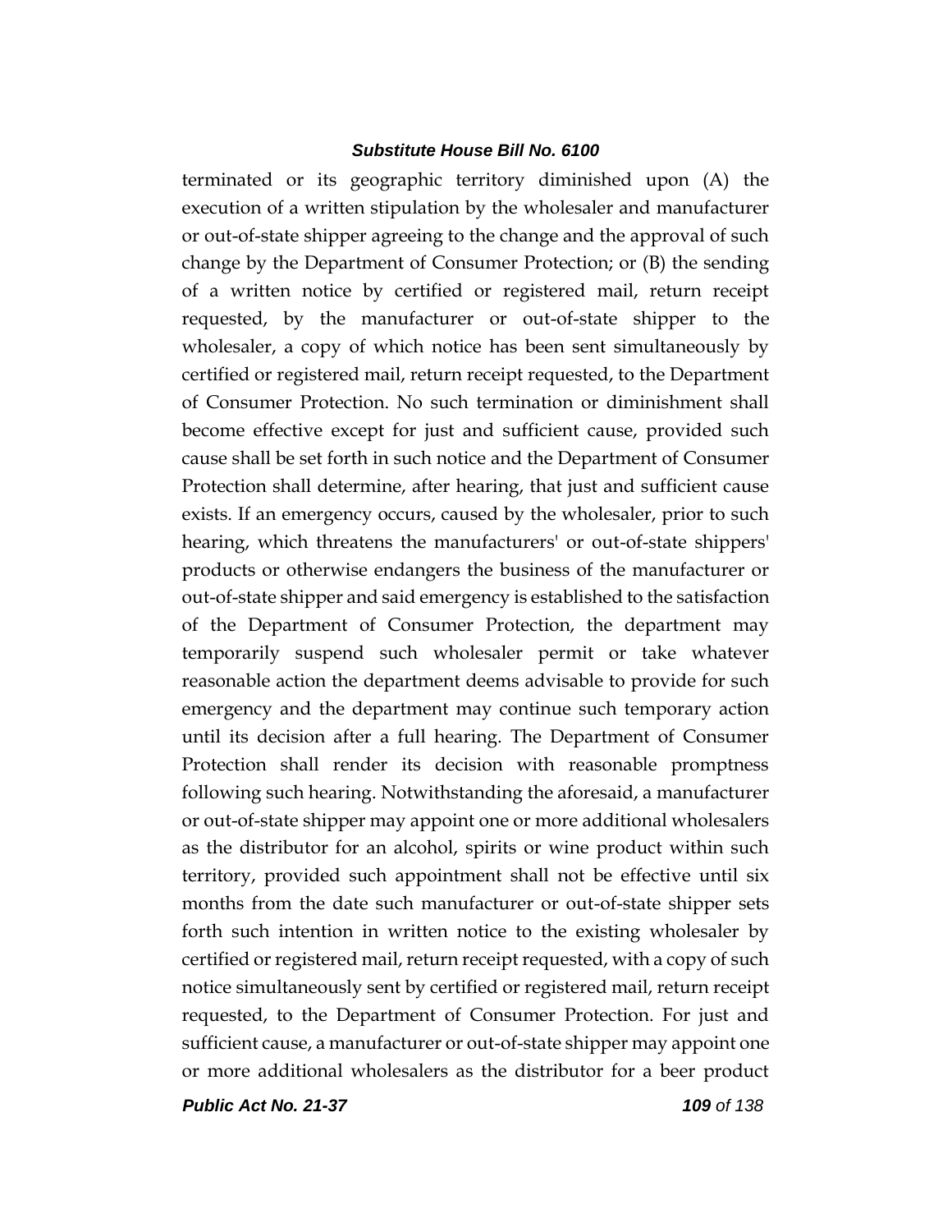terminated or its geographic territory diminished upon (A) the execution of a written stipulation by the wholesaler and manufacturer or out-of-state shipper agreeing to the change and the approval of such change by the Department of Consumer Protection; or (B) the sending of a written notice by certified or registered mail, return receipt requested, by the manufacturer or out-of-state shipper to the wholesaler, a copy of which notice has been sent simultaneously by certified or registered mail, return receipt requested, to the Department of Consumer Protection. No such termination or diminishment shall become effective except for just and sufficient cause, provided such cause shall be set forth in such notice and the Department of Consumer Protection shall determine, after hearing, that just and sufficient cause exists. If an emergency occurs, caused by the wholesaler, prior to such hearing, which threatens the manufacturers' or out-of-state shippers' products or otherwise endangers the business of the manufacturer or out-of-state shipper and said emergency is established to the satisfaction of the Department of Consumer Protection, the department may temporarily suspend such wholesaler permit or take whatever reasonable action the department deems advisable to provide for such emergency and the department may continue such temporary action until its decision after a full hearing. The Department of Consumer Protection shall render its decision with reasonable promptness following such hearing. Notwithstanding the aforesaid, a manufacturer or out-of-state shipper may appoint one or more additional wholesalers as the distributor for an alcohol, spirits or wine product within such territory, provided such appointment shall not be effective until six months from the date such manufacturer or out-of-state shipper sets forth such intention in written notice to the existing wholesaler by certified or registered mail, return receipt requested, with a copy of such notice simultaneously sent by certified or registered mail, return receipt requested, to the Department of Consumer Protection. For just and sufficient cause, a manufacturer or out-of-state shipper may appoint one or more additional wholesalers as the distributor for a beer product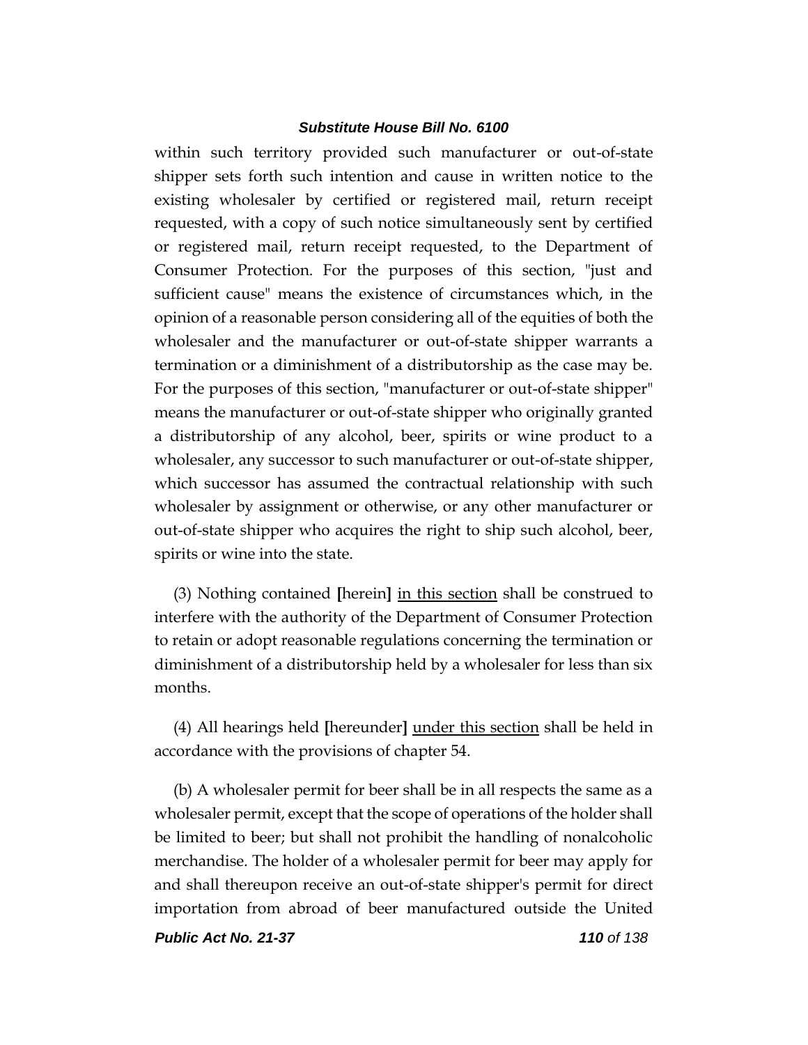within such territory provided such manufacturer or out-of-state shipper sets forth such intention and cause in written notice to the existing wholesaler by certified or registered mail, return receipt requested, with a copy of such notice simultaneously sent by certified or registered mail, return receipt requested, to the Department of Consumer Protection. For the purposes of this section, "just and sufficient cause" means the existence of circumstances which, in the opinion of a reasonable person considering all of the equities of both the wholesaler and the manufacturer or out-of-state shipper warrants a termination or a diminishment of a distributorship as the case may be. For the purposes of this section, "manufacturer or out-of-state shipper" means the manufacturer or out-of-state shipper who originally granted a distributorship of any alcohol, beer, spirits or wine product to a wholesaler, any successor to such manufacturer or out-of-state shipper, which successor has assumed the contractual relationship with such wholesaler by assignment or otherwise, or any other manufacturer or out-of-state shipper who acquires the right to ship such alcohol, beer, spirits or wine into the state.

(3) Nothing contained **[**herein**]** <u>in this section</u> shall be construed to interfere with the authority of the Department of Consumer Protection to retain or adopt reasonable regulations concerning the termination or diminishment of a distributorship held by a wholesaler for less than six months.

(4) All hearings held **[**hereunder**]** <u>under this section</u> shall be held in accordance with the provisions of chapter 54.

(b) A wholesaler permit for beer shall be in all respects the same as a wholesaler permit, except that the scope of operations of the holder shall be limited to beer; but shall not prohibit the handling of nonalcoholic merchandise. The holder of a wholesaler permit for beer may apply for and shall thereupon receive an out-of-state shipper's permit for direct importation from abroad of beer manufactured outside the United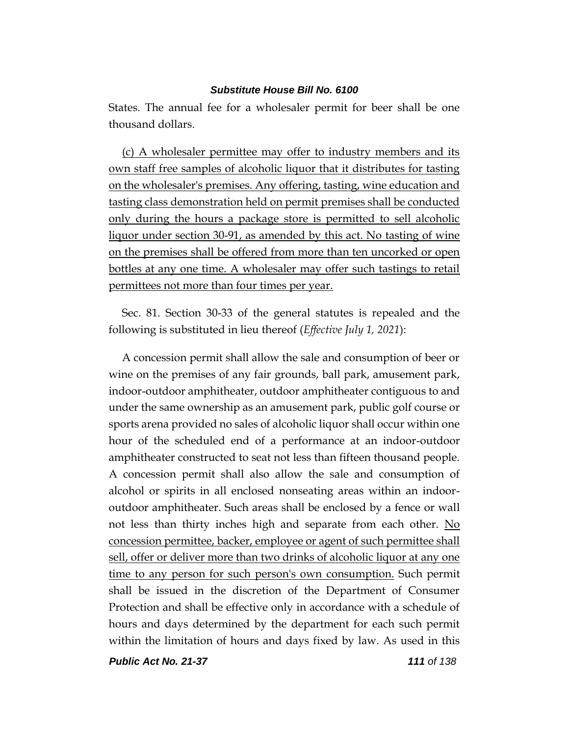States. The annual fee for a wholesaler permit for beer shall be one thousand dollars.

(c) A wholesaler permittee may offer to industry members and its own staff free samples of alcoholic liquor that it distributes for tasting on the wholesaler's premises. Any offering, tasting, wine education and tasting class demonstration held on permit premises shall be conducted only during the hours a package store is permitted to sell alcoholic liquor under section 30-91, as amended by this act. No tasting of wine on the premises shall be offered from more than ten uncorked or open bottles at any one time. A wholesaler may offer such tastings to retail permittees not more than four times per year.

Sec. 81. Section 30-33 of the general statutes is repealed and the following is substituted in lieu thereof (*Effective July 1, 2021*):

A concession permit shall allow the sale and consumption of beer or wine on the premises of any fair grounds, ball park, amusement park, indoor-outdoor amphitheater, outdoor amphitheater contiguous to and under the same ownership as an amusement park, public golf course or sports arena provided no sales of alcoholic liquor shall occur within one hour of the scheduled end of a performance at an indoor-outdoor amphitheater constructed to seat not less than fifteen thousand people. A concession permit shall also allow the sale and consumption of alcohol or spirits in all enclosed nonseating areas within an indoor-outdoor amphitheater. Such areas shall be enclosed by a fence or wall not less than thirty inches high and separate from each other. No concession permittee, backer, employee or agent of such permittee shall sell, offer or deliver more than two drinks of alcoholic liquor at any one time to any person for such person's own consumption. Such permit shall be issued in the discretion of the Department of Consumer Protection and shall be effective only in accordance with a schedule of hours and days determined by the department for each such permit within the limitation of hours and days fixed by law. As used in this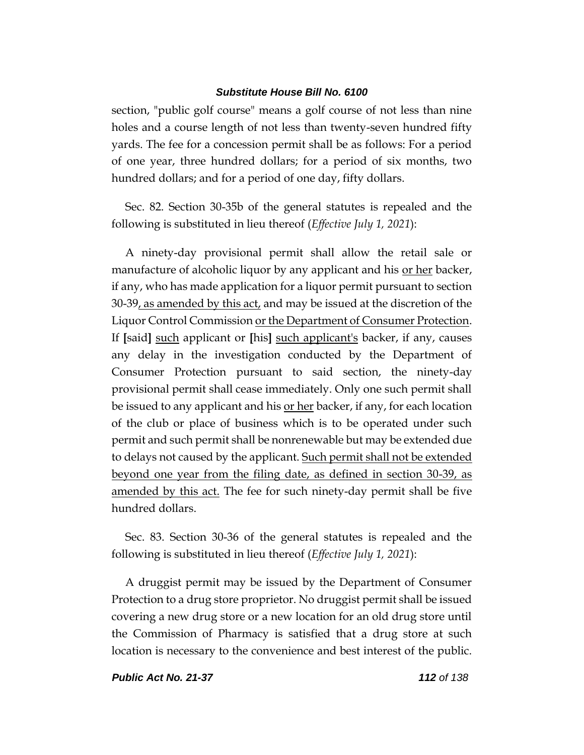section, "public golf course" means a golf course of not less than nine holes and a course length of not less than twenty-seven hundred fifty yards. The fee for a concession permit shall be as follows: For a period of one year, three hundred dollars; for a period of six months, two hundred dollars; and for a period of one day, fifty dollars.

Sec. 82. Section 30-35b of the general statutes is repealed and the following is substituted in lieu thereof (*Effective July 1, 2021*):

A ninety-day provisional permit shall allow the retail sale or manufacture of alcoholic liquor by any applicant and his <u>or her</u> backer, if any, who has made application for a liquor permit pursuant to section 30-39<u>, as amended by this act,</u> and may be issued at the discretion of the Liquor Control Commission <u>or the Department of Consumer Protection</u>. If **[**said**]** <u>such</u> applicant or **[**his**]** <u>such applicant's</u> backer, if any, causes any delay in the investigation conducted by the Department of Consumer Protection pursuant to said section, the ninety-day provisional permit shall cease immediately. Only one such permit shall be issued to any applicant and his <u>or her</u> backer, if any, for each location of the club or place of business which is to be operated under such permit and such permit shall be nonrenewable but may be extended due to delays not caused by the applicant. <u>Such permit shall not be extended beyond one year from the filing date, as defined in section 30-39, as amended by this act.</u> The fee for such ninety-day permit shall be five hundred dollars.

Sec. 83. Section 30-36 of the general statutes is repealed and the following is substituted in lieu thereof (*Effective July 1, 2021*):

A druggist permit may be issued by the Department of Consumer Protection to a drug store proprietor. No druggist permit shall be issued covering a new drug store or a new location for an old drug store until the Commission of Pharmacy is satisfied that a drug store at such location is necessary to the convenience and best interest of the public.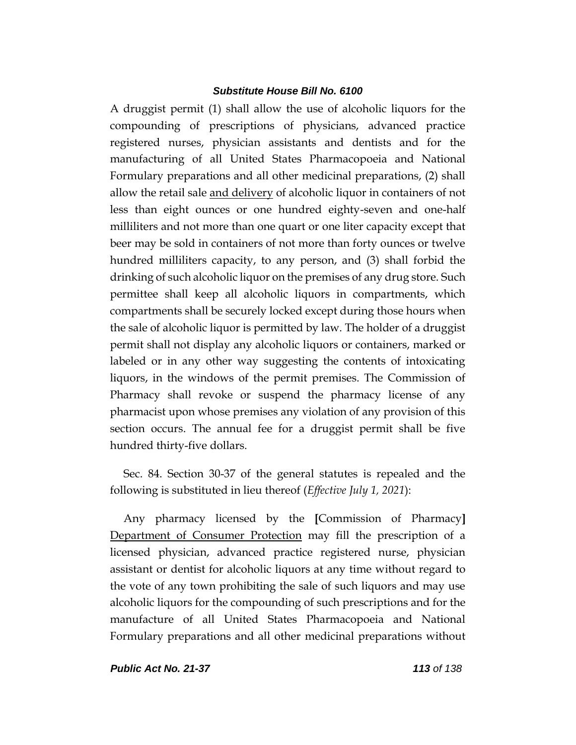A druggist permit (1) shall allow the use of alcoholic liquors for the compounding of prescriptions of physicians, advanced practice registered nurses, physician assistants and dentists and for the manufacturing of all United States Pharmacopoeia and National Formulary preparations and all other medicinal preparations, (2) shall allow the retail sale <u>and delivery</u> of alcoholic liquor in containers of not less than eight ounces or one hundred eighty-seven and one-half milliliters and not more than one quart or one liter capacity except that beer may be sold in containers of not more than forty ounces or twelve hundred milliliters capacity, to any person, and (3) shall forbid the drinking of such alcoholic liquor on the premises of any drug store. Such permittee shall keep all alcoholic liquors in compartments, which compartments shall be securely locked except during those hours when the sale of alcoholic liquor is permitted by law. The holder of a druggist permit shall not display any alcoholic liquors or containers, marked or labeled or in any other way suggesting the contents of intoxicating liquors, in the windows of the permit premises. The Commission of Pharmacy shall revoke or suspend the pharmacy license of any pharmacist upon whose premises any violation of any provision of this section occurs. The annual fee for a druggist permit shall be five hundred thirty-five dollars.

Sec. 84. Section 30-37 of the general statutes is repealed and the following is substituted in lieu thereof (*Effective July 1, 2021*):

Any pharmacy licensed by the **[**Commission of Pharmacy**]** <u>Department of Consumer Protection</u> may fill the prescription of a licensed physician, advanced practice registered nurse, physician assistant or dentist for alcoholic liquors at any time without regard to the vote of any town prohibiting the sale of such liquors and may use alcoholic liquors for the compounding of such prescriptions and for the manufacture of all United States Pharmacopoeia and National Formulary preparations and all other medicinal preparations without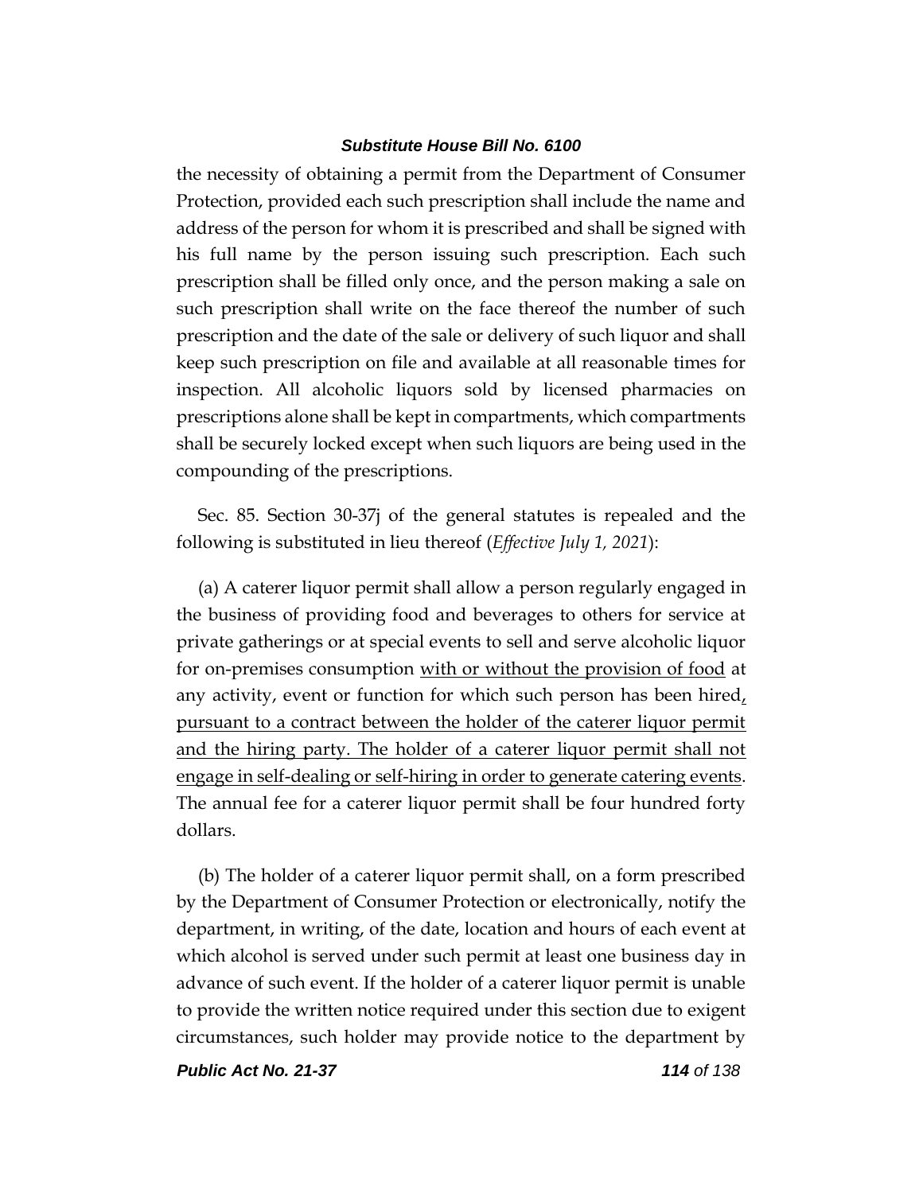the necessity of obtaining a permit from the Department of Consumer Protection, provided each such prescription shall include the name and address of the person for whom it is prescribed and shall be signed with his full name by the person issuing such prescription. Each such prescription shall be filled only once, and the person making a sale on such prescription shall write on the face thereof the number of such prescription and the date of the sale or delivery of such liquor and shall keep such prescription on file and available at all reasonable times for inspection. All alcoholic liquors sold by licensed pharmacies on prescriptions alone shall be kept in compartments, which compartments shall be securely locked except when such liquors are being used in the compounding of the prescriptions.

Sec. 85. Section 30-37j of the general statutes is repealed and the following is substituted in lieu thereof (*Effective July 1, 2021*):

(a) A caterer liquor permit shall allow a person regularly engaged in the business of providing food and beverages to others for service at private gatherings or at special events to sell and serve alcoholic liquor for on-premises consumption <u>with or without the provision of food</u> at any activity, event or function for which such person has been hired<u>, pursuant to a contract between the holder of the caterer liquor permit and the hiring party. The holder of a caterer liquor permit shall not engage in self-dealing or self-hiring in order to generate catering events</u>. The annual fee for a caterer liquor permit shall be four hundred forty dollars.

(b) The holder of a caterer liquor permit shall, on a form prescribed by the Department of Consumer Protection or electronically, notify the department, in writing, of the date, location and hours of each event at which alcohol is served under such permit at least one business day in advance of such event. If the holder of a caterer liquor permit is unable to provide the written notice required under this section due to exigent circumstances, such holder may provide notice to the department by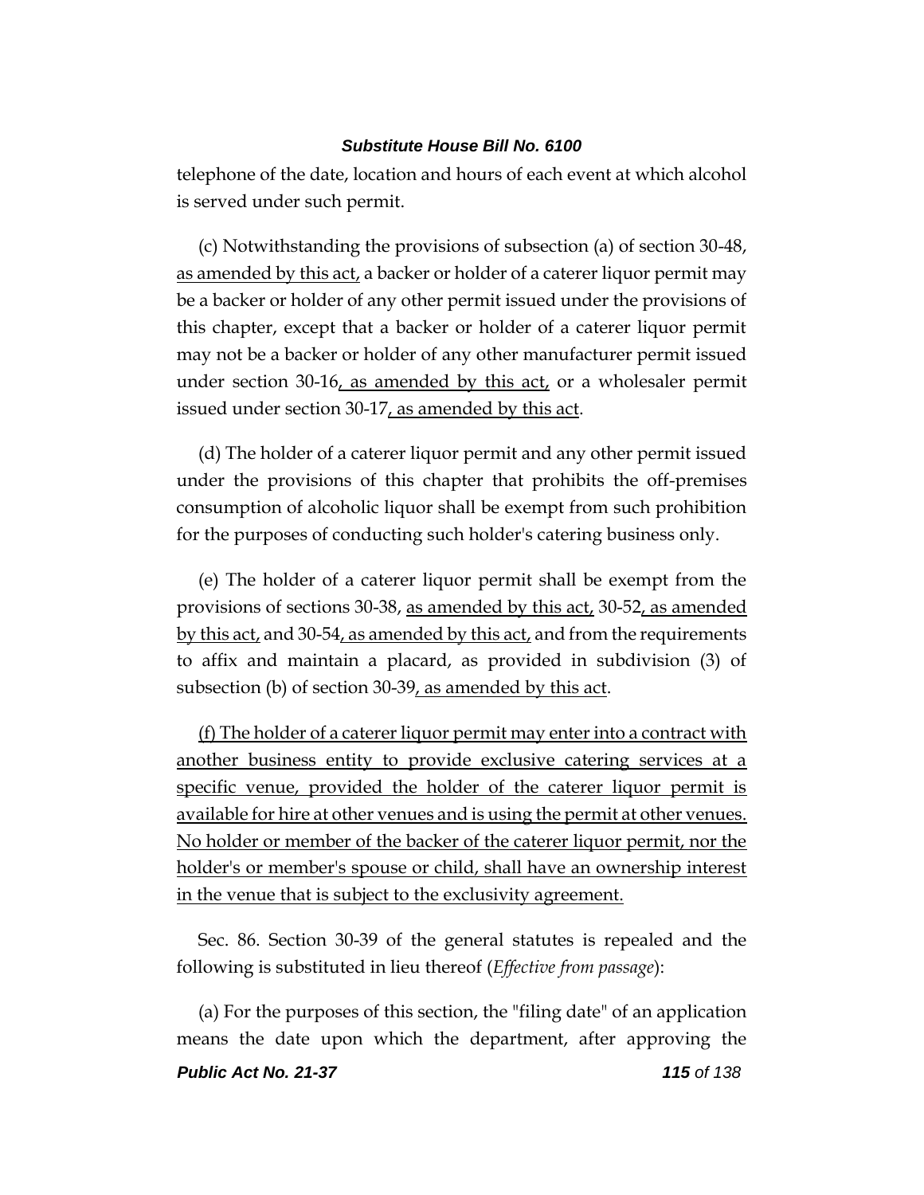telephone of the date, location and hours of each event at which alcohol is served under such permit.

(c) Notwithstanding the provisions of subsection (a) of section 30-48, <u>as amended by this act,</u> a backer or holder of a caterer liquor permit may be a backer or holder of any other permit issued under the provisions of this chapter, except that a backer or holder of a caterer liquor permit may not be a backer or holder of any other manufacturer permit issued under section 30-16<u>, as amended by this act,</u> or a wholesaler permit issued under section 30-17<u>, as amended by this act</u>.

(d) The holder of a caterer liquor permit and any other permit issued under the provisions of this chapter that prohibits the off-premises consumption of alcoholic liquor shall be exempt from such prohibition for the purposes of conducting such holder's catering business only.

(e) The holder of a caterer liquor permit shall be exempt from the provisions of sections 30-38, <u>as amended by this act,</u> 30-52<u>, as amended by this act,</u> and 30-54<u>, as amended by this act,</u> and from the requirements to affix and maintain a placard, as provided in subdivision (3) of subsection (b) of section 30-39<u>, as amended by this act</u>.

<u>(f) The holder of a caterer liquor permit may enter into a contract with another business entity to provide exclusive catering services at a specific venue, provided the holder of the caterer liquor permit is available for hire at other venues and is using the permit at other venues. No holder or member of the backer of the caterer liquor permit, nor the holder's or member's spouse or child, shall have an ownership interest in the venue that is subject to the exclusivity agreement.</u>

Sec. 86. Section 30-39 of the general statutes is repealed and the following is substituted in lieu thereof (*Effective from passage*):

(a) For the purposes of this section, the "filing date" of an application means the date upon which the department, after approving the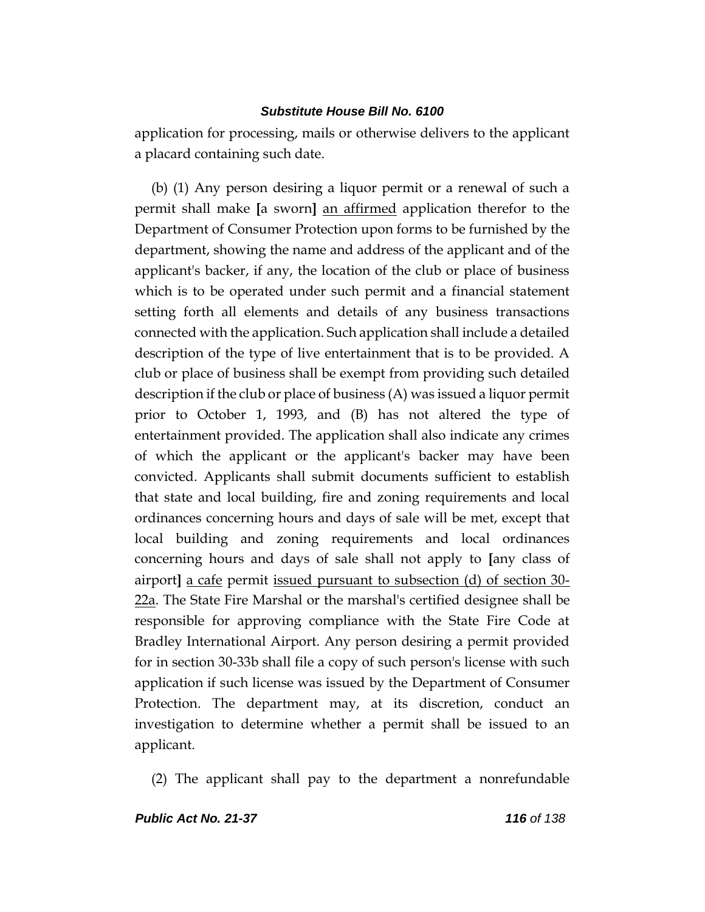application for processing, mails or otherwise delivers to the applicant a placard containing such date.

(b) (1) Any person desiring a liquor permit or a renewal of such a permit shall make **[**a sworn**]** <u>an affirmed</u> application therefor to the Department of Consumer Protection upon forms to be furnished by the department, showing the name and address of the applicant and of the applicant's backer, if any, the location of the club or place of business which is to be operated under such permit and a financial statement setting forth all elements and details of any business transactions connected with the application. Such application shall include a detailed description of the type of live entertainment that is to be provided. A club or place of business shall be exempt from providing such detailed description if the club or place of business (A) was issued a liquor permit prior to October 1, 1993, and (B) has not altered the type of entertainment provided. The application shall also indicate any crimes of which the applicant or the applicant's backer may have been convicted. Applicants shall submit documents sufficient to establish that state and local building, fire and zoning requirements and local ordinances concerning hours and days of sale will be met, except that local building and zoning requirements and local ordinances concerning hours and days of sale shall not apply to **[**any class of airport**]** <u>a cafe</u> permit <u>issued pursuant to subsection (d) of section 30-22a</u>. The State Fire Marshal or the marshal's certified designee shall be responsible for approving compliance with the State Fire Code at Bradley International Airport. Any person desiring a permit provided for in section 30-33b shall file a copy of such person's license with such application if such license was issued by the Department of Consumer Protection. The department may, at its discretion, conduct an investigation to determine whether a permit shall be issued to an applicant.

(2) The applicant shall pay to the department a nonrefundable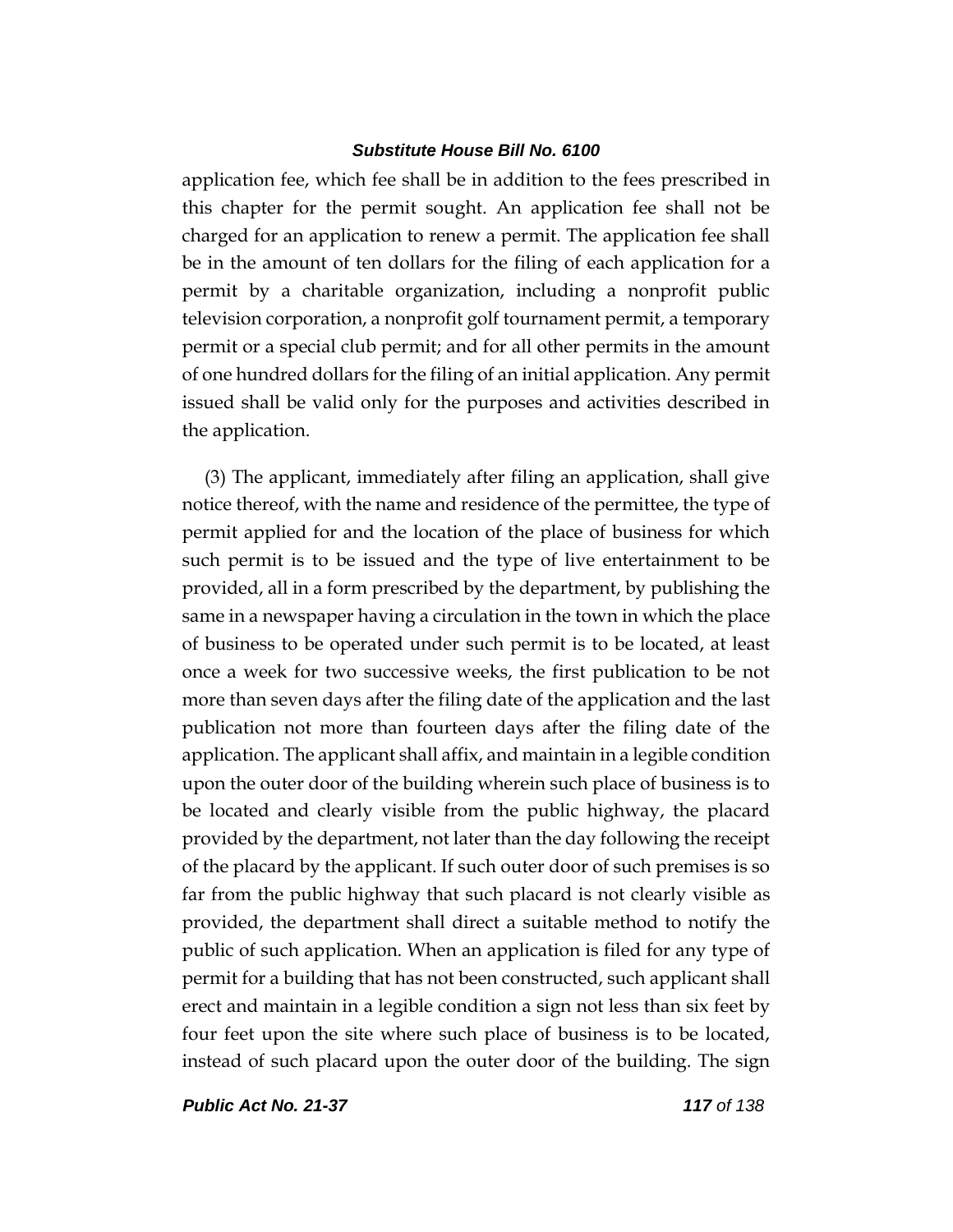application fee, which fee shall be in addition to the fees prescribed in this chapter for the permit sought. An application fee shall not be charged for an application to renew a permit. The application fee shall be in the amount of ten dollars for the filing of each application for a permit by a charitable organization, including a nonprofit public television corporation, a nonprofit golf tournament permit, a temporary permit or a special club permit; and for all other permits in the amount of one hundred dollars for the filing of an initial application. Any permit issued shall be valid only for the purposes and activities described in the application.

(3) The applicant, immediately after filing an application, shall give notice thereof, with the name and residence of the permittee, the type of permit applied for and the location of the place of business for which such permit is to be issued and the type of live entertainment to be provided, all in a form prescribed by the department, by publishing the same in a newspaper having a circulation in the town in which the place of business to be operated under such permit is to be located, at least once a week for two successive weeks, the first publication to be not more than seven days after the filing date of the application and the last publication not more than fourteen days after the filing date of the application. The applicant shall affix, and maintain in a legible condition upon the outer door of the building wherein such place of business is to be located and clearly visible from the public highway, the placard provided by the department, not later than the day following the receipt of the placard by the applicant. If such outer door of such premises is so far from the public highway that such placard is not clearly visible as provided, the department shall direct a suitable method to notify the public of such application. When an application is filed for any type of permit for a building that has not been constructed, such applicant shall erect and maintain in a legible condition a sign not less than six feet by four feet upon the site where such place of business is to be located, instead of such placard upon the outer door of the building. The sign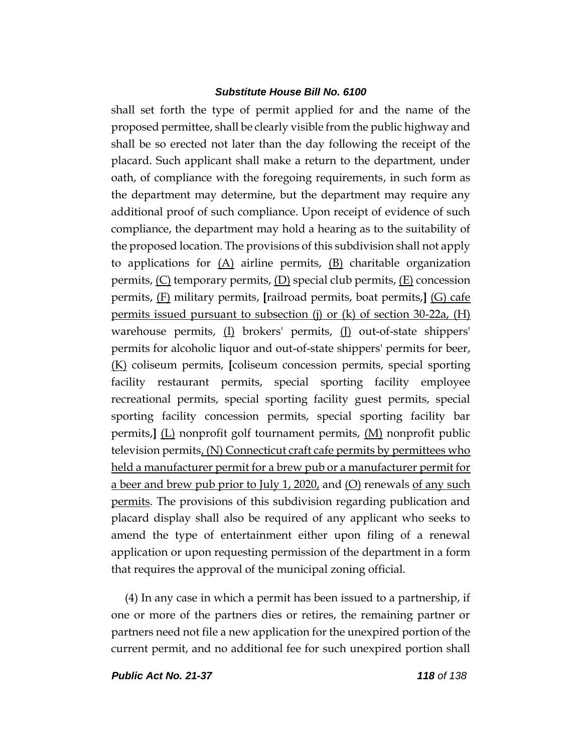shall set forth the type of permit applied for and the name of the proposed permittee, shall be clearly visible from the public highway and shall be so erected not later than the day following the receipt of the placard. Such applicant shall make a return to the department, under oath, of compliance with the foregoing requirements, in such form as the department may determine, but the department may require any additional proof of such compliance. Upon receipt of evidence of such compliance, the department may hold a hearing as to the suitability of the proposed location. The provisions of this subdivision shall not apply to applications for (A) airline permits, (B) charitable organization permits, (C) temporary permits, (D) special club permits, (E) concession permits, (F) military permits, [railroad permits, boat permits,] (G) cafe permits issued pursuant to subsection (j) or (k) of section 30-22a, (H) warehouse permits, (I) brokers' permits, (J) out-of-state shippers' permits for alcoholic liquor and out-of-state shippers' permits for beer, (K) coliseum permits, [coliseum concession permits, special sporting facility restaurant permits, special sporting facility employee recreational permits, special sporting facility guest permits, special sporting facility concession permits, special sporting facility bar permits,] (L) nonprofit golf tournament permits, (M) nonprofit public television permits, (N) Connecticut craft cafe permits by permittees who held a manufacturer permit for a brew pub or a manufacturer permit for a beer and brew pub prior to July 1, 2020, and (O) renewals of any such permits. The provisions of this subdivision regarding publication and placard display shall also be required of any applicant who seeks to amend the type of entertainment either upon filing of a renewal application or upon requesting permission of the department in a form that requires the approval of the municipal zoning official.

(4) In any case in which a permit has been issued to a partnership, if one or more of the partners dies or retires, the remaining partner or partners need not file a new application for the unexpired portion of the current permit, and no additional fee for such unexpired portion shall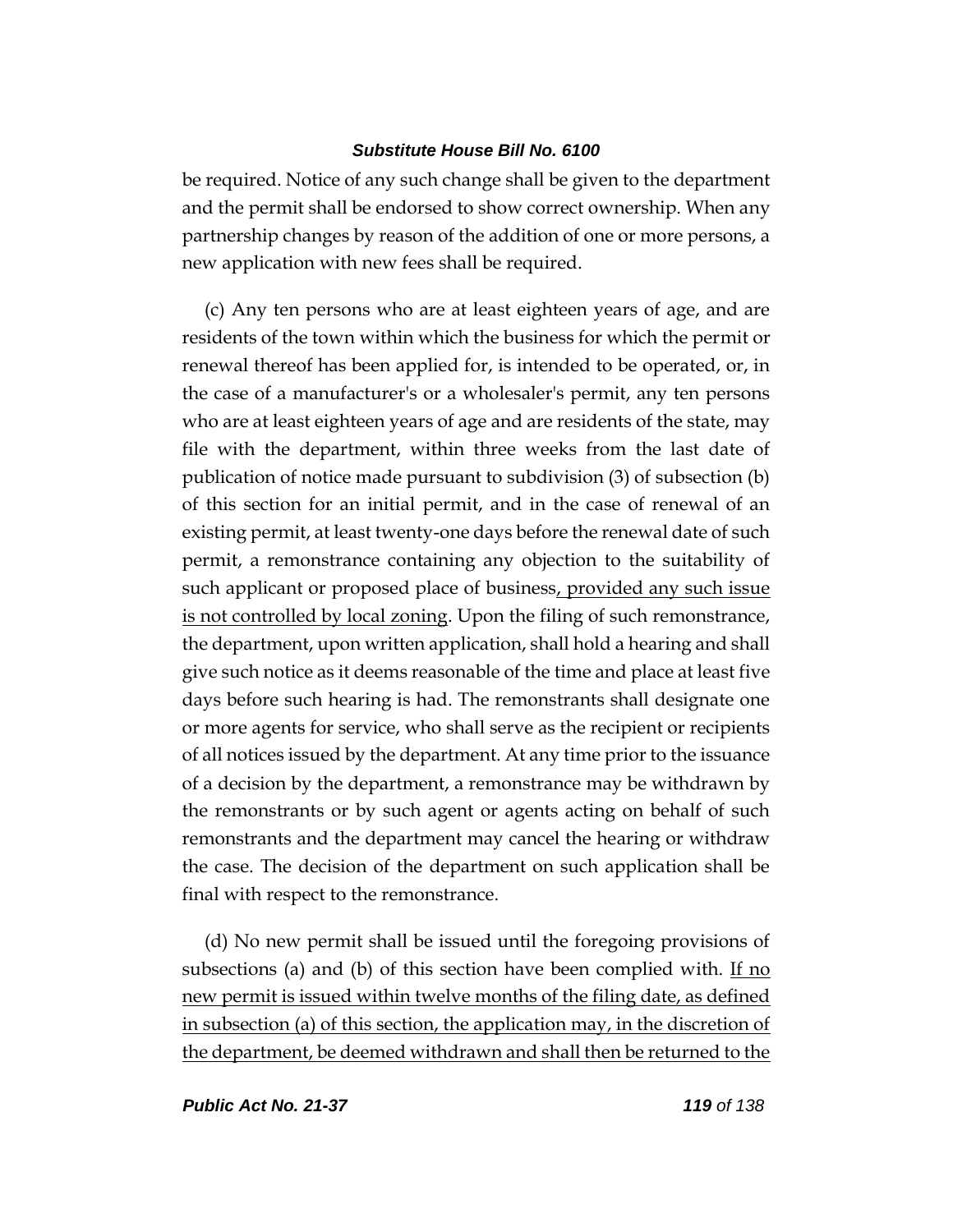be required. Notice of any such change shall be given to the department and the permit shall be endorsed to show correct ownership. When any partnership changes by reason of the addition of one or more persons, a new application with new fees shall be required.

(c) Any ten persons who are at least eighteen years of age, and are residents of the town within which the business for which the permit or renewal thereof has been applied for, is intended to be operated, or, in the case of a manufacturer's or a wholesaler's permit, any ten persons who are at least eighteen years of age and are residents of the state, may file with the department, within three weeks from the last date of publication of notice made pursuant to subdivision (3) of subsection (b) of this section for an initial permit, and in the case of renewal of an existing permit, at least twenty-one days before the renewal date of such permit, a remonstrance containing any objection to the suitability of such applicant or proposed place of business<u>, provided any such issue is not controlled by local zoning</u>. Upon the filing of such remonstrance, the department, upon written application, shall hold a hearing and shall give such notice as it deems reasonable of the time and place at least five days before such hearing is had. The remonstrants shall designate one or more agents for service, who shall serve as the recipient or recipients of all notices issued by the department. At any time prior to the issuance of a decision by the department, a remonstrance may be withdrawn by the remonstrants or by such agent or agents acting on behalf of such remonstrants and the department may cancel the hearing or withdraw the case. The decision of the department on such application shall be final with respect to the remonstrance.

(d) No new permit shall be issued until the foregoing provisions of subsections (a) and (b) of this section have been complied with. <u>If no new permit is issued within twelve months of the filing date, as defined in subsection (a) of this section, the application may, in the discretion of the department, be deemed withdrawn and shall then be returned to the</u>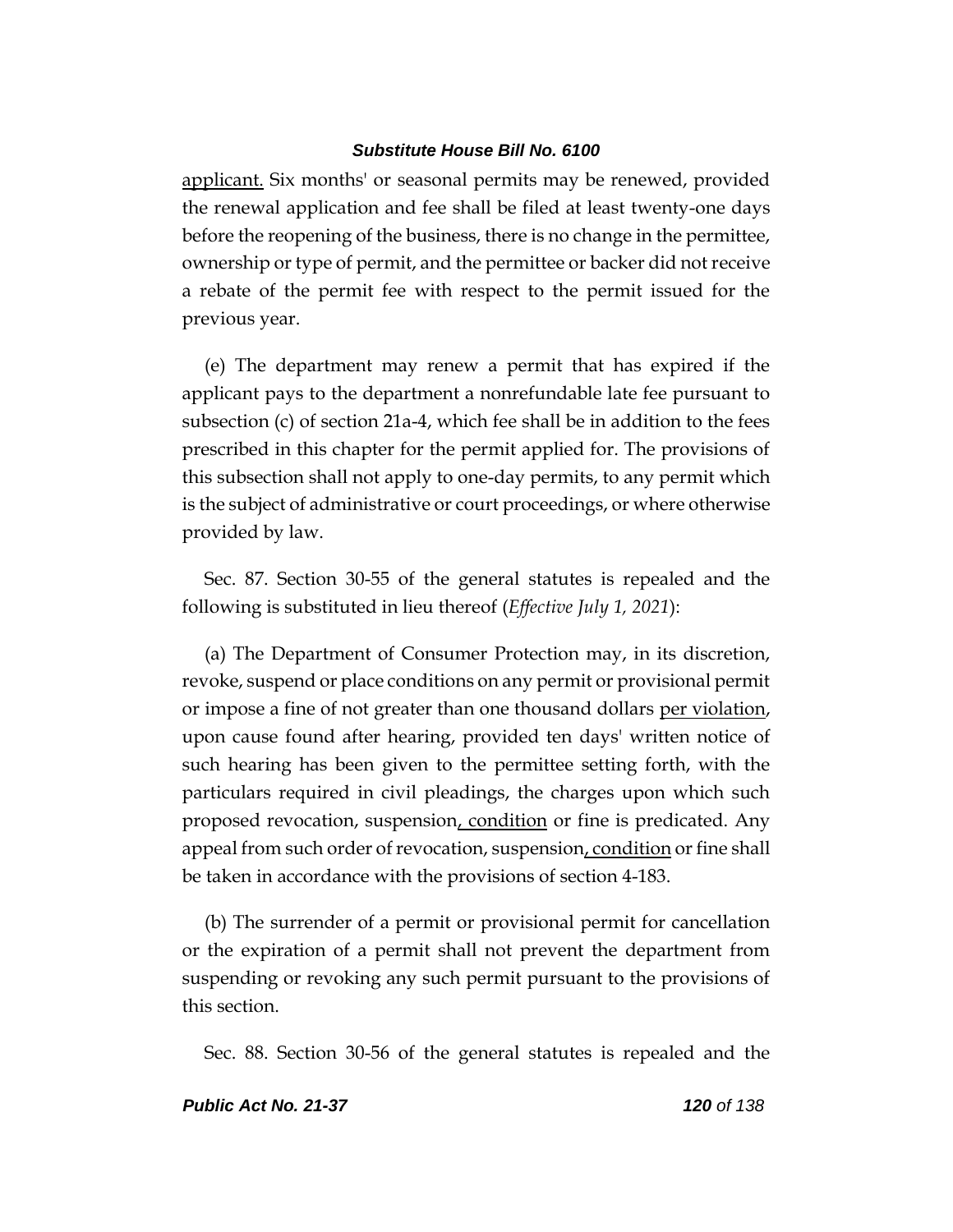applicant. Six months' or seasonal permits may be renewed, provided the renewal application and fee shall be filed at least twenty-one days before the reopening of the business, there is no change in the permittee, ownership or type of permit, and the permittee or backer did not receive a rebate of the permit fee with respect to the permit issued for the previous year.

(e) The department may renew a permit that has expired if the applicant pays to the department a nonrefundable late fee pursuant to subsection (c) of section 21a-4, which fee shall be in addition to the fees prescribed in this chapter for the permit applied for. The provisions of this subsection shall not apply to one-day permits, to any permit which is the subject of administrative or court proceedings, or where otherwise provided by law.

Sec. 87. Section 30-55 of the general statutes is repealed and the following is substituted in lieu thereof (*Effective July 1, 2021*):

(a) The Department of Consumer Protection may, in its discretion, revoke, suspend or place conditions on any permit or provisional permit or impose a fine of not greater than one thousand dollars per violation, upon cause found after hearing, provided ten days' written notice of such hearing has been given to the permittee setting forth, with the particulars required in civil pleadings, the charges upon which such proposed revocation, suspension, condition or fine is predicated. Any appeal from such order of revocation, suspension, condition or fine shall be taken in accordance with the provisions of section 4-183.

(b) The surrender of a permit or provisional permit for cancellation or the expiration of a permit shall not prevent the department from suspending or revoking any such permit pursuant to the provisions of this section.

Sec. 88. Section 30-56 of the general statutes is repealed and the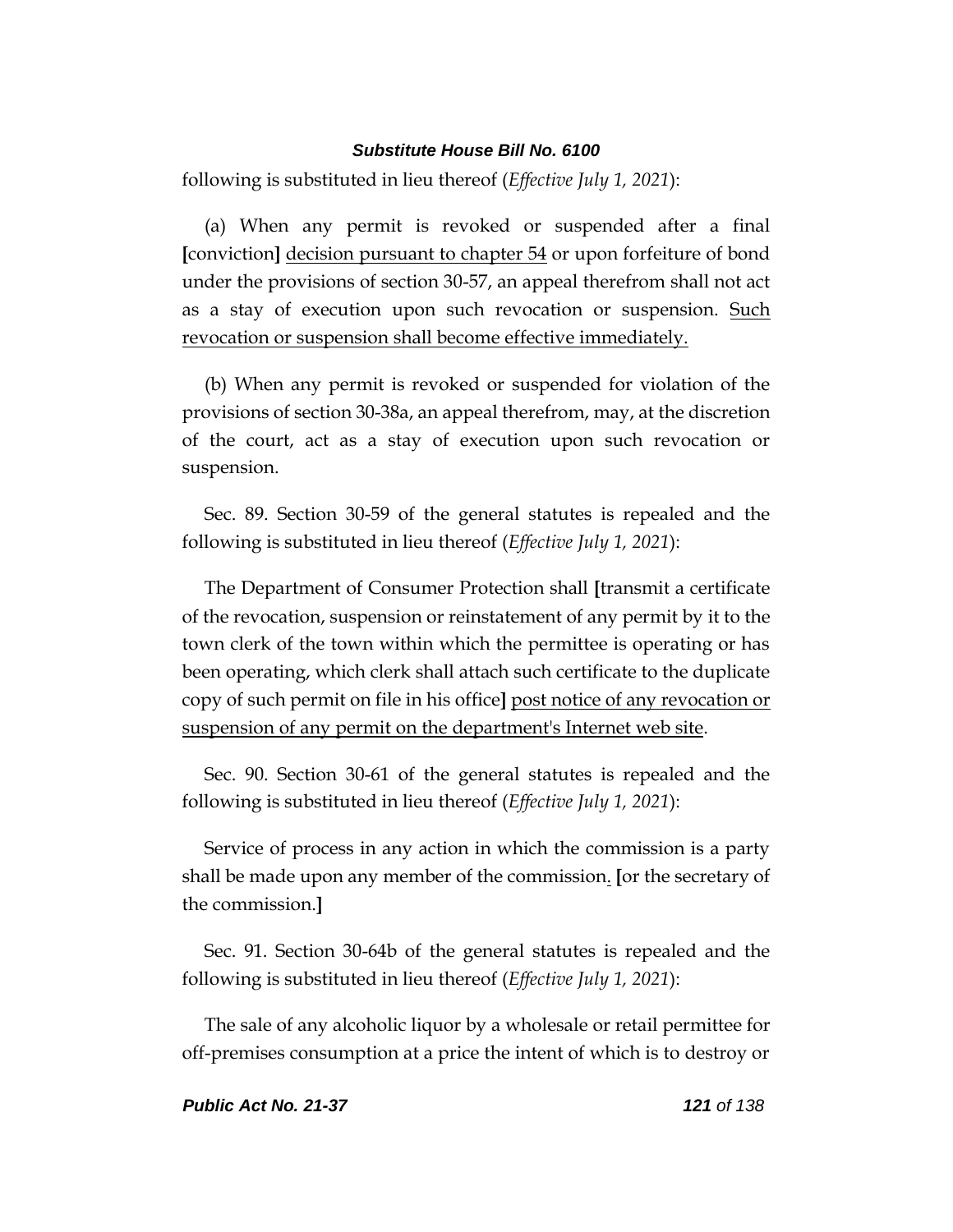following is substituted in lieu thereof (*Effective July 1, 2021*):

(a) When any permit is revoked or suspended after a final **[**conviction**]** <u>decision pursuant to chapter 54</u> or upon forfeiture of bond under the provisions of section 30-57, an appeal therefrom shall not act as a stay of execution upon such revocation or suspension. <u>Such revocation or suspension shall become effective immediately.</u>

(b) When any permit is revoked or suspended for violation of the provisions of section 30-38a, an appeal therefrom, may, at the discretion of the court, act as a stay of execution upon such revocation or suspension.

Sec. 89. Section 30-59 of the general statutes is repealed and the following is substituted in lieu thereof (*Effective July 1, 2021*):

The Department of Consumer Protection shall **[**transmit a certificate of the revocation, suspension or reinstatement of any permit by it to the town clerk of the town within which the permittee is operating or has been operating, which clerk shall attach such certificate to the duplicate copy of such permit on file in his office**]** <u>post notice of any revocation or suspension of any permit on the department's Internet web site</u>.

Sec. 90. Section 30-61 of the general statutes is repealed and the following is substituted in lieu thereof (*Effective July 1, 2021*):

Service of process in any action in which the commission is a party shall be made upon any member of the commission<u>.</u> **[**or the secretary of the commission.**]**

Sec. 91. Section 30-64b of the general statutes is repealed and the following is substituted in lieu thereof (*Effective July 1, 2021*):

The sale of any alcoholic liquor by a wholesale or retail permittee for off-premises consumption at a price the intent of which is to destroy or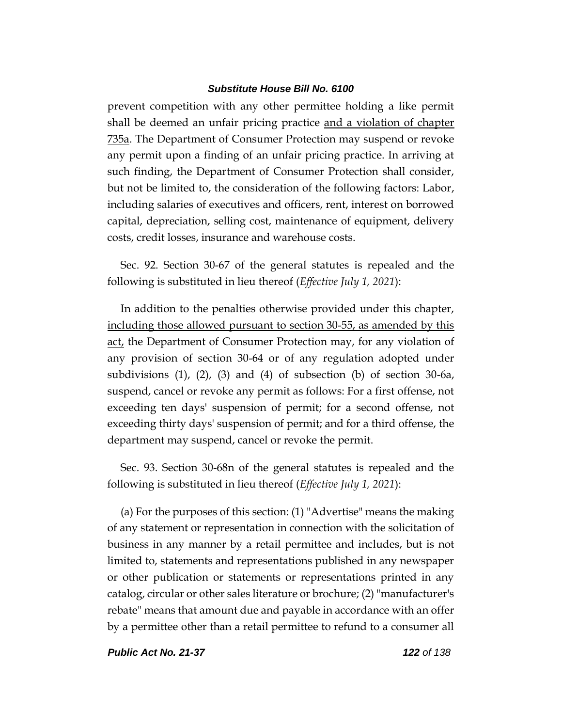prevent competition with any other permittee holding a like permit shall be deemed an unfair pricing practice <u>and a violation of chapter 735a</u>. The Department of Consumer Protection may suspend or revoke any permit upon a finding of an unfair pricing practice. In arriving at such finding, the Department of Consumer Protection shall consider, but not be limited to, the consideration of the following factors: Labor, including salaries of executives and officers, rent, interest on borrowed capital, depreciation, selling cost, maintenance of equipment, delivery costs, credit losses, insurance and warehouse costs.

Sec. 92. Section 30-67 of the general statutes is repealed and the following is substituted in lieu thereof (*Effective July 1, 2021*):

In addition to the penalties otherwise provided under this chapter, <u>including those allowed pursuant to section 30-55, as amended by this act,</u> the Department of Consumer Protection may, for any violation of any provision of section 30-64 or of any regulation adopted under subdivisions (1), (2), (3) and (4) of subsection (b) of section 30-6a, suspend, cancel or revoke any permit as follows: For a first offense, not exceeding ten days' suspension of permit; for a second offense, not exceeding thirty days' suspension of permit; and for a third offense, the department may suspend, cancel or revoke the permit.

Sec. 93. Section 30-68n of the general statutes is repealed and the following is substituted in lieu thereof (*Effective July 1, 2021*):

(a) For the purposes of this section: (1) "Advertise" means the making of any statement or representation in connection with the solicitation of business in any manner by a retail permittee and includes, but is not limited to, statements and representations published in any newspaper or other publication or statements or representations printed in any catalog, circular or other sales literature or brochure; (2) "manufacturer's rebate" means that amount due and payable in accordance with an offer by a permittee other than a retail permittee to refund to a consumer all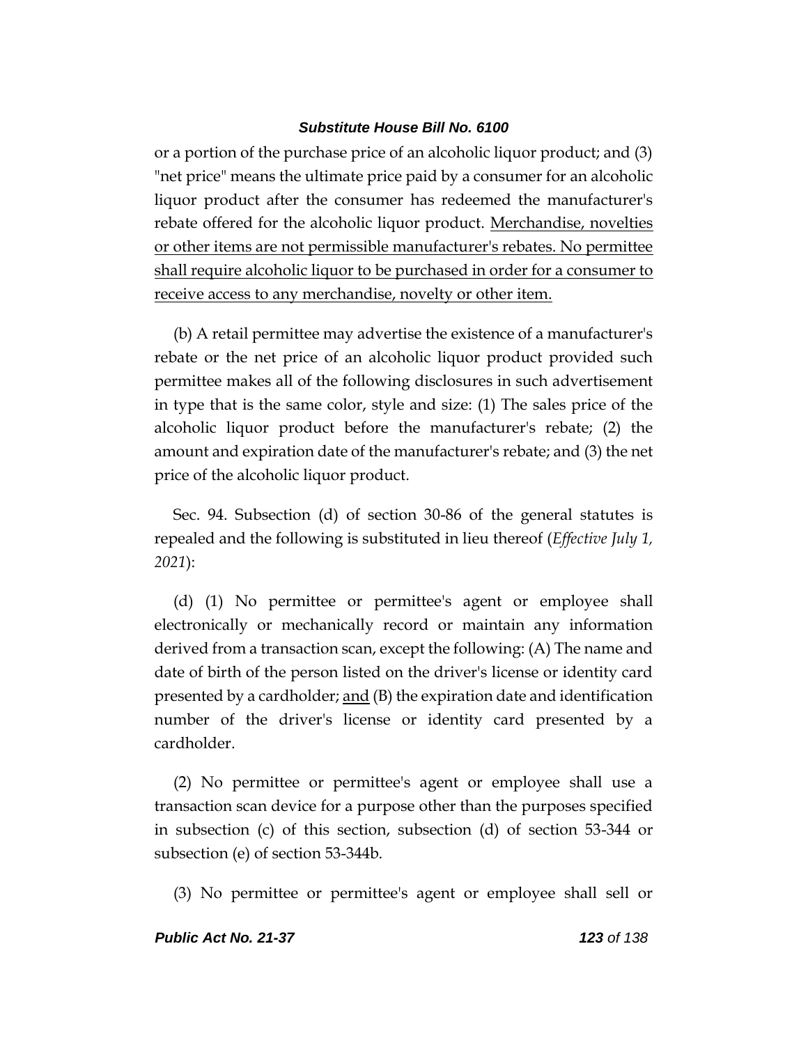or a portion of the purchase price of an alcoholic liquor product; and (3) "net price" means the ultimate price paid by a consumer for an alcoholic liquor product after the consumer has redeemed the manufacturer's rebate offered for the alcoholic liquor product. <u>Merchandise, novelties or other items are not permissible manufacturer's rebates. No permittee shall require alcoholic liquor to be purchased in order for a consumer to receive access to any merchandise, novelty or other item.</u>

(b) A retail permittee may advertise the existence of a manufacturer's rebate or the net price of an alcoholic liquor product provided such permittee makes all of the following disclosures in such advertisement in type that is the same color, style and size: (1) The sales price of the alcoholic liquor product before the manufacturer's rebate; (2) the amount and expiration date of the manufacturer's rebate; and (3) the net price of the alcoholic liquor product.

Sec. 94. Subsection (d) of section 30-86 of the general statutes is repealed and the following is substituted in lieu thereof (*Effective July 1, 2021*):

(d) (1) No permittee or permittee's agent or employee shall electronically or mechanically record or maintain any information derived from a transaction scan, except the following: (A) The name and date of birth of the person listed on the driver's license or identity card presented by a cardholder; <u>and</u> (B) the expiration date and identification number of the driver's license or identity card presented by a cardholder.

(2) No permittee or permittee's agent or employee shall use a transaction scan device for a purpose other than the purposes specified in subsection (c) of this section, subsection (d) of section 53-344 or subsection (e) of section 53-344b.

(3) No permittee or permittee's agent or employee shall sell or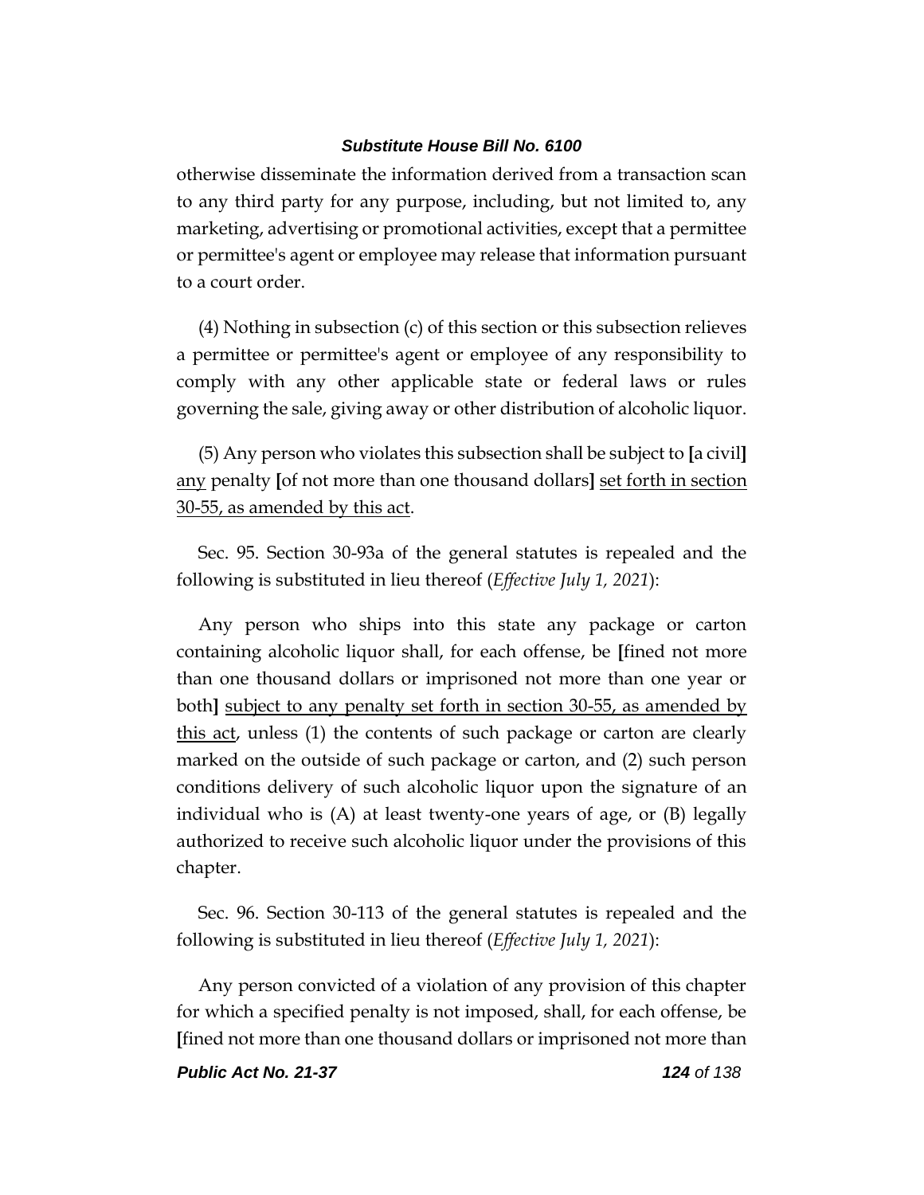otherwise disseminate the information derived from a transaction scan to any third party for any purpose, including, but not limited to, any marketing, advertising or promotional activities, except that a permittee or permittee's agent or employee may release that information pursuant to a court order.

(4) Nothing in subsection (c) of this section or this subsection relieves a permittee or permittee's agent or employee of any responsibility to comply with any other applicable state or federal laws or rules governing the sale, giving away or other distribution of alcoholic liquor.

(5) Any person who violates this subsection shall be subject to **[**a civil**]** <u>any</u> penalty **[**of not more than one thousand dollars**]** <u>set forth in section 30-55, as amended by this act</u>.

Sec. 95. Section 30-93a of the general statutes is repealed and the following is substituted in lieu thereof (*Effective July 1, 2021*):

Any person who ships into this state any package or carton containing alcoholic liquor shall, for each offense, be **[**fined not more than one thousand dollars or imprisoned not more than one year or both**]** <u>subject to any penalty set forth in section 30-55, as amended by this act</u>, unless (1) the contents of such package or carton are clearly marked on the outside of such package or carton, and (2) such person conditions delivery of such alcoholic liquor upon the signature of an individual who is (A) at least twenty-one years of age, or (B) legally authorized to receive such alcoholic liquor under the provisions of this chapter.

Sec. 96. Section 30-113 of the general statutes is repealed and the following is substituted in lieu thereof (*Effective July 1, 2021*):

Any person convicted of a violation of any provision of this chapter for which a specified penalty is not imposed, shall, for each offense, be **[**fined not more than one thousand dollars or imprisoned not more than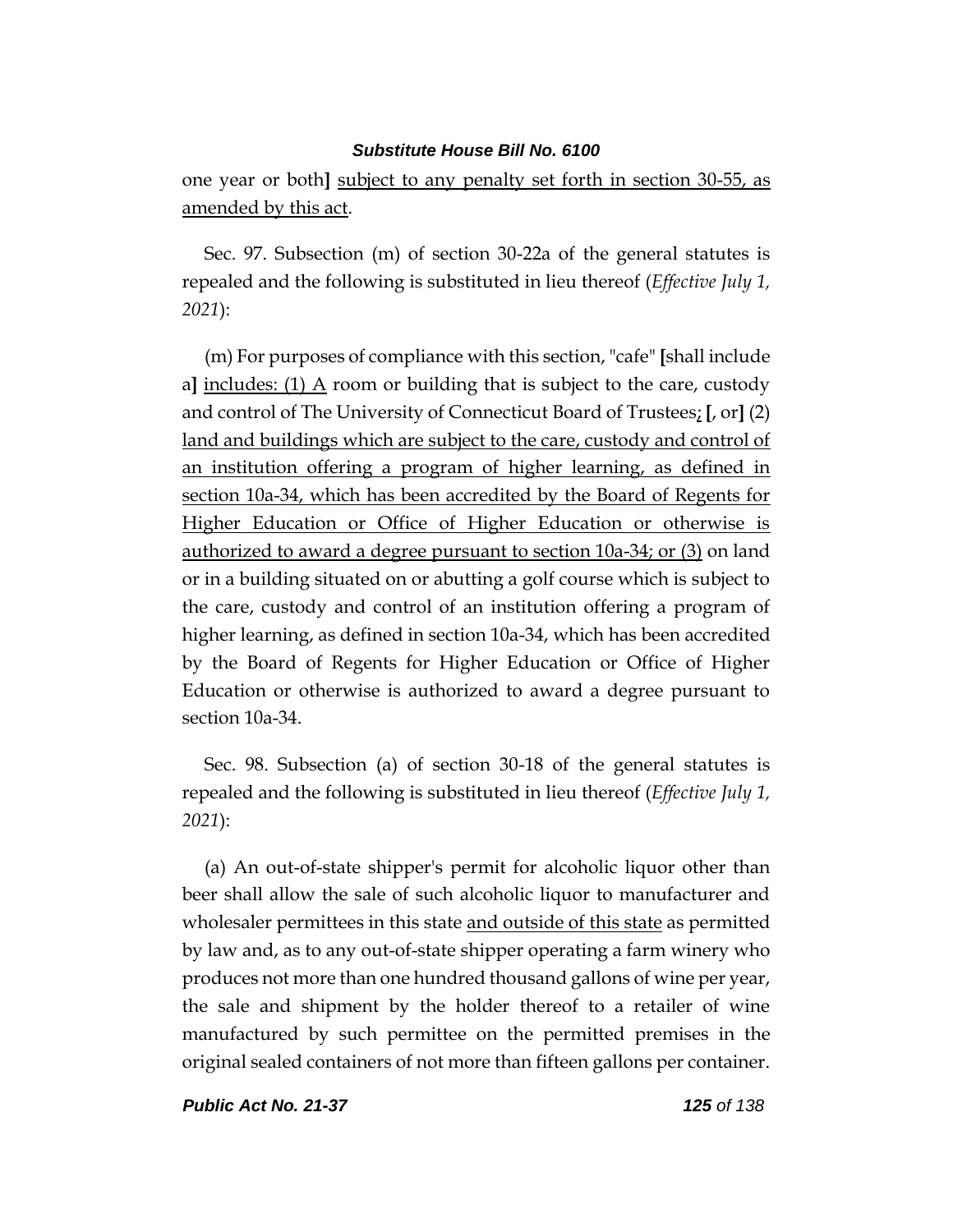one year or both] subject to any penalty set forth in section 30-55, as amended by this act.

Sec. 97. Subsection (m) of section 30-22a of the general statutes is repealed and the following is substituted in lieu thereof (*Effective July 1, 2021*):

(m) For purposes of compliance with this section, "cafe" [shall include a] includes: (1) A room or building that is subject to the care, custody and control of The University of Connecticut Board of Trustees; [, or] (2) land and buildings which are subject to the care, custody and control of an institution offering a program of higher learning, as defined in section 10a-34, which has been accredited by the Board of Regents for Higher Education or Office of Higher Education or otherwise is authorized to award a degree pursuant to section 10a-34; or (3) on land or in a building situated on or abutting a golf course which is subject to the care, custody and control of an institution offering a program of higher learning, as defined in section 10a-34, which has been accredited by the Board of Regents for Higher Education or Office of Higher Education or otherwise is authorized to award a degree pursuant to section 10a-34.

Sec. 98. Subsection (a) of section 30-18 of the general statutes is repealed and the following is substituted in lieu thereof (*Effective July 1, 2021*):

(a) An out-of-state shipper's permit for alcoholic liquor other than beer shall allow the sale of such alcoholic liquor to manufacturer and wholesaler permittees in this state and outside of this state as permitted by law and, as to any out-of-state shipper operating a farm winery who produces not more than one hundred thousand gallons of wine per year, the sale and shipment by the holder thereof to a retailer of wine manufactured by such permittee on the permitted premises in the original sealed containers of not more than fifteen gallons per container.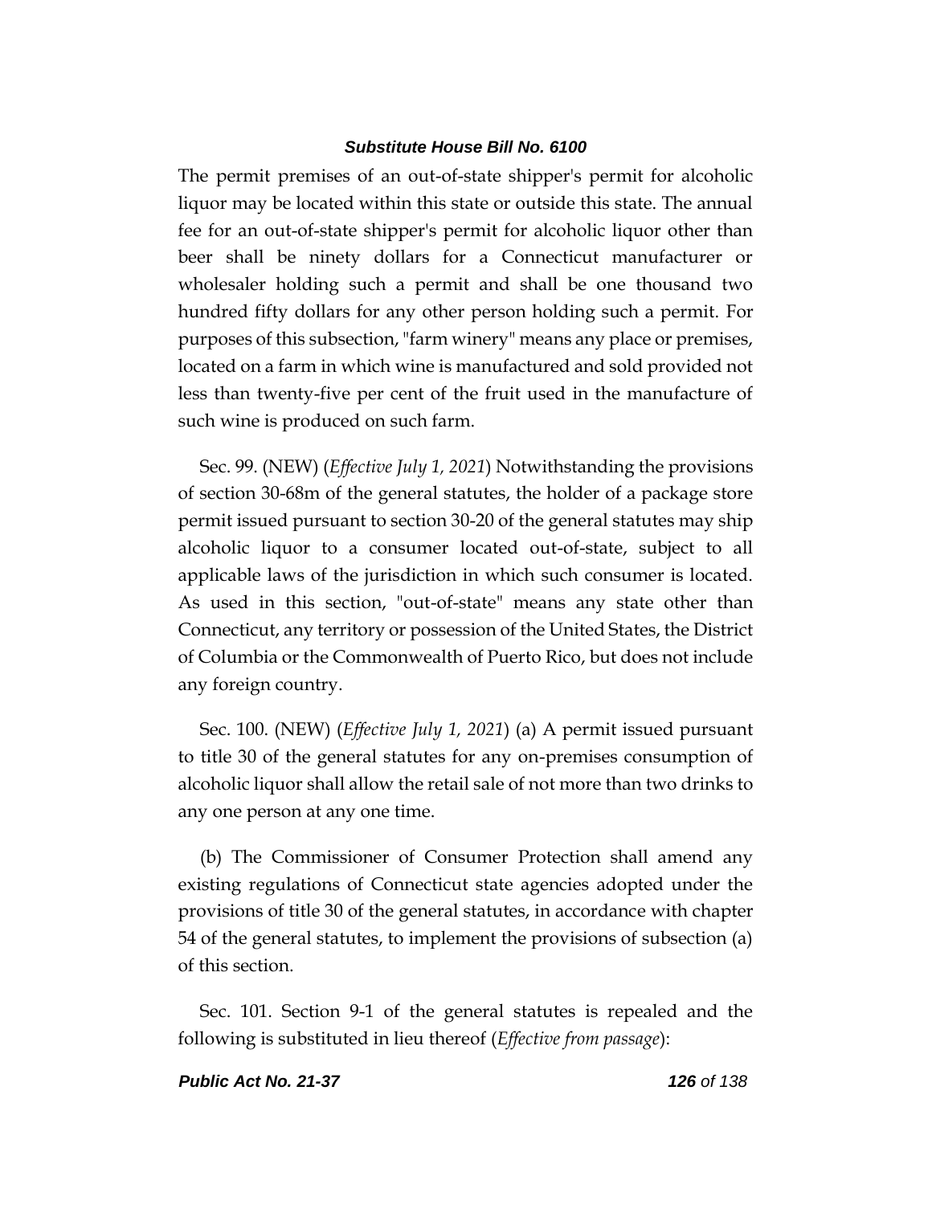The permit premises of an out-of-state shipper's permit for alcoholic liquor may be located within this state or outside this state. The annual fee for an out-of-state shipper's permit for alcoholic liquor other than beer shall be ninety dollars for a Connecticut manufacturer or wholesaler holding such a permit and shall be one thousand two hundred fifty dollars for any other person holding such a permit. For purposes of this subsection, "farm winery" means any place or premises, located on a farm in which wine is manufactured and sold provided not less than twenty-five per cent of the fruit used in the manufacture of such wine is produced on such farm.

Sec. 99. (NEW) (*Effective July 1, 2021*) Notwithstanding the provisions of section 30-68m of the general statutes, the holder of a package store permit issued pursuant to section 30-20 of the general statutes may ship alcoholic liquor to a consumer located out-of-state, subject to all applicable laws of the jurisdiction in which such consumer is located. As used in this section, "out-of-state" means any state other than Connecticut, any territory or possession of the United States, the District of Columbia or the Commonwealth of Puerto Rico, but does not include any foreign country.

Sec. 100. (NEW) (*Effective July 1, 2021*) (a) A permit issued pursuant to title 30 of the general statutes for any on-premises consumption of alcoholic liquor shall allow the retail sale of not more than two drinks to any one person at any one time.

(b) The Commissioner of Consumer Protection shall amend any existing regulations of Connecticut state agencies adopted under the provisions of title 30 of the general statutes, in accordance with chapter 54 of the general statutes, to implement the provisions of subsection (a) of this section.

Sec. 101. Section 9-1 of the general statutes is repealed and the following is substituted in lieu thereof (*Effective from passage*):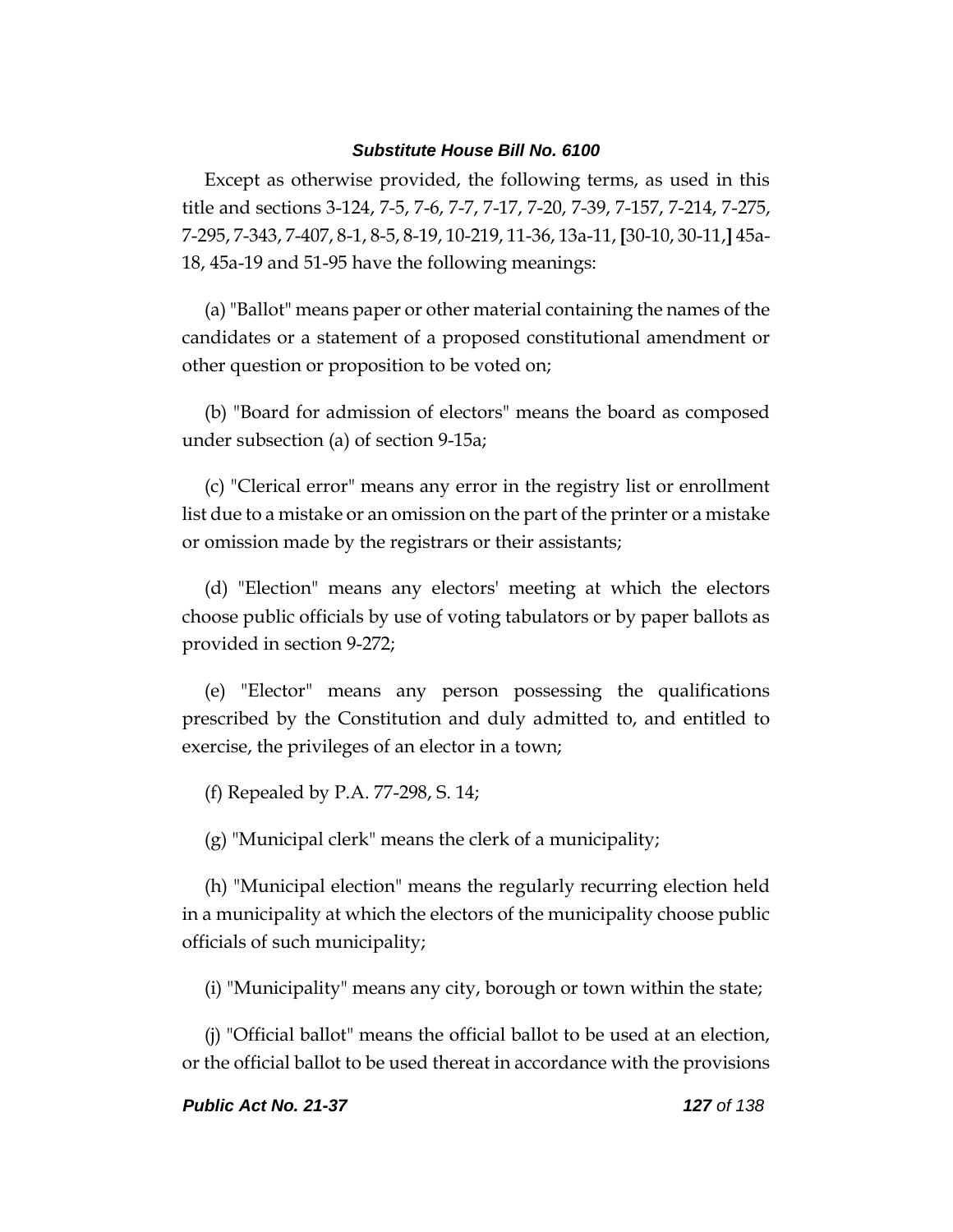Except as otherwise provided, the following terms, as used in this title and sections 3-124, 7-5, 7-6, 7-7, 7-17, 7-20, 7-39, 7-157, 7-214, 7-275, 7-295, 7-343, 7-407, 8-1, 8-5, 8-19, 10-219, 11-36, 13a-11, **[**30-10, 30-11,**]** 45a-18, 45a-19 and 51-95 have the following meanings:

(a) "Ballot" means paper or other material containing the names of the candidates or a statement of a proposed constitutional amendment or other question or proposition to be voted on;

(b) "Board for admission of electors" means the board as composed under subsection (a) of section 9-15a;

(c) "Clerical error" means any error in the registry list or enrollment list due to a mistake or an omission on the part of the printer or a mistake or omission made by the registrars or their assistants;

(d) "Election" means any electors' meeting at which the electors choose public officials by use of voting tabulators or by paper ballots as provided in section 9-272;

(e) "Elector" means any person possessing the qualifications prescribed by the Constitution and duly admitted to, and entitled to exercise, the privileges of an elector in a town;

(f) Repealed by P.A. 77-298, S. 14;

(g) "Municipal clerk" means the clerk of a municipality;

(h) "Municipal election" means the regularly recurring election held in a municipality at which the electors of the municipality choose public officials of such municipality;

(i) "Municipality" means any city, borough or town within the state;

(j) "Official ballot" means the official ballot to be used at an election, or the official ballot to be used thereat in accordance with the provisions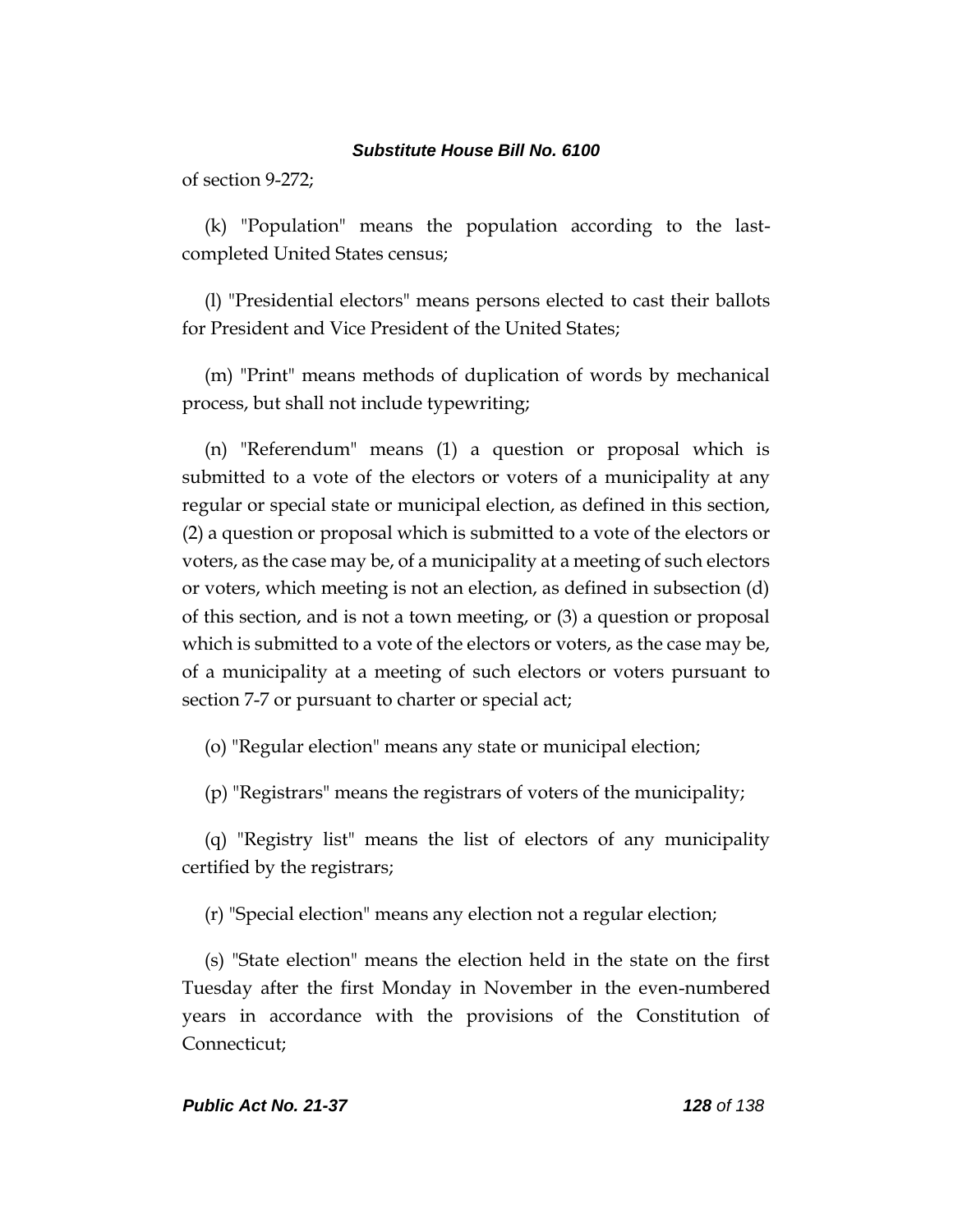of section 9-272;

(k) "Population" means the population according to the last-completed United States census;

(l) "Presidential electors" means persons elected to cast their ballots for President and Vice President of the United States;

(m) "Print" means methods of duplication of words by mechanical process, but shall not include typewriting;

(n) "Referendum" means (1) a question or proposal which is submitted to a vote of the electors or voters of a municipality at any regular or special state or municipal election, as defined in this section, (2) a question or proposal which is submitted to a vote of the electors or voters, as the case may be, of a municipality at a meeting of such electors or voters, which meeting is not an election, as defined in subsection (d) of this section, and is not a town meeting, or (3) a question or proposal which is submitted to a vote of the electors or voters, as the case may be, of a municipality at a meeting of such electors or voters pursuant to section 7-7 or pursuant to charter or special act;

(o) "Regular election" means any state or municipal election;

(p) "Registrars" means the registrars of voters of the municipality;

(q) "Registry list" means the list of electors of any municipality certified by the registrars;

(r) "Special election" means any election not a regular election;

(s) "State election" means the election held in the state on the first Tuesday after the first Monday in November in the even-numbered years in accordance with the provisions of the Constitution of Connecticut;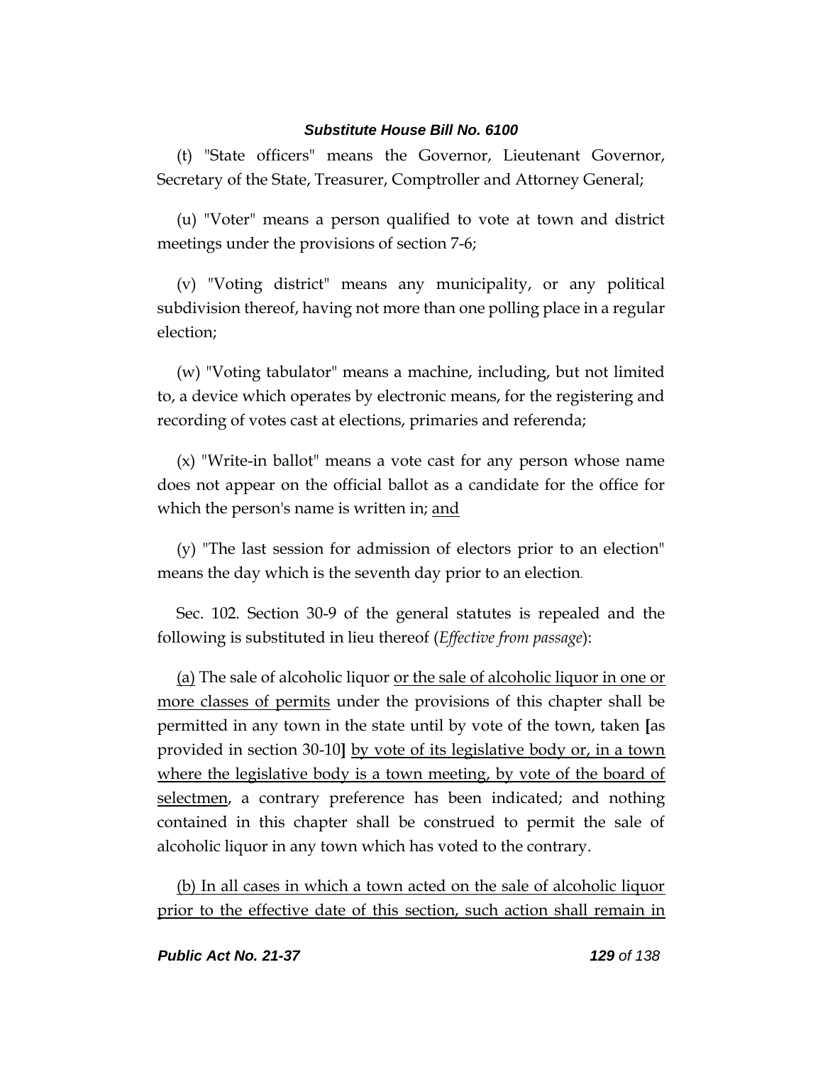(t) "State officers" means the Governor, Lieutenant Governor, Secretary of the State, Treasurer, Comptroller and Attorney General;

(u) "Voter" means a person qualified to vote at town and district meetings under the provisions of section 7-6;

(v) "Voting district" means any municipality, or any political subdivision thereof, having not more than one polling place in a regular election;

(w) "Voting tabulator" means a machine, including, but not limited to, a device which operates by electronic means, for the registering and recording of votes cast at elections, primaries and referenda;

(x) "Write-in ballot" means a vote cast for any person whose name does not appear on the official ballot as a candidate for the office for which the person's name is written in; <u>and</u>

(y) "The last session for admission of electors prior to an election" means the day which is the seventh day prior to an election.

Sec. 102. Section 30-9 of the general statutes is repealed and the following is substituted in lieu thereof (*Effective from passage*):

<u>(a)</u> The sale of alcoholic liquor <u>or the sale of alcoholic liquor in one or more classes of permits</u> under the provisions of this chapter shall be permitted in any town in the state until by vote of the town, taken **[**as provided in section 30-10**]** <u>by vote of its legislative body or, in a town where the legislative body is a town meeting, by vote of the board of selectmen</u>, a contrary preference has been indicated; and nothing contained in this chapter shall be construed to permit the sale of alcoholic liquor in any town which has voted to the contrary.

<u>(b) In all cases in which a town acted on the sale of alcoholic liquor prior to the effective date of this section, such action shall remain in</u>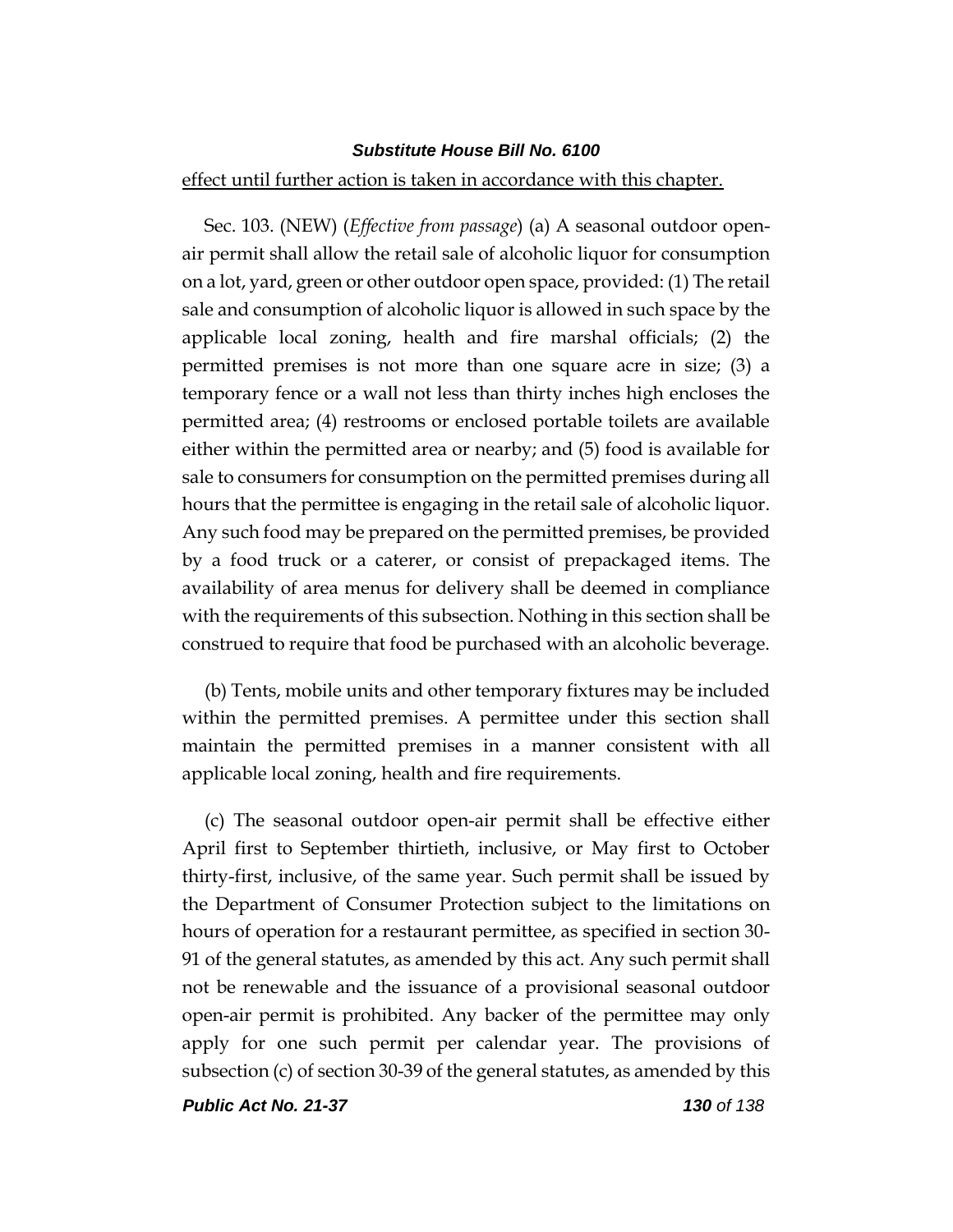<u>effect until further action is taken in accordance with this chapter.</u>

Sec. 103. (NEW) (*Effective from passage*) (a) A seasonal outdoor open-air permit shall allow the retail sale of alcoholic liquor for consumption on a lot, yard, green or other outdoor open space, provided: (1) The retail sale and consumption of alcoholic liquor is allowed in such space by the applicable local zoning, health and fire marshal officials; (2) the permitted premises is not more than one square acre in size; (3) a temporary fence or a wall not less than thirty inches high encloses the permitted area; (4) restrooms or enclosed portable toilets are available either within the permitted area or nearby; and (5) food is available for sale to consumers for consumption on the permitted premises during all hours that the permittee is engaging in the retail sale of alcoholic liquor. Any such food may be prepared on the permitted premises, be provided by a food truck or a caterer, or consist of prepackaged items. The availability of area menus for delivery shall be deemed in compliance with the requirements of this subsection. Nothing in this section shall be construed to require that food be purchased with an alcoholic beverage.

(b) Tents, mobile units and other temporary fixtures may be included within the permitted premises. A permittee under this section shall maintain the permitted premises in a manner consistent with all applicable local zoning, health and fire requirements.

(c) The seasonal outdoor open-air permit shall be effective either April first to September thirtieth, inclusive, or May first to October thirty-first, inclusive, of the same year. Such permit shall be issued by the Department of Consumer Protection subject to the limitations on hours of operation for a restaurant permittee, as specified in section 30-91 of the general statutes, as amended by this act. Any such permit shall not be renewable and the issuance of a provisional seasonal outdoor open-air permit is prohibited. Any backer of the permittee may only apply for one such permit per calendar year. The provisions of subsection (c) of section 30-39 of the general statutes, as amended by this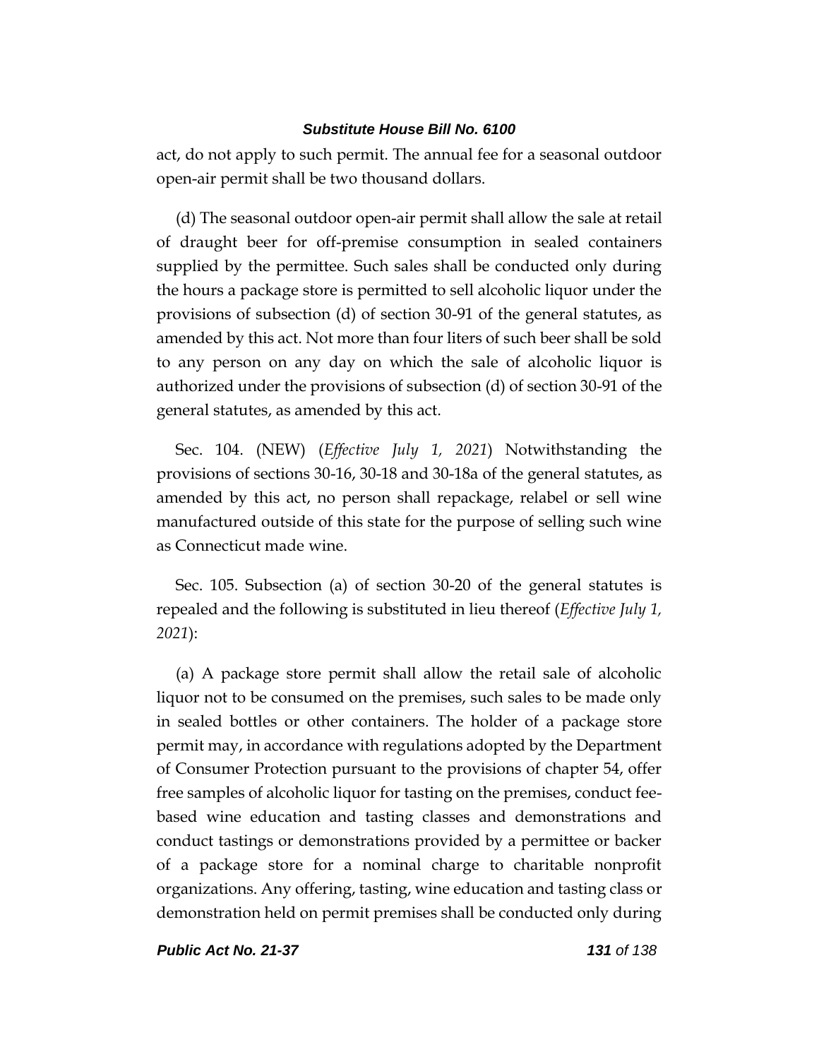act, do not apply to such permit. The annual fee for a seasonal outdoor open-air permit shall be two thousand dollars.

(d) The seasonal outdoor open-air permit shall allow the sale at retail of draught beer for off-premise consumption in sealed containers supplied by the permittee. Such sales shall be conducted only during the hours a package store is permitted to sell alcoholic liquor under the provisions of subsection (d) of section 30-91 of the general statutes, as amended by this act. Not more than four liters of such beer shall be sold to any person on any day on which the sale of alcoholic liquor is authorized under the provisions of subsection (d) of section 30-91 of the general statutes, as amended by this act.

Sec. 104. (NEW) (*Effective July 1, 2021*) Notwithstanding the provisions of sections 30-16, 30-18 and 30-18a of the general statutes, as amended by this act, no person shall repackage, relabel or sell wine manufactured outside of this state for the purpose of selling such wine as Connecticut made wine.

Sec. 105. Subsection (a) of section 30-20 of the general statutes is repealed and the following is substituted in lieu thereof (*Effective July 1, 2021*):

(a) A package store permit shall allow the retail sale of alcoholic liquor not to be consumed on the premises, such sales to be made only in sealed bottles or other containers. The holder of a package store permit may, in accordance with regulations adopted by the Department of Consumer Protection pursuant to the provisions of chapter 54, offer free samples of alcoholic liquor for tasting on the premises, conduct fee-based wine education and tasting classes and demonstrations and conduct tastings or demonstrations provided by a permittee or backer of a package store for a nominal charge to charitable nonprofit organizations. Any offering, tasting, wine education and tasting class or demonstration held on permit premises shall be conducted only during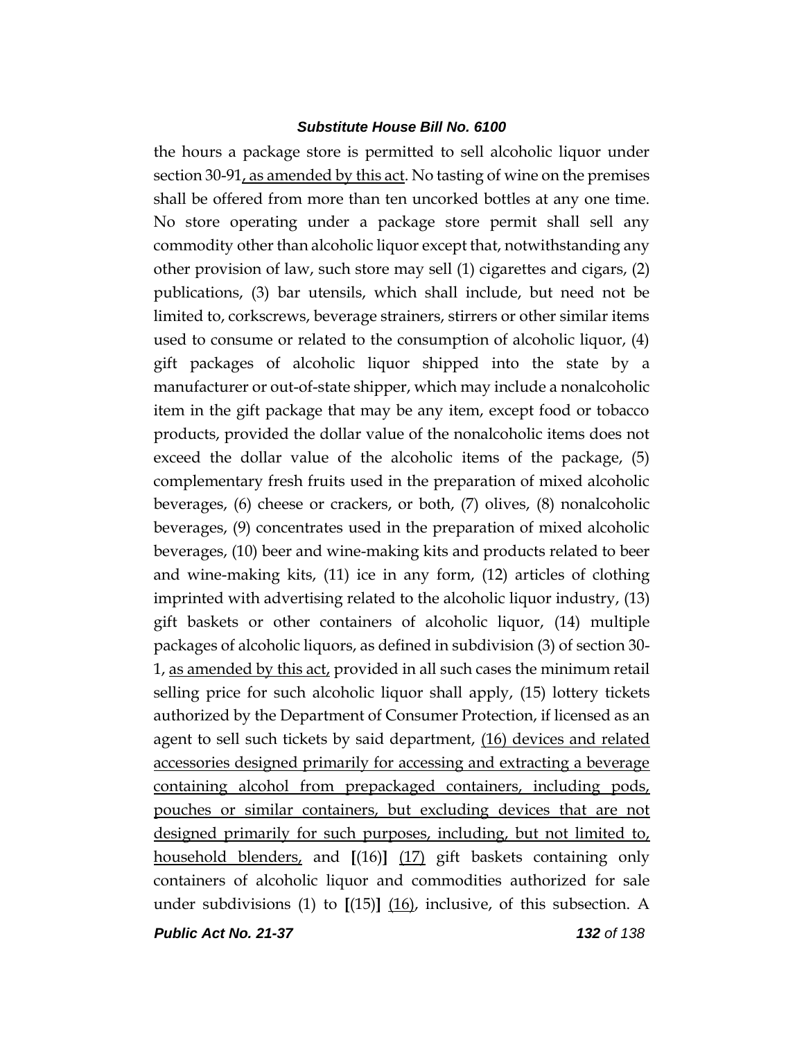the hours a package store is permitted to sell alcoholic liquor under section 30-91<u>, as amended by this act</u>. No tasting of wine on the premises shall be offered from more than ten uncorked bottles at any one time. No store operating under a package store permit shall sell any commodity other than alcoholic liquor except that, notwithstanding any other provision of law, such store may sell (1) cigarettes and cigars, (2) publications, (3) bar utensils, which shall include, but need not be limited to, corkscrews, beverage strainers, stirrers or other similar items used to consume or related to the consumption of alcoholic liquor, (4) gift packages of alcoholic liquor shipped into the state by a manufacturer or out-of-state shipper, which may include a nonalcoholic item in the gift package that may be any item, except food or tobacco products, provided the dollar value of the nonalcoholic items does not exceed the dollar value of the alcoholic items of the package, (5) complementary fresh fruits used in the preparation of mixed alcoholic beverages, (6) cheese or crackers, or both, (7) olives, (8) nonalcoholic beverages, (9) concentrates used in the preparation of mixed alcoholic beverages, (10) beer and wine-making kits and products related to beer and wine-making kits, (11) ice in any form, (12) articles of clothing imprinted with advertising related to the alcoholic liquor industry, (13) gift baskets or other containers of alcoholic liquor, (14) multiple packages of alcoholic liquors, as defined in subdivision (3) of section 30-1, <u>as amended by this act,</u> provided in all such cases the minimum retail selling price for such alcoholic liquor shall apply, (15) lottery tickets authorized by the Department of Consumer Protection, if licensed as an agent to sell such tickets by said department, <u>(16) devices and related accessories designed primarily for accessing and extracting a beverage containing alcohol from prepackaged containers, including pods, pouches or similar containers, but excluding devices that are not designed primarily for such purposes, including, but not limited to, household blenders,</u> and **[**(16)**]** <u>(17)</u> gift baskets containing only containers of alcoholic liquor and commodities authorized for sale under subdivisions (1) to **[**(15)**]** <u>(16)</u>, inclusive, of this subsection. A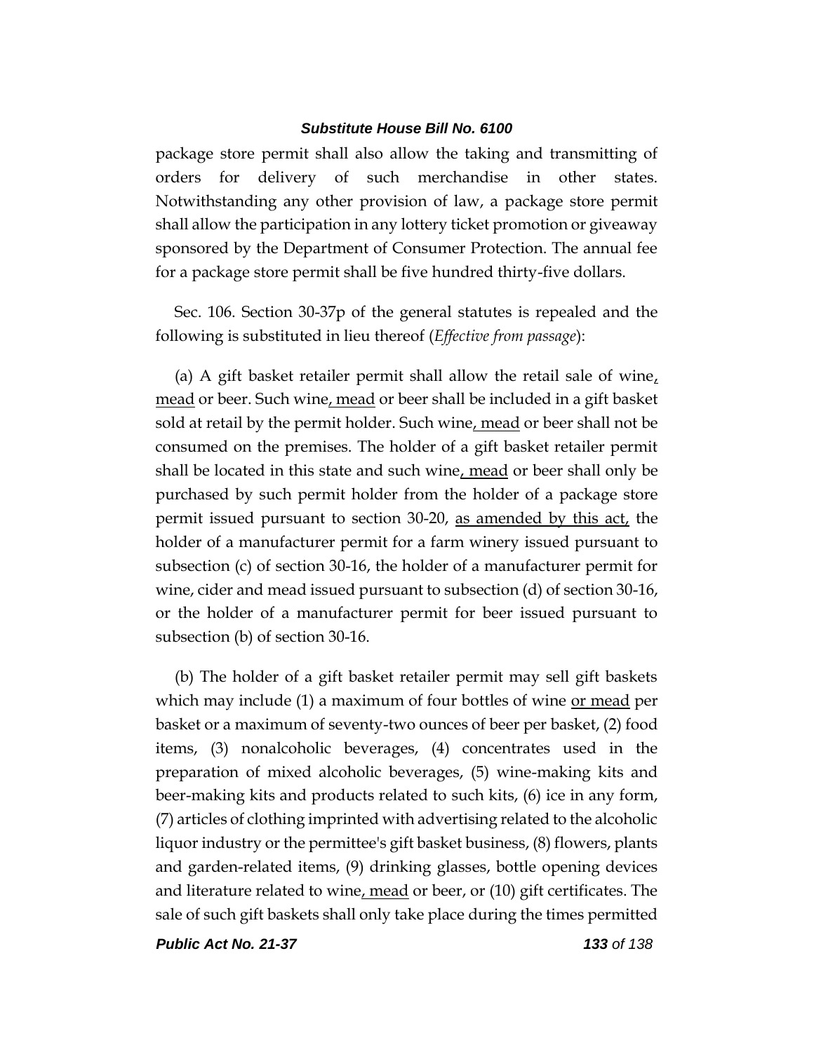package store permit shall also allow the taking and transmitting of orders for delivery of such merchandise in other states. Notwithstanding any other provision of law, a package store permit shall allow the participation in any lottery ticket promotion or giveaway sponsored by the Department of Consumer Protection. The annual fee for a package store permit shall be five hundred thirty-five dollars.

Sec. 106. Section 30-37p of the general statutes is repealed and the following is substituted in lieu thereof (*Effective from passage*):

(a) A gift basket retailer permit shall allow the retail sale of wine, mead or beer. Such wine, mead or beer shall be included in a gift basket sold at retail by the permit holder. Such wine, mead or beer shall not be consumed on the premises. The holder of a gift basket retailer permit shall be located in this state and such wine, mead or beer shall only be purchased by such permit holder from the holder of a package store permit issued pursuant to section 30-20, as amended by this act, the holder of a manufacturer permit for a farm winery issued pursuant to subsection (c) of section 30-16, the holder of a manufacturer permit for wine, cider and mead issued pursuant to subsection (d) of section 30-16, or the holder of a manufacturer permit for beer issued pursuant to subsection (b) of section 30-16.

(b) The holder of a gift basket retailer permit may sell gift baskets which may include (1) a maximum of four bottles of wine or mead per basket or a maximum of seventy-two ounces of beer per basket, (2) food items, (3) nonalcoholic beverages, (4) concentrates used in the preparation of mixed alcoholic beverages, (5) wine-making kits and beer-making kits and products related to such kits, (6) ice in any form, (7) articles of clothing imprinted with advertising related to the alcoholic liquor industry or the permittee's gift basket business, (8) flowers, plants and garden-related items, (9) drinking glasses, bottle opening devices and literature related to wine, mead or beer, or (10) gift certificates. The sale of such gift baskets shall only take place during the times permitted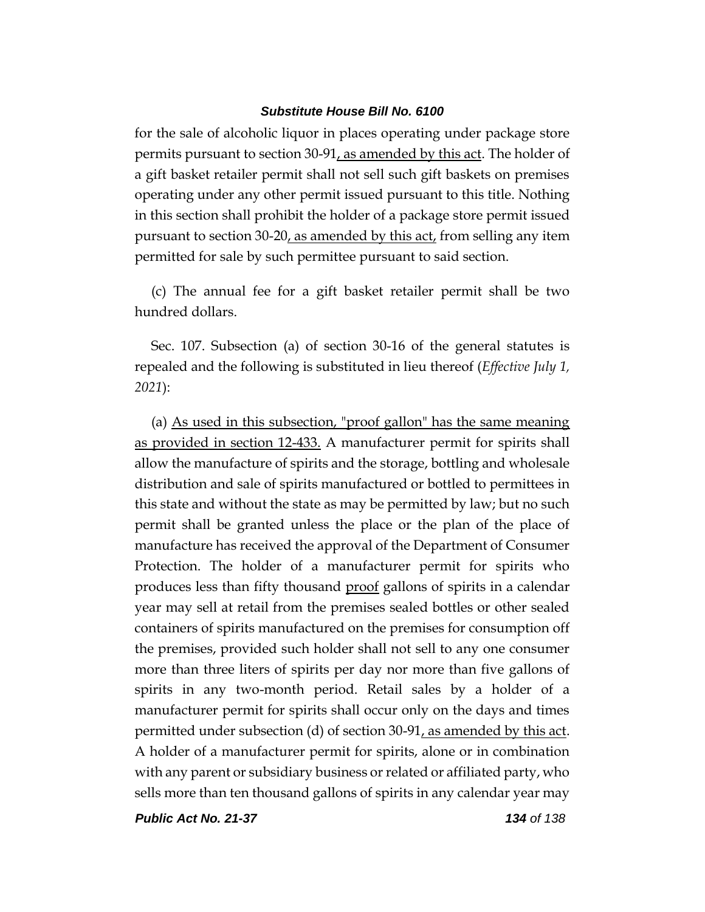for the sale of alcoholic liquor in places operating under package store permits pursuant to section 30-91, as amended by this act. The holder of a gift basket retailer permit shall not sell such gift baskets on premises operating under any other permit issued pursuant to this title. Nothing in this section shall prohibit the holder of a package store permit issued pursuant to section 30-20, as amended by this act, from selling any item permitted for sale by such permittee pursuant to said section.

(c) The annual fee for a gift basket retailer permit shall be two hundred dollars.

Sec. 107. Subsection (a) of section 30-16 of the general statutes is repealed and the following is substituted in lieu thereof (*Effective July 1, 2021*):

(a) As used in this subsection, "proof gallon" has the same meaning as provided in section 12-433. A manufacturer permit for spirits shall allow the manufacture of spirits and the storage, bottling and wholesale distribution and sale of spirits manufactured or bottled to permittees in this state and without the state as may be permitted by law; but no such permit shall be granted unless the place or the plan of the place of manufacture has received the approval of the Department of Consumer Protection. The holder of a manufacturer permit for spirits who produces less than fifty thousand proof gallons of spirits in a calendar year may sell at retail from the premises sealed bottles or other sealed containers of spirits manufactured on the premises for consumption off the premises, provided such holder shall not sell to any one consumer more than three liters of spirits per day nor more than five gallons of spirits in any two-month period. Retail sales by a holder of a manufacturer permit for spirits shall occur only on the days and times permitted under subsection (d) of section 30-91, as amended by this act. A holder of a manufacturer permit for spirits, alone or in combination with any parent or subsidiary business or related or affiliated party, who sells more than ten thousand gallons of spirits in any calendar year may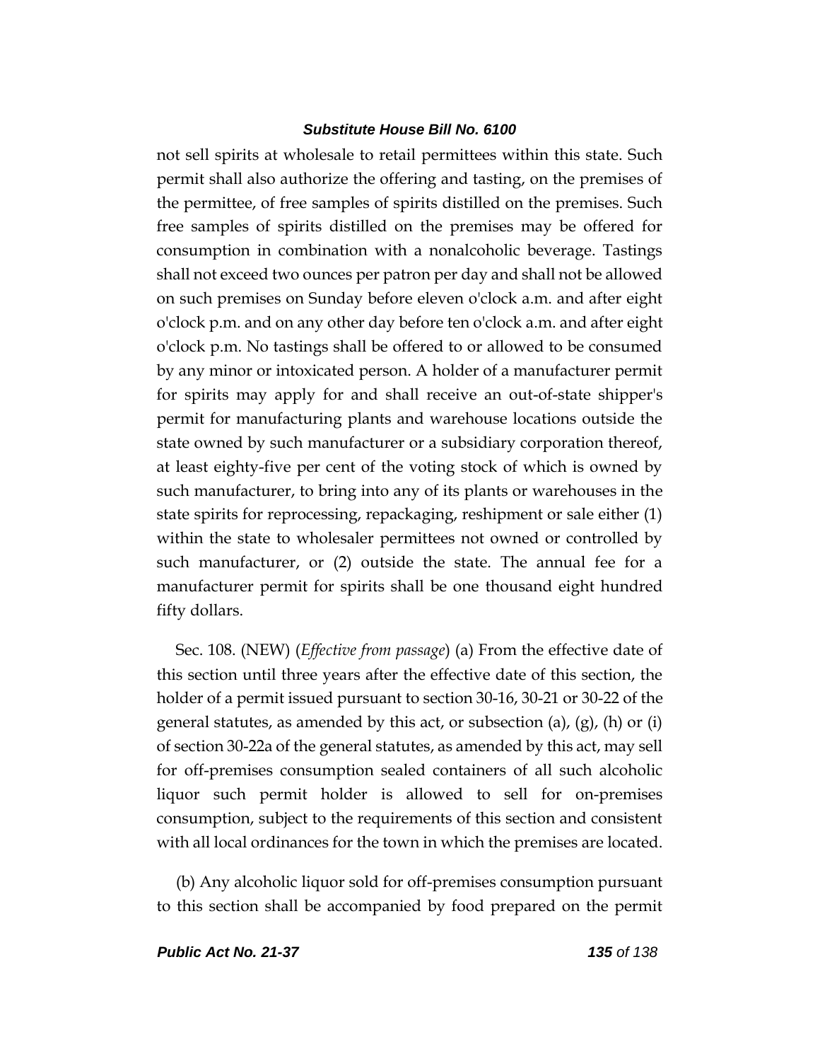not sell spirits at wholesale to retail permittees within this state. Such permit shall also authorize the offering and tasting, on the premises of the permittee, of free samples of spirits distilled on the premises. Such free samples of spirits distilled on the premises may be offered for consumption in combination with a nonalcoholic beverage. Tastings shall not exceed two ounces per patron per day and shall not be allowed on such premises on Sunday before eleven o'clock a.m. and after eight o'clock p.m. and on any other day before ten o'clock a.m. and after eight o'clock p.m. No tastings shall be offered to or allowed to be consumed by any minor or intoxicated person. A holder of a manufacturer permit for spirits may apply for and shall receive an out-of-state shipper's permit for manufacturing plants and warehouse locations outside the state owned by such manufacturer or a subsidiary corporation thereof, at least eighty-five per cent of the voting stock of which is owned by such manufacturer, to bring into any of its plants or warehouses in the state spirits for reprocessing, repackaging, reshipment or sale either (1) within the state to wholesaler permittees not owned or controlled by such manufacturer, or (2) outside the state. The annual fee for a manufacturer permit for spirits shall be one thousand eight hundred fifty dollars.

Sec. 108. (NEW) (*Effective from passage*) (a) From the effective date of this section until three years after the effective date of this section, the holder of a permit issued pursuant to section 30-16, 30-21 or 30-22 of the general statutes, as amended by this act, or subsection (a), (g), (h) or (i) of section 30-22a of the general statutes, as amended by this act, may sell for off-premises consumption sealed containers of all such alcoholic liquor such permit holder is allowed to sell for on-premises consumption, subject to the requirements of this section and consistent with all local ordinances for the town in which the premises are located.

(b) Any alcoholic liquor sold for off-premises consumption pursuant to this section shall be accompanied by food prepared on the permit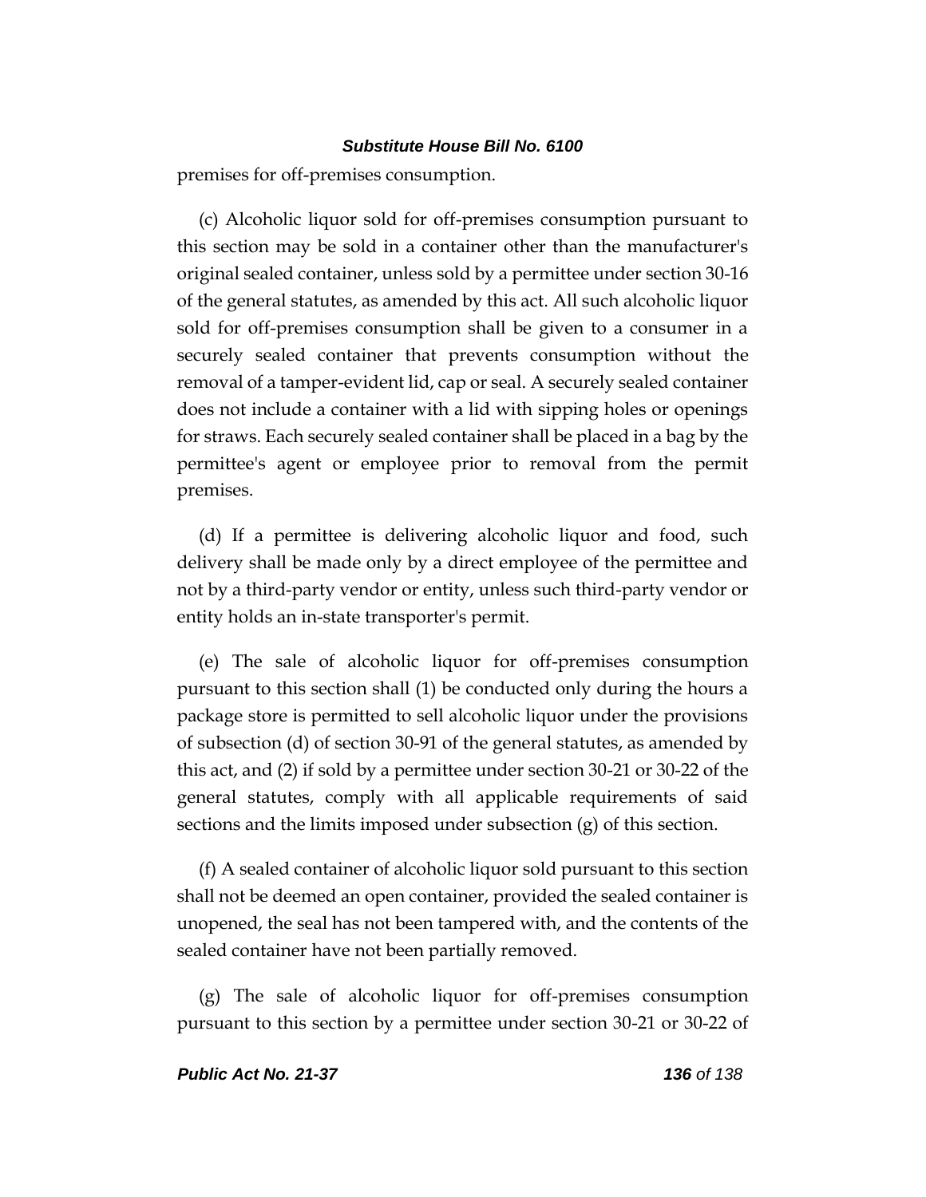premises for off-premises consumption.

(c) Alcoholic liquor sold for off-premises consumption pursuant to this section may be sold in a container other than the manufacturer's original sealed container, unless sold by a permittee under section 30-16 of the general statutes, as amended by this act. All such alcoholic liquor sold for off-premises consumption shall be given to a consumer in a securely sealed container that prevents consumption without the removal of a tamper-evident lid, cap or seal. A securely sealed container does not include a container with a lid with sipping holes or openings for straws. Each securely sealed container shall be placed in a bag by the permittee's agent or employee prior to removal from the permit premises.

(d) If a permittee is delivering alcoholic liquor and food, such delivery shall be made only by a direct employee of the permittee and not by a third-party vendor or entity, unless such third-party vendor or entity holds an in-state transporter's permit.

(e) The sale of alcoholic liquor for off-premises consumption pursuant to this section shall (1) be conducted only during the hours a package store is permitted to sell alcoholic liquor under the provisions of subsection (d) of section 30-91 of the general statutes, as amended by this act, and (2) if sold by a permittee under section 30-21 or 30-22 of the general statutes, comply with all applicable requirements of said sections and the limits imposed under subsection (g) of this section.

(f) A sealed container of alcoholic liquor sold pursuant to this section shall not be deemed an open container, provided the sealed container is unopened, the seal has not been tampered with, and the contents of the sealed container have not been partially removed.

(g) The sale of alcoholic liquor for off-premises consumption pursuant to this section by a permittee under section 30-21 or 30-22 of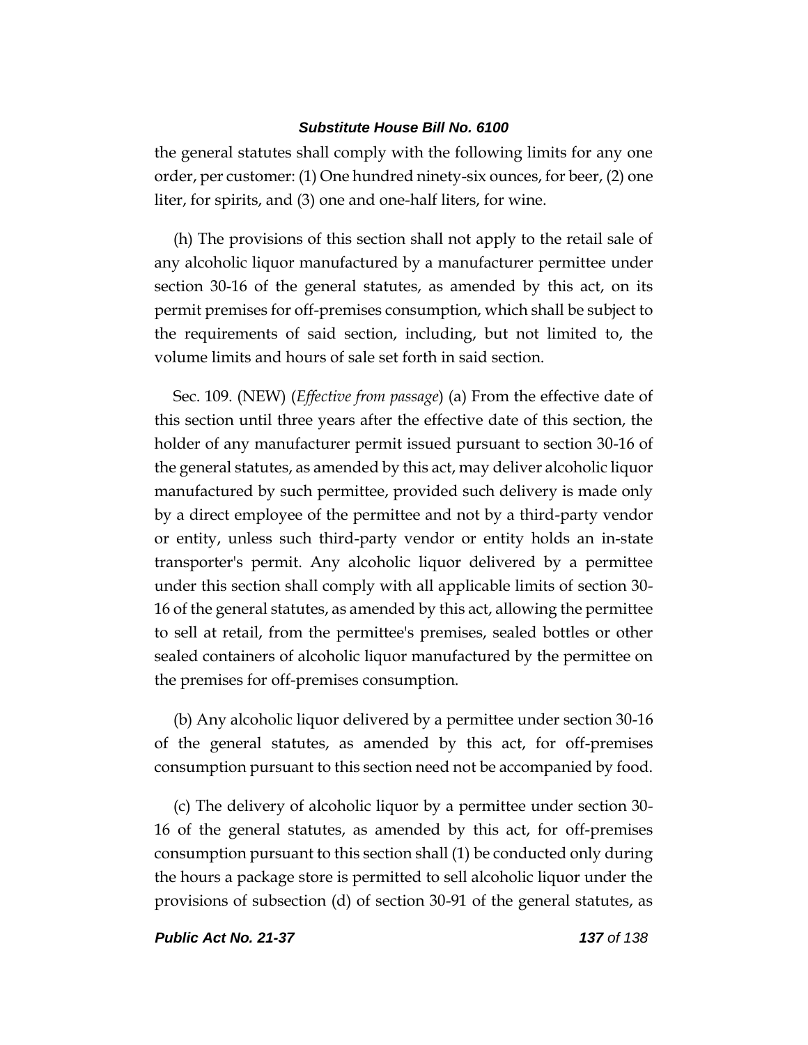the general statutes shall comply with the following limits for any one order, per customer: (1) One hundred ninety-six ounces, for beer, (2) one liter, for spirits, and (3) one and one-half liters, for wine.

(h) The provisions of this section shall not apply to the retail sale of any alcoholic liquor manufactured by a manufacturer permittee under section 30-16 of the general statutes, as amended by this act, on its permit premises for off-premises consumption, which shall be subject to the requirements of said section, including, but not limited to, the volume limits and hours of sale set forth in said section.

Sec. 109. (NEW) (*Effective from passage*) (a) From the effective date of this section until three years after the effective date of this section, the holder of any manufacturer permit issued pursuant to section 30-16 of the general statutes, as amended by this act, may deliver alcoholic liquor manufactured by such permittee, provided such delivery is made only by a direct employee of the permittee and not by a third-party vendor or entity, unless such third-party vendor or entity holds an in-state transporter's permit. Any alcoholic liquor delivered by a permittee under this section shall comply with all applicable limits of section 30-16 of the general statutes, as amended by this act, allowing the permittee to sell at retail, from the permittee's premises, sealed bottles or other sealed containers of alcoholic liquor manufactured by the permittee on the premises for off-premises consumption.

(b) Any alcoholic liquor delivered by a permittee under section 30-16 of the general statutes, as amended by this act, for off-premises consumption pursuant to this section need not be accompanied by food.

(c) The delivery of alcoholic liquor by a permittee under section 30-16 of the general statutes, as amended by this act, for off-premises consumption pursuant to this section shall (1) be conducted only during the hours a package store is permitted to sell alcoholic liquor under the provisions of subsection (d) of section 30-91 of the general statutes, as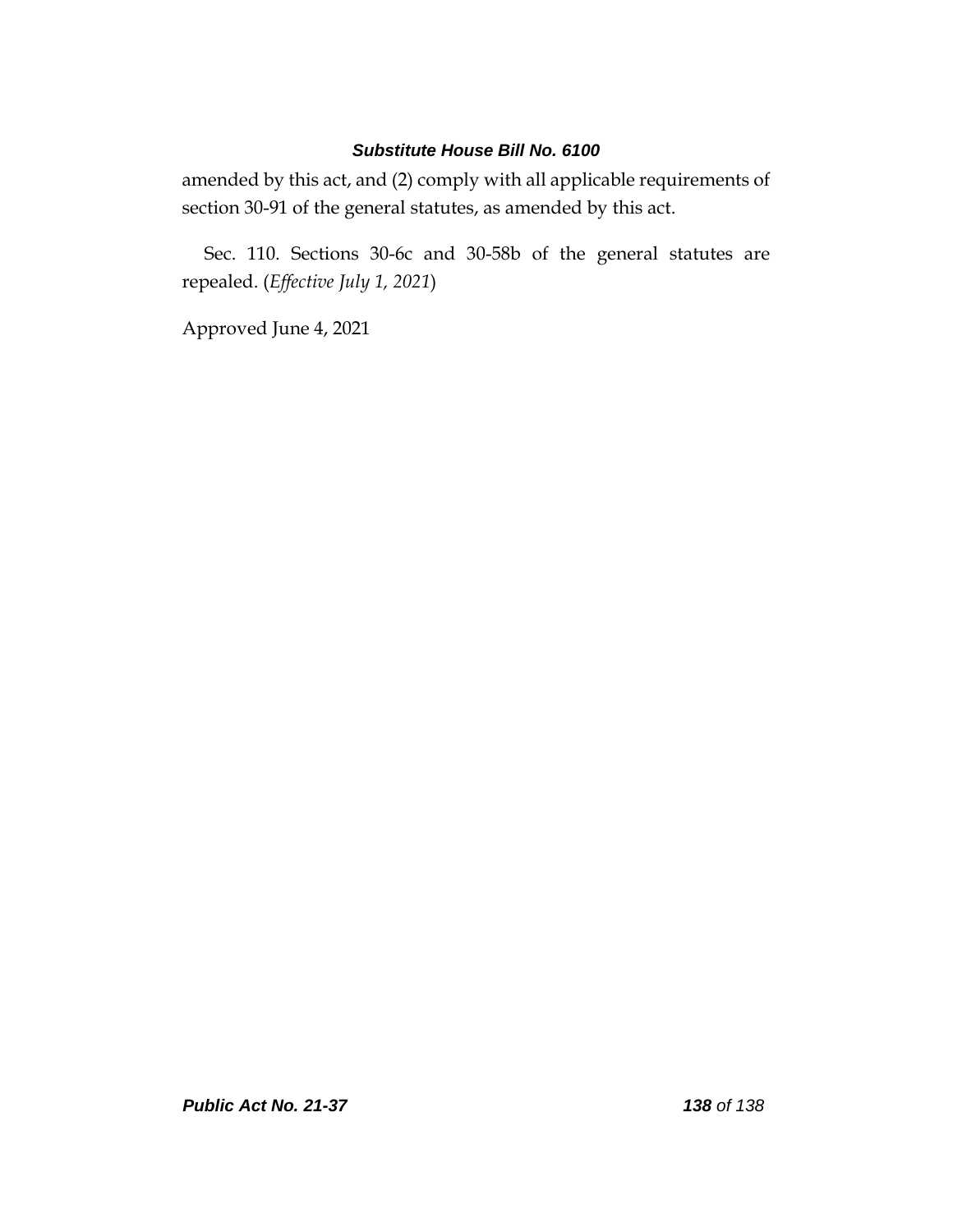amended by this act, and (2) comply with all applicable requirements of section 30-91 of the general statutes, as amended by this act.

Sec. 110. Sections 30-6c and 30-58b of the general statutes are repealed. (*Effective July 1, 2021*)

Approved June 4, 2021